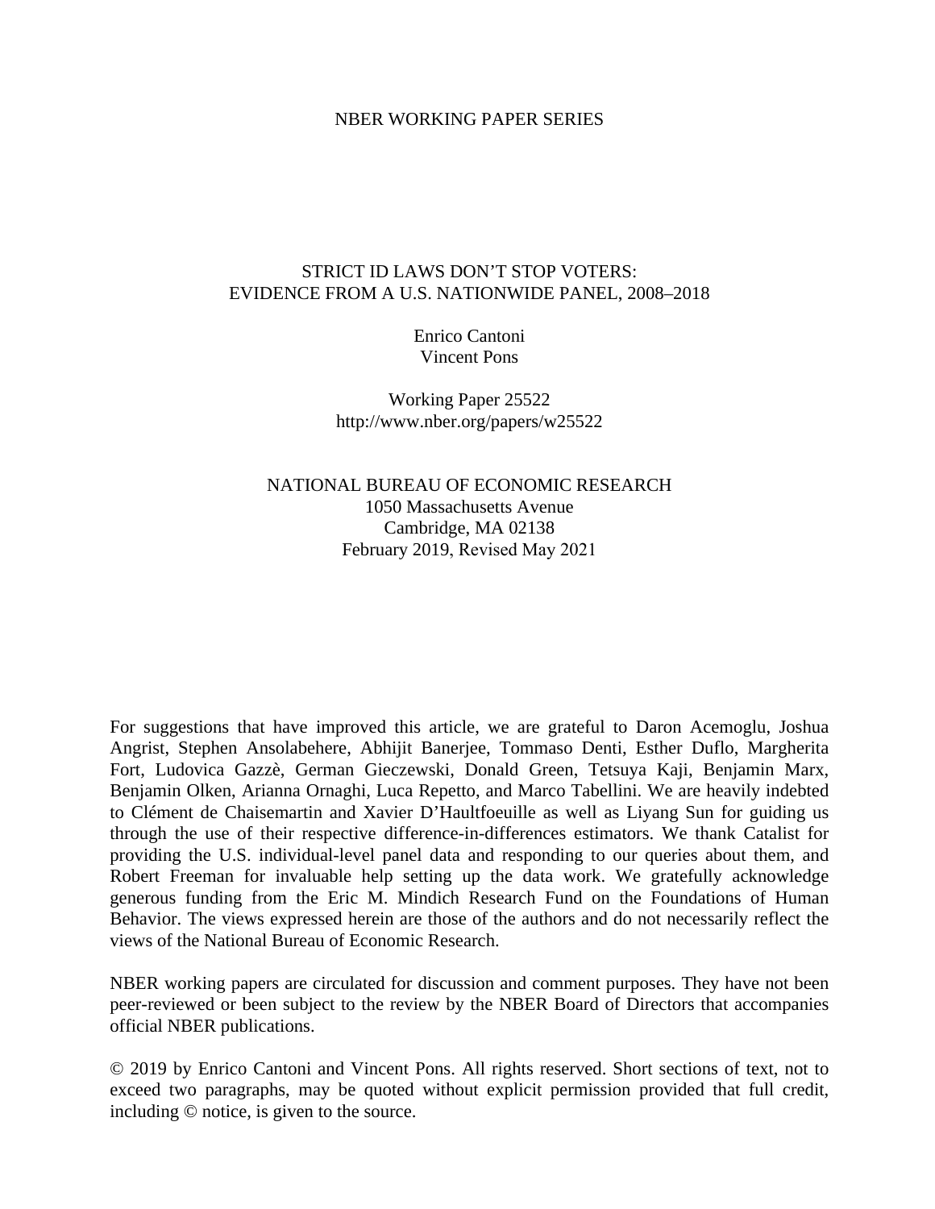NBER WORKING PAPER SERIES

# STRICT ID LAWS DON'T STOP VOTERS: EVIDENCE FROM A U.S. NATIONWIDE PANEL, 2008–2018

Enrico Cantoni
Vincent Pons

Working Paper 25522
http://www.nber.org/papers/w25522

NATIONAL BUREAU OF ECONOMIC RESEARCH
1050 Massachusetts Avenue
Cambridge, MA 02138
February 2019, Revised May 2021

For suggestions that have improved this article, we are grateful to Daron Acemoglu, Joshua Angrist, Stephen Ansolabehere, Abhijit Banerjee, Tommaso Denti, Esther Duflo, Margherita Fort, Ludovica Gazzè, German Gieczewski, Donald Green, Tetsuya Kaji, Benjamin Marx, Benjamin Olken, Arianna Ornaghi, Luca Repetto, and Marco Tabellini. We are heavily indebted to Clément de Chaisemartin and Xavier D'Haultfoeuille as well as Liyang Sun for guiding us through the use of their respective difference-in-differences estimators. We thank Catalist for providing the U.S. individual-level panel data and responding to our queries about them, and Robert Freeman for invaluable help setting up the data work. We gratefully acknowledge generous funding from the Eric M. Mindich Research Fund on the Foundations of Human Behavior. The views expressed herein are those of the authors and do not necessarily reflect the views of the National Bureau of Economic Research.

NBER working papers are circulated for discussion and comment purposes. They have not been peer-reviewed or been subject to the review by the NBER Board of Directors that accompanies official NBER publications.

© 2019 by Enrico Cantoni and Vincent Pons. All rights reserved. Short sections of text, not to exceed two paragraphs, may be quoted without explicit permission provided that full credit, including © notice, is given to the source.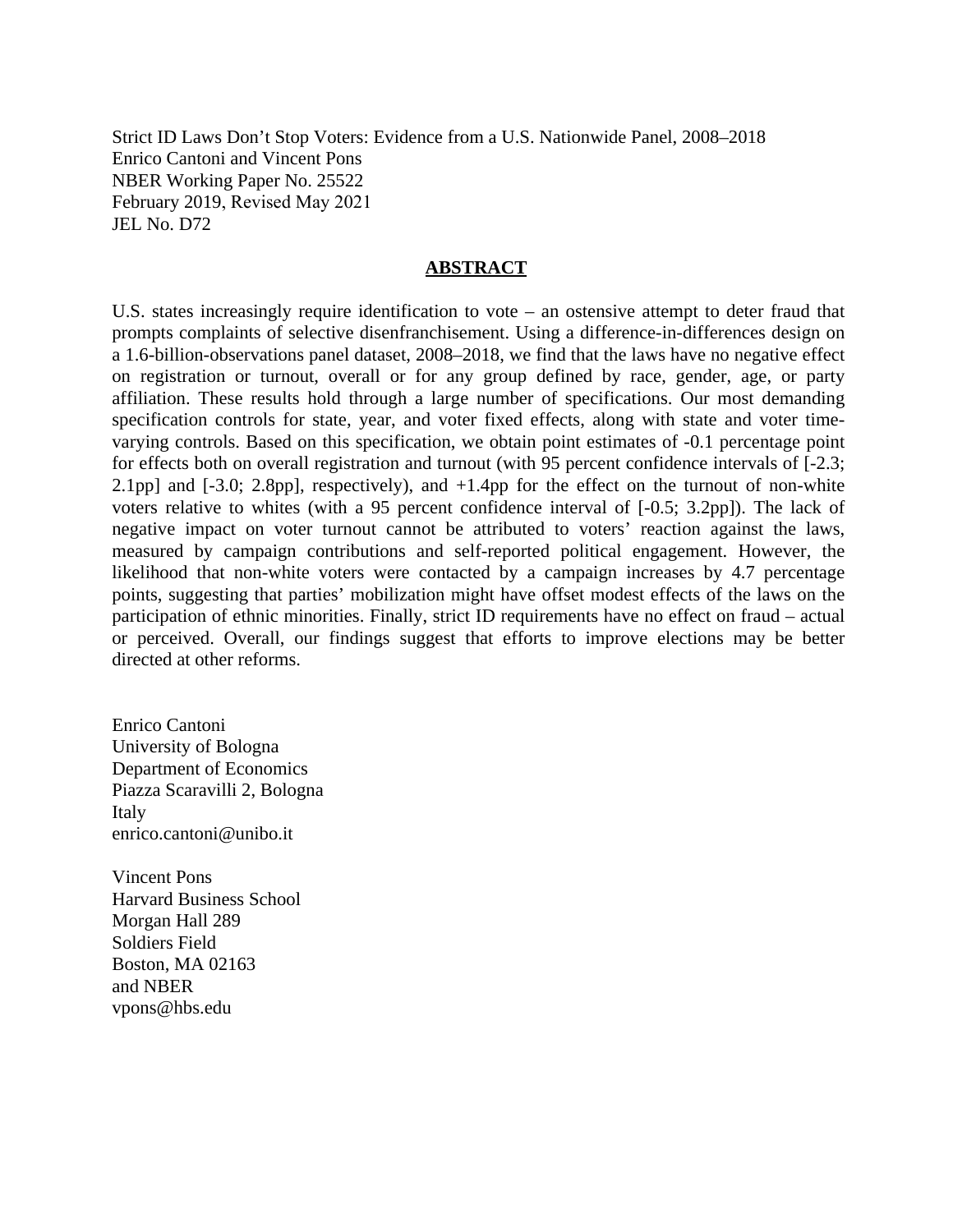Strict ID Laws Don’t Stop Voters: Evidence from a U.S. Nationwide Panel, 2008–2018
Enrico Cantoni and Vincent Pons
NBER Working Paper No. 25522
February 2019, Revised May 2021
JEL No. D72

## ABSTRACT

U.S. states increasingly require identification to vote – an ostensive attempt to deter fraud that prompts complaints of selective disenfranchisement. Using a difference-in-differences design on a 1.6-billion-observations panel dataset, 2008–2018, we find that the laws have no negative effect on registration or turnout, overall or for any group defined by race, gender, age, or party affiliation. These results hold through a large number of specifications. Our most demanding specification controls for state, year, and voter fixed effects, along with state and voter time-varying controls. Based on this specification, we obtain point estimates of -0.1 percentage point for effects both on overall registration and turnout (with 95 percent confidence intervals of [-2.3; 2.1pp] and [-3.0; 2.8pp], respectively), and +1.4pp for the effect on the turnout of non-white voters relative to whites (with a 95 percent confidence interval of [-0.5; 3.2pp]). The lack of negative impact on voter turnout cannot be attributed to voters’ reaction against the laws, measured by campaign contributions and self-reported political engagement. However, the likelihood that non-white voters were contacted by a campaign increases by 4.7 percentage points, suggesting that parties’ mobilization might have offset modest effects of the laws on the participation of ethnic minorities. Finally, strict ID requirements have no effect on fraud – actual or perceived. Overall, our findings suggest that efforts to improve elections may be better directed at other reforms.

Enrico Cantoni
University of Bologna
Department of Economics
Piazza Scaravilli 2, Bologna
Italy
enrico.cantoni@unibo.it

Vincent Pons
Harvard Business School
Morgan Hall 289
Soldiers Field
Boston, MA 02163
and NBER
vpons@hbs.edu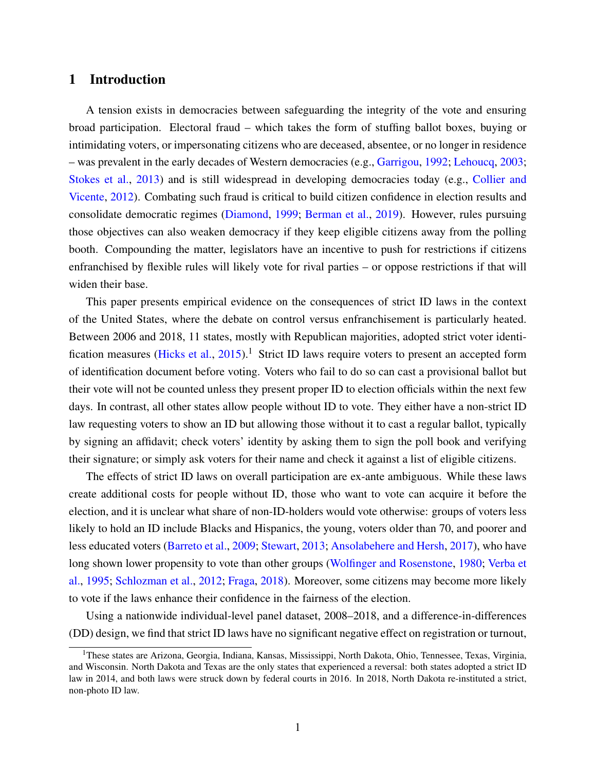## 1 Introduction

A tension exists in democracies between safeguarding the integrity of the vote and ensuring broad participation. Electoral fraud – which takes the form of stuffing ballot boxes, buying or intimidating voters, or impersonating citizens who are deceased, absentee, or no longer in residence – was prevalent in the early decades of Western democracies (e.g., Garrigou, 1992; Lehoucq, 2003; Stokes et al., 2013) and is still widespread in developing democracies today (e.g., Collier and Vicente, 2012). Combating such fraud is critical to build citizen confidence in election results and consolidate democratic regimes (Diamond, 1999; Berman et al., 2019). However, rules pursuing those objectives can also weaken democracy if they keep eligible citizens away from the polling booth. Compounding the matter, legislators have an incentive to push for restrictions if citizens enfranchised by flexible rules will likely vote for rival parties – or oppose restrictions if that will widen their base.

This paper presents empirical evidence on the consequences of strict ID laws in the context of the United States, where the debate on control versus enfranchisement is particularly heated. Between 2006 and 2018, 11 states, mostly with Republican majorities, adopted strict voter identification measures (Hicks et al., 2015).[1] Strict ID laws require voters to present an accepted form of identification document before voting. Voters who fail to do so can cast a provisional ballot but their vote will not be counted unless they present proper ID to election officials within the next few days. In contrast, all other states allow people without ID to vote. They either have a non-strict ID law requesting voters to show an ID but allowing those without it to cast a regular ballot, typically by signing an affidavit; check voters' identity by asking them to sign the poll book and verifying their signature; or simply ask voters for their name and check it against a list of eligible citizens.

The effects of strict ID laws on overall participation are ex-ante ambiguous. While these laws create additional costs for people without ID, those who want to vote can acquire it before the election, and it is unclear what share of non-ID-holders would vote otherwise: groups of voters less likely to hold an ID include Blacks and Hispanics, the young, voters older than 70, and poorer and less educated voters (Barreto et al., 2009; Stewart, 2013; Ansolabehere and Hersh, 2017), who have long shown lower propensity to vote than other groups (Wolfinger and Rosenstone, 1980; Verba et al., 1995; Schlozman et al., 2012; Fraga, 2018). Moreover, some citizens may become more likely to vote if the laws enhance their confidence in the fairness of the election.

Using a nationwide individual-level panel dataset, 2008–2018, and a difference-in-differences (DD) design, we find that strict ID laws have no significant negative effect on registration or turnout,

[1] These states are Arizona, Georgia, Indiana, Kansas, Mississippi, North Dakota, Ohio, Tennessee, Texas, Virginia, and Wisconsin. North Dakota and Texas are the only states that experienced a reversal: both states adopted a strict ID law in 2014, and both laws were struck down by federal courts in 2016. In 2018, North Dakota re-instituted a strict, non-photo ID law.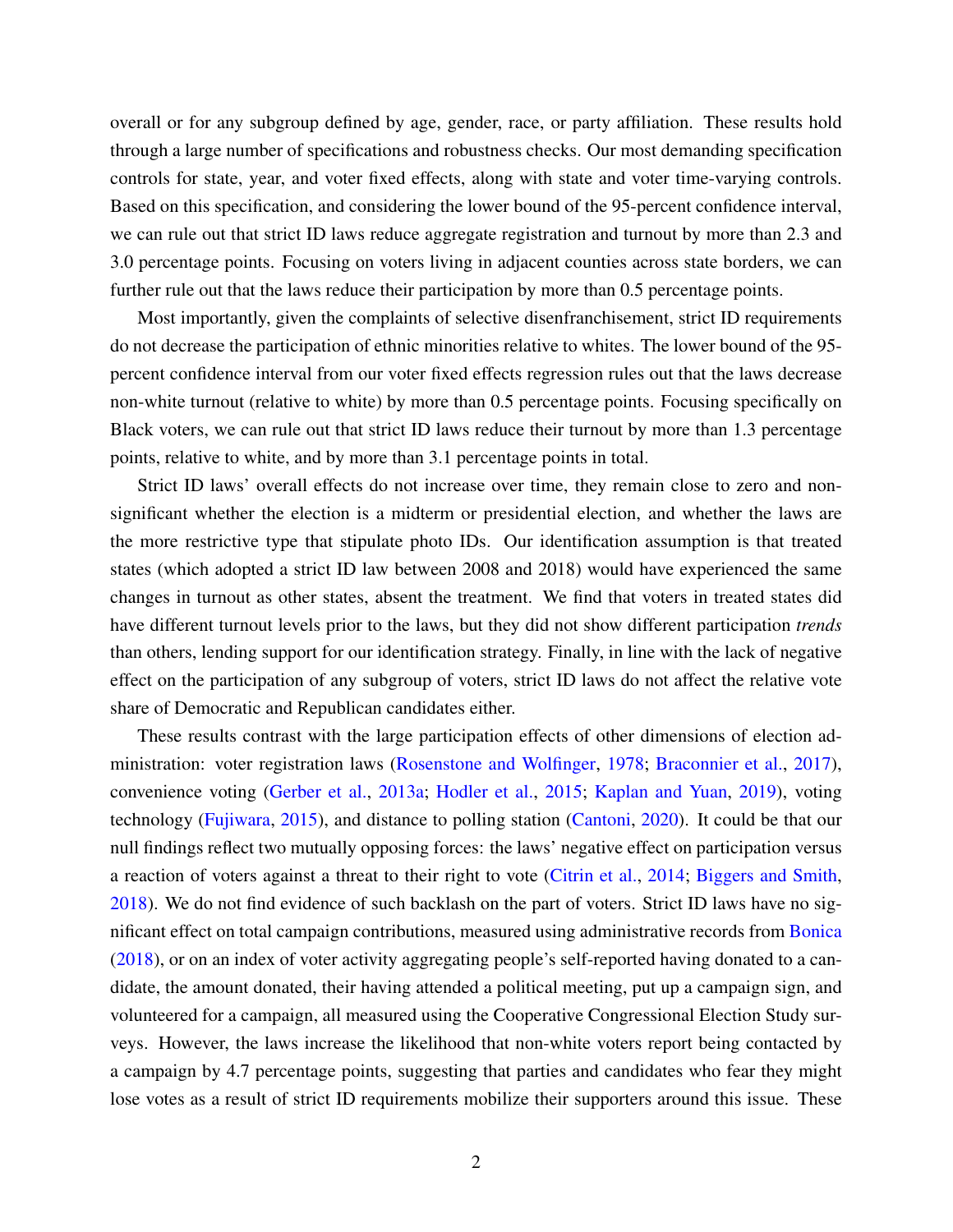overall or for any subgroup defined by age, gender, race, or party affiliation. These results hold through a large number of specifications and robustness checks. Our most demanding specification controls for state, year, and voter fixed effects, along with state and voter time-varying controls. Based on this specification, and considering the lower bound of the 95-percent confidence interval, we can rule out that strict ID laws reduce aggregate registration and turnout by more than 2.3 and 3.0 percentage points. Focusing on voters living in adjacent counties across state borders, we can further rule out that the laws reduce their participation by more than 0.5 percentage points.

Most importantly, given the complaints of selective disenfranchisement, strict ID requirements do not decrease the participation of ethnic minorities relative to whites. The lower bound of the 95-percent confidence interval from our voter fixed effects regression rules out that the laws decrease non-white turnout (relative to white) by more than 0.5 percentage points. Focusing specifically on Black voters, we can rule out that strict ID laws reduce their turnout by more than 1.3 percentage points, relative to white, and by more than 3.1 percentage points in total.

Strict ID laws' overall effects do not increase over time, they remain close to zero and non-significant whether the election is a midterm or presidential election, and whether the laws are the more restrictive type that stipulate photo IDs. Our identification assumption is that treated states (which adopted a strict ID law between 2008 and 2018) would have experienced the same changes in turnout as other states, absent the treatment. We find that voters in treated states did have different turnout levels prior to the laws, but they did not show different participation *trends* than others, lending support for our identification strategy. Finally, in line with the lack of negative effect on the participation of any subgroup of voters, strict ID laws do not affect the relative vote share of Democratic and Republican candidates either.

These results contrast with the large participation effects of other dimensions of election administration: voter registration laws (Rosenstone and Wolfinger, 1978; Braconnier et al., 2017), convenience voting (Gerber et al., 2013a; Hodler et al., 2015; Kaplan and Yuan, 2019), voting technology (Fujiwara, 2015), and distance to polling station (Cantoni, 2020). It could be that our null findings reflect two mutually opposing forces: the laws' negative effect on participation versus a reaction of voters against a threat to their right to vote (Citrin et al., 2014; Biggers and Smith, 2018). We do not find evidence of such backlash on the part of voters. Strict ID laws have no significant effect on total campaign contributions, measured using administrative records from Bonica (2018), or on an index of voter activity aggregating people's self-reported having donated to a candidate, the amount donated, their having attended a political meeting, put up a campaign sign, and volunteered for a campaign, all measured using the Cooperative Congressional Election Study surveys. However, the laws increase the likelihood that non-white voters report being contacted by a campaign by 4.7 percentage points, suggesting that parties and candidates who fear they might lose votes as a result of strict ID requirements mobilize their supporters around this issue. These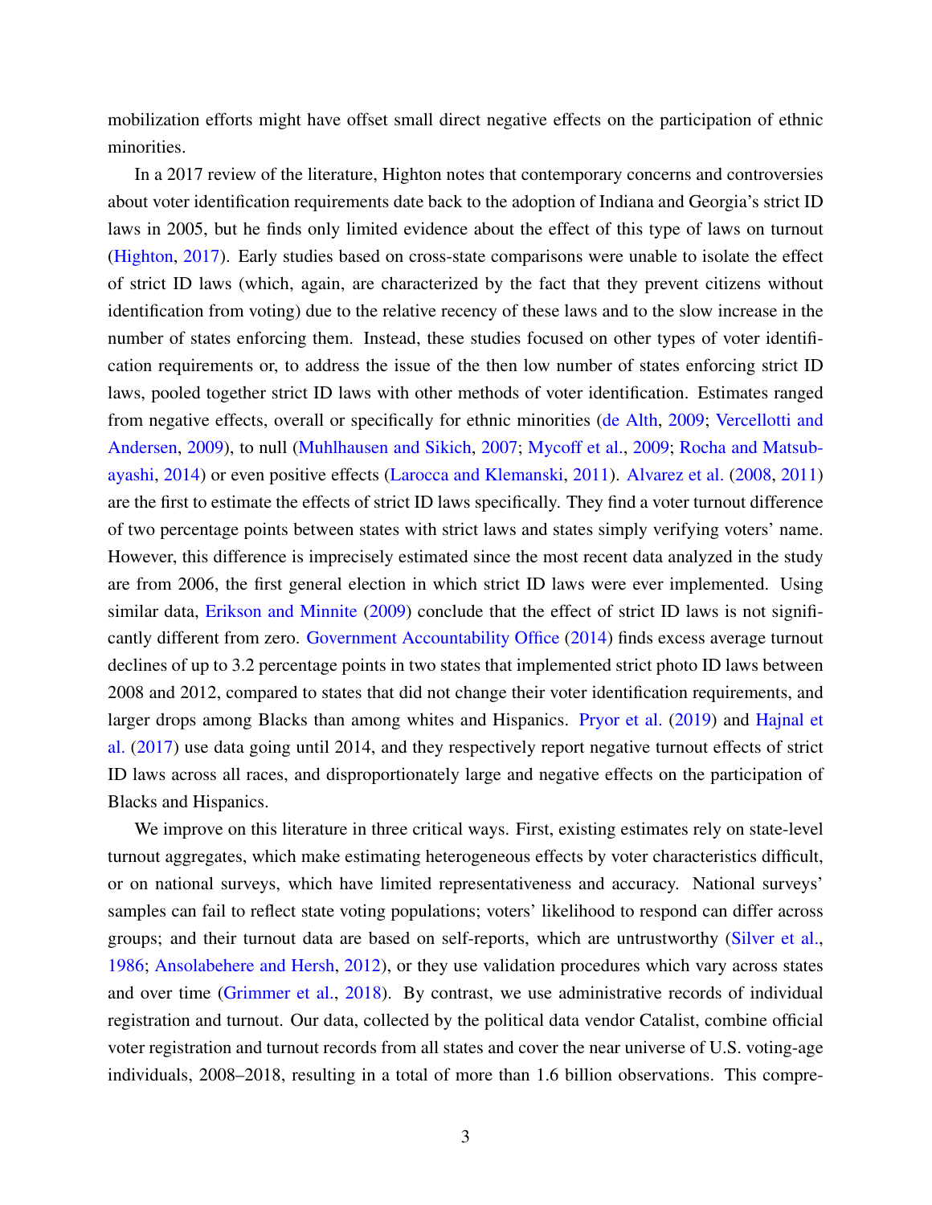mobilization efforts might have offset small direct negative effects on the participation of ethnic minorities.

In a 2017 review of the literature, Highton notes that contemporary concerns and controversies about voter identification requirements date back to the adoption of Indiana and Georgia's strict ID laws in 2005, but he finds only limited evidence about the effect of this type of laws on turnout (Highton, 2017). Early studies based on cross-state comparisons were unable to isolate the effect of strict ID laws (which, again, are characterized by the fact that they prevent citizens without identification from voting) due to the relative recency of these laws and to the slow increase in the number of states enforcing them. Instead, these studies focused on other types of voter identification requirements or, to address the issue of the then low number of states enforcing strict ID laws, pooled together strict ID laws with other methods of voter identification. Estimates ranged from negative effects, overall or specifically for ethnic minorities (de Alth, 2009; Vercellotti and Andersen, 2009), to null (Muhlhausen and Sikich, 2007; Mycoff et al., 2009; Rocha and Matsubayashi, 2014) or even positive effects (Larocca and Klemanski, 2011). Alvarez et al. (2008, 2011) are the first to estimate the effects of strict ID laws specifically. They find a voter turnout difference of two percentage points between states with strict laws and states simply verifying voters' name. However, this difference is imprecisely estimated since the most recent data analyzed in the study are from 2006, the first general election in which strict ID laws were ever implemented. Using similar data, Erikson and Minnite (2009) conclude that the effect of strict ID laws is not significantly different from zero. Government Accountability Office (2014) finds excess average turnout declines of up to 3.2 percentage points in two states that implemented strict photo ID laws between 2008 and 2012, compared to states that did not change their voter identification requirements, and larger drops among Blacks than among whites and Hispanics. Pryor et al. (2019) and Hajnal et al. (2017) use data going until 2014, and they respectively report negative turnout effects of strict ID laws across all races, and disproportionately large and negative effects on the participation of Blacks and Hispanics.

We improve on this literature in three critical ways. First, existing estimates rely on state-level turnout aggregates, which make estimating heterogeneous effects by voter characteristics difficult, or on national surveys, which have limited representativeness and accuracy. National surveys' samples can fail to reflect state voting populations; voters' likelihood to respond can differ across groups; and their turnout data are based on self-reports, which are untrustworthy (Silver et al., 1986; Ansolabehere and Hersh, 2012), or they use validation procedures which vary across states and over time (Grimmer et al., 2018). By contrast, we use administrative records of individual registration and turnout. Our data, collected by the political data vendor Catalist, combine official voter registration and turnout records from all states and cover the near universe of U.S. voting-age individuals, 2008–2018, resulting in a total of more than 1.6 billion observations. This compre-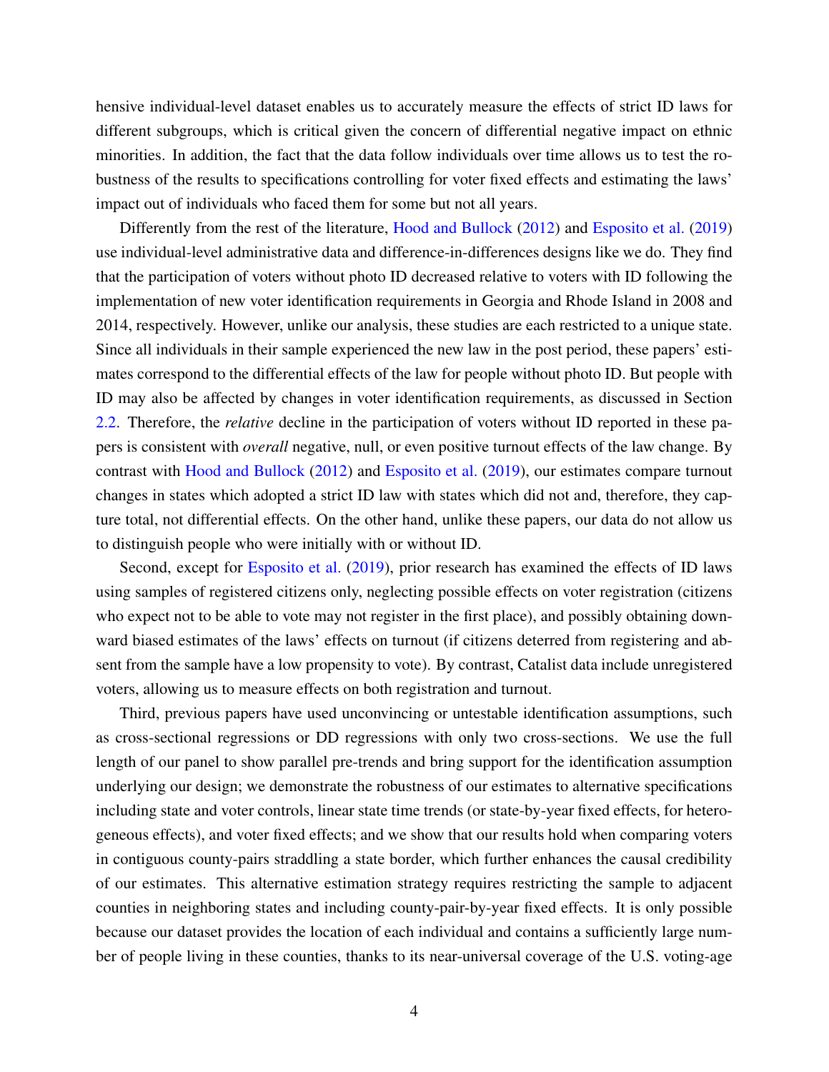hensive individual-level dataset enables us to accurately measure the effects of strict ID laws for different subgroups, which is critical given the concern of differential negative impact on ethnic minorities. In addition, the fact that the data follow individuals over time allows us to test the robustness of the results to specifications controlling for voter fixed effects and estimating the laws' impact out of individuals who faced them for some but not all years.

Differently from the rest of the literature, Hood and Bullock (2012) and Esposito et al. (2019) use individual-level administrative data and difference-in-differences designs like we do. They find that the participation of voters without photo ID decreased relative to voters with ID following the implementation of new voter identification requirements in Georgia and Rhode Island in 2008 and 2014, respectively. However, unlike our analysis, these studies are each restricted to a unique state. Since all individuals in their sample experienced the new law in the post period, these papers' estimates correspond to the differential effects of the law for people without photo ID. But people with ID may also be affected by changes in voter identification requirements, as discussed in Section 2.2. Therefore, the *relative* decline in the participation of voters without ID reported in these papers is consistent with *overall* negative, null, or even positive turnout effects of the law change. By contrast with Hood and Bullock (2012) and Esposito et al. (2019), our estimates compare turnout changes in states which adopted a strict ID law with states which did not and, therefore, they capture total, not differential effects. On the other hand, unlike these papers, our data do not allow us to distinguish people who were initially with or without ID.

Second, except for Esposito et al. (2019), prior research has examined the effects of ID laws using samples of registered citizens only, neglecting possible effects on voter registration (citizens who expect not to be able to vote may not register in the first place), and possibly obtaining downward biased estimates of the laws' effects on turnout (if citizens deterred from registering and absent from the sample have a low propensity to vote). By contrast, Catalist data include unregistered voters, allowing us to measure effects on both registration and turnout.

Third, previous papers have used unconvincing or untestable identification assumptions, such as cross-sectional regressions or DD regressions with only two cross-sections. We use the full length of our panel to show parallel pre-trends and bring support for the identification assumption underlying our design; we demonstrate the robustness of our estimates to alternative specifications including state and voter controls, linear state time trends (or state-by-year fixed effects, for heterogeneous effects), and voter fixed effects; and we show that our results hold when comparing voters in contiguous county-pairs straddling a state border, which further enhances the causal credibility of our estimates. This alternative estimation strategy requires restricting the sample to adjacent counties in neighboring states and including county-pair-by-year fixed effects. It is only possible because our dataset provides the location of each individual and contains a sufficiently large number of people living in these counties, thanks to its near-universal coverage of the U.S. voting-age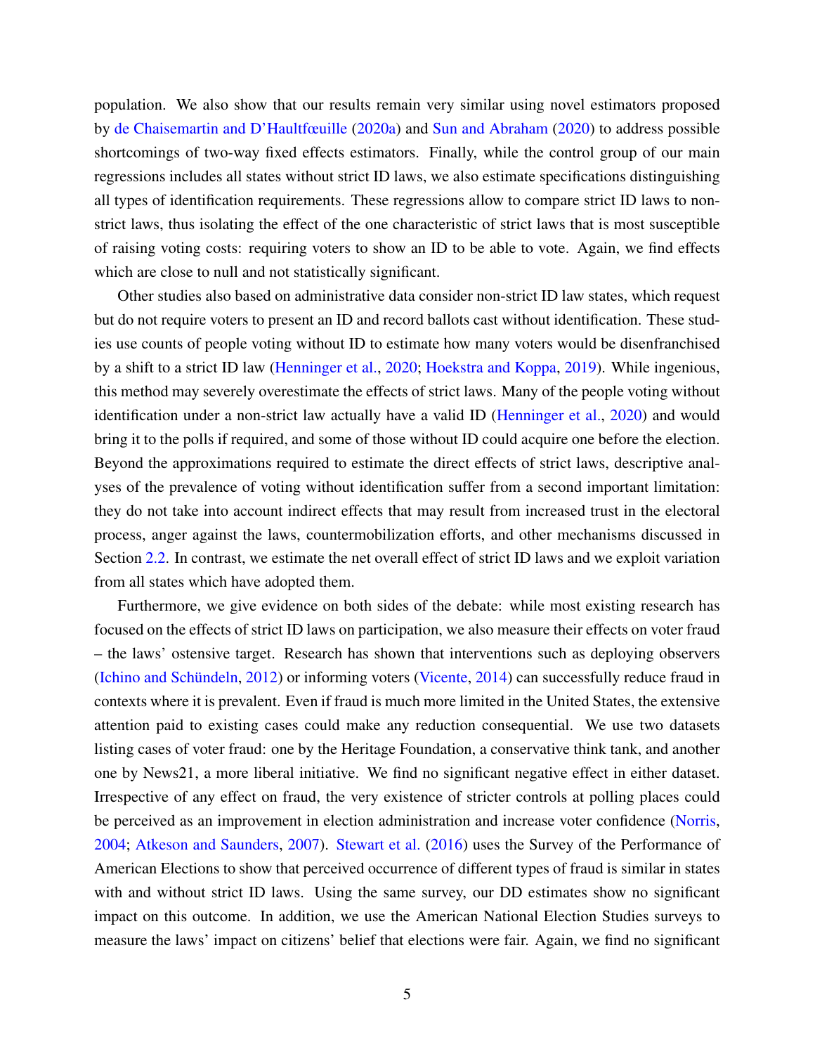population. We also show that our results remain very similar using novel estimators proposed by de Chaisemartin and D'Haultfœuille (2020a) and Sun and Abraham (2020) to address possible shortcomings of two-way fixed effects estimators. Finally, while the control group of our main regressions includes all states without strict ID laws, we also estimate specifications distinguishing all types of identification requirements. These regressions allow to compare strict ID laws to non-strict laws, thus isolating the effect of the one characteristic of strict laws that is most susceptible of raising voting costs: requiring voters to show an ID to be able to vote. Again, we find effects which are close to null and not statistically significant.

Other studies also based on administrative data consider non-strict ID law states, which request but do not require voters to present an ID and record ballots cast without identification. These studies use counts of people voting without ID to estimate how many voters would be disenfranchised by a shift to a strict ID law (Henninger et al., 2020; Hoekstra and Koppa, 2019). While ingenious, this method may severely overestimate the effects of strict laws. Many of the people voting without identification under a non-strict law actually have a valid ID (Henninger et al., 2020) and would bring it to the polls if required, and some of those without ID could acquire one before the election. Beyond the approximations required to estimate the direct effects of strict laws, descriptive analyses of the prevalence of voting without identification suffer from a second important limitation: they do not take into account indirect effects that may result from increased trust in the electoral process, anger against the laws, countermobilization efforts, and other mechanisms discussed in Section 2.2. In contrast, we estimate the net overall effect of strict ID laws and we exploit variation from all states which have adopted them.

Furthermore, we give evidence on both sides of the debate: while most existing research has focused on the effects of strict ID laws on participation, we also measure their effects on voter fraud – the laws' ostensive target. Research has shown that interventions such as deploying observers (Ichino and Schündeln, 2012) or informing voters (Vicente, 2014) can successfully reduce fraud in contexts where it is prevalent. Even if fraud is much more limited in the United States, the extensive attention paid to existing cases could make any reduction consequential. We use two datasets listing cases of voter fraud: one by the Heritage Foundation, a conservative think tank, and another one by News21, a more liberal initiative. We find no significant negative effect in either dataset. Irrespective of any effect on fraud, the very existence of stricter controls at polling places could be perceived as an improvement in election administration and increase voter confidence (Norris, 2004; Atkeson and Saunders, 2007). Stewart et al. (2016) uses the Survey of the Performance of American Elections to show that perceived occurrence of different types of fraud is similar in states with and without strict ID laws. Using the same survey, our DD estimates show no significant impact on this outcome. In addition, we use the American National Election Studies surveys to measure the laws' impact on citizens' belief that elections were fair. Again, we find no significant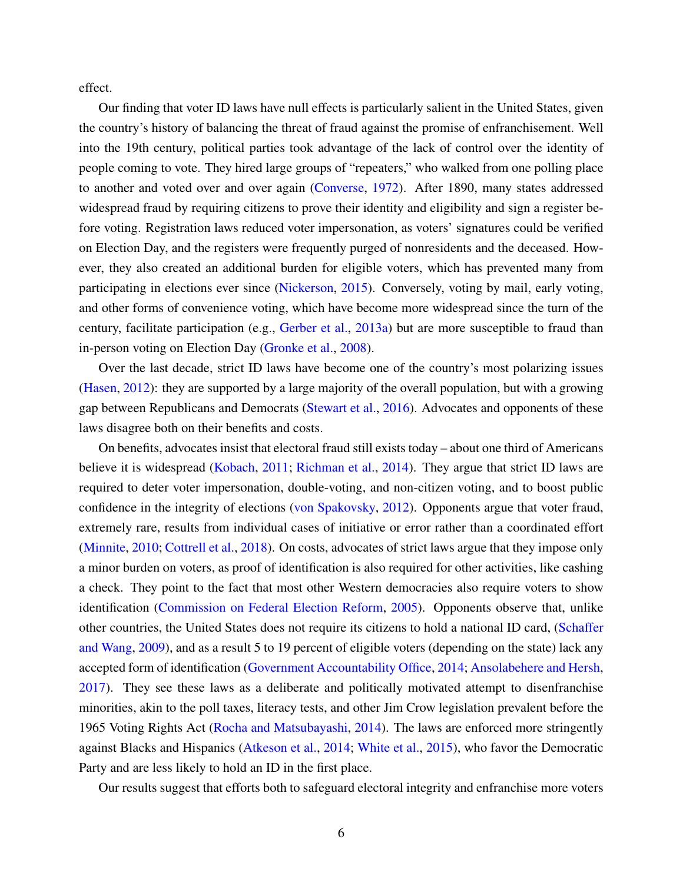effect.

Our finding that voter ID laws have null effects is particularly salient in the United States, given the country's history of balancing the threat of fraud against the promise of enfranchisement. Well into the 19th century, political parties took advantage of the lack of control over the identity of people coming to vote. They hired large groups of "repeaters," who walked from one polling place to another and voted over and over again (Converse, 1972). After 1890, many states addressed widespread fraud by requiring citizens to prove their identity and eligibility and sign a register before voting. Registration laws reduced voter impersonation, as voters' signatures could be verified on Election Day, and the registers were frequently purged of nonresidents and the deceased. However, they also created an additional burden for eligible voters, which has prevented many from participating in elections ever since (Nickerson, 2015). Conversely, voting by mail, early voting, and other forms of convenience voting, which have become more widespread since the turn of the century, facilitate participation (e.g., Gerber et al., 2013a) but are more susceptible to fraud than in-person voting on Election Day (Gronke et al., 2008).

Over the last decade, strict ID laws have become one of the country's most polarizing issues (Hasen, 2012): they are supported by a large majority of the overall population, but with a growing gap between Republicans and Democrats (Stewart et al., 2016). Advocates and opponents of these laws disagree both on their benefits and costs.

On benefits, advocates insist that electoral fraud still exists today – about one third of Americans believe it is widespread (Kobach, 2011; Richman et al., 2014). They argue that strict ID laws are required to deter voter impersonation, double-voting, and non-citizen voting, and to boost public confidence in the integrity of elections (von Spakovsky, 2012). Opponents argue that voter fraud, extremely rare, results from individual cases of initiative or error rather than a coordinated effort (Minnite, 2010; Cottrell et al., 2018). On costs, advocates of strict laws argue that they impose only a minor burden on voters, as proof of identification is also required for other activities, like cashing a check. They point to the fact that most other Western democracies also require voters to show identification (Commission on Federal Election Reform, 2005). Opponents observe that, unlike other countries, the United States does not require its citizens to hold a national ID card, (Schaffer and Wang, 2009), and as a result 5 to 19 percent of eligible voters (depending on the state) lack any accepted form of identification (Government Accountability Office, 2014; Ansolabehere and Hersh, 2017). They see these laws as a deliberate and politically motivated attempt to disenfranchise minorities, akin to the poll taxes, literacy tests, and other Jim Crow legislation prevalent before the 1965 Voting Rights Act (Rocha and Matsubayashi, 2014). The laws are enforced more stringently against Blacks and Hispanics (Atkeson et al., 2014; White et al., 2015), who favor the Democratic Party and are less likely to hold an ID in the first place.

Our results suggest that efforts both to safeguard electoral integrity and enfranchise more voters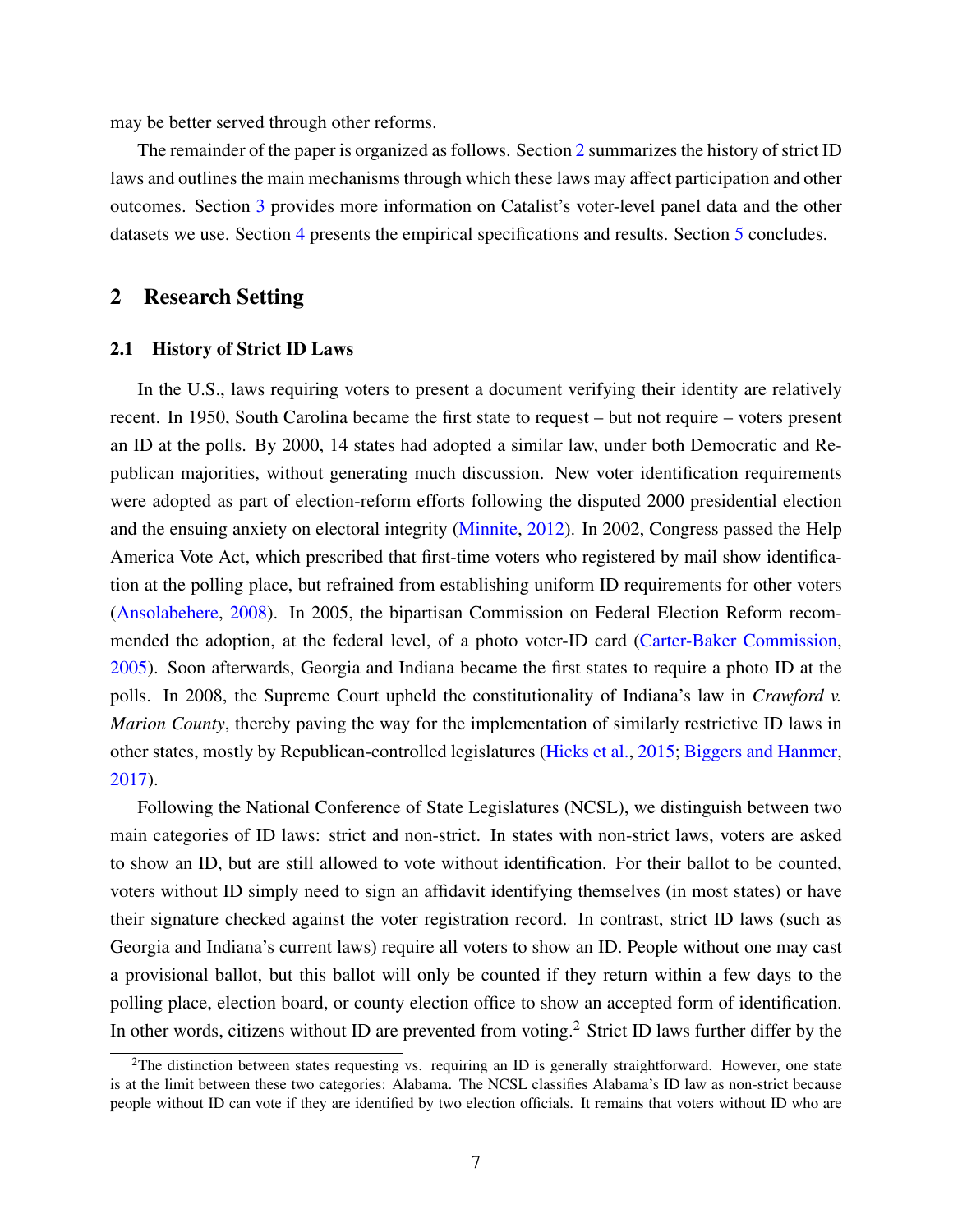may be better served through other reforms.

The remainder of the paper is organized as follows. Section 2 summarizes the history of strict ID laws and outlines the main mechanisms through which these laws may affect participation and other outcomes. Section 3 provides more information on Catalist's voter-level panel data and the other datasets we use. Section 4 presents the empirical specifications and results. Section 5 concludes.

## 2 Research Setting

### 2.1 History of Strict ID Laws

In the U.S., laws requiring voters to present a document verifying their identity are relatively recent. In 1950, South Carolina became the first state to request – but not require – voters present an ID at the polls. By 2000, 14 states had adopted a similar law, under both Democratic and Republican majorities, without generating much discussion. New voter identification requirements were adopted as part of election-reform efforts following the disputed 2000 presidential election and the ensuing anxiety on electoral integrity (Minnite, 2012). In 2002, Congress passed the Help America Vote Act, which prescribed that first-time voters who registered by mail show identification at the polling place, but refrained from establishing uniform ID requirements for other voters (Ansolabehere, 2008). In 2005, the bipartisan Commission on Federal Election Reform recommended the adoption, at the federal level, of a photo voter-ID card (Carter-Baker Commission, 2005). Soon afterwards, Georgia and Indiana became the first states to require a photo ID at the polls. In 2008, the Supreme Court upheld the constitutionality of Indiana's law in *Crawford v. Marion County*, thereby paving the way for the implementation of similarly restrictive ID laws in other states, mostly by Republican-controlled legislatures (Hicks et al., 2015; Biggers and Hanmer, 2017).

Following the National Conference of State Legislatures (NCSL), we distinguish between two main categories of ID laws: strict and non-strict. In states with non-strict laws, voters are asked to show an ID, but are still allowed to vote without identification. For their ballot to be counted, voters without ID simply need to sign an affidavit identifying themselves (in most states) or have their signature checked against the voter registration record. In contrast, strict ID laws (such as Georgia and Indiana's current laws) require all voters to show an ID. People without one may cast a provisional ballot, but this ballot will only be counted if they return within a few days to the polling place, election board, or county election office to show an accepted form of identification. In other words, citizens without ID are prevented from voting.[2] Strict ID laws further differ by the

[2] The distinction between states requesting vs. requiring an ID is generally straightforward. However, one state is at the limit between these two categories: Alabama. The NCSL classifies Alabama's ID law as non-strict because people without ID can vote if they are identified by two election officials. It remains that voters without ID who are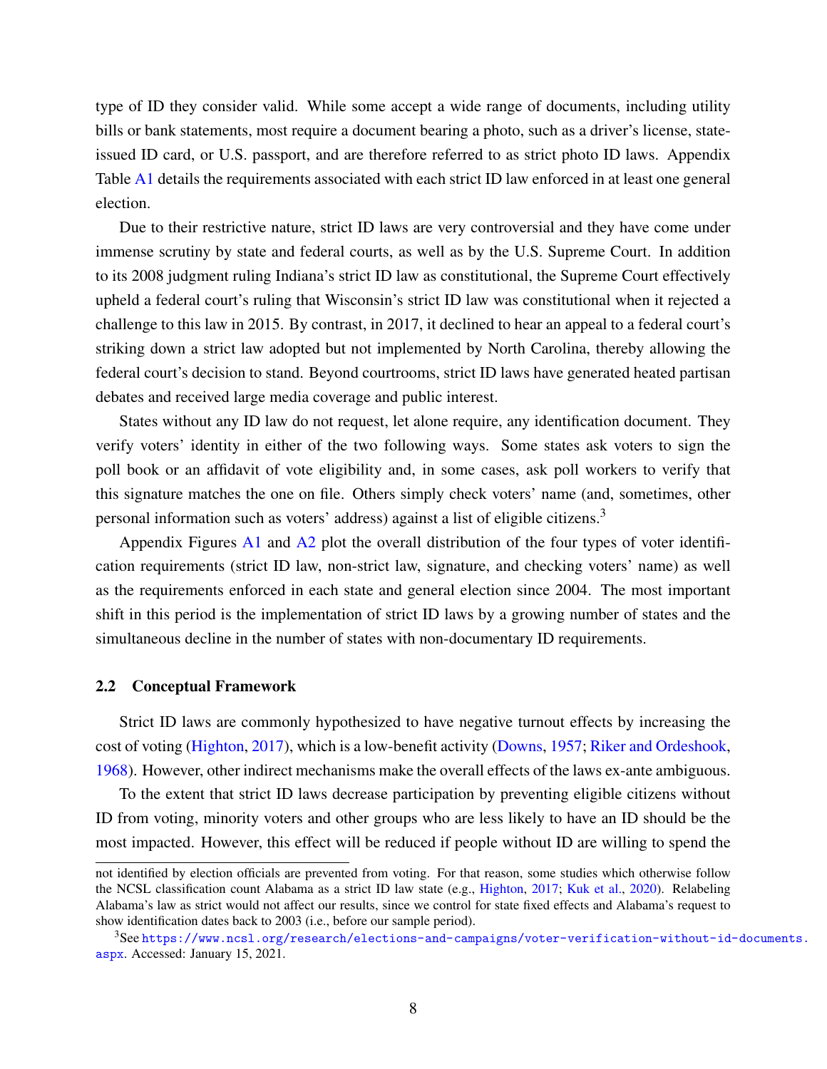type of ID they consider valid. While some accept a wide range of documents, including utility bills or bank statements, most require a document bearing a photo, such as a driver's license, state-issued ID card, or U.S. passport, and are therefore referred to as strict photo ID laws. Appendix Table A1 details the requirements associated with each strict ID law enforced in at least one general election.

Due to their restrictive nature, strict ID laws are very controversial and they have come under immense scrutiny by state and federal courts, as well as by the U.S. Supreme Court. In addition to its 2008 judgment ruling Indiana's strict ID law as constitutional, the Supreme Court effectively upheld a federal court's ruling that Wisconsin's strict ID law was constitutional when it rejected a challenge to this law in 2015. By contrast, in 2017, it declined to hear an appeal to a federal court's striking down a strict law adopted but not implemented by North Carolina, thereby allowing the federal court's decision to stand. Beyond courtrooms, strict ID laws have generated heated partisan debates and received large media coverage and public interest.

States without any ID law do not request, let alone require, any identification document. They verify voters' identity in either of the two following ways. Some states ask voters to sign the poll book or an affidavit of vote eligibility and, in some cases, ask poll workers to verify that this signature matches the one on file. Others simply check voters' name (and, sometimes, other personal information such as voters' address) against a list of eligible citizens.[3]

Appendix Figures A1 and A2 plot the overall distribution of the four types of voter identification requirements (strict ID law, non-strict law, signature, and checking voters' name) as well as the requirements enforced in each state and general election since 2004. The most important shift in this period is the implementation of strict ID laws by a growing number of states and the simultaneous decline in the number of states with non-documentary ID requirements.

### 2.2 Conceptual Framework

Strict ID laws are commonly hypothesized to have negative turnout effects by increasing the cost of voting (Highton, 2017), which is a low-benefit activity (Downs, 1957; Riker and Ordeshook, 1968). However, other indirect mechanisms make the overall effects of the laws ex-ante ambiguous.

To the extent that strict ID laws decrease participation by preventing eligible citizens without ID from voting, minority voters and other groups who are less likely to have an ID should be the most impacted. However, this effect will be reduced if people without ID are willing to spend the

---

not identified by election officials are prevented from voting. For that reason, some studies which otherwise follow the NCSL classification count Alabama as a strict ID law state (e.g., Highton, 2017; Kuk et al., 2020). Relabeling Alabama's law as strict would not affect our results, since we control for state fixed effects and Alabama's request to show identification dates back to 2003 (i.e., before our sample period).

[3] See https://www.ncsl.org/research/elections-and-campaigns/voter-verification-without-id-documents.aspx. Accessed: January 15, 2021.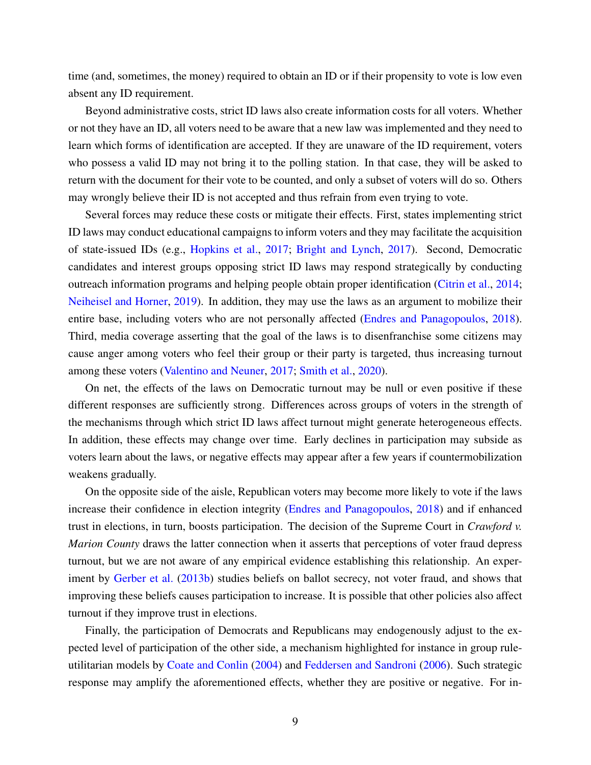time (and, sometimes, the money) required to obtain an ID or if their propensity to vote is low even absent any ID requirement.

Beyond administrative costs, strict ID laws also create information costs for all voters. Whether or not they have an ID, all voters need to be aware that a new law was implemented and they need to learn which forms of identification are accepted. If they are unaware of the ID requirement, voters who possess a valid ID may not bring it to the polling station. In that case, they will be asked to return with the document for their vote to be counted, and only a subset of voters will do so. Others may wrongly believe their ID is not accepted and thus refrain from even trying to vote.

Several forces may reduce these costs or mitigate their effects. First, states implementing strict ID laws may conduct educational campaigns to inform voters and they may facilitate the acquisition of state-issued IDs (e.g., Hopkins et al., 2017; Bright and Lynch, 2017). Second, Democratic candidates and interest groups opposing strict ID laws may respond strategically by conducting outreach information programs and helping people obtain proper identification (Citrin et al., 2014; Neiheisel and Horner, 2019). In addition, they may use the laws as an argument to mobilize their entire base, including voters who are not personally affected (Endres and Panagopoulos, 2018). Third, media coverage asserting that the goal of the laws is to disenfranchise some citizens may cause anger among voters who feel their group or their party is targeted, thus increasing turnout among these voters (Valentino and Neuner, 2017; Smith et al., 2020).

On net, the effects of the laws on Democratic turnout may be null or even positive if these different responses are sufficiently strong. Differences across groups of voters in the strength of the mechanisms through which strict ID laws affect turnout might generate heterogeneous effects. In addition, these effects may change over time. Early declines in participation may subside as voters learn about the laws, or negative effects may appear after a few years if countermobilization weakens gradually.

On the opposite side of the aisle, Republican voters may become more likely to vote if the laws increase their confidence in election integrity (Endres and Panagopoulos, 2018) and if enhanced trust in elections, in turn, boosts participation. The decision of the Supreme Court in *Crawford v. Marion County* draws the latter connection when it asserts that perceptions of voter fraud depress turnout, but we are not aware of any empirical evidence establishing this relationship. An experiment by Gerber et al. (2013b) studies beliefs on ballot secrecy, not voter fraud, and shows that improving these beliefs causes participation to increase. It is possible that other policies also affect turnout if they improve trust in elections.

Finally, the participation of Democrats and Republicans may endogenously adjust to the expected level of participation of the other side, a mechanism highlighted for instance in group rule-utilitarian models by Coate and Conlin (2004) and Feddersen and Sandroni (2006). Such strategic response may amplify the aforementioned effects, whether they are positive or negative. For in-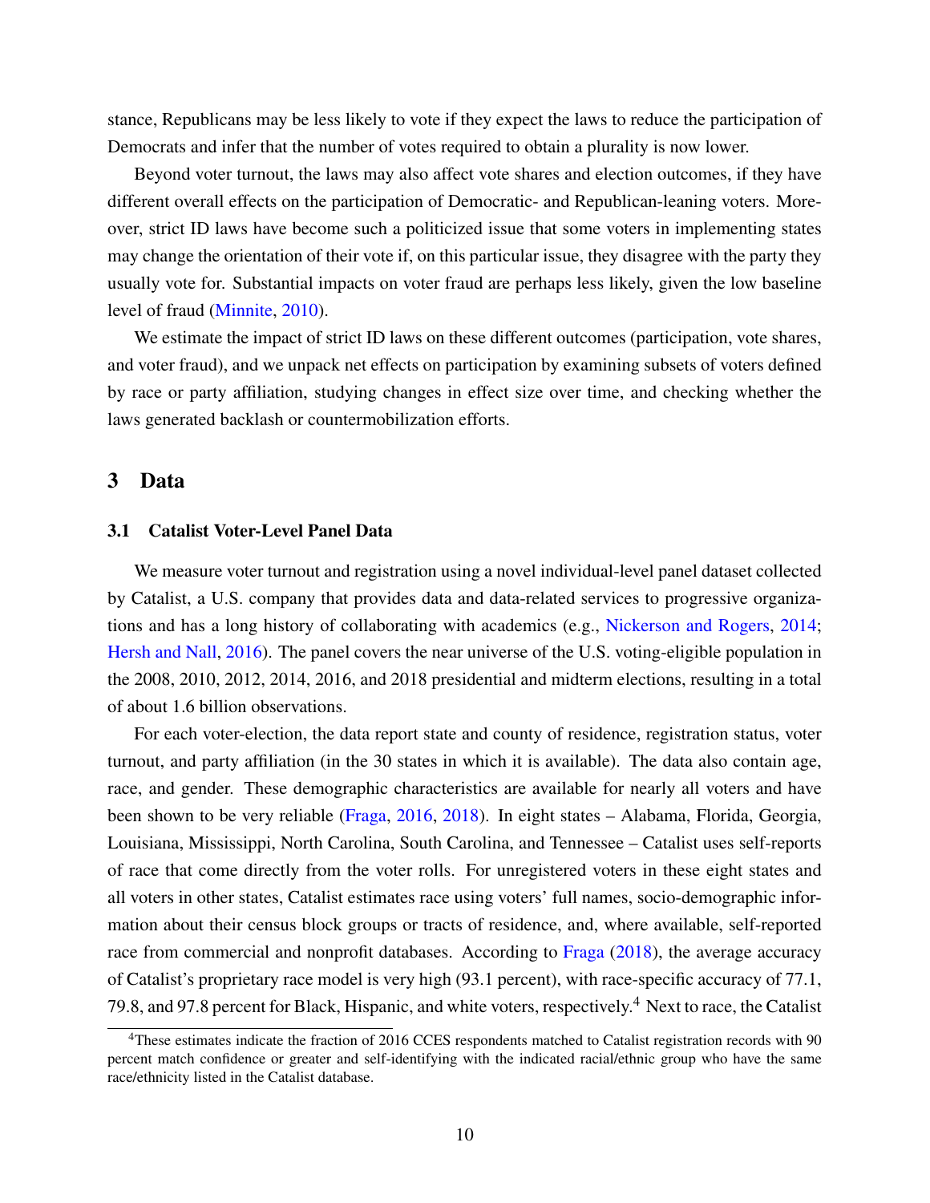stance, Republicans may be less likely to vote if they expect the laws to reduce the participation of Democrats and infer that the number of votes required to obtain a plurality is now lower.

Beyond voter turnout, the laws may also affect vote shares and election outcomes, if they have different overall effects on the participation of Democratic- and Republican-leaning voters. Moreover, strict ID laws have become such a politicized issue that some voters in implementing states may change the orientation of their vote if, on this particular issue, they disagree with the party they usually vote for. Substantial impacts on voter fraud are perhaps less likely, given the low baseline level of fraud (Minnite, 2010).

We estimate the impact of strict ID laws on these different outcomes (participation, vote shares, and voter fraud), and we unpack net effects on participation by examining subsets of voters defined by race or party affiliation, studying changes in effect size over time, and checking whether the laws generated backlash or countermobilization efforts.

## 3 Data

### 3.1 Catalist Voter-Level Panel Data

We measure voter turnout and registration using a novel individual-level panel dataset collected by Catalist, a U.S. company that provides data and data-related services to progressive organizations and has a long history of collaborating with academics (e.g., Nickerson and Rogers, 2014; Hersh and Nall, 2016). The panel covers the near universe of the U.S. voting-eligible population in the 2008, 2010, 2012, 2014, 2016, and 2018 presidential and midterm elections, resulting in a total of about 1.6 billion observations.

For each voter-election, the data report state and county of residence, registration status, voter turnout, and party affiliation (in the 30 states in which it is available). The data also contain age, race, and gender. These demographic characteristics are available for nearly all voters and have been shown to be very reliable (Fraga, 2016, 2018). In eight states – Alabama, Florida, Georgia, Louisiana, Mississippi, North Carolina, South Carolina, and Tennessee – Catalist uses self-reports of race that come directly from the voter rolls. For unregistered voters in these eight states and all voters in other states, Catalist estimates race using voters' full names, socio-demographic information about their census block groups or tracts of residence, and, where available, self-reported race from commercial and nonprofit databases. According to Fraga (2018), the average accuracy of Catalist's proprietary race model is very high (93.1 percent), with race-specific accuracy of 77.1, 79.8, and 97.8 percent for Black, Hispanic, and white voters, respectively.[4] Next to race, the Catalist

[4] These estimates indicate the fraction of 2016 CCES respondents matched to Catalist registration records with 90 percent match confidence or greater and self-identifying with the indicated racial/ethnic group who have the same race/ethnicity listed in the Catalist database.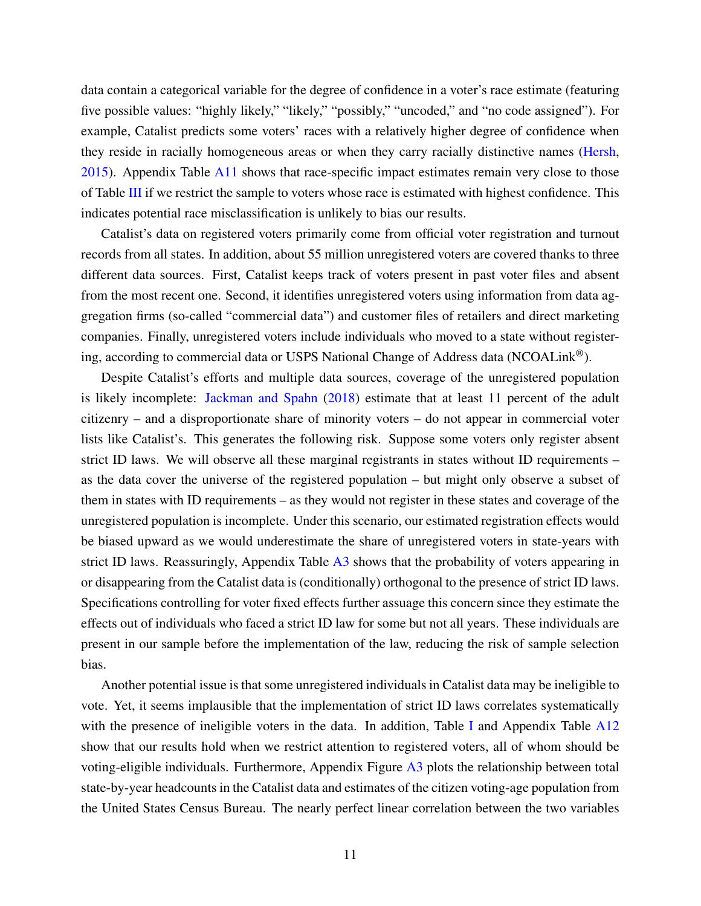data contain a categorical variable for the degree of confidence in a voter's race estimate (featuring five possible values: "highly likely," "likely," "possibly," "uncoded," and "no code assigned"). For example, Catalist predicts some voters' races with a relatively higher degree of confidence when they reside in racially homogeneous areas or when they carry racially distinctive names (Hersh, 2015). Appendix Table A11 shows that race-specific impact estimates remain very close to those of Table III if we restrict the sample to voters whose race is estimated with highest confidence. This indicates potential race misclassification is unlikely to bias our results.

Catalist's data on registered voters primarily come from official voter registration and turnout records from all states. In addition, about 55 million unregistered voters are covered thanks to three different data sources. First, Catalist keeps track of voters present in past voter files and absent from the most recent one. Second, it identifies unregistered voters using information from data aggregation firms (so-called "commercial data") and customer files of retailers and direct marketing companies. Finally, unregistered voters include individuals who moved to a state without registering, according to commercial data or USPS National Change of Address data (NCOALink®).

Despite Catalist's efforts and multiple data sources, coverage of the unregistered population is likely incomplete: Jackman and Spahn (2018) estimate that at least 11 percent of the adult citizenry – and a disproportionate share of minority voters – do not appear in commercial voter lists like Catalist's. This generates the following risk. Suppose some voters only register absent strict ID laws. We will observe all these marginal registrants in states without ID requirements – as the data cover the universe of the registered population – but might only observe a subset of them in states with ID requirements – as they would not register in these states and coverage of the unregistered population is incomplete. Under this scenario, our estimated registration effects would be biased upward as we would underestimate the share of unregistered voters in state-years with strict ID laws. Reassuringly, Appendix Table A3 shows that the probability of voters appearing in or disappearing from the Catalist data is (conditionally) orthogonal to the presence of strict ID laws. Specifications controlling for voter fixed effects further assuage this concern since they estimate the effects out of individuals who faced a strict ID law for some but not all years. These individuals are present in our sample before the implementation of the law, reducing the risk of sample selection bias.

Another potential issue is that some unregistered individuals in Catalist data may be ineligible to vote. Yet, it seems implausible that the implementation of strict ID laws correlates systematically with the presence of ineligible voters in the data. In addition, Table I and Appendix Table A12 show that our results hold when we restrict attention to registered voters, all of whom should be voting-eligible individuals. Furthermore, Appendix Figure A3 plots the relationship between total state-by-year headcounts in the Catalist data and estimates of the citizen voting-age population from the United States Census Bureau. The nearly perfect linear correlation between the two variables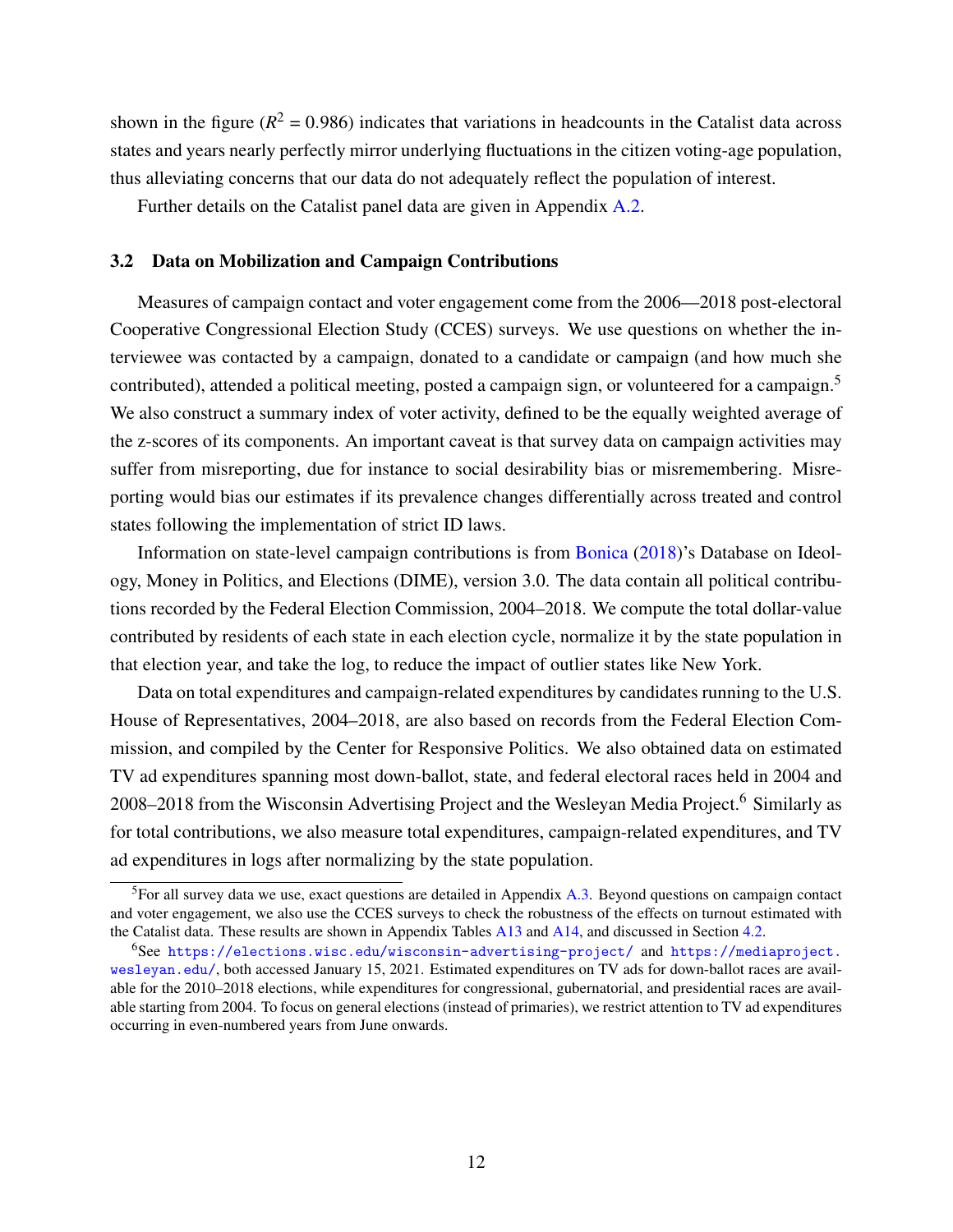shown in the figure ($R^2$ = 0.986) indicates that variations in headcounts in the Catalist data across states and years nearly perfectly mirror underlying fluctuations in the citizen voting-age population, thus alleviating concerns that our data do not adequately reflect the population of interest.

Further details on the Catalist panel data are given in Appendix A.2.

### 3.2 Data on Mobilization and Campaign Contributions

Measures of campaign contact and voter engagement come from the 2006—2018 post-electoral Cooperative Congressional Election Study (CCES) surveys. We use questions on whether the interviewee was contacted by a campaign, donated to a candidate or campaign (and how much she contributed), attended a political meeting, posted a campaign sign, or volunteered for a campaign.[5] We also construct a summary index of voter activity, defined to be the equally weighted average of the z-scores of its components. An important caveat is that survey data on campaign activities may suffer from misreporting, due for instance to social desirability bias or misremembering. Misreporting would bias our estimates if its prevalence changes differentially across treated and control states following the implementation of strict ID laws.

Information on state-level campaign contributions is from Bonica (2018)'s Database on Ideology, Money in Politics, and Elections (DIME), version 3.0. The data contain all political contributions recorded by the Federal Election Commission, 2004–2018. We compute the total dollar-value contributed by residents of each state in each election cycle, normalize it by the state population in that election year, and take the log, to reduce the impact of outlier states like New York.

Data on total expenditures and campaign-related expenditures by candidates running to the U.S. House of Representatives, 2004–2018, are also based on records from the Federal Election Commission, and compiled by the Center for Responsive Politics. We also obtained data on estimated TV ad expenditures spanning most down-ballot, state, and federal electoral races held in 2004 and 2008–2018 from the Wisconsin Advertising Project and the Wesleyan Media Project.[6] Similarly as for total contributions, we also measure total expenditures, campaign-related expenditures, and TV ad expenditures in logs after normalizing by the state population.

---

[5] For all survey data we use, exact questions are detailed in Appendix A.3. Beyond questions on campaign contact and voter engagement, we also use the CCES surveys to check the robustness of the effects on turnout estimated with the Catalist data. These results are shown in Appendix Tables A13 and A14, and discussed in Section 4.2.

[6] See https://elections.wisc.edu/wisconsin-advertising-project/ and https://mediaproject.wesleyan.edu/, both accessed January 15, 2021. Estimated expenditures on TV ads for down-ballot races are available for the 2010–2018 elections, while expenditures for congressional, gubernatorial, and presidential races are available starting from 2004. To focus on general elections (instead of primaries), we restrict attention to TV ad expenditures occurring in even-numbered years from June onwards.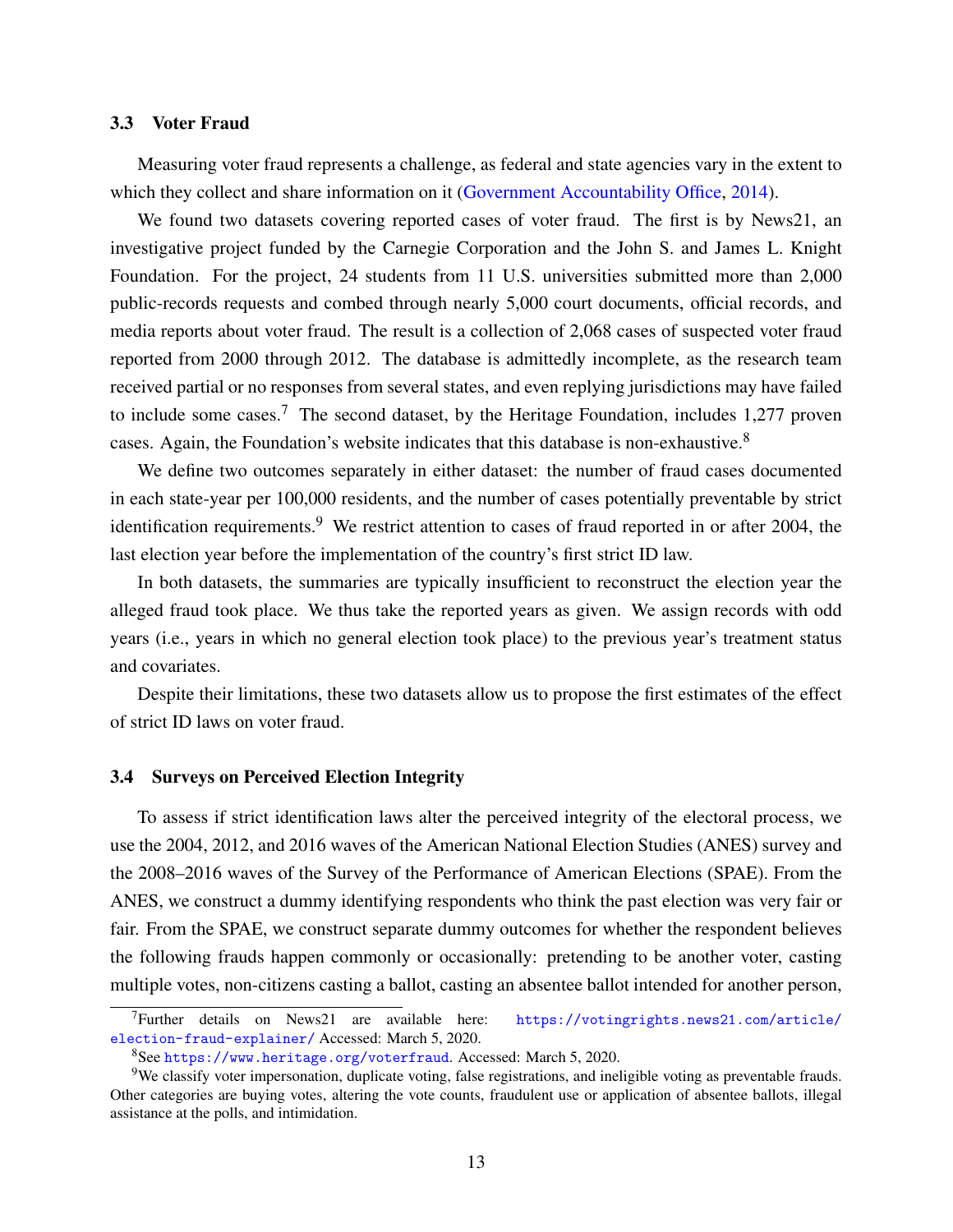### 3.3 Voter Fraud

Measuring voter fraud represents a challenge, as federal and state agencies vary in the extent to which they collect and share information on it (Government Accountability Office, 2014).

We found two datasets covering reported cases of voter fraud. The first is by News21, an investigative project funded by the Carnegie Corporation and the John S. and James L. Knight Foundation. For the project, 24 students from 11 U.S. universities submitted more than 2,000 public-records requests and combed through nearly 5,000 court documents, official records, and media reports about voter fraud. The result is a collection of 2,068 cases of suspected voter fraud reported from 2000 through 2012. The database is admittedly incomplete, as the research team received partial or no responses from several states, and even replying jurisdictions may have failed to include some cases.[7] The second dataset, by the Heritage Foundation, includes 1,277 proven cases. Again, the Foundation's website indicates that this database is non-exhaustive.[8]

We define two outcomes separately in either dataset: the number of fraud cases documented in each state-year per 100,000 residents, and the number of cases potentially preventable by strict identification requirements.[9] We restrict attention to cases of fraud reported in or after 2004, the last election year before the implementation of the country's first strict ID law.

In both datasets, the summaries are typically insufficient to reconstruct the election year the alleged fraud took place. We thus take the reported years as given. We assign records with odd years (i.e., years in which no general election took place) to the previous year's treatment status and covariates.

Despite their limitations, these two datasets allow us to propose the first estimates of the effect of strict ID laws on voter fraud.

### 3.4 Surveys on Perceived Election Integrity

To assess if strict identification laws alter the perceived integrity of the electoral process, we use the 2004, 2012, and 2016 waves of the American National Election Studies (ANES) survey and the 2008–2016 waves of the Survey of the Performance of American Elections (SPAE). From the ANES, we construct a dummy identifying respondents who think the past election was very fair or fair. From the SPAE, we construct separate dummy outcomes for whether the respondent believes the following frauds happen commonly or occasionally: pretending to be another voter, casting multiple votes, non-citizens casting a ballot, casting an absentee ballot intended for another person,

---

[7] Further details on News21 are available here: https://votingrights.news21.com/article/election-fraud-explainer/ Accessed: March 5, 2020.

[8] See https://www.heritage.org/voterfraud. Accessed: March 5, 2020.

[9] We classify voter impersonation, duplicate voting, false registrations, and ineligible voting as preventable frauds. Other categories are buying votes, altering the vote counts, fraudulent use or application of absentee ballots, illegal assistance at the polls, and intimidation.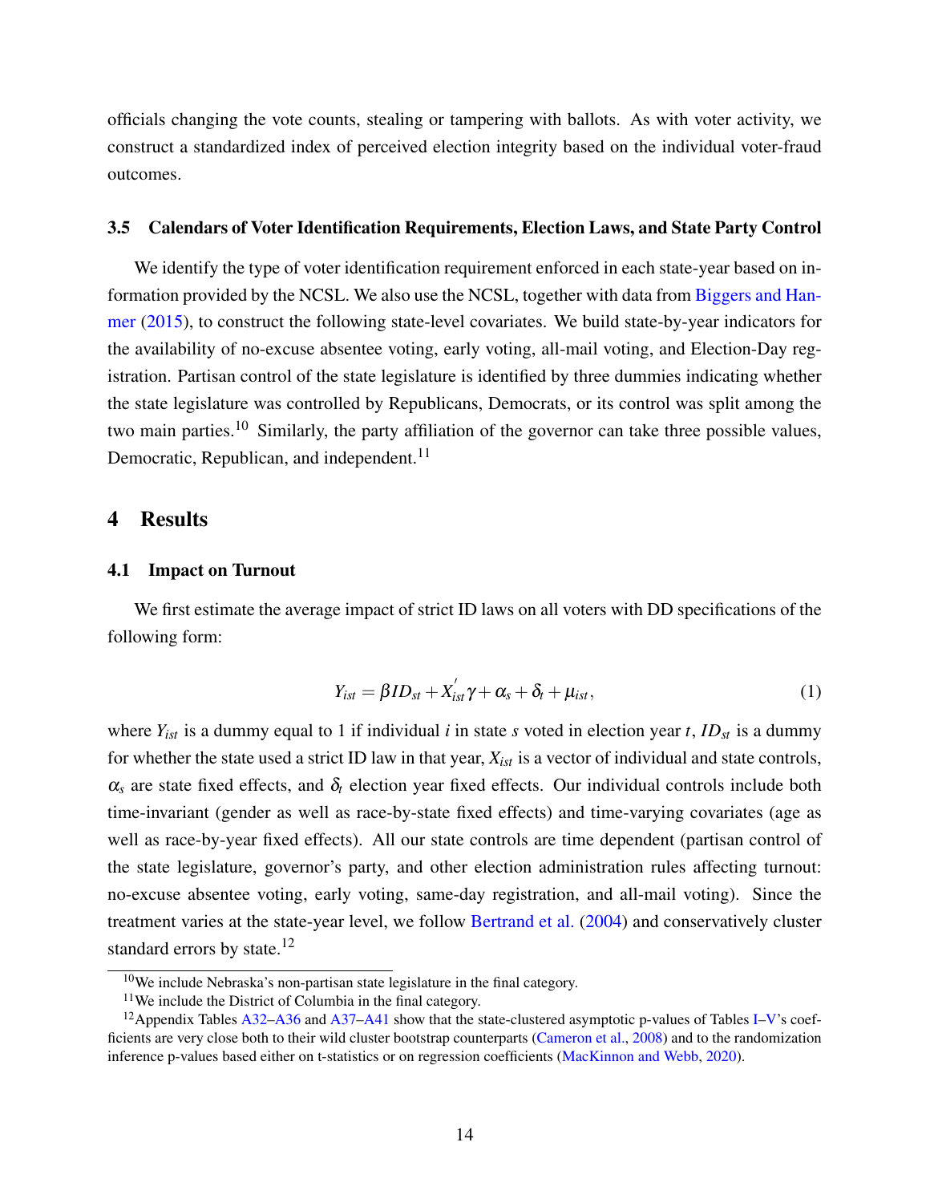officials changing the vote counts, stealing or tampering with ballots. As with voter activity, we construct a standardized index of perceived election integrity based on the individual voter-fraud outcomes.

### 3.5 Calendars of Voter Identification Requirements, Election Laws, and State Party Control

We identify the type of voter identification requirement enforced in each state-year based on information provided by the NCSL. We also use the NCSL, together with data from Biggers and Hanmer (2015), to construct the following state-level covariates. We build state-by-year indicators for the availability of no-excuse absentee voting, early voting, all-mail voting, and Election-Day registration. Partisan control of the state legislature is identified by three dummies indicating whether the state legislature was controlled by Republicans, Democrats, or its control was split among the two main parties.[10] Similarly, the party affiliation of the governor can take three possible values, Democratic, Republican, and independent.[11]

## 4 Results

### 4.1 Impact on Turnout

We first estimate the average impact of strict ID laws on all voters with DD specifications of the following form:

$$Y_{ist} = \beta ID_{st} + X_{ist}^{'}\gamma + \alpha_s + \delta_t + \mu_{ist}, \tag{1}$$

where $Y_{ist}$ is a dummy equal to 1 if individual $i$ in state $s$ voted in election year $t$, $ID_{st}$ is a dummy for whether the state used a strict ID law in that year, $X_{ist}$ is a vector of individual and state controls, $\alpha_s$ are state fixed effects, and $\delta_t$ election year fixed effects. Our individual controls include both time-invariant (gender as well as race-by-state fixed effects) and time-varying covariates (age as well as race-by-year fixed effects). All our state controls are time dependent (partisan control of the state legislature, governor's party, and other election administration rules affecting turnout: no-excuse absentee voting, early voting, same-day registration, and all-mail voting). Since the treatment varies at the state-year level, we follow Bertrand et al. (2004) and conservatively cluster standard errors by state.[12]

[10] We include Nebraska's non-partisan state legislature in the final category.

[11] We include the District of Columbia in the final category.

[12] Appendix Tables A32–A36 and A37–A41 show that the state-clustered asymptotic p-values of Tables I–V's coefficients are very close both to their wild cluster bootstrap counterparts (Cameron et al., 2008) and to the randomization inference p-values based either on t-statistics or on regression coefficients (MacKinnon and Webb, 2020).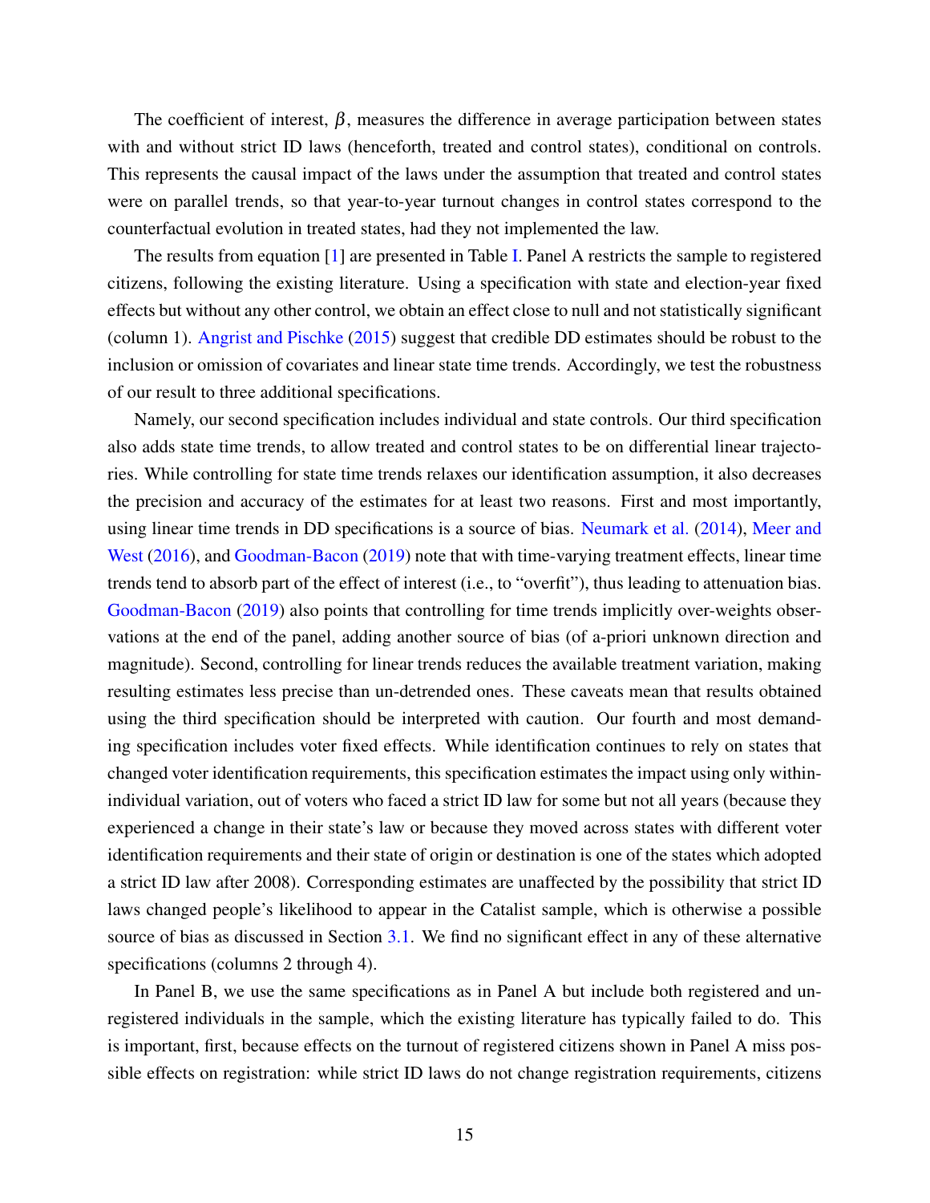The coefficient of interest, $\beta$, measures the difference in average participation between states with and without strict ID laws (henceforth, treated and control states), conditional on controls. This represents the causal impact of the laws under the assumption that treated and control states were on parallel trends, so that year-to-year turnout changes in control states correspond to the counterfactual evolution in treated states, had they not implemented the law.

The results from equation [1] are presented in Table I. Panel A restricts the sample to registered citizens, following the existing literature. Using a specification with state and election-year fixed effects but without any other control, we obtain an effect close to null and not statistically significant (column 1). Angrist and Pischke (2015) suggest that credible DD estimates should be robust to the inclusion or omission of covariates and linear state time trends. Accordingly, we test the robustness of our result to three additional specifications.

Namely, our second specification includes individual and state controls. Our third specification also adds state time trends, to allow treated and control states to be on differential linear trajectories. While controlling for state time trends relaxes our identification assumption, it also decreases the precision and accuracy of the estimates for at least two reasons. First and most importantly, using linear time trends in DD specifications is a source of bias. Neumark et al. (2014), Meer and West (2016), and Goodman-Bacon (2019) note that with time-varying treatment effects, linear time trends tend to absorb part of the effect of interest (i.e., to "overfit"), thus leading to attenuation bias. Goodman-Bacon (2019) also points that controlling for time trends implicitly over-weights observations at the end of the panel, adding another source of bias (of a-priori unknown direction and magnitude). Second, controlling for linear trends reduces the available treatment variation, making resulting estimates less precise than un-detrended ones. These caveats mean that results obtained using the third specification should be interpreted with caution. Our fourth and most demanding specification includes voter fixed effects. While identification continues to rely on states that changed voter identification requirements, this specification estimates the impact using only within-individual variation, out of voters who faced a strict ID law for some but not all years (because they experienced a change in their state's law or because they moved across states with different voter identification requirements and their state of origin or destination is one of the states which adopted a strict ID law after 2008). Corresponding estimates are unaffected by the possibility that strict ID laws changed people's likelihood to appear in the Catalist sample, which is otherwise a possible source of bias as discussed in Section 3.1. We find no significant effect in any of these alternative specifications (columns 2 through 4).

In Panel B, we use the same specifications as in Panel A but include both registered and unregistered individuals in the sample, which the existing literature has typically failed to do. This is important, first, because effects on the turnout of registered citizens shown in Panel A miss possible effects on registration: while strict ID laws do not change registration requirements, citizens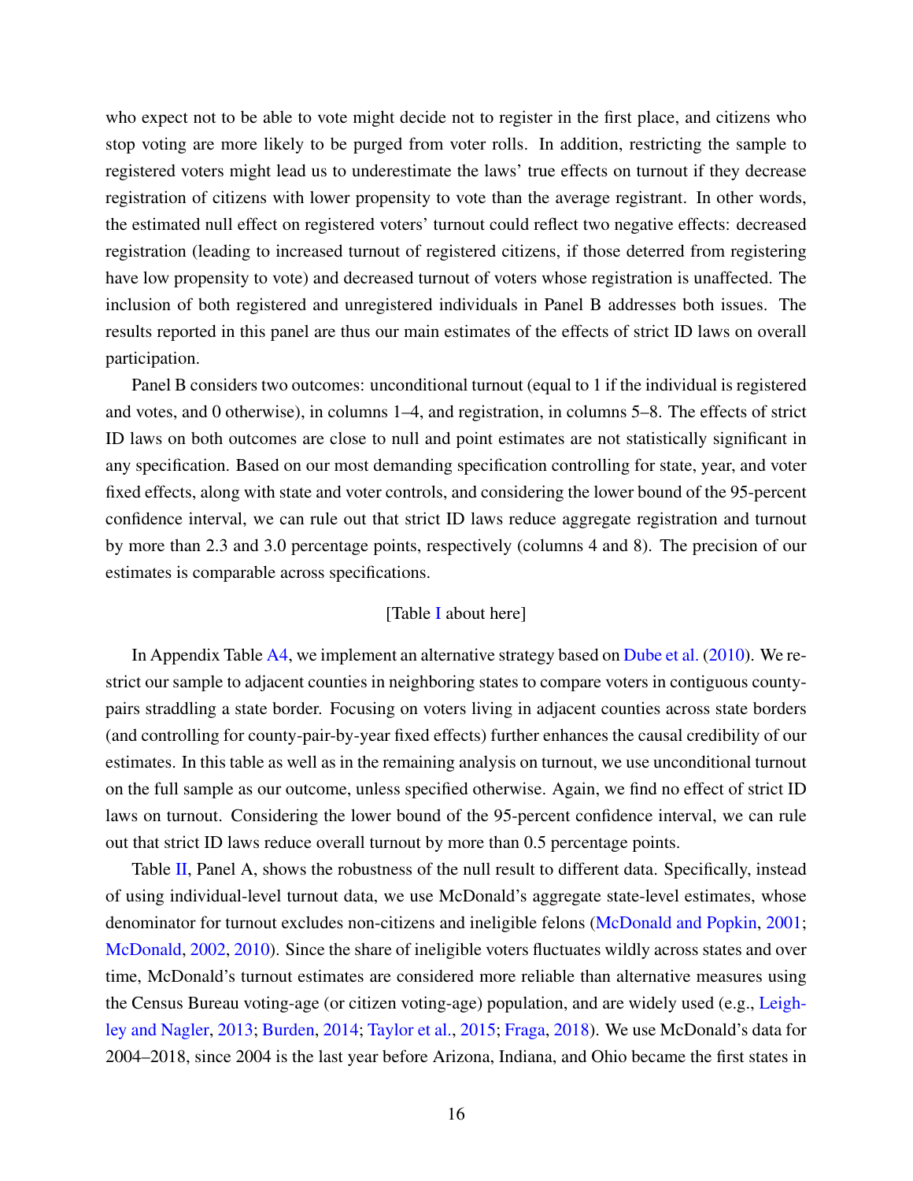who expect not to be able to vote might decide not to register in the first place, and citizens who stop voting are more likely to be purged from voter rolls. In addition, restricting the sample to registered voters might lead us to underestimate the laws' true effects on turnout if they decrease registration of citizens with lower propensity to vote than the average registrant. In other words, the estimated null effect on registered voters' turnout could reflect two negative effects: decreased registration (leading to increased turnout of registered citizens, if those deterred from registering have low propensity to vote) and decreased turnout of voters whose registration is unaffected. The inclusion of both registered and unregistered individuals in Panel B addresses both issues. The results reported in this panel are thus our main estimates of the effects of strict ID laws on overall participation.

Panel B considers two outcomes: unconditional turnout (equal to 1 if the individual is registered and votes, and 0 otherwise), in columns 1–4, and registration, in columns 5–8. The effects of strict ID laws on both outcomes are close to null and point estimates are not statistically significant in any specification. Based on our most demanding specification controlling for state, year, and voter fixed effects, along with state and voter controls, and considering the lower bound of the 95-percent confidence interval, we can rule out that strict ID laws reduce aggregate registration and turnout by more than 2.3 and 3.0 percentage points, respectively (columns 4 and 8). The precision of our estimates is comparable across specifications.

[Table I about here]

In Appendix Table A4, we implement an alternative strategy based on Dube et al. (2010). We restrict our sample to adjacent counties in neighboring states to compare voters in contiguous county-pairs straddling a state border. Focusing on voters living in adjacent counties across state borders (and controlling for county-pair-by-year fixed effects) further enhances the causal credibility of our estimates. In this table as well as in the remaining analysis on turnout, we use unconditional turnout on the full sample as our outcome, unless specified otherwise. Again, we find no effect of strict ID laws on turnout. Considering the lower bound of the 95-percent confidence interval, we can rule out that strict ID laws reduce overall turnout by more than 0.5 percentage points.

Table II, Panel A, shows the robustness of the null result to different data. Specifically, instead of using individual-level turnout data, we use McDonald's aggregate state-level estimates, whose denominator for turnout excludes non-citizens and ineligible felons (McDonald and Popkin, 2001; McDonald, 2002, 2010). Since the share of ineligible voters fluctuates wildly across states and over time, McDonald's turnout estimates are considered more reliable than alternative measures using the Census Bureau voting-age (or citizen voting-age) population, and are widely used (e.g., Leighley and Nagler, 2013; Burden, 2014; Taylor et al., 2015; Fraga, 2018). We use McDonald's data for 2004–2018, since 2004 is the last year before Arizona, Indiana, and Ohio became the first states in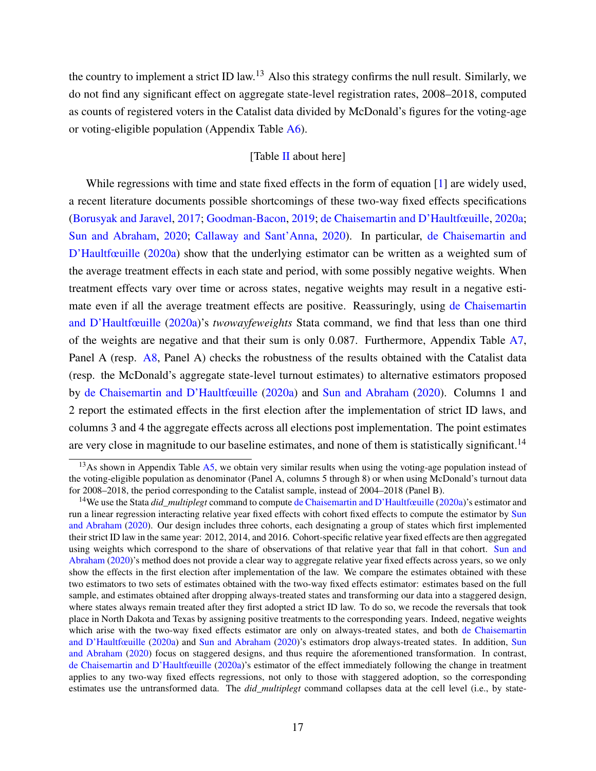the country to implement a strict ID law.[13] Also this strategy confirms the null result. Similarly, we do not find any significant effect on aggregate state-level registration rates, 2008–2018, computed as counts of registered voters in the Catalist data divided by McDonald's figures for the voting-age or voting-eligible population (Appendix Table A6).

[Table II about here]

While regressions with time and state fixed effects in the form of equation [1] are widely used, a recent literature documents possible shortcomings of these two-way fixed effects specifications (Borusyak and Jaravel, 2017; Goodman-Bacon, 2019; de Chaisemartin and D'Haultfœuille, 2020a; Sun and Abraham, 2020; Callaway and Sant'Anna, 2020). In particular, de Chaisemartin and D'Haultfœuille (2020a) show that the underlying estimator can be written as a weighted sum of the average treatment effects in each state and period, with some possibly negative weights. When treatment effects vary over time or across states, negative weights may result in a negative estimate even if all the average treatment effects are positive. Reassuringly, using de Chaisemartin and D'Haultfœuille (2020a)'s *twowayfeweights* Stata command, we find that less than one third of the weights are negative and that their sum is only 0.087. Furthermore, Appendix Table A7, Panel A (resp. A8, Panel A) checks the robustness of the results obtained with the Catalist data (resp. the McDonald's aggregate state-level turnout estimates) to alternative estimators proposed by de Chaisemartin and D'Haultfœuille (2020a) and Sun and Abraham (2020). Columns 1 and 2 report the estimated effects in the first election after the implementation of strict ID laws, and columns 3 and 4 the aggregate effects across all elections post implementation. The point estimates are very close in magnitude to our baseline estimates, and none of them is statistically significant.[14]

---

[13] As shown in Appendix Table A5, we obtain very similar results when using the voting-age population instead of the voting-eligible population as denominator (Panel A, columns 5 through 8) or when using McDonald's turnout data for 2008–2018, the period corresponding to the Catalist sample, instead of 2004–2018 (Panel B).

[14] We use the Stata *did_multiplegt* command to compute de Chaisemartin and D'Haultfœuille (2020a)'s estimator and run a linear regression interacting relative year fixed effects with cohort fixed effects to compute the estimator by Sun and Abraham (2020). Our design includes three cohorts, each designating a group of states which first implemented their strict ID law in the same year: 2012, 2014, and 2016. Cohort-specific relative year fixed effects are then aggregated using weights which correspond to the share of observations of that relative year that fall in that cohort. Sun and Abraham (2020)'s method does not provide a clear way to aggregate relative year fixed effects across years, so we only show the effects in the first election after implementation of the law. We compare the estimates obtained with these two estimators to two sets of estimates obtained with the two-way fixed effects estimator: estimates based on the full sample, and estimates obtained after dropping always-treated states and transforming our data into a staggered design, where states always remain treated after they first adopted a strict ID law. To do so, we recode the reversals that took place in North Dakota and Texas by assigning positive treatments to the corresponding years. Indeed, negative weights which arise with the two-way fixed effects estimator are only on always-treated states, and both de Chaisemartin and D'Haultfœuille (2020a) and Sun and Abraham (2020)'s estimators drop always-treated states. In addition, Sun and Abraham (2020) focus on staggered designs, and thus require the aforementioned transformation. In contrast, de Chaisemartin and D'Haultfœuille (2020a)'s estimator of the effect immediately following the change in treatment applies to any two-way fixed effects regressions, not only to those with staggered adoption, so the corresponding estimates use the untransformed data. The *did_multiplegt* command collapses data at the cell level (i.e., by state-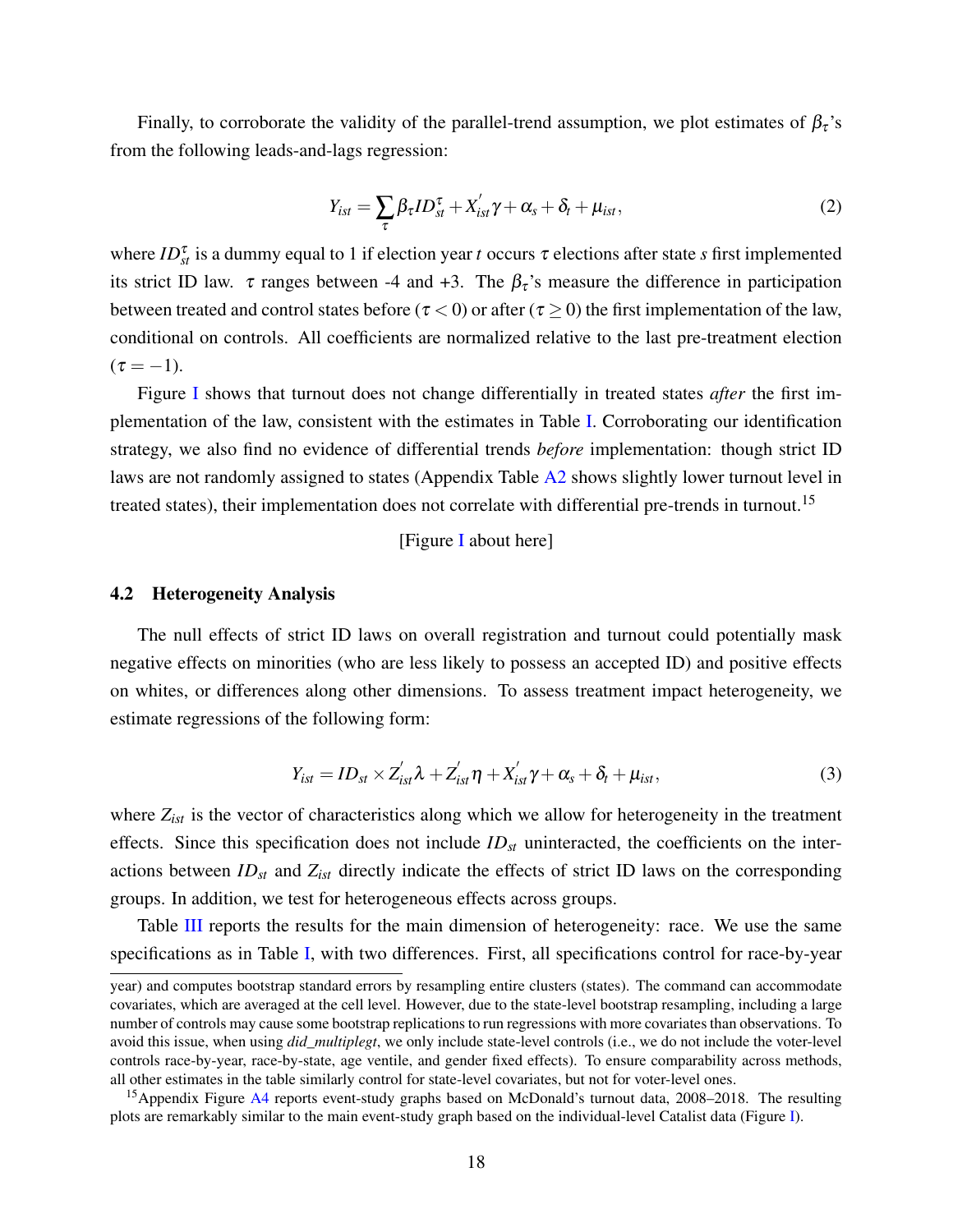Finally, to corroborate the validity of the parallel-trend assumption, we plot estimates of $\beta_\tau$'s from the following leads-and-lags regression:

$$Y_{ist} = \sum_{\tau} \beta_\tau ID_{st}^{\tau} + X_{ist}^{'}\gamma + \alpha_s + \delta_t + \mu_{ist}, \tag{2}$$

where $ID_{st}^{\tau}$ is a dummy equal to 1 if election year $t$ occurs $\tau$ elections after state $s$ first implemented its strict ID law. $\tau$ ranges between -4 and +3. The $\beta_\tau$'s measure the difference in participation between treated and control states before ($\tau < 0$) or after ($\tau \geq 0$) the first implementation of the law, conditional on controls. All coefficients are normalized relative to the last pre-treatment election ($\tau = -1$).

Figure I shows that turnout does not change differentially in treated states *after* the first implementation of the law, consistent with the estimates in Table I. Corroborating our identification strategy, we also find no evidence of differential trends *before* implementation: though strict ID laws are not randomly assigned to states (Appendix Table A2 shows slightly lower turnout level in treated states), their implementation does not correlate with differential pre-trends in turnout.[15]

[Figure I about here]

## 4.2 Heterogeneity Analysis

The null effects of strict ID laws on overall registration and turnout could potentially mask negative effects on minorities (who are less likely to possess an accepted ID) and positive effects on whites, or differences along other dimensions. To assess treatment impact heterogeneity, we estimate regressions of the following form:

$$Y_{ist} = ID_{st} \times Z_{ist}^{'}\lambda + Z_{ist}^{'}\eta + X_{ist}^{'}\gamma + \alpha_s + \delta_t + \mu_{ist}, \tag{3}$$

where $Z_{ist}$ is the vector of characteristics along which we allow for heterogeneity in the treatment effects. Since this specification does not include $ID_{st}$ uninteracted, the coefficients on the interactions between $ID_{st}$ and $Z_{ist}$ directly indicate the effects of strict ID laws on the corresponding groups. In addition, we test for heterogeneous effects across groups.

Table III reports the results for the main dimension of heterogeneity: race. We use the same specifications as in Table I, with two differences. First, all specifications control for race-by-year

year) and computes bootstrap standard errors by resampling entire clusters (states). The command can accommodate covariates, which are averaged at the cell level. However, due to the state-level bootstrap resampling, including a large number of controls may cause some bootstrap replications to run regressions with more covariates than observations. To avoid this issue, when using *did_multiplegt*, we only include state-level controls (i.e., we do not include the voter-level controls race-by-year, race-by-state, age ventile, and gender fixed effects). To ensure comparability across methods, all other estimates in the table similarly control for state-level covariates, but not for voter-level ones.

[15] Appendix Figure A4 reports event-study graphs based on McDonald's turnout data, 2008–2018. The resulting plots are remarkably similar to the main event-study graph based on the individual-level Catalist data (Figure I).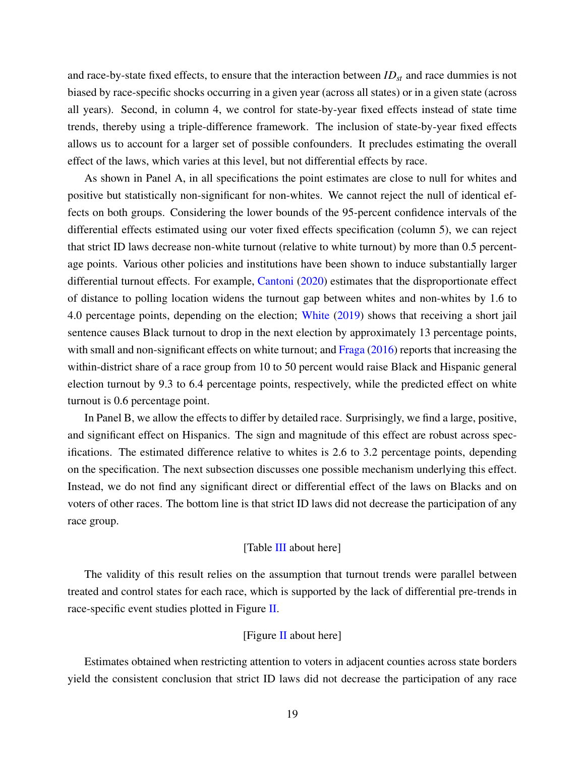and race-by-state fixed effects, to ensure that the interaction between $ID_{st}$ and race dummies is not biased by race-specific shocks occurring in a given year (across all states) or in a given state (across all years). Second, in column 4, we control for state-by-year fixed effects instead of state time trends, thereby using a triple-difference framework. The inclusion of state-by-year fixed effects allows us to account for a larger set of possible confounders. It precludes estimating the overall effect of the laws, which varies at this level, but not differential effects by race.

As shown in Panel A, in all specifications the point estimates are close to null for whites and positive but statistically non-significant for non-whites. We cannot reject the null of identical effects on both groups. Considering the lower bounds of the 95-percent confidence intervals of the differential effects estimated using our voter fixed effects specification (column 5), we can reject that strict ID laws decrease non-white turnout (relative to white turnout) by more than 0.5 percentage points. Various other policies and institutions have been shown to induce substantially larger differential turnout effects. For example, Cantoni (2020) estimates that the disproportionate effect of distance to polling location widens the turnout gap between whites and non-whites by 1.6 to 4.0 percentage points, depending on the election; White (2019) shows that receiving a short jail sentence causes Black turnout to drop in the next election by approximately 13 percentage points, with small and non-significant effects on white turnout; and Fraga (2016) reports that increasing the within-district share of a race group from 10 to 50 percent would raise Black and Hispanic general election turnout by 9.3 to 6.4 percentage points, respectively, while the predicted effect on white turnout is 0.6 percentage point.

In Panel B, we allow the effects to differ by detailed race. Surprisingly, we find a large, positive, and significant effect on Hispanics. The sign and magnitude of this effect are robust across specifications. The estimated difference relative to whites is 2.6 to 3.2 percentage points, depending on the specification. The next subsection discusses one possible mechanism underlying this effect. Instead, we do not find any significant direct or differential effect of the laws on Blacks and on voters of other races. The bottom line is that strict ID laws did not decrease the participation of any race group.

[Table III about here]

The validity of this result relies on the assumption that turnout trends were parallel between treated and control states for each race, which is supported by the lack of differential pre-trends in race-specific event studies plotted in Figure II.

[Figure II about here]

Estimates obtained when restricting attention to voters in adjacent counties across state borders yield the consistent conclusion that strict ID laws did not decrease the participation of any race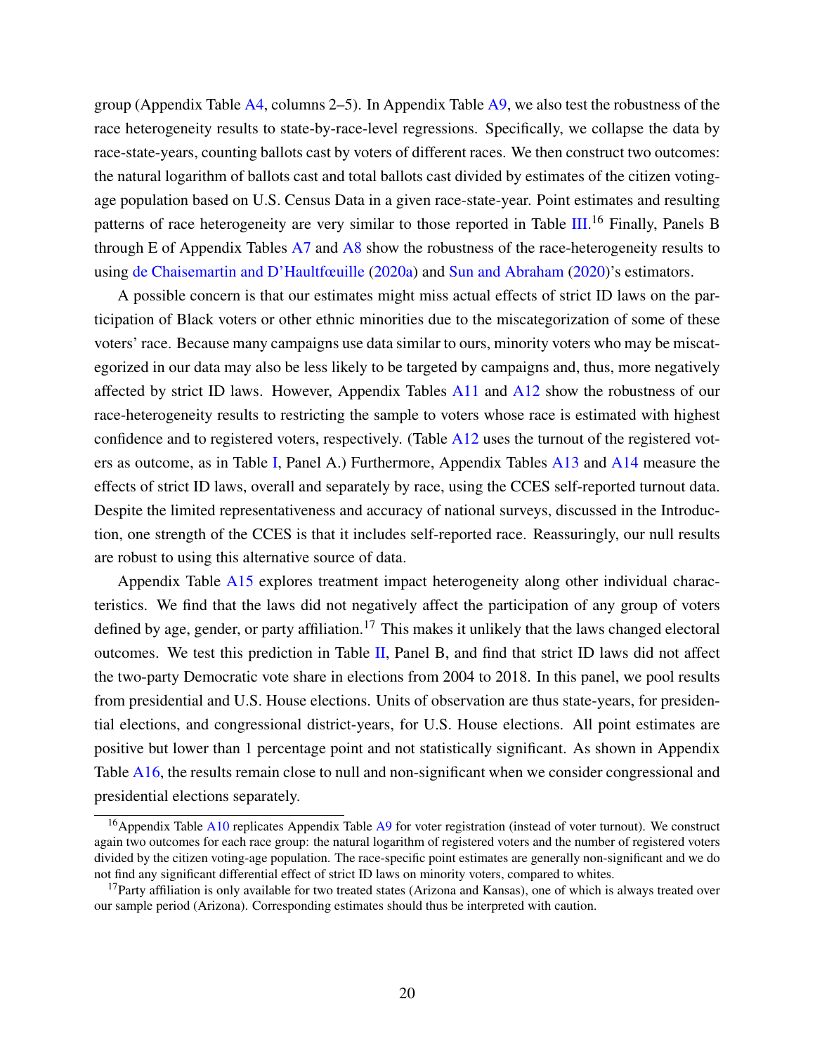group (Appendix Table A4, columns 2–5). In Appendix Table A9, we also test the robustness of the race heterogeneity results to state-by-race-level regressions. Specifically, we collapse the data by race-state-years, counting ballots cast by voters of different races. We then construct two outcomes: the natural logarithm of ballots cast and total ballots cast divided by estimates of the citizen voting-age population based on U.S. Census Data in a given race-state-year. Point estimates and resulting patterns of race heterogeneity are very similar to those reported in Table III.[16] Finally, Panels B through E of Appendix Tables A7 and A8 show the robustness of the race-heterogeneity results to using de Chaisemartin and D'Haultfœuille (2020a) and Sun and Abraham (2020)'s estimators.

A possible concern is that our estimates might miss actual effects of strict ID laws on the participation of Black voters or other ethnic minorities due to the miscategorization of some of these voters' race. Because many campaigns use data similar to ours, minority voters who may be miscategorized in our data may also be less likely to be targeted by campaigns and, thus, more negatively affected by strict ID laws. However, Appendix Tables A11 and A12 show the robustness of our race-heterogeneity results to restricting the sample to voters whose race is estimated with highest confidence and to registered voters, respectively. (Table A12 uses the turnout of the registered voters as outcome, as in Table I, Panel A.) Furthermore, Appendix Tables A13 and A14 measure the effects of strict ID laws, overall and separately by race, using the CCES self-reported turnout data. Despite the limited representativeness and accuracy of national surveys, discussed in the Introduction, one strength of the CCES is that it includes self-reported race. Reassuringly, our null results are robust to using this alternative source of data.

Appendix Table A15 explores treatment impact heterogeneity along other individual characteristics. We find that the laws did not negatively affect the participation of any group of voters defined by age, gender, or party affiliation.[17] This makes it unlikely that the laws changed electoral outcomes. We test this prediction in Table II, Panel B, and find that strict ID laws did not affect the two-party Democratic vote share in elections from 2004 to 2018. In this panel, we pool results from presidential and U.S. House elections. Units of observation are thus state-years, for presidential elections, and congressional district-years, for U.S. House elections. All point estimates are positive but lower than 1 percentage point and not statistically significant. As shown in Appendix Table A16, the results remain close to null and non-significant when we consider congressional and presidential elections separately.

[16] Appendix Table A10 replicates Appendix Table A9 for voter registration (instead of voter turnout). We construct again two outcomes for each race group: the natural logarithm of registered voters and the number of registered voters divided by the citizen voting-age population. The race-specific point estimates are generally non-significant and we do not find any significant differential effect of strict ID laws on minority voters, compared to whites.

[17] Party affiliation is only available for two treated states (Arizona and Kansas), one of which is always treated over our sample period (Arizona). Corresponding estimates should thus be interpreted with caution.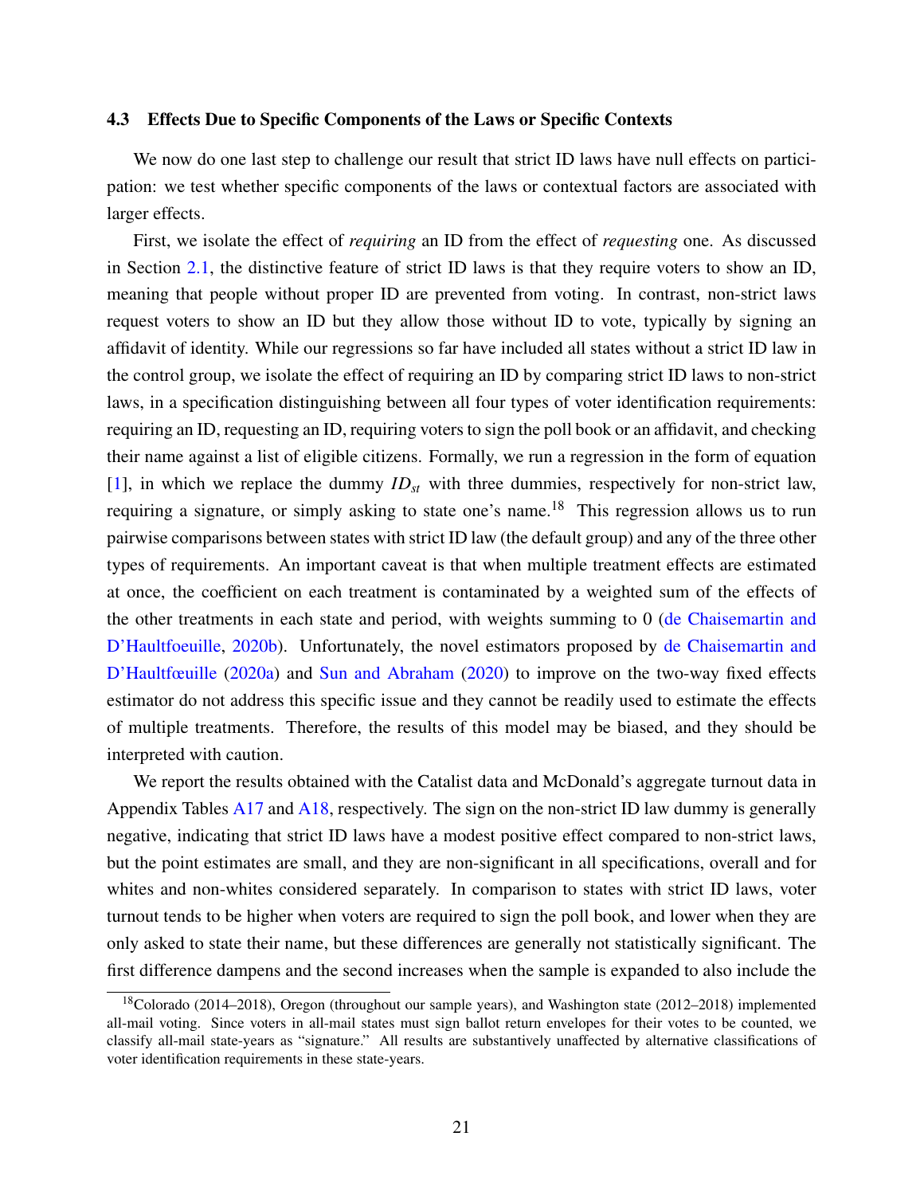### 4.3 Effects Due to Specific Components of the Laws or Specific Contexts

We now do one last step to challenge our result that strict ID laws have null effects on participation: we test whether specific components of the laws or contextual factors are associated with larger effects.

First, we isolate the effect of *requiring* an ID from the effect of *requesting* one. As discussed in Section 2.1, the distinctive feature of strict ID laws is that they require voters to show an ID, meaning that people without proper ID are prevented from voting. In contrast, non-strict laws request voters to show an ID but they allow those without ID to vote, typically by signing an affidavit of identity. While our regressions so far have included all states without a strict ID law in the control group, we isolate the effect of requiring an ID by comparing strict ID laws to non-strict laws, in a specification distinguishing between all four types of voter identification requirements: requiring an ID, requesting an ID, requiring voters to sign the poll book or an affidavit, and checking their name against a list of eligible citizens. Formally, we run a regression in the form of equation [1], in which we replace the dummy $ID_{st}$ with three dummies, respectively for non-strict law, requiring a signature, or simply asking to state one's name.[18] This regression allows us to run pairwise comparisons between states with strict ID law (the default group) and any of the three other types of requirements. An important caveat is that when multiple treatment effects are estimated at once, the coefficient on each treatment is contaminated by a weighted sum of the effects of the other treatments in each state and period, with weights summing to 0 (de Chaisemartin and D'Haultfoeuille, 2020b). Unfortunately, the novel estimators proposed by de Chaisemartin and D'Haultfœuille (2020a) and Sun and Abraham (2020) to improve on the two-way fixed effects estimator do not address this specific issue and they cannot be readily used to estimate the effects of multiple treatments. Therefore, the results of this model may be biased, and they should be interpreted with caution.

We report the results obtained with the Catalist data and McDonald's aggregate turnout data in Appendix Tables A17 and A18, respectively. The sign on the non-strict ID law dummy is generally negative, indicating that strict ID laws have a modest positive effect compared to non-strict laws, but the point estimates are small, and they are non-significant in all specifications, overall and for whites and non-whites considered separately. In comparison to states with strict ID laws, voter turnout tends to be higher when voters are required to sign the poll book, and lower when they are only asked to state their name, but these differences are generally not statistically significant. The first difference dampens and the second increases when the sample is expanded to also include the

[18] Colorado (2014–2018), Oregon (throughout our sample years), and Washington state (2012–2018) implemented all-mail voting. Since voters in all-mail states must sign ballot return envelopes for their votes to be counted, we classify all-mail state-years as "signature." All results are substantively unaffected by alternative classifications of voter identification requirements in these state-years.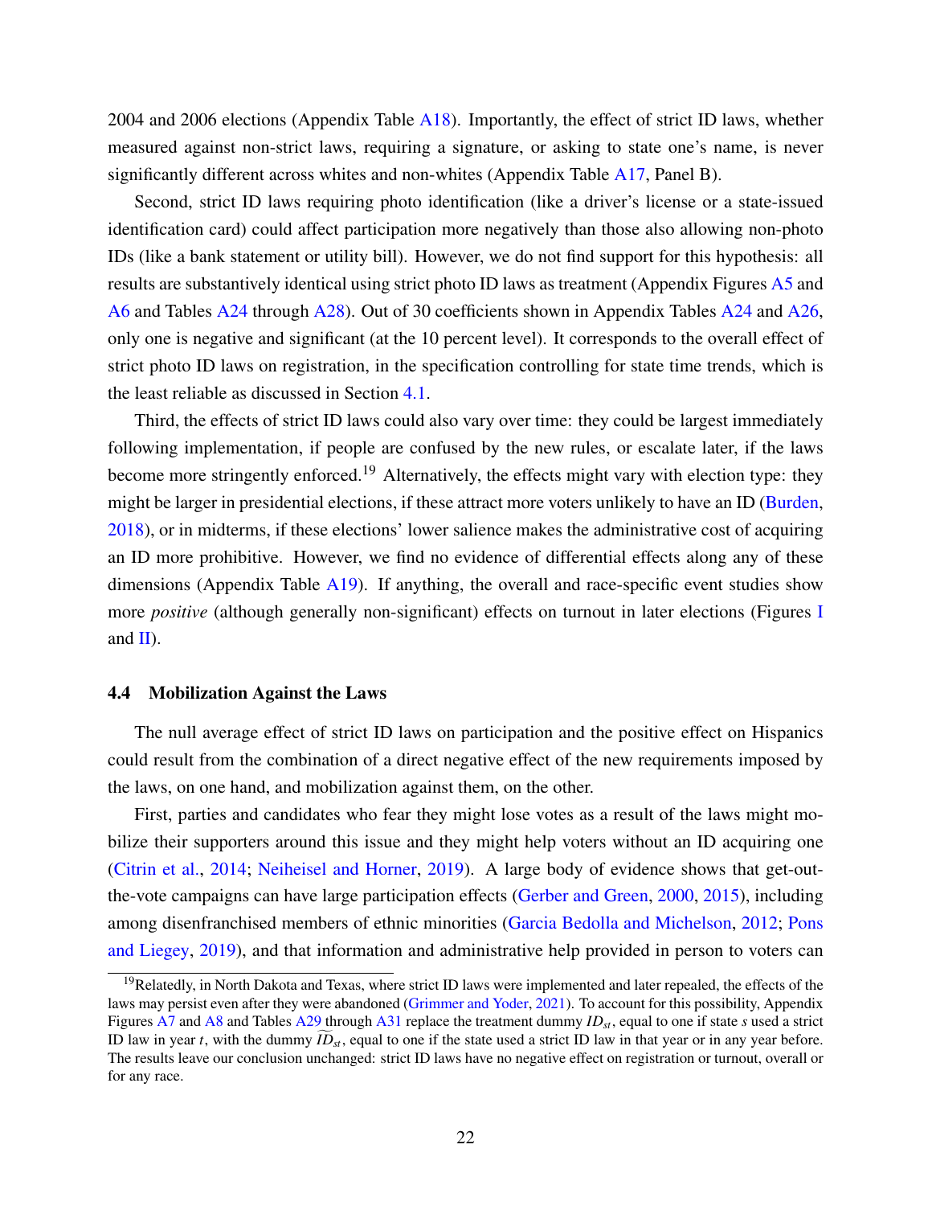2004 and 2006 elections (Appendix Table A18). Importantly, the effect of strict ID laws, whether measured against non-strict laws, requiring a signature, or asking to state one's name, is never significantly different across whites and non-whites (Appendix Table A17, Panel B).

Second, strict ID laws requiring photo identification (like a driver's license or a state-issued identification card) could affect participation more negatively than those also allowing non-photo IDs (like a bank statement or utility bill). However, we do not find support for this hypothesis: all results are substantively identical using strict photo ID laws as treatment (Appendix Figures A5 and A6 and Tables A24 through A28). Out of 30 coefficients shown in Appendix Tables A24 and A26, only one is negative and significant (at the 10 percent level). It corresponds to the overall effect of strict photo ID laws on registration, in the specification controlling for state time trends, which is the least reliable as discussed in Section 4.1.

Third, the effects of strict ID laws could also vary over time: they could be largest immediately following implementation, if people are confused by the new rules, or escalate later, if the laws become more stringently enforced.[19] Alternatively, the effects might vary with election type: they might be larger in presidential elections, if these attract more voters unlikely to have an ID (Burden, 2018), or in midterms, if these elections' lower salience makes the administrative cost of acquiring an ID more prohibitive. However, we find no evidence of differential effects along any of these dimensions (Appendix Table A19). If anything, the overall and race-specific event studies show more *positive* (although generally non-significant) effects on turnout in later elections (Figures I and II).

### 4.4 Mobilization Against the Laws

The null average effect of strict ID laws on participation and the positive effect on Hispanics could result from the combination of a direct negative effect of the new requirements imposed by the laws, on one hand, and mobilization against them, on the other.

First, parties and candidates who fear they might lose votes as a result of the laws might mobilize their supporters around this issue and they might help voters without an ID acquiring one (Citrin et al., 2014; Neiheisel and Horner, 2019). A large body of evidence shows that get-out-the-vote campaigns can have large participation effects (Gerber and Green, 2000, 2015), including among disenfranchised members of ethnic minorities (Garcia Bedolla and Michelson, 2012; Pons and Liegey, 2019), and that information and administrative help provided in person to voters can

[19] Relatedly, in North Dakota and Texas, where strict ID laws were implemented and later repealed, the effects of the laws may persist even after they were abandoned (Grimmer and Yoder, 2021). To account for this possibility, Appendix Figures A7 and A8 and Tables A29 through A31 replace the treatment dummy $ID_{st}$, equal to one if state $s$ used a strict ID law in year $t$, with the dummy $\widetilde{ID}_{st}$, equal to one if the state used a strict ID law in that year or in any year before. The results leave our conclusion unchanged: strict ID laws have no negative effect on registration or turnout, overall or for any race.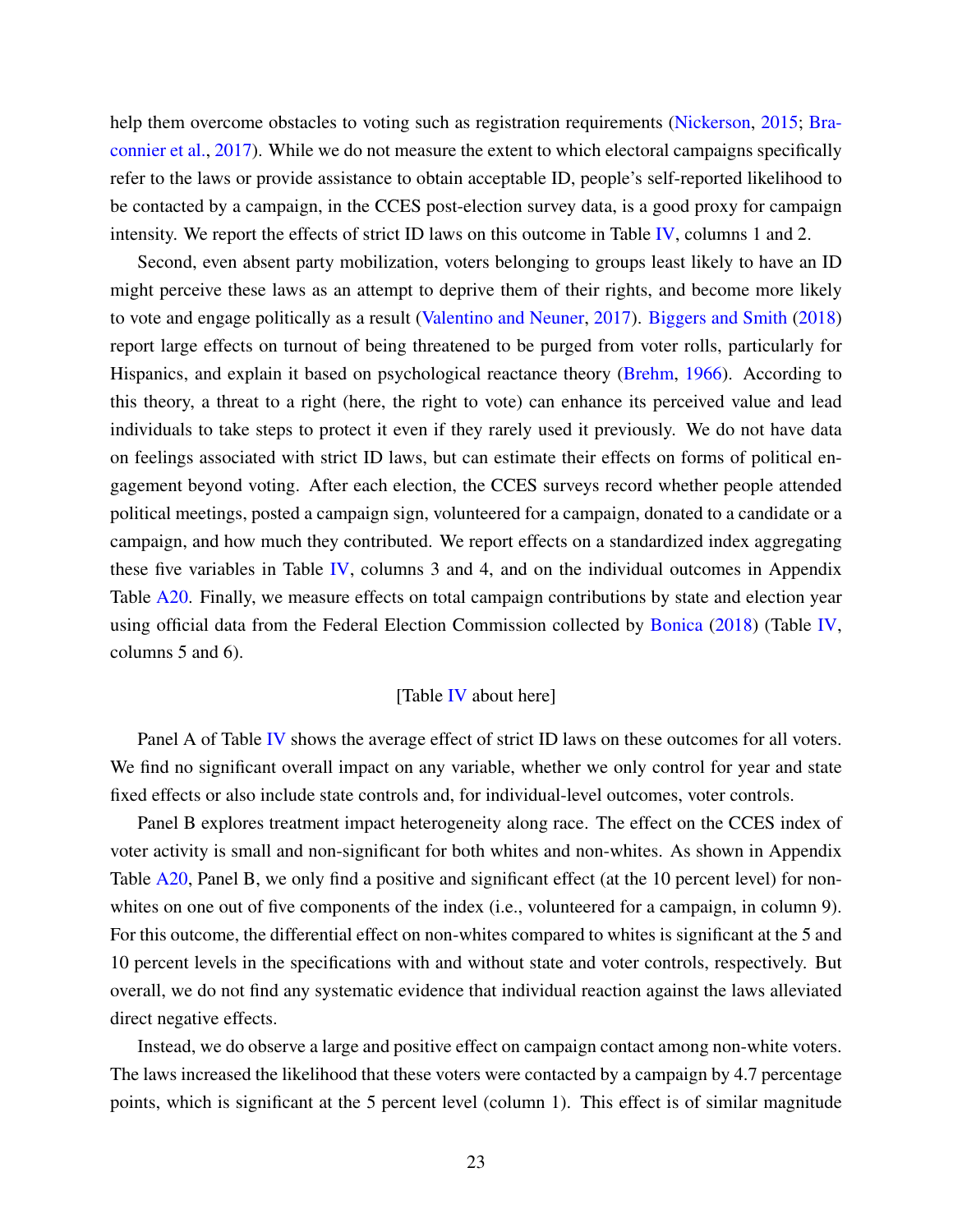help them overcome obstacles to voting such as registration requirements (Nickerson, 2015; Braconnier et al., 2017). While we do not measure the extent to which electoral campaigns specifically refer to the laws or provide assistance to obtain acceptable ID, people's self-reported likelihood to be contacted by a campaign, in the CCES post-election survey data, is a good proxy for campaign intensity. We report the effects of strict ID laws on this outcome in Table IV, columns 1 and 2.

Second, even absent party mobilization, voters belonging to groups least likely to have an ID might perceive these laws as an attempt to deprive them of their rights, and become more likely to vote and engage politically as a result (Valentino and Neuner, 2017). Biggers and Smith (2018) report large effects on turnout of being threatened to be purged from voter rolls, particularly for Hispanics, and explain it based on psychological reactance theory (Brehm, 1966). According to this theory, a threat to a right (here, the right to vote) can enhance its perceived value and lead individuals to take steps to protect it even if they rarely used it previously. We do not have data on feelings associated with strict ID laws, but can estimate their effects on forms of political engagement beyond voting. After each election, the CCES surveys record whether people attended political meetings, posted a campaign sign, volunteered for a campaign, donated to a candidate or a campaign, and how much they contributed. We report effects on a standardized index aggregating these five variables in Table IV, columns 3 and 4, and on the individual outcomes in Appendix Table A20. Finally, we measure effects on total campaign contributions by state and election year using official data from the Federal Election Commission collected by Bonica (2018) (Table IV, columns 5 and 6).

[Table IV about here]

Panel A of Table IV shows the average effect of strict ID laws on these outcomes for all voters. We find no significant overall impact on any variable, whether we only control for year and state fixed effects or also include state controls and, for individual-level outcomes, voter controls.

Panel B explores treatment impact heterogeneity along race. The effect on the CCES index of voter activity is small and non-significant for both whites and non-whites. As shown in Appendix Table A20, Panel B, we only find a positive and significant effect (at the 10 percent level) for non-whites on one out of five components of the index (i.e., volunteered for a campaign, in column 9). For this outcome, the differential effect on non-whites compared to whites is significant at the 5 and 10 percent levels in the specifications with and without state and voter controls, respectively. But overall, we do not find any systematic evidence that individual reaction against the laws alleviated direct negative effects.

Instead, we do observe a large and positive effect on campaign contact among non-white voters. The laws increased the likelihood that these voters were contacted by a campaign by 4.7 percentage points, which is significant at the 5 percent level (column 1). This effect is of similar magnitude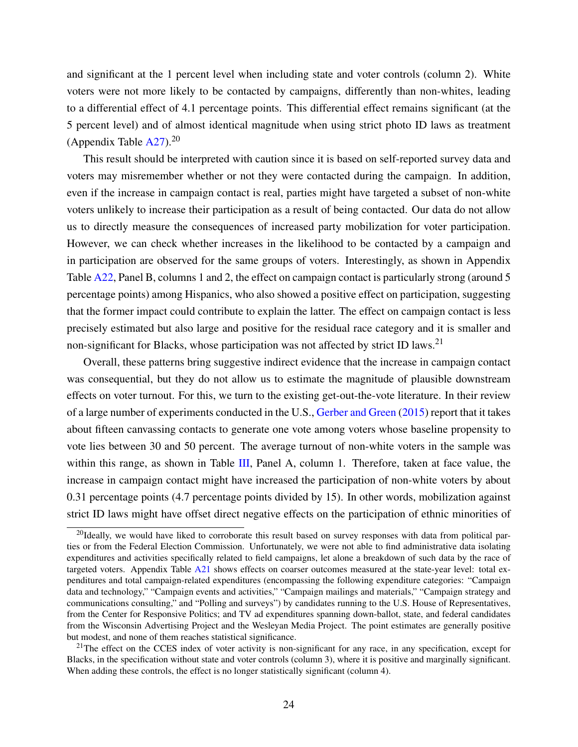and significant at the 1 percent level when including state and voter controls (column 2). White voters were not more likely to be contacted by campaigns, differently than non-whites, leading to a differential effect of 4.1 percentage points. This differential effect remains significant (at the 5 percent level) and of almost identical magnitude when using strict photo ID laws as treatment (Appendix Table A27).[20]

This result should be interpreted with caution since it is based on self-reported survey data and voters may misremember whether or not they were contacted during the campaign. In addition, even if the increase in campaign contact is real, parties might have targeted a subset of non-white voters unlikely to increase their participation as a result of being contacted. Our data do not allow us to directly measure the consequences of increased party mobilization for voter participation. However, we can check whether increases in the likelihood to be contacted by a campaign and in participation are observed for the same groups of voters. Interestingly, as shown in Appendix Table A22, Panel B, columns 1 and 2, the effect on campaign contact is particularly strong (around 5 percentage points) among Hispanics, who also showed a positive effect on participation, suggesting that the former impact could contribute to explain the latter. The effect on campaign contact is less precisely estimated but also large and positive for the residual race category and it is smaller and non-significant for Blacks, whose participation was not affected by strict ID laws.[21]

Overall, these patterns bring suggestive indirect evidence that the increase in campaign contact was consequential, but they do not allow us to estimate the magnitude of plausible downstream effects on voter turnout. For this, we turn to the existing get-out-the-vote literature. In their review of a large number of experiments conducted in the U.S., Gerber and Green (2015) report that it takes about fifteen canvassing contacts to generate one vote among voters whose baseline propensity to vote lies between 30 and 50 percent. The average turnout of non-white voters in the sample was within this range, as shown in Table III, Panel A, column 1. Therefore, taken at face value, the increase in campaign contact might have increased the participation of non-white voters by about 0.31 percentage points (4.7 percentage points divided by 15). In other words, mobilization against strict ID laws might have offset direct negative effects on the participation of ethnic minorities of

---

[20] Ideally, we would have liked to corroborate this result based on survey responses with data from political parties or from the Federal Election Commission. Unfortunately, we were not able to find administrative data isolating expenditures and activities specifically related to field campaigns, let alone a breakdown of such data by the race of targeted voters. Appendix Table A21 shows effects on coarser outcomes measured at the state-year level: total expenditures and total campaign-related expenditures (encompassing the following expenditure categories: "Campaign data and technology," "Campaign events and activities," "Campaign mailings and materials," "Campaign strategy and communications consulting," and "Polling and surveys") by candidates running to the U.S. House of Representatives, from the Center for Responsive Politics; and TV ad expenditures spanning down-ballot, state, and federal candidates from the Wisconsin Advertising Project and the Wesleyan Media Project. The point estimates are generally positive but modest, and none of them reaches statistical significance.

[21] The effect on the CCES index of voter activity is non-significant for any race, in any specification, except for Blacks, in the specification without state and voter controls (column 3), where it is positive and marginally significant. When adding these controls, the effect is no longer statistically significant (column 4).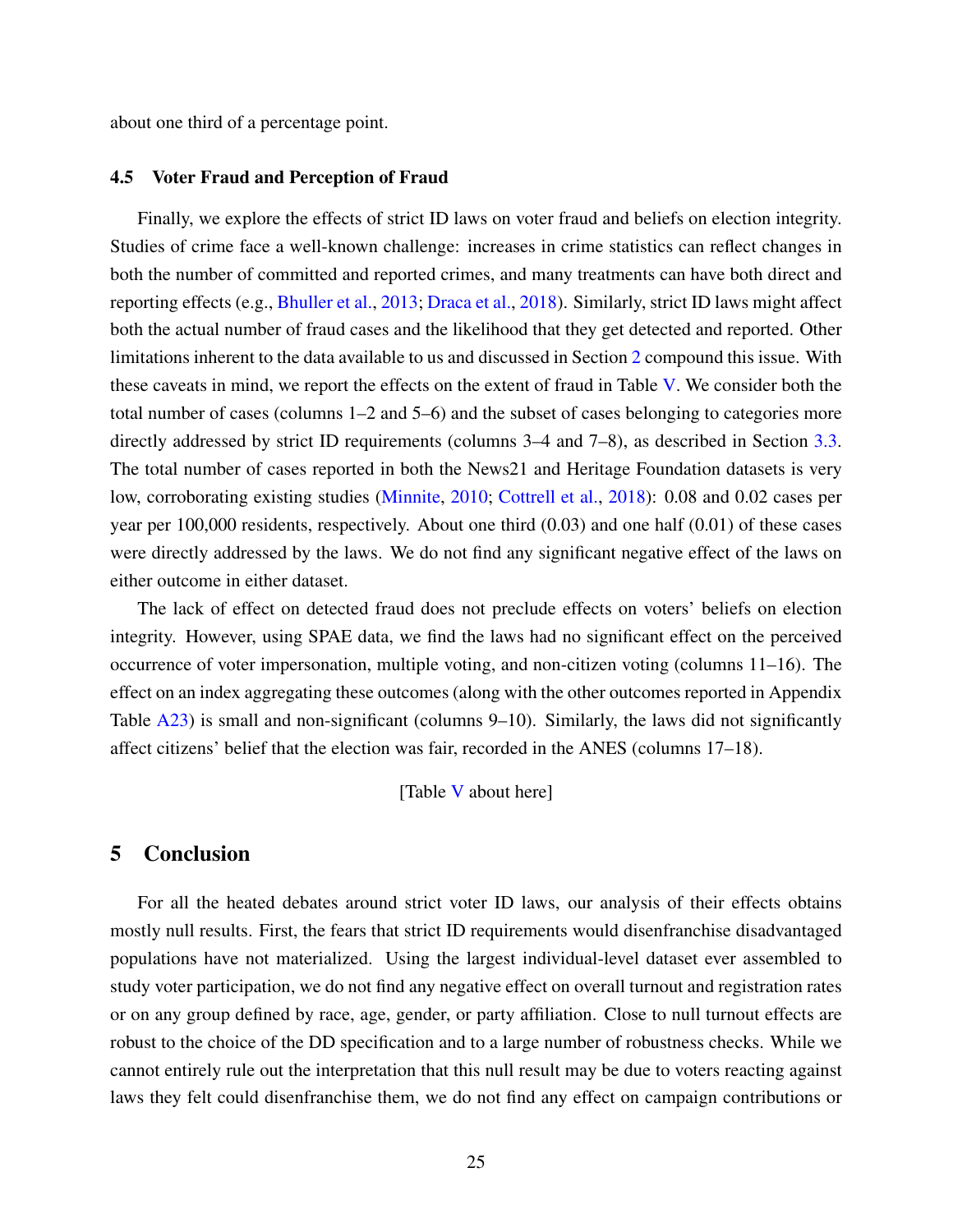about one third of a percentage point.

### 4.5 Voter Fraud and Perception of Fraud

Finally, we explore the effects of strict ID laws on voter fraud and beliefs on election integrity. Studies of crime face a well-known challenge: increases in crime statistics can reflect changes in both the number of committed and reported crimes, and many treatments can have both direct and reporting effects (e.g., Bhuller et al., 2013; Draca et al., 2018). Similarly, strict ID laws might affect both the actual number of fraud cases and the likelihood that they get detected and reported. Other limitations inherent to the data available to us and discussed in Section 2 compound this issue. With these caveats in mind, we report the effects on the extent of fraud in Table V. We consider both the total number of cases (columns 1–2 and 5–6) and the subset of cases belonging to categories more directly addressed by strict ID requirements (columns 3–4 and 7–8), as described in Section 3.3. The total number of cases reported in both the News21 and Heritage Foundation datasets is very low, corroborating existing studies (Minnite, 2010; Cottrell et al., 2018): 0.08 and 0.02 cases per year per 100,000 residents, respectively. About one third (0.03) and one half (0.01) of these cases were directly addressed by the laws. We do not find any significant negative effect of the laws on either outcome in either dataset.

The lack of effect on detected fraud does not preclude effects on voters' beliefs on election integrity. However, using SPAE data, we find the laws had no significant effect on the perceived occurrence of voter impersonation, multiple voting, and non-citizen voting (columns 11–16). The effect on an index aggregating these outcomes (along with the other outcomes reported in Appendix Table A23) is small and non-significant (columns 9–10). Similarly, the laws did not significantly affect citizens' belief that the election was fair, recorded in the ANES (columns 17–18).

[Table V about here]

## 5 Conclusion

For all the heated debates around strict voter ID laws, our analysis of their effects obtains mostly null results. First, the fears that strict ID requirements would disenfranchise disadvantaged populations have not materialized. Using the largest individual-level dataset ever assembled to study voter participation, we do not find any negative effect on overall turnout and registration rates or on any group defined by race, age, gender, or party affiliation. Close to null turnout effects are robust to the choice of the DD specification and to a large number of robustness checks. While we cannot entirely rule out the interpretation that this null result may be due to voters reacting against laws they felt could disenfranchise them, we do not find any effect on campaign contributions or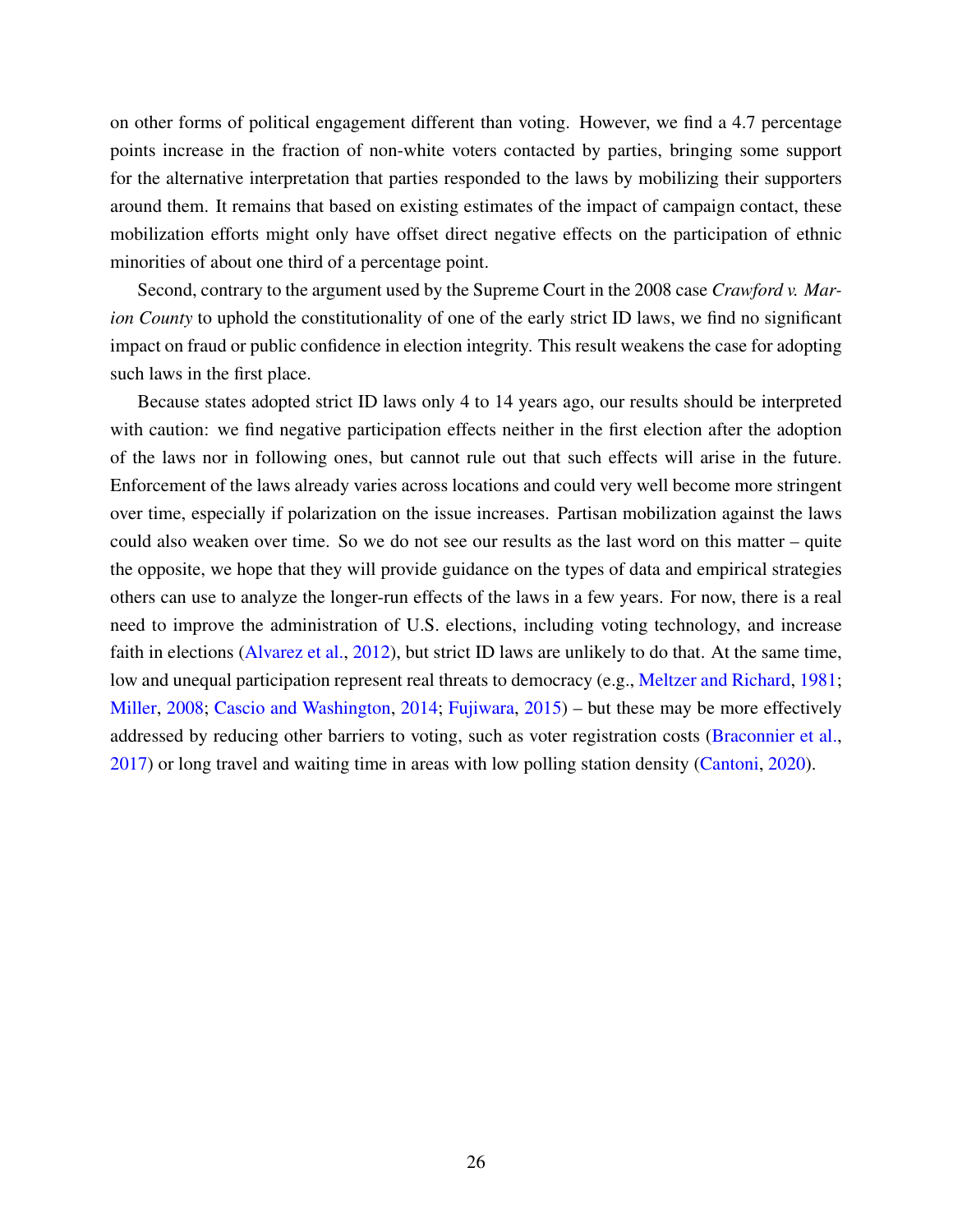on other forms of political engagement different than voting. However, we find a 4.7 percentage points increase in the fraction of non-white voters contacted by parties, bringing some support for the alternative interpretation that parties responded to the laws by mobilizing their supporters around them. It remains that based on existing estimates of the impact of campaign contact, these mobilization efforts might only have offset direct negative effects on the participation of ethnic minorities of about one third of a percentage point.

Second, contrary to the argument used by the Supreme Court in the 2008 case *Crawford v. Marion County* to uphold the constitutionality of one of the early strict ID laws, we find no significant impact on fraud or public confidence in election integrity. This result weakens the case for adopting such laws in the first place.

Because states adopted strict ID laws only 4 to 14 years ago, our results should be interpreted with caution: we find negative participation effects neither in the first election after the adoption of the laws nor in following ones, but cannot rule out that such effects will arise in the future. Enforcement of the laws already varies across locations and could very well become more stringent over time, especially if polarization on the issue increases. Partisan mobilization against the laws could also weaken over time. So we do not see our results as the last word on this matter – quite the opposite, we hope that they will provide guidance on the types of data and empirical strategies others can use to analyze the longer-run effects of the laws in a few years. For now, there is a real need to improve the administration of U.S. elections, including voting technology, and increase faith in elections (Alvarez et al., 2012), but strict ID laws are unlikely to do that. At the same time, low and unequal participation represent real threats to democracy (e.g., Meltzer and Richard, 1981; Miller, 2008; Cascio and Washington, 2014; Fujiwara, 2015) – but these may be more effectively addressed by reducing other barriers to voting, such as voter registration costs (Braconnier et al., 2017) or long travel and waiting time in areas with low polling station density (Cantoni, 2020).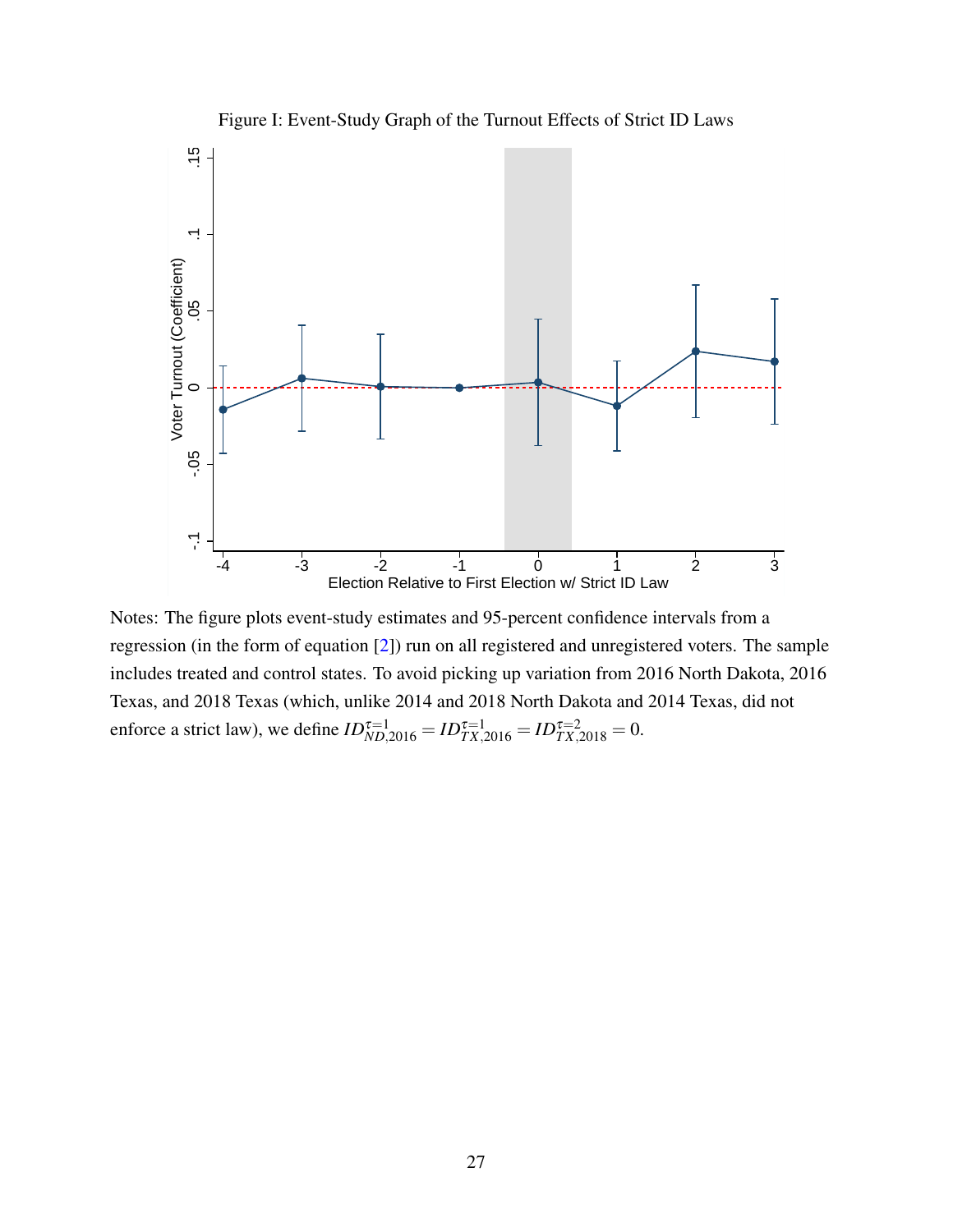Figure I: Event-Study Graph of the Turnout Effects of Strict ID Laws

Notes: The figure plots event-study estimates and 95-percent confidence intervals from a regression (in the form of equation [2]) run on all registered and unregistered voters. The sample includes treated and control states. To avoid picking up variation from 2016 North Dakota, 2016 Texas, and 2018 Texas (which, unlike 2014 and 2018 North Dakota and 2014 Texas, did not enforce a strict law), we define $ID^{\tau=1}_{ND,2016} = ID^{\tau=1}_{TX,2016} = ID^{\tau=2}_{TX,2018} = 0$.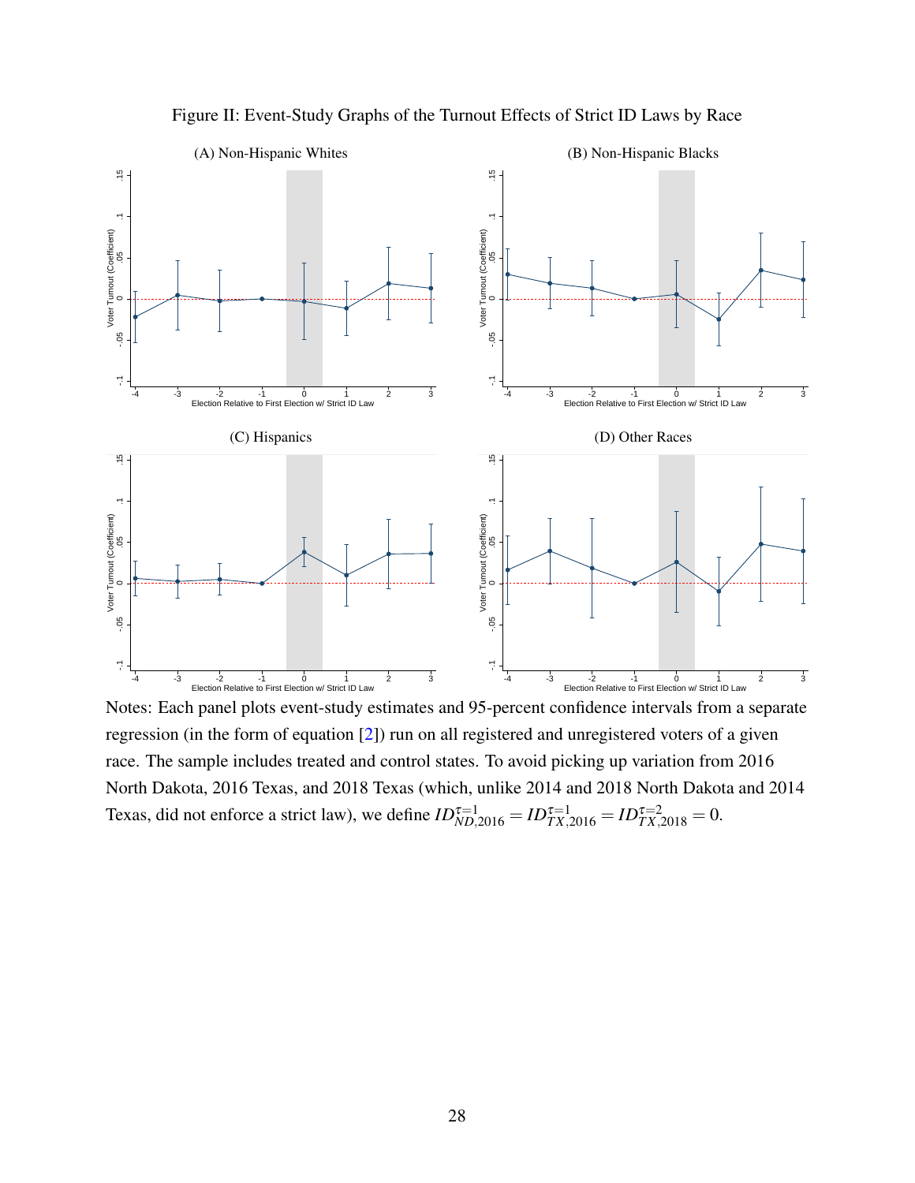Figure II: Event-Study Graphs of the Turnout Effects of Strict ID Laws by Race

Notes: Each panel plots event-study estimates and 95-percent confidence intervals from a separate regression (in the form of equation [2]) run on all registered and unregistered voters of a given race. The sample includes treated and control states. To avoid picking up variation from 2016 North Dakota, 2016 Texas, and 2018 Texas (which, unlike 2014 and 2018 North Dakota and 2014 Texas, did not enforce a strict law), we define $ID^{\tau=1}_{ND,2016} = ID^{\tau=1}_{TX,2016} = ID^{\tau=2}_{TX,2018} = 0$.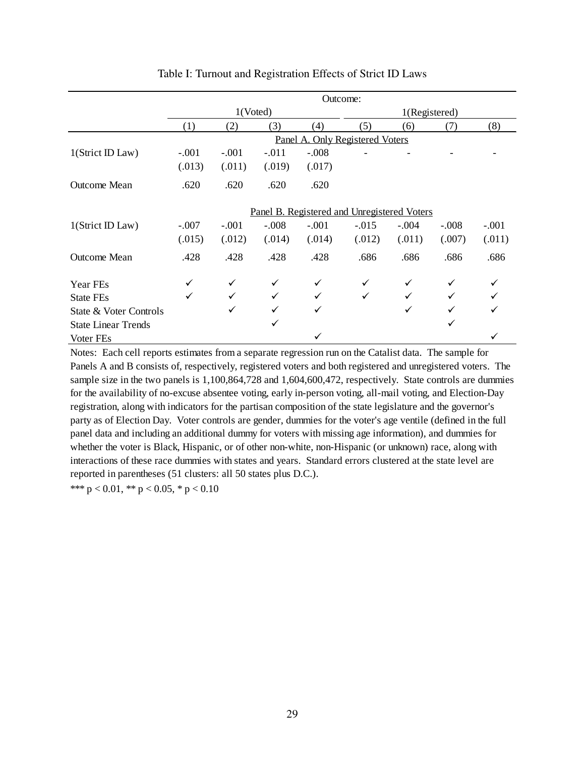Table I: Turnout and Registration Effects of Strict ID Laws

| | Outcome: | | | | | | | |
|---|---|---|---|---|---|---|---|---|
| | 1(Voted) | | | | 1(Registered) | | | |
| | (1) | (2) | (3) | (4) | (5) | (6) | (7) | (8) |
| | Panel A. Only Registered Voters | | | | | | | |
| 1(Strict ID Law) | -.001 | -.001 | -.011 | -.008 | - | - | - | - |
| | (.013) | (.011) | (.019) | (.017) | | | | |
| Outcome Mean | .620 | .620 | .620 | .620 | | | | |
| | Panel B. Registered and Unregistered Voters | | | | | | | |
| 1(Strict ID Law) | -.007 | -.001 | -.008 | -.001 | -.015 | -.004 | -.008 | -.001 |
| | (.015) | (.012) | (.014) | (.014) | (.012) | (.011) | (.007) | (.011) |
| Outcome Mean | .428 | .428 | .428 | .428 | .686 | .686 | .686 | .686 |
| Year FEs | ✓ | ✓ | ✓ | ✓ | ✓ | ✓ | ✓ | ✓ |
| State FEs | ✓ | ✓ | ✓ | ✓ | ✓ | ✓ | ✓ | ✓ |
| State & Voter Controls | | ✓ | ✓ | ✓ | | ✓ | ✓ | ✓ |
| State Linear Trends | | | ✓ | | | | ✓ | |
| Voter FEs | | | | ✓ | | | | ✓ |

Notes: Each cell reports estimates from a separate regression run on the Catalist data. The sample for Panels A and B consists of, respectively, registered voters and both registered and unregistered voters. The sample size in the two panels is 1,100,864,728 and 1,604,600,472, respectively. State controls are dummies for the availability of no-excuse absentee voting, early in-person voting, all-mail voting, and Election-Day registration, along with indicators for the partisan composition of the state legislature and the governor's party as of Election Day. Voter controls are gender, dummies for the voter's age ventile (defined in the full panel data and including an additional dummy for voters with missing age information), and dummies for whether the voter is Black, Hispanic, or of other non-white, non-Hispanic (or unknown) race, along with interactions of these race dummies with states and years. Standard errors clustered at the state level are reported in parentheses (51 clusters: all 50 states plus D.C.).

*** $p < 0.01$, ** $p < 0.05$, * $p < 0.10$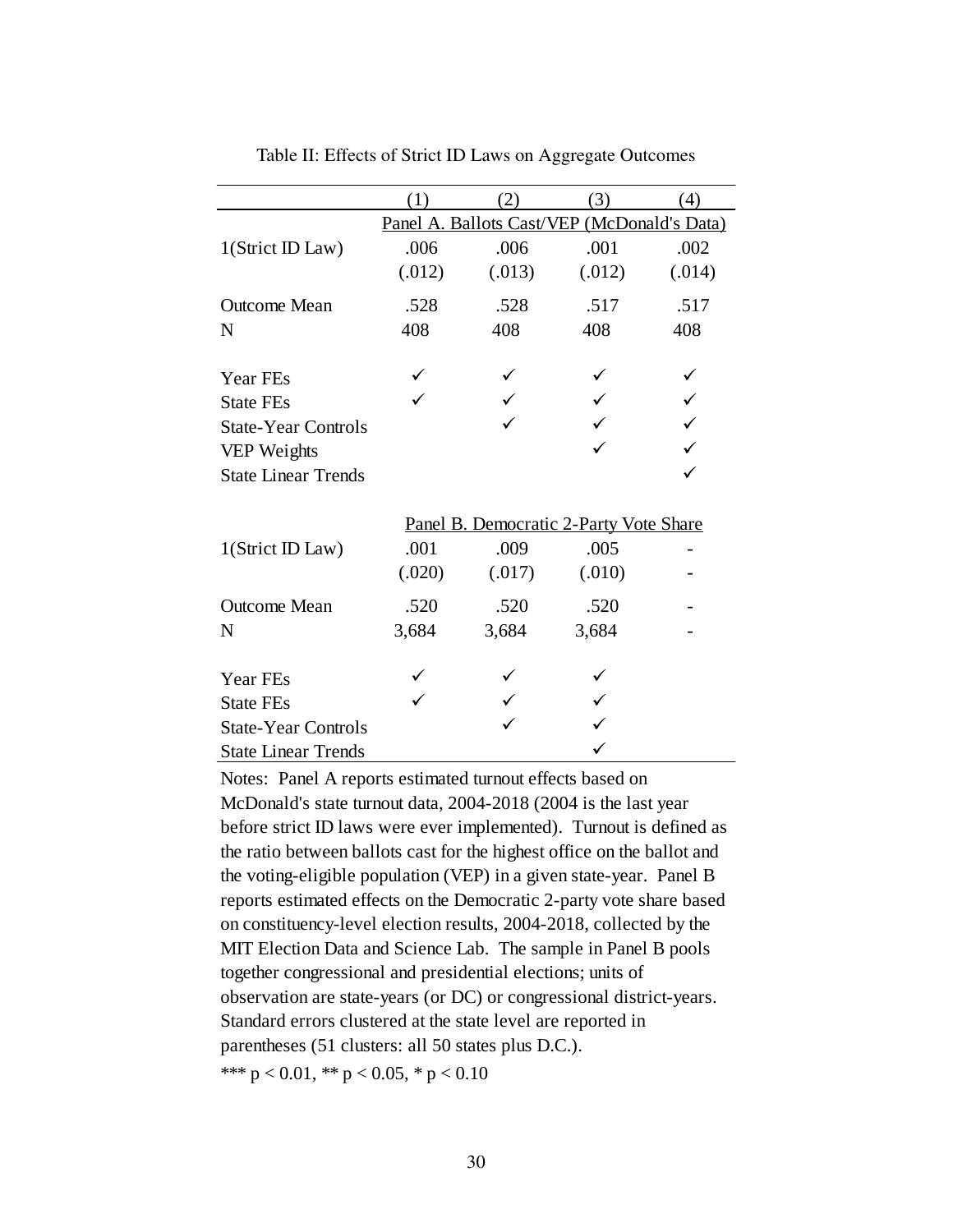Table II: Effects of Strict ID Laws on Aggregate Outcomes

| | (1) | (2) | (3) | (4) |
|---|---|---|---|---|
| | Panel A. Ballots Cast/VEP (McDonald's Data) | | | |
| 1(Strict ID Law) | .006 | .006 | .001 | .002 |
| | (.012) | (.013) | (.012) | (.014) |
| Outcome Mean | .528 | .528 | .517 | .517 |
| N | 408 | 408 | 408 | 408 |
| Year FEs | ✓ | ✓ | ✓ | ✓ |
| State FEs | ✓ | ✓ | ✓ | ✓ |
| State-Year Controls | | ✓ | ✓ | ✓ |
| VEP Weights | | | ✓ | ✓ |
| State Linear Trends | | | | ✓ |
| | Panel B. Democratic 2-Party Vote Share | | | |
| 1(Strict ID Law) | .001 | .009 | .005 | - |
| | (.020) | (.017) | (.010) | - |
| Outcome Mean | .520 | .520 | .520 | - |
| N | 3,684 | 3,684 | 3,684 | - |
| Year FEs | ✓ | ✓ | ✓ | |
| State FEs | ✓ | ✓ | ✓ | |
| State-Year Controls | | ✓ | ✓ | |
| State Linear Trends | | | ✓ | |

Notes: Panel A reports estimated turnout effects based on McDonald's state turnout data, 2004-2018 (2004 is the last year before strict ID laws were ever implemented). Turnout is defined as the ratio between ballots cast for the highest office on the ballot and the voting-eligible population (VEP) in a given state-year. Panel B reports estimated effects on the Democratic 2-party vote share based on constituency-level election results, 2004-2018, collected by the MIT Election Data and Science Lab. The sample in Panel B pools together congressional and presidential elections; units of observation are state-years (or DC) or congressional district-years. Standard errors clustered at the state level are reported in parentheses (51 clusters: all 50 states plus D.C.).

*** $p < 0.01$, ** $p < 0.05$, * $p < 0.10$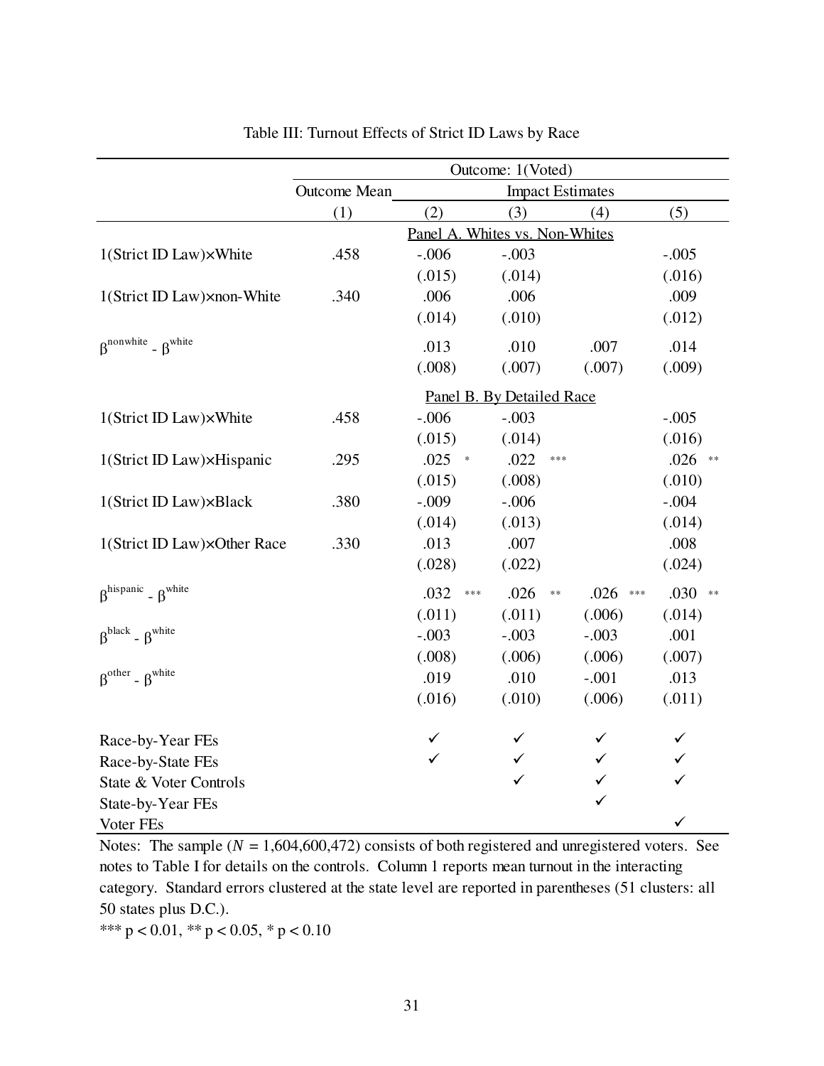Table III: Turnout Effects of Strict ID Laws by Race

| | Outcome: 1(Voted) | | | | |
|---|---|---|---|---|---|
| | Outcome Mean | Impact Estimates | | | |
| | (1) | (2) | (3) | (4) | (5) |
| | | **Panel A. Whites vs. Non-Whites** | | | |
| 1(Strict ID Law)×White | .458 | -.006 | -.003 | | -.005 |
| | | (.015) | (.014) | | (.016) |
| 1(Strict ID Law)×non-White | .340 | .006 | .006 | | .009 |
| | | (.014) | (.010) | | (.012) |
| $\beta^{nonwhite} - \beta^{white}$ | | .013 | .010 | .007 | .014 |
| | | (.008) | (.007) | (.007) | (.009) |
| | | **Panel B. By Detailed Race** | | | |
| 1(Strict ID Law)×White | .458 | -.006 | -.003 | | -.005 |
| | | (.015) | (.014) | | (.016) |
| 1(Strict ID Law)×Hispanic | .295 | .025 * | .022 *** | | .026 ** |
| | | (.015) | (.008) | | (.010) |
| 1(Strict ID Law)×Black | .380 | -.009 | -.006 | | -.004 |
| | | (.014) | (.013) | | (.014) |
| 1(Strict ID Law)×Other Race | .330 | .013 | .007 | | .008 |
| | | (.028) | (.022) | | (.024) |
| $\beta^{hispanic} - \beta^{white}$ | | .032 *** | .026 ** | .026 *** | .030 ** |
| | | (.011) | (.011) | (.006) | (.014) |
| $\beta^{black} - \beta^{white}$ | | -.003 | -.003 | -.003 | .001 |
| | | (.008) | (.006) | (.006) | (.007) |
| $\beta^{other} - \beta^{white}$ | | .019 | .010 | -.001 | .013 |
| | | (.016) | (.010) | (.006) | (.011) |
| Race-by-Year FEs | | ✓ | ✓ | ✓ | ✓ |
| Race-by-State FEs | | ✓ | ✓ | ✓ | ✓ |
| State & Voter Controls | | | ✓ | ✓ | ✓ |
| State-by-Year FEs | | | | ✓ | |
| Voter FEs | | | | | ✓ |

Notes: The sample ($N$ = 1,604,600,472) consists of both registered and unregistered voters. See notes to Table I for details on the controls. Column 1 reports mean turnout in the interacting category. Standard errors clustered at the state level are reported in parentheses (51 clusters: all 50 states plus D.C.).

*** p < 0.01, ** p < 0.05, * p < 0.10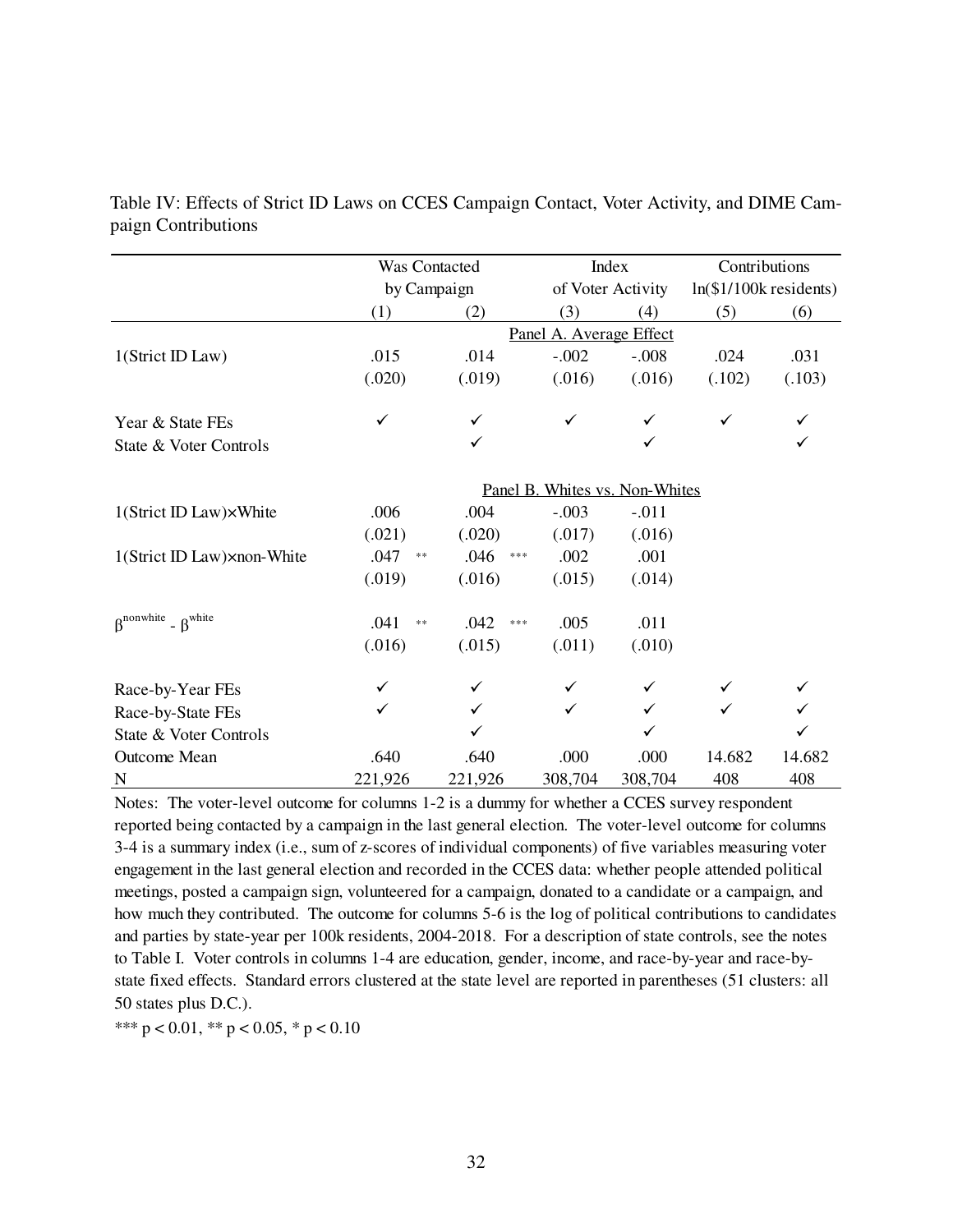Table IV: Effects of Strict ID Laws on CCES Campaign Contact, Voter Activity, and DIME Campaign Contributions

| | Was Contacted by Campaign | | Index of Voter Activity | | Contributions ln($1/100k residents) | |
|---|---|---|---|---|---|---|
| | (1) | (2) | (3) | (4) | (5) | (6) |
| | | | Panel A. Average Effect | | | |
| 1(Strict ID Law) | .015 | .014 | -.002 | -.008 | .024 | .031 |
| | (.020) | (.019) | (.016) | (.016) | (.102) | (.103) |
| Year & State FEs | ✓ | ✓ | ✓ | ✓ | ✓ | ✓ |
| State & Voter Controls | | ✓ | | ✓ | | ✓ |
| | | | Panel B. Whites vs. Non-Whites | | | |
| 1(Strict ID Law)×White | .006 | .004 | -.003 | -.011 | | |
| | (.021) | (.020) | (.017) | (.016) | | |
| 1(Strict ID Law)×non-White | .047 ** | .046 *** | .002 | .001 | | |
| | (.019) | (.016) | (.015) | (.014) | | |
| $\beta^{nonwhite} - \beta^{white}$ | .041 ** | .042 *** | .005 | .011 | | |
| | (.016) | (.015) | (.011) | (.010) | | |
| Race-by-Year FEs | ✓ | ✓ | ✓ | ✓ | ✓ | ✓ |
| Race-by-State FEs | ✓ | ✓ | ✓ | ✓ | ✓ | ✓ |
| State & Voter Controls | | ✓ | | ✓ | | ✓ |
| Outcome Mean | .640 | .640 | .000 | .000 | 14.682 | 14.682 |
| N | 221,926 | 221,926 | 308,704 | 308,704 | 408 | 408 |

Notes: The voter-level outcome for columns 1-2 is a dummy for whether a CCES survey respondent reported being contacted by a campaign in the last general election. The voter-level outcome for columns 3-4 is a summary index (i.e., sum of z-scores of individual components) of five variables measuring voter engagement in the last general election and recorded in the CCES data: whether people attended political meetings, posted a campaign sign, volunteered for a campaign, donated to a candidate or a campaign, and how much they contributed. The outcome for columns 5-6 is the log of political contributions to candidates and parties by state-year per 100k residents, 2004-2018. For a description of state controls, see the notes to Table I. Voter controls in columns 1-4 are education, gender, income, and race-by-year and race-by-state fixed effects. Standard errors clustered at the state level are reported in parentheses (51 clusters: all 50 states plus D.C.).

*** $p < 0.01$, ** $p < 0.05$, * $p < 0.10$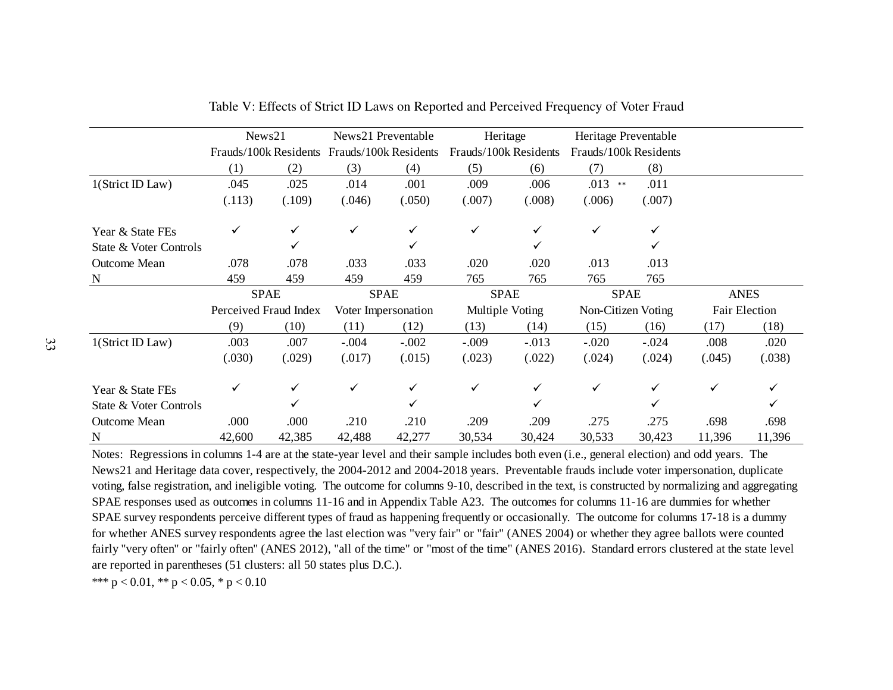Table V: Effects of Strict ID Laws on Reported and Perceived Frequency of Voter Fraud

| | News21 Frauds/100k Residents | | News21 Preventable Frauds/100k Residents | | Heritage Frauds/100k Residents | | Heritage Preventable Frauds/100k Residents | | | |
|---|---|---|---|---|---|---|---|---|---|---|
| | (1) | (2) | (3) | (4) | (5) | (6) | (7) | (8) | | |
| 1(Strict ID Law) | .045 | .025 | .014 | .001 | .009 | .006 | .013 ** | .011 | | |
| | (.113) | (.109) | (.046) | (.050) | (.007) | (.008) | (.006) | (.007) | | |
| Year & State FEs | ✓ | ✓ | ✓ | ✓ | ✓ | ✓ | ✓ | ✓ | | |
| State & Voter Controls | | ✓ | | ✓ | | ✓ | | ✓ | | |
| Outcome Mean | .078 | .078 | .033 | .033 | .020 | .020 | .013 | .013 | | |
| N | 459 | 459 | 459 | 459 | 765 | 765 | 765 | 765 | | |
| | SPAE Perceived Fraud Index | | SPAE Voter Impersonation | | SPAE Multiple Voting | | SPAE Non-Citizen Voting | | ANES Fair Election | |
| | (9) | (10) | (11) | (12) | (13) | (14) | (15) | (16) | (17) | (18) |
| 1(Strict ID Law) | .003 | .007 | -.004 | -.002 | -.009 | -.013 | -.020 | -.024 | .008 | .020 |
| | (.030) | (.029) | (.017) | (.015) | (.023) | (.022) | (.024) | (.024) | (.045) | (.038) |
| Year & State FEs | ✓ | ✓ | ✓ | ✓ | ✓ | ✓ | ✓ | ✓ | ✓ | ✓ |
| State & Voter Controls | | ✓ | | ✓ | | ✓ | | ✓ | | ✓ |
| Outcome Mean | .000 | .000 | .210 | .210 | .209 | .209 | .275 | .275 | .698 | .698 |
| N | 42,600 | 42,385 | 42,488 | 42,277 | 30,534 | 30,424 | 30,533 | 30,423 | 11,396 | 11,396 |

Notes: Regressions in columns 1-4 are at the state-year level and their sample includes both even (i.e., general election) and odd years. The News21 and Heritage data cover, respectively, the 2004-2012 and 2004-2018 years. Preventable frauds include voter impersonation, duplicate voting, false registration, and ineligible voting. The outcome for columns 9-10, described in the text, is constructed by normalizing and aggregating SPAE responses used as outcomes in columns 11-16 and in Appendix Table A23. The outcomes for columns 11-16 are dummies for whether SPAE survey respondents perceive different types of fraud as happening frequently or occasionally. The outcome for columns 17-18 is a dummy for whether ANES survey respondents agree the last election was "very fair" or "fair" (ANES 2004) or whether they agree ballots were counted fairly "very often" or "fairly often" (ANES 2012), "all of the time" or "most of the time" (ANES 2016). Standard errors clustered at the state level are reported in parentheses (51 clusters: all 50 states plus D.C.).

*** $p < 0.01$, ** $p < 0.05$, * $p < 0.10$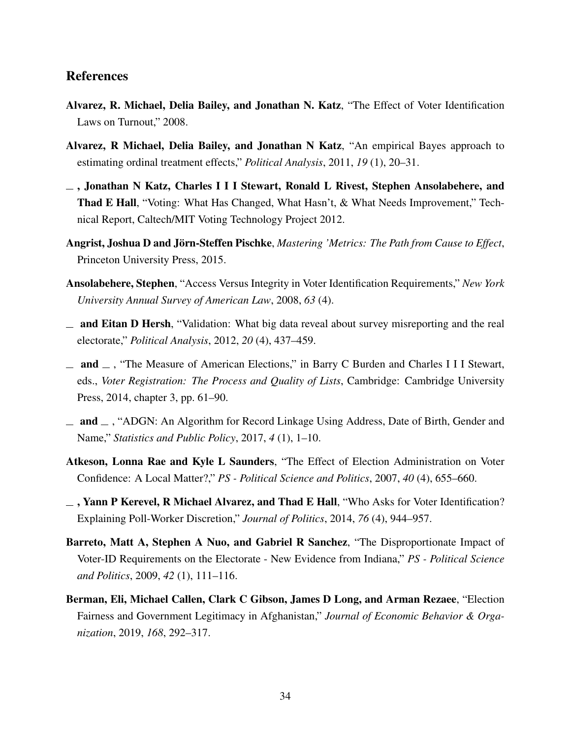## References

**Alvarez, R. Michael, Delia Bailey, and Jonathan N. Katz**, "The Effect of Voter Identification Laws on Turnout," 2008.

**Alvarez, R Michael, Delia Bailey, and Jonathan N Katz**, "An empirical Bayes approach to estimating ordinal treatment effects," *Political Analysis*, 2011, *19* (1), 20–31.

**\_ , Jonathan N Katz, Charles I I I Stewart, Ronald L Rivest, Stephen Ansolabehere, and Thad E Hall**, "Voting: What Has Changed, What Hasn't, & What Needs Improvement," Technical Report, Caltech/MIT Voting Technology Project 2012.

**Angrist, Joshua D and Jörn-Steffen Pischke**, *Mastering 'Metrics: The Path from Cause to Effect*, Princeton University Press, 2015.

**Ansolabehere, Stephen**, "Access Versus Integrity in Voter Identification Requirements," *New York University Annual Survey of American Law*, 2008, *63* (4).

**\_ and Eitan D Hersh**, "Validation: What big data reveal about survey misreporting and the real electorate," *Political Analysis*, 2012, *20* (4), 437–459.

**\_ and \_** , "The Measure of American Elections," in Barry C Burden and Charles I I I Stewart, eds., *Voter Registration: The Process and Quality of Lists*, Cambridge: Cambridge University Press, 2014, chapter 3, pp. 61–90.

**\_ and \_** , "ADGN: An Algorithm for Record Linkage Using Address, Date of Birth, Gender and Name," *Statistics and Public Policy*, 2017, *4* (1), 1–10.

**Atkeson, Lonna Rae and Kyle L Saunders**, "The Effect of Election Administration on Voter Confidence: A Local Matter?," *PS - Political Science and Politics*, 2007, *40* (4), 655–660.

**\_ , Yann P Kerevel, R Michael Alvarez, and Thad E Hall**, "Who Asks for Voter Identification? Explaining Poll-Worker Discretion," *Journal of Politics*, 2014, *76* (4), 944–957.

**Barreto, Matt A, Stephen A Nuo, and Gabriel R Sanchez**, "The Disproportionate Impact of Voter-ID Requirements on the Electorate - New Evidence from Indiana," *PS - Political Science and Politics*, 2009, *42* (1), 111–116.

**Berman, Eli, Michael Callen, Clark C Gibson, James D Long, and Arman Rezaee**, "Election Fairness and Government Legitimacy in Afghanistan," *Journal of Economic Behavior & Organization*, 2019, *168*, 292–317.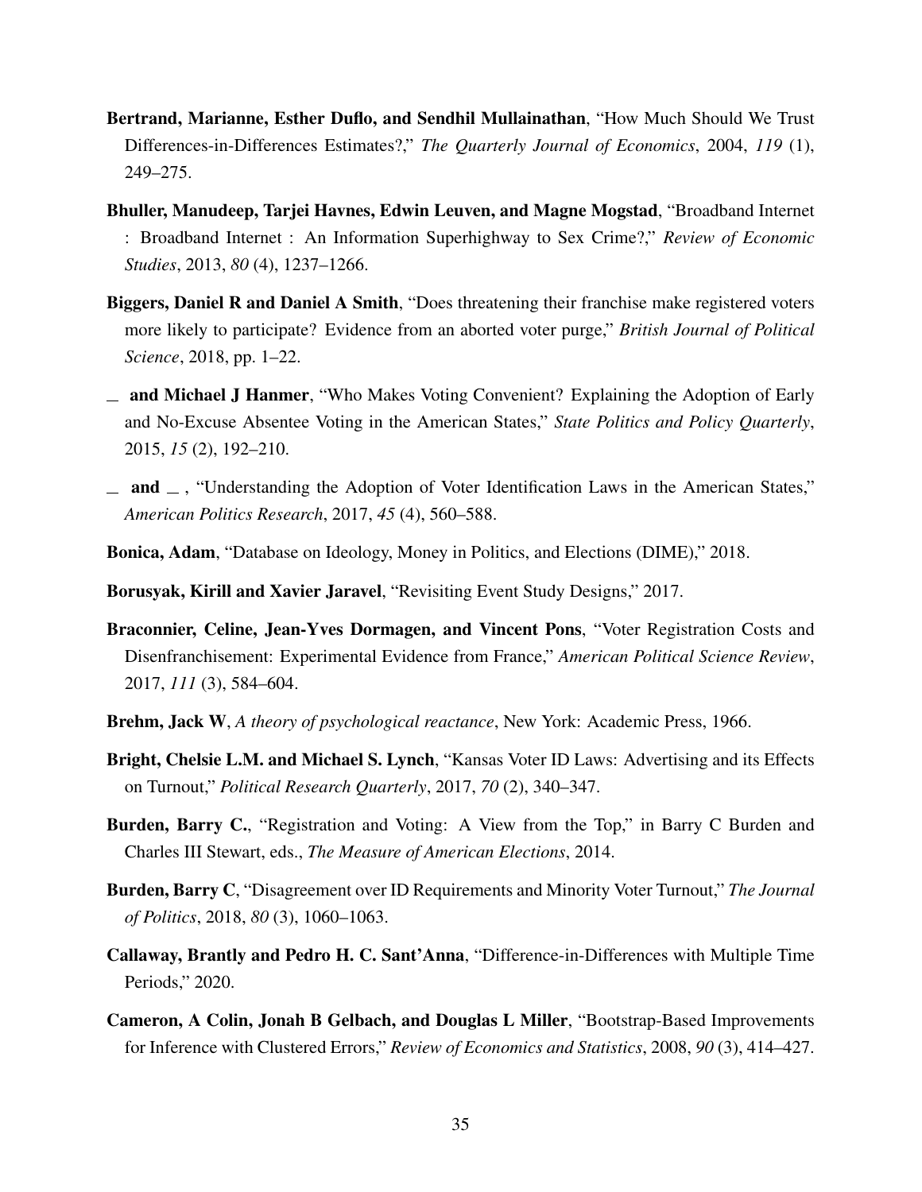**Bertrand, Marianne, Esther Duflo, and Sendhil Mullainathan**, "How Much Should We Trust Differences-in-Differences Estimates?," *The Quarterly Journal of Economics*, 2004, *119* (1), 249–275.

**Bhuller, Manudeep, Tarjei Havnes, Edwin Leuven, and Magne Mogstad**, "Broadband Internet : Broadband Internet : An Information Superhighway to Sex Crime?," *Review of Economic Studies*, 2013, *80* (4), 1237–1266.

**Biggers, Daniel R and Daniel A Smith**, "Does threatening their franchise make registered voters more likely to participate? Evidence from an aborted voter purge," *British Journal of Political Science*, 2018, pp. 1–22.

_ **and Michael J Hanmer**, "Who Makes Voting Convenient? Explaining the Adoption of Early and No-Excuse Absentee Voting in the American States," *State Politics and Policy Quarterly*, 2015, *15* (2), 192–210.

_ **and** _ , "Understanding the Adoption of Voter Identification Laws in the American States," *American Politics Research*, 2017, *45* (4), 560–588.

**Bonica, Adam**, "Database on Ideology, Money in Politics, and Elections (DIME)," 2018.

**Borusyak, Kirill and Xavier Jaravel**, "Revisiting Event Study Designs," 2017.

**Braconnier, Celine, Jean-Yves Dormagen, and Vincent Pons**, "Voter Registration Costs and Disenfranchisement: Experimental Evidence from France," *American Political Science Review*, 2017, *111* (3), 584–604.

**Brehm, Jack W**, *A theory of psychological reactance*, New York: Academic Press, 1966.

**Bright, Chelsie L.M. and Michael S. Lynch**, "Kansas Voter ID Laws: Advertising and its Effects on Turnout," *Political Research Quarterly*, 2017, *70* (2), 340–347.

**Burden, Barry C.**, "Registration and Voting: A View from the Top," in Barry C Burden and Charles III Stewart, eds., *The Measure of American Elections*, 2014.

**Burden, Barry C**, "Disagreement over ID Requirements and Minority Voter Turnout," *The Journal of Politics*, 2018, *80* (3), 1060–1063.

**Callaway, Brantly and Pedro H. C. Sant'Anna**, "Difference-in-Differences with Multiple Time Periods," 2020.

**Cameron, A Colin, Jonah B Gelbach, and Douglas L Miller**, "Bootstrap-Based Improvements for Inference with Clustered Errors," *Review of Economics and Statistics*, 2008, *90* (3), 414–427.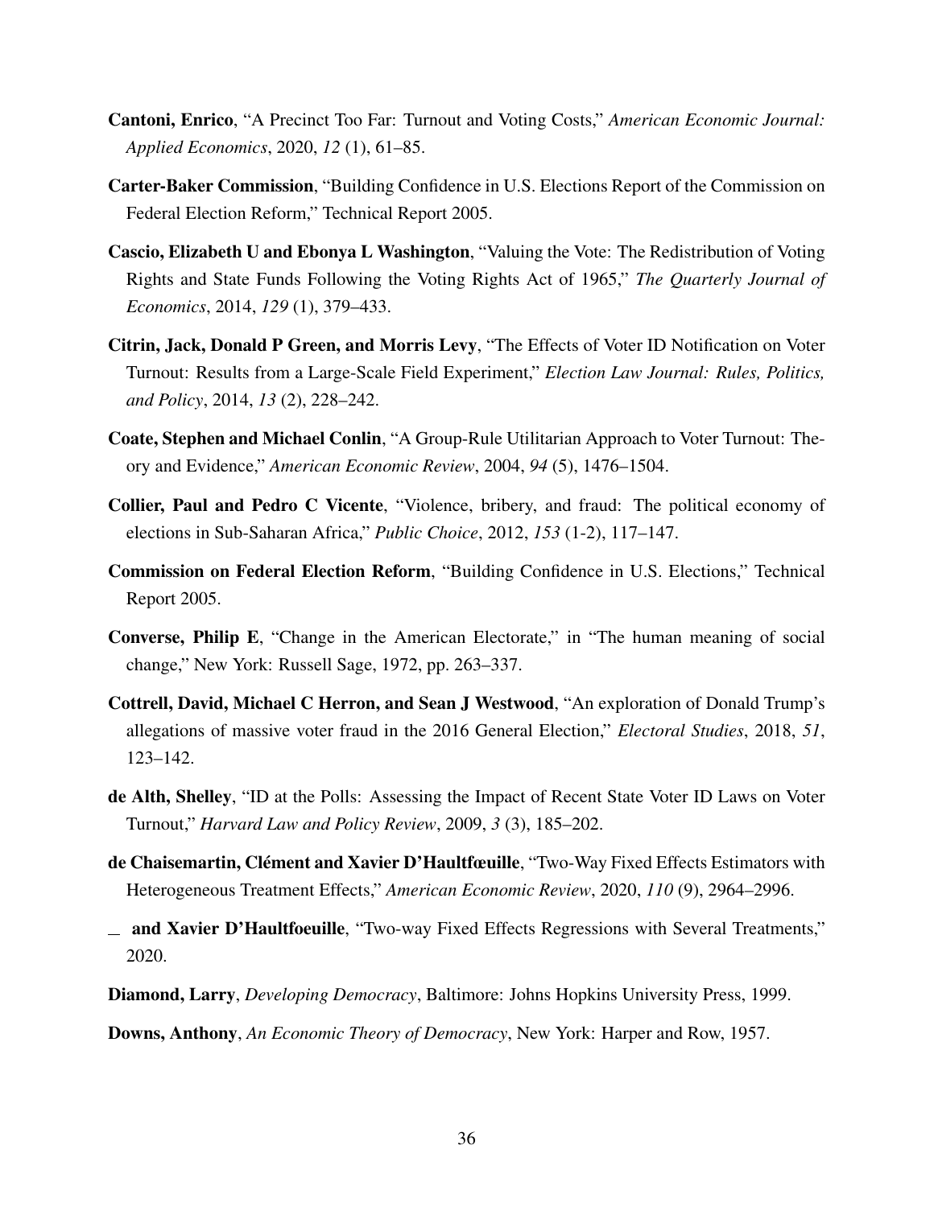**Cantoni, Enrico**, "A Precinct Too Far: Turnout and Voting Costs," *American Economic Journal: Applied Economics*, 2020, *12* (1), 61–85.

**Carter-Baker Commission**, "Building Confidence in U.S. Elections Report of the Commission on Federal Election Reform," Technical Report 2005.

**Cascio, Elizabeth U and Ebonya L Washington**, "Valuing the Vote: The Redistribution of Voting Rights and State Funds Following the Voting Rights Act of 1965," *The Quarterly Journal of Economics*, 2014, *129* (1), 379–433.

**Citrin, Jack, Donald P Green, and Morris Levy**, "The Effects of Voter ID Notification on Voter Turnout: Results from a Large-Scale Field Experiment," *Election Law Journal: Rules, Politics, and Policy*, 2014, *13* (2), 228–242.

**Coate, Stephen and Michael Conlin**, "A Group-Rule Utilitarian Approach to Voter Turnout: Theory and Evidence," *American Economic Review*, 2004, *94* (5), 1476–1504.

**Collier, Paul and Pedro C Vicente**, "Violence, bribery, and fraud: The political economy of elections in Sub-Saharan Africa," *Public Choice*, 2012, *153* (1-2), 117–147.

**Commission on Federal Election Reform**, "Building Confidence in U.S. Elections," Technical Report 2005.

**Converse, Philip E**, "Change in the American Electorate," in "The human meaning of social change," New York: Russell Sage, 1972, pp. 263–337.

**Cottrell, David, Michael C Herron, and Sean J Westwood**, "An exploration of Donald Trump's allegations of massive voter fraud in the 2016 General Election," *Electoral Studies*, 2018, *51*, 123–142.

**de Alth, Shelley**, "ID at the Polls: Assessing the Impact of Recent State Voter ID Laws on Voter Turnout," *Harvard Law and Policy Review*, 2009, *3* (3), 185–202.

**de Chaisemartin, Clément and Xavier D'Haultfœuille**, "Two-Way Fixed Effects Estimators with Heterogeneous Treatment Effects," *American Economic Review*, 2020, *110* (9), 2964–2996.

_ **and Xavier D'Haultfoeuille**, "Two-way Fixed Effects Regressions with Several Treatments," 2020.

**Diamond, Larry**, *Developing Democracy*, Baltimore: Johns Hopkins University Press, 1999.

**Downs, Anthony**, *An Economic Theory of Democracy*, New York: Harper and Row, 1957.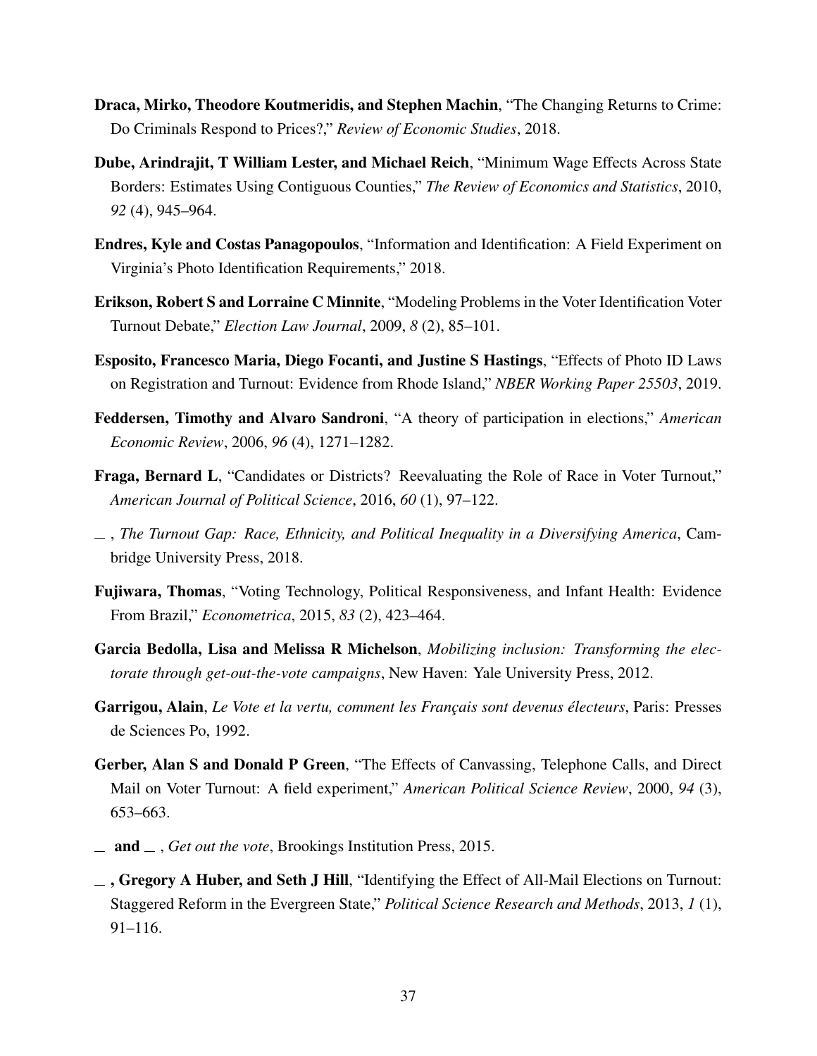**Draca, Mirko, Theodore Koutmeridis, and Stephen Machin**, "The Changing Returns to Crime: Do Criminals Respond to Prices?," *Review of Economic Studies*, 2018.

**Dube, Arindrajit, T William Lester, and Michael Reich**, "Minimum Wage Effects Across State Borders: Estimates Using Contiguous Counties," *The Review of Economics and Statistics*, 2010, *92* (4), 945–964.

**Endres, Kyle and Costas Panagopoulos**, "Information and Identification: A Field Experiment on Virginia's Photo Identification Requirements," 2018.

**Erikson, Robert S and Lorraine C Minnite**, "Modeling Problems in the Voter Identification Voter Turnout Debate," *Election Law Journal*, 2009, *8* (2), 85–101.

**Esposito, Francesco Maria, Diego Focanti, and Justine S Hastings**, "Effects of Photo ID Laws on Registration and Turnout: Evidence from Rhode Island," *NBER Working Paper 25503*, 2019.

**Feddersen, Timothy and Alvaro Sandroni**, "A theory of participation in elections," *American Economic Review*, 2006, *96* (4), 1271–1282.

**Fraga, Bernard L**, "Candidates or Districts? Reevaluating the Role of Race in Voter Turnout," *American Journal of Political Science*, 2016, *60* (1), 97–122.

__ , *The Turnout Gap: Race, Ethnicity, and Political Inequality in a Diversifying America*, Cambridge University Press, 2018.

**Fujiwara, Thomas**, "Voting Technology, Political Responsiveness, and Infant Health: Evidence From Brazil," *Econometrica*, 2015, *83* (2), 423–464.

**Garcia Bedolla, Lisa and Melissa R Michelson**, *Mobilizing inclusion: Transforming the electorate through get-out-the-vote campaigns*, New Haven: Yale University Press, 2012.

**Garrigou, Alain**, *Le Vote et la vertu, comment les Français sont devenus électeurs*, Paris: Presses de Sciences Po, 1992.

**Gerber, Alan S and Donald P Green**, "The Effects of Canvassing, Telephone Calls, and Direct Mail on Voter Turnout: A field experiment," *American Political Science Review*, 2000, *94* (3), 653–663.

__ **and** __ , *Get out the vote*, Brookings Institution Press, 2015.

__ **, Gregory A Huber, and Seth J Hill**, "Identifying the Effect of All-Mail Elections on Turnout: Staggered Reform in the Evergreen State," *Political Science Research and Methods*, 2013, *1* (1), 91–116.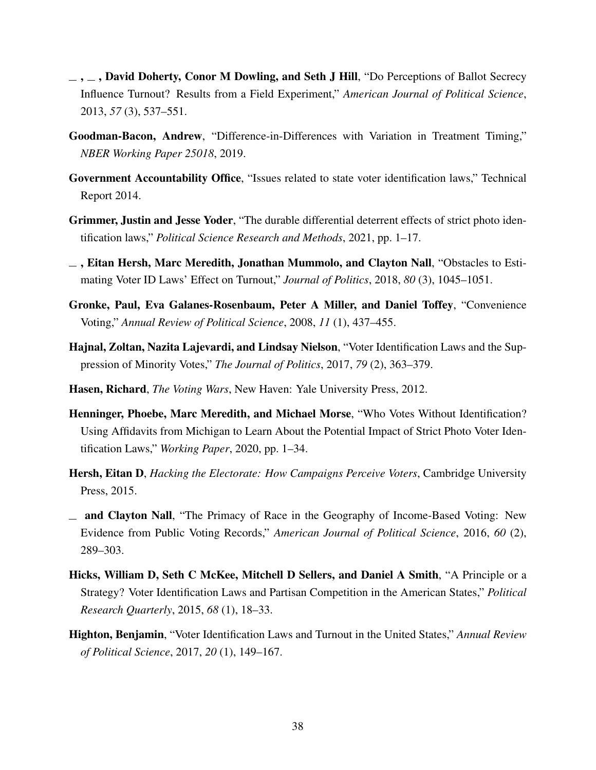_ , _ , **David Doherty, Conor M Dowling, and Seth J Hill**, "Do Perceptions of Ballot Secrecy Influence Turnout? Results from a Field Experiment," *American Journal of Political Science*, 2013, *57* (3), 537–551.

**Goodman-Bacon, Andrew**, "Difference-in-Differences with Variation in Treatment Timing," *NBER Working Paper 25018*, 2019.

**Government Accountability Office**, "Issues related to state voter identification laws," Technical Report 2014.

**Grimmer, Justin and Jesse Yoder**, "The durable differential deterrent effects of strict photo identification laws," *Political Science Research and Methods*, 2021, pp. 1–17.

_ , **Eitan Hersh, Marc Meredith, Jonathan Mummolo, and Clayton Nall**, "Obstacles to Estimating Voter ID Laws' Effect on Turnout," *Journal of Politics*, 2018, *80* (3), 1045–1051.

**Gronke, Paul, Eva Galanes-Rosenbaum, Peter A Miller, and Daniel Toffey**, "Convenience Voting," *Annual Review of Political Science*, 2008, *11* (1), 437–455.

**Hajnal, Zoltan, Nazita Lajevardi, and Lindsay Nielson**, "Voter Identification Laws and the Suppression of Minority Votes," *The Journal of Politics*, 2017, *79* (2), 363–379.

**Hasen, Richard**, *The Voting Wars*, New Haven: Yale University Press, 2012.

**Henninger, Phoebe, Marc Meredith, and Michael Morse**, "Who Votes Without Identification? Using Affidavits from Michigan to Learn About the Potential Impact of Strict Photo Voter Identification Laws," *Working Paper*, 2020, pp. 1–34.

**Hersh, Eitan D**, *Hacking the Electorate: How Campaigns Perceive Voters*, Cambridge University Press, 2015.

_ **and Clayton Nall**, "The Primacy of Race in the Geography of Income-Based Voting: New Evidence from Public Voting Records," *American Journal of Political Science*, 2016, *60* (2), 289–303.

**Hicks, William D, Seth C McKee, Mitchell D Sellers, and Daniel A Smith**, "A Principle or a Strategy? Voter Identification Laws and Partisan Competition in the American States," *Political Research Quarterly*, 2015, *68* (1), 18–33.

**Highton, Benjamin**, "Voter Identification Laws and Turnout in the United States," *Annual Review of Political Science*, 2017, *20* (1), 149–167.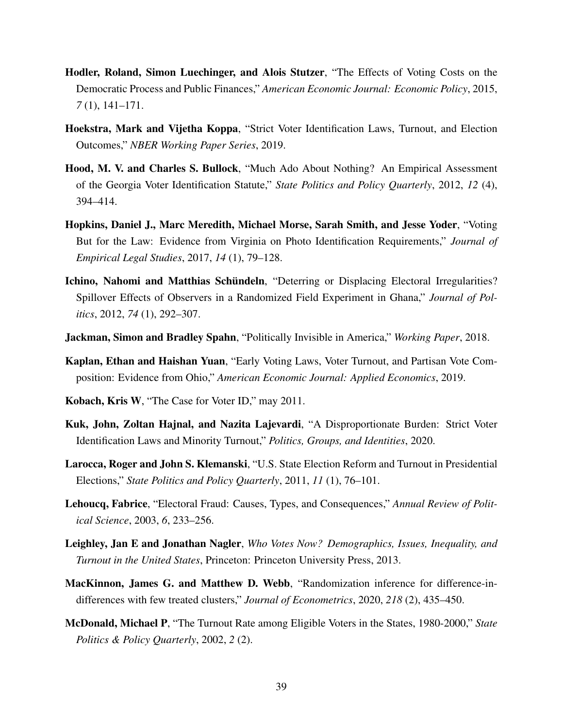**Hodler, Roland, Simon Luechinger, and Alois Stutzer**, "The Effects of Voting Costs on the Democratic Process and Public Finances," *American Economic Journal: Economic Policy*, 2015, *7* (1), 141–171.

**Hoekstra, Mark and Vijetha Koppa**, "Strict Voter Identification Laws, Turnout, and Election Outcomes," *NBER Working Paper Series*, 2019.

**Hood, M. V. and Charles S. Bullock**, "Much Ado About Nothing? An Empirical Assessment of the Georgia Voter Identification Statute," *State Politics and Policy Quarterly*, 2012, *12* (4), 394–414.

**Hopkins, Daniel J., Marc Meredith, Michael Morse, Sarah Smith, and Jesse Yoder**, "Voting But for the Law: Evidence from Virginia on Photo Identification Requirements," *Journal of Empirical Legal Studies*, 2017, *14* (1), 79–128.

**Ichino, Nahomi and Matthias Schündeln**, "Deterring or Displacing Electoral Irregularities? Spillover Effects of Observers in a Randomized Field Experiment in Ghana," *Journal of Politics*, 2012, *74* (1), 292–307.

**Jackman, Simon and Bradley Spahn**, "Politically Invisible in America," *Working Paper*, 2018.

**Kaplan, Ethan and Haishan Yuan**, "Early Voting Laws, Voter Turnout, and Partisan Vote Composition: Evidence from Ohio," *American Economic Journal: Applied Economics*, 2019.

**Kobach, Kris W**, "The Case for Voter ID," may 2011.

**Kuk, John, Zoltan Hajnal, and Nazita Lajevardi**, "A Disproportionate Burden: Strict Voter Identification Laws and Minority Turnout," *Politics, Groups, and Identities*, 2020.

**Larocca, Roger and John S. Klemanski**, "U.S. State Election Reform and Turnout in Presidential Elections," *State Politics and Policy Quarterly*, 2011, *11* (1), 76–101.

**Lehoucq, Fabrice**, "Electoral Fraud: Causes, Types, and Consequences," *Annual Review of Political Science*, 2003, *6*, 233–256.

**Leighley, Jan E and Jonathan Nagler**, *Who Votes Now? Demographics, Issues, Inequality, and Turnout in the United States*, Princeton: Princeton University Press, 2013.

**MacKinnon, James G. and Matthew D. Webb**, "Randomization inference for difference-in-differences with few treated clusters," *Journal of Econometrics*, 2020, *218* (2), 435–450.

**McDonald, Michael P**, "The Turnout Rate among Eligible Voters in the States, 1980-2000," *State Politics & Policy Quarterly*, 2002, *2* (2).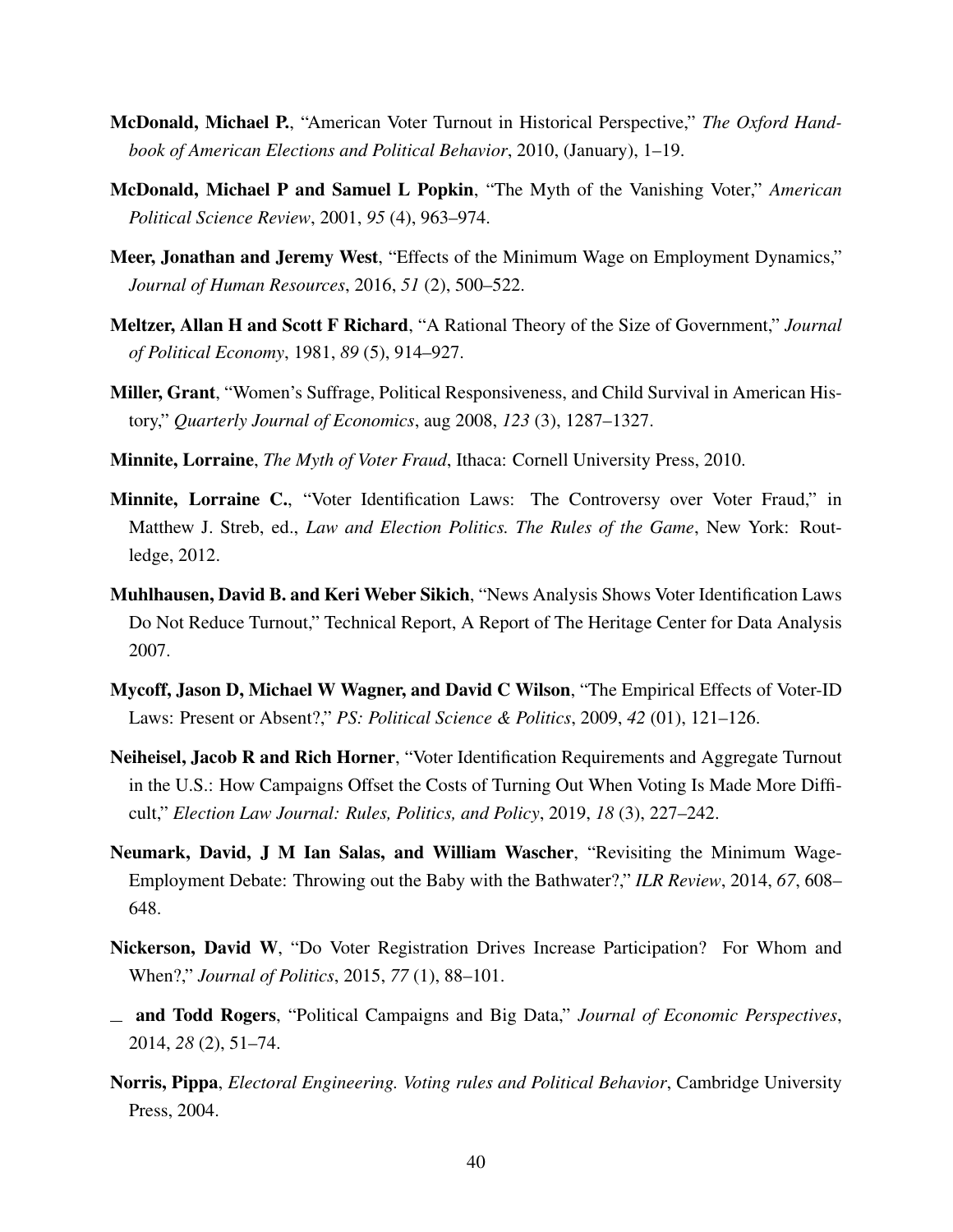**McDonald, Michael P.**, "American Voter Turnout in Historical Perspective," *The Oxford Handbook of American Elections and Political Behavior*, 2010, (January), 1–19.

**McDonald, Michael P and Samuel L Popkin**, "The Myth of the Vanishing Voter," *American Political Science Review*, 2001, *95* (4), 963–974.

**Meer, Jonathan and Jeremy West**, "Effects of the Minimum Wage on Employment Dynamics," *Journal of Human Resources*, 2016, *51* (2), 500–522.

**Meltzer, Allan H and Scott F Richard**, "A Rational Theory of the Size of Government," *Journal of Political Economy*, 1981, *89* (5), 914–927.

**Miller, Grant**, "Women's Suffrage, Political Responsiveness, and Child Survival in American History," *Quarterly Journal of Economics*, aug 2008, *123* (3), 1287–1327.

**Minnite, Lorraine**, *The Myth of Voter Fraud*, Ithaca: Cornell University Press, 2010.

**Minnite, Lorraine C.**, "Voter Identification Laws: The Controversy over Voter Fraud," in Matthew J. Streb, ed., *Law and Election Politics. The Rules of the Game*, New York: Routledge, 2012.

**Muhlhausen, David B. and Keri Weber Sikich**, "News Analysis Shows Voter Identification Laws Do Not Reduce Turnout," Technical Report, A Report of The Heritage Center for Data Analysis 2007.

**Mycoff, Jason D, Michael W Wagner, and David C Wilson**, "The Empirical Effects of Voter-ID Laws: Present or Absent?," *PS: Political Science & Politics*, 2009, *42* (01), 121–126.

**Neiheisel, Jacob R and Rich Horner**, "Voter Identification Requirements and Aggregate Turnout in the U.S.: How Campaigns Offset the Costs of Turning Out When Voting Is Made More Difficult," *Election Law Journal: Rules, Politics, and Policy*, 2019, *18* (3), 227–242.

**Neumark, David, J M Ian Salas, and William Wascher**, "Revisiting the Minimum Wage-Employment Debate: Throwing out the Baby with the Bathwater?," *ILR Review*, 2014, *67*, 608–648.

**Nickerson, David W**, "Do Voter Registration Drives Increase Participation? For Whom and When?," *Journal of Politics*, 2015, *77* (1), 88–101.

_ **and Todd Rogers**, "Political Campaigns and Big Data," *Journal of Economic Perspectives*, 2014, *28* (2), 51–74.

**Norris, Pippa**, *Electoral Engineering. Voting rules and Political Behavior*, Cambridge University Press, 2004.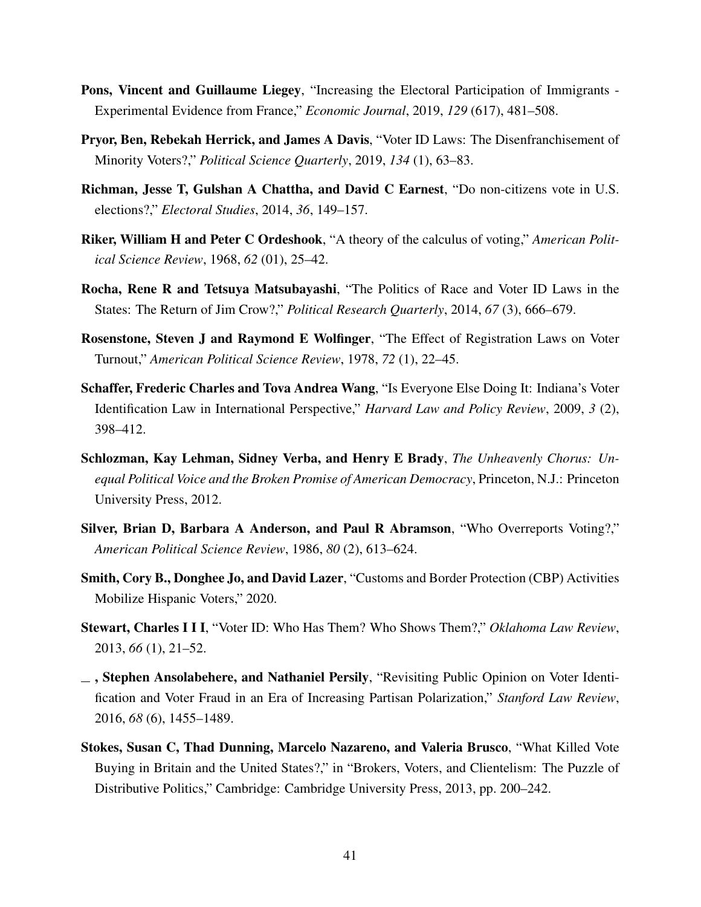**Pons, Vincent and Guillaume Liegey**, "Increasing the Electoral Participation of Immigrants - Experimental Evidence from France," *Economic Journal*, 2019, *129* (617), 481–508.

**Pryor, Ben, Rebekah Herrick, and James A Davis**, "Voter ID Laws: The Disenfranchisement of Minority Voters?," *Political Science Quarterly*, 2019, *134* (1), 63–83.

**Richman, Jesse T, Gulshan A Chattha, and David C Earnest**, "Do non-citizens vote in U.S. elections?," *Electoral Studies*, 2014, *36*, 149–157.

**Riker, William H and Peter C Ordeshook**, "A theory of the calculus of voting," *American Political Science Review*, 1968, *62* (01), 25–42.

**Rocha, Rene R and Tetsuya Matsubayashi**, "The Politics of Race and Voter ID Laws in the States: The Return of Jim Crow?," *Political Research Quarterly*, 2014, *67* (3), 666–679.

**Rosenstone, Steven J and Raymond E Wolfinger**, "The Effect of Registration Laws on Voter Turnout," *American Political Science Review*, 1978, *72* (1), 22–45.

**Schaffer, Frederic Charles and Tova Andrea Wang**, "Is Everyone Else Doing It: Indiana's Voter Identification Law in International Perspective," *Harvard Law and Policy Review*, 2009, *3* (2), 398–412.

**Schlozman, Kay Lehman, Sidney Verba, and Henry E Brady**, *The Unheavenly Chorus: Unequal Political Voice and the Broken Promise of American Democracy*, Princeton, N.J.: Princeton University Press, 2012.

**Silver, Brian D, Barbara A Anderson, and Paul R Abramson**, "Who Overreports Voting?," *American Political Science Review*, 1986, *80* (2), 613–624.

**Smith, Cory B., Donghee Jo, and David Lazer**, "Customs and Border Protection (CBP) Activities Mobilize Hispanic Voters," 2020.

**Stewart, Charles I I I**, "Voter ID: Who Has Them? Who Shows Them?," *Oklahoma Law Review*, 2013, *66* (1), 21–52.

**_ , Stephen Ansolabehere, and Nathaniel Persily**, "Revisiting Public Opinion on Voter Identification and Voter Fraud in an Era of Increasing Partisan Polarization," *Stanford Law Review*, 2016, *68* (6), 1455–1489.

**Stokes, Susan C, Thad Dunning, Marcelo Nazareno, and Valeria Brusco**, "What Killed Vote Buying in Britain and the United States?," in "Brokers, Voters, and Clientelism: The Puzzle of Distributive Politics," Cambridge: Cambridge University Press, 2013, pp. 200–242.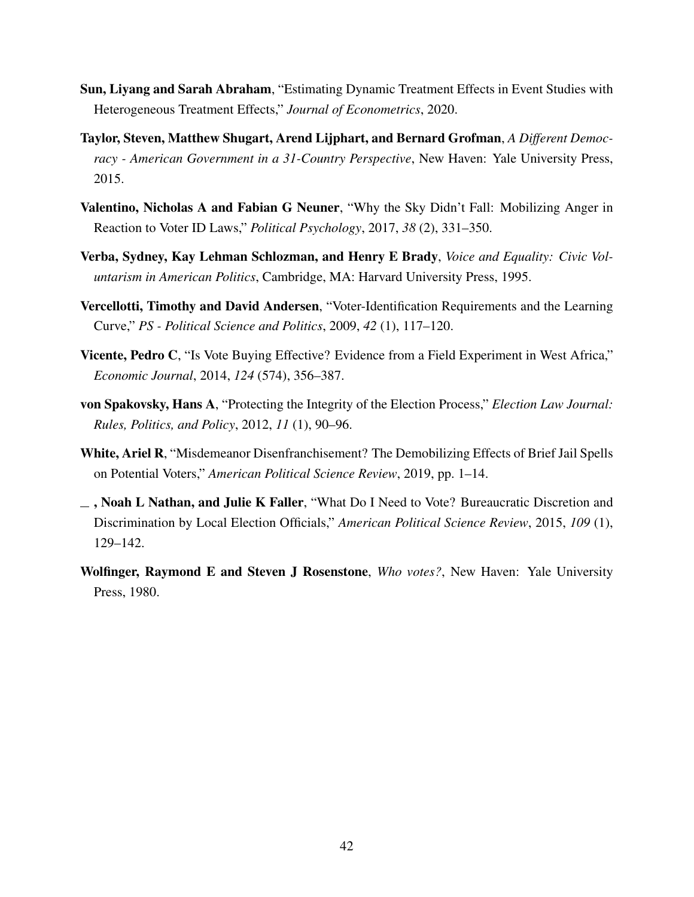**Sun, Liyang and Sarah Abraham**, "Estimating Dynamic Treatment Effects in Event Studies with Heterogeneous Treatment Effects," *Journal of Econometrics*, 2020.

**Taylor, Steven, Matthew Shugart, Arend Lijphart, and Bernard Grofman**, *A Different Democracy - American Government in a 31-Country Perspective*, New Haven: Yale University Press, 2015.

**Valentino, Nicholas A and Fabian G Neuner**, "Why the Sky Didn't Fall: Mobilizing Anger in Reaction to Voter ID Laws," *Political Psychology*, 2017, *38* (2), 331–350.

**Verba, Sydney, Kay Lehman Schlozman, and Henry E Brady**, *Voice and Equality: Civic Voluntarism in American Politics*, Cambridge, MA: Harvard University Press, 1995.

**Vercellotti, Timothy and David Andersen**, "Voter-Identification Requirements and the Learning Curve," *PS - Political Science and Politics*, 2009, *42* (1), 117–120.

**Vicente, Pedro C**, "Is Vote Buying Effective? Evidence from a Field Experiment in West Africa," *Economic Journal*, 2014, *124* (574), 356–387.

**von Spakovsky, Hans A**, "Protecting the Integrity of the Election Process," *Election Law Journal: Rules, Politics, and Policy*, 2012, *11* (1), 90–96.

**White, Ariel R**, "Misdemeanor Disenfranchisement? The Demobilizing Effects of Brief Jail Spells on Potential Voters," *American Political Science Review*, 2019, pp. 1–14.

**_ , Noah L Nathan, and Julie K Faller**, "What Do I Need to Vote? Bureaucratic Discretion and Discrimination by Local Election Officials," *American Political Science Review*, 2015, *109* (1), 129–142.

**Wolfinger, Raymond E and Steven J Rosenstone**, *Who votes?*, New Haven: Yale University Press, 1980.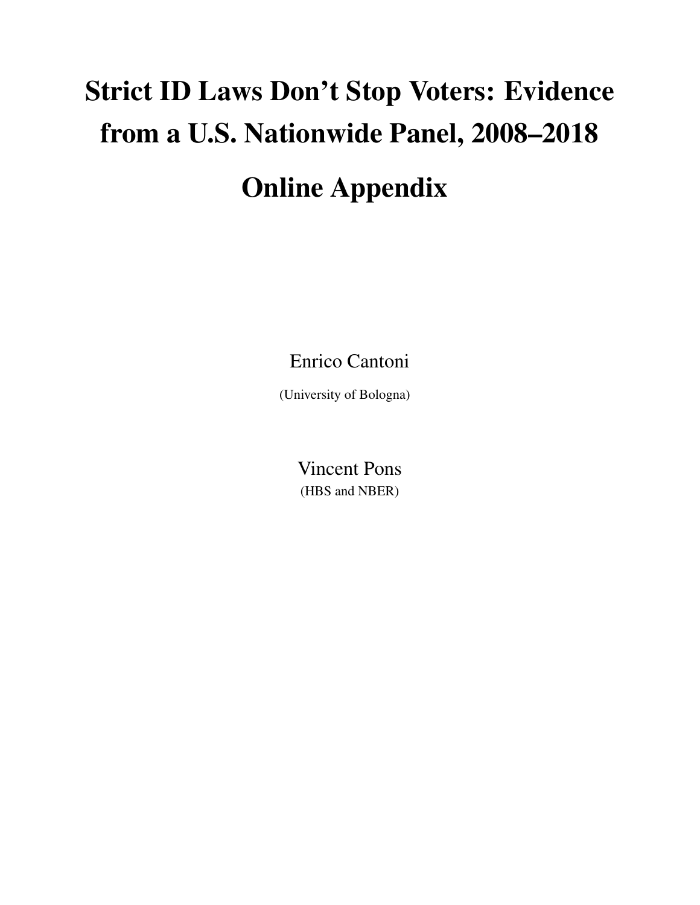# Strict ID Laws Don't Stop Voters: Evidence from a U.S. Nationwide Panel, 2008–2018

# Online Appendix

Enrico Cantoni

(University of Bologna)

Vincent Pons

(HBS and NBER)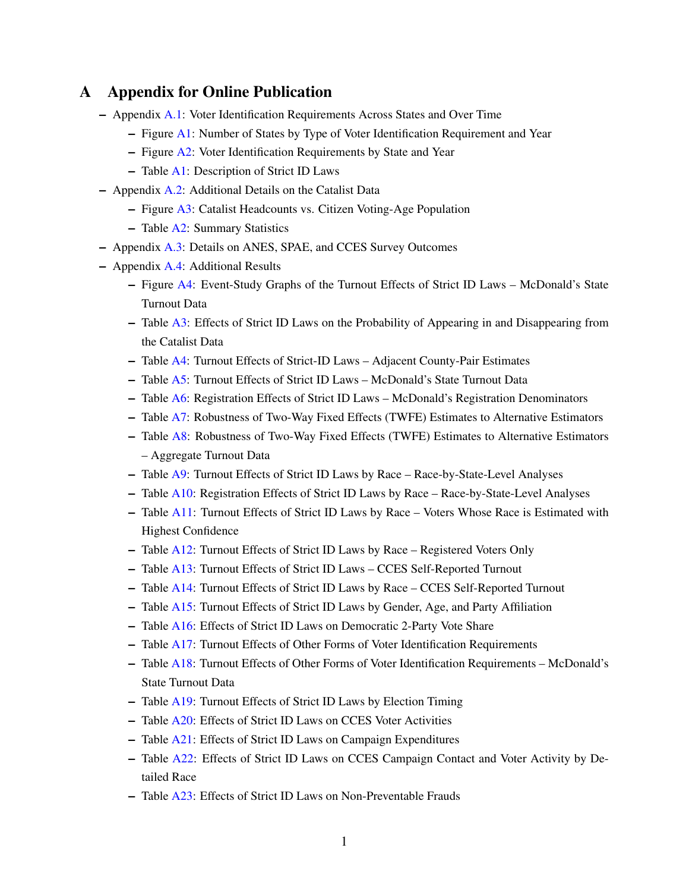# A Appendix for Online Publication

- Appendix A.1: Voter Identification Requirements Across States and Over Time
  - Figure A1: Number of States by Type of Voter Identification Requirement and Year
  - Figure A2: Voter Identification Requirements by State and Year
  - Table A1: Description of Strict ID Laws
- Appendix A.2: Additional Details on the Catalist Data
  - Figure A3: Catalist Headcounts vs. Citizen Voting-Age Population
  - Table A2: Summary Statistics
- Appendix A.3: Details on ANES, SPAE, and CCES Survey Outcomes
- Appendix A.4: Additional Results
  - Figure A4: Event-Study Graphs of the Turnout Effects of Strict ID Laws – McDonald's State Turnout Data
  - Table A3: Effects of Strict ID Laws on the Probability of Appearing in and Disappearing from the Catalist Data
  - Table A4: Turnout Effects of Strict-ID Laws – Adjacent County-Pair Estimates
  - Table A5: Turnout Effects of Strict ID Laws – McDonald's State Turnout Data
  - Table A6: Registration Effects of Strict ID Laws – McDonald's Registration Denominators
  - Table A7: Robustness of Two-Way Fixed Effects (TWFE) Estimates to Alternative Estimators
  - Table A8: Robustness of Two-Way Fixed Effects (TWFE) Estimates to Alternative Estimators – Aggregate Turnout Data
  - Table A9: Turnout Effects of Strict ID Laws by Race – Race-by-State-Level Analyses
  - Table A10: Registration Effects of Strict ID Laws by Race – Race-by-State-Level Analyses
  - Table A11: Turnout Effects of Strict ID Laws by Race – Voters Whose Race is Estimated with Highest Confidence
  - Table A12: Turnout Effects of Strict ID Laws by Race – Registered Voters Only
  - Table A13: Turnout Effects of Strict ID Laws – CCES Self-Reported Turnout
  - Table A14: Turnout Effects of Strict ID Laws by Race – CCES Self-Reported Turnout
  - Table A15: Turnout Effects of Strict ID Laws by Gender, Age, and Party Affiliation
  - Table A16: Effects of Strict ID Laws on Democratic 2-Party Vote Share
  - Table A17: Turnout Effects of Other Forms of Voter Identification Requirements
  - Table A18: Turnout Effects of Other Forms of Voter Identification Requirements – McDonald's State Turnout Data
  - Table A19: Turnout Effects of Strict ID Laws by Election Timing
  - Table A20: Effects of Strict ID Laws on CCES Voter Activities
  - Table A21: Effects of Strict ID Laws on Campaign Expenditures
  - Table A22: Effects of Strict ID Laws on CCES Campaign Contact and Voter Activity by Detailed Race
  - Table A23: Effects of Strict ID Laws on Non-Preventable Frauds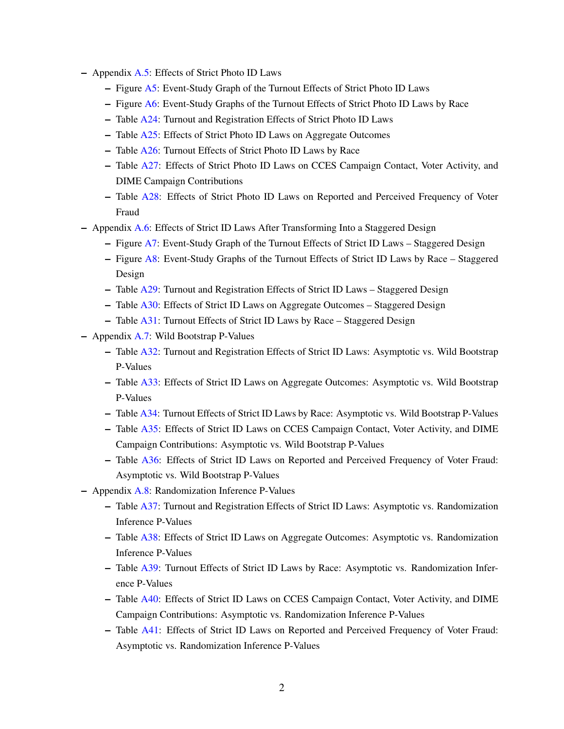- Appendix A.5: Effects of Strict Photo ID Laws
  - Figure A5: Event-Study Graph of the Turnout Effects of Strict Photo ID Laws
  - Figure A6: Event-Study Graphs of the Turnout Effects of Strict Photo ID Laws by Race
  - Table A24: Turnout and Registration Effects of Strict Photo ID Laws
  - Table A25: Effects of Strict Photo ID Laws on Aggregate Outcomes
  - Table A26: Turnout Effects of Strict Photo ID Laws by Race
  - Table A27: Effects of Strict Photo ID Laws on CCES Campaign Contact, Voter Activity, and DIME Campaign Contributions
  - Table A28: Effects of Strict Photo ID Laws on Reported and Perceived Frequency of Voter Fraud
- Appendix A.6: Effects of Strict ID Laws After Transforming Into a Staggered Design
  - Figure A7: Event-Study Graph of the Turnout Effects of Strict ID Laws – Staggered Design
  - Figure A8: Event-Study Graphs of the Turnout Effects of Strict ID Laws by Race – Staggered Design
  - Table A29: Turnout and Registration Effects of Strict ID Laws – Staggered Design
  - Table A30: Effects of Strict ID Laws on Aggregate Outcomes – Staggered Design
  - Table A31: Turnout Effects of Strict ID Laws by Race – Staggered Design
- Appendix A.7: Wild Bootstrap P-Values
  - Table A32: Turnout and Registration Effects of Strict ID Laws: Asymptotic vs. Wild Bootstrap P-Values
  - Table A33: Effects of Strict ID Laws on Aggregate Outcomes: Asymptotic vs. Wild Bootstrap P-Values
  - Table A34: Turnout Effects of Strict ID Laws by Race: Asymptotic vs. Wild Bootstrap P-Values
  - Table A35: Effects of Strict ID Laws on CCES Campaign Contact, Voter Activity, and DIME Campaign Contributions: Asymptotic vs. Wild Bootstrap P-Values
  - Table A36: Effects of Strict ID Laws on Reported and Perceived Frequency of Voter Fraud: Asymptotic vs. Wild Bootstrap P-Values
- Appendix A.8: Randomization Inference P-Values
  - Table A37: Turnout and Registration Effects of Strict ID Laws: Asymptotic vs. Randomization Inference P-Values
  - Table A38: Effects of Strict ID Laws on Aggregate Outcomes: Asymptotic vs. Randomization Inference P-Values
  - Table A39: Turnout Effects of Strict ID Laws by Race: Asymptotic vs. Randomization Inference P-Values
  - Table A40: Effects of Strict ID Laws on CCES Campaign Contact, Voter Activity, and DIME Campaign Contributions: Asymptotic vs. Randomization Inference P-Values
  - Table A41: Effects of Strict ID Laws on Reported and Perceived Frequency of Voter Fraud: Asymptotic vs. Randomization Inference P-Values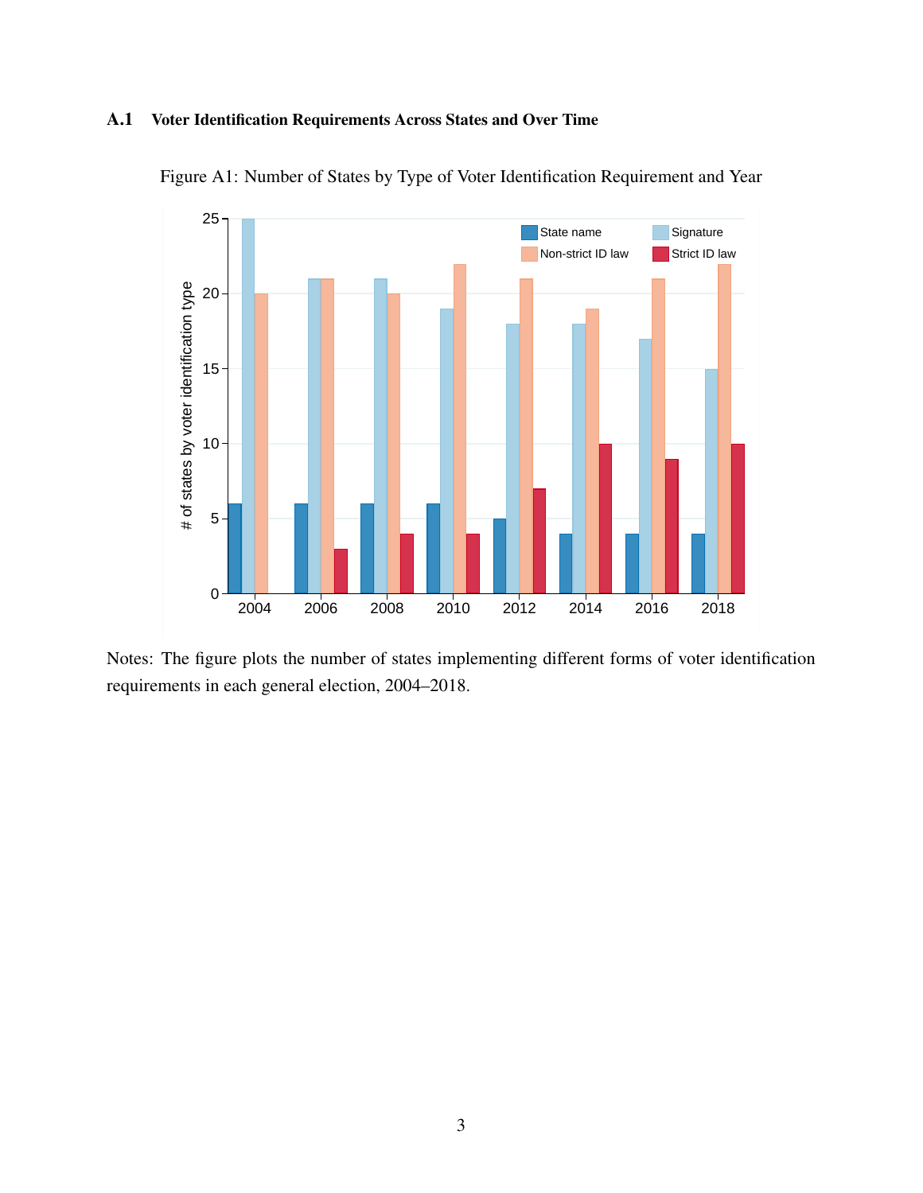### A.1 Voter Identification Requirements Across States and Over Time

Figure A1: Number of States by Type of Voter Identification Requirement and Year

Notes: The figure plots the number of states implementing different forms of voter identification requirements in each general election, 2004–2018.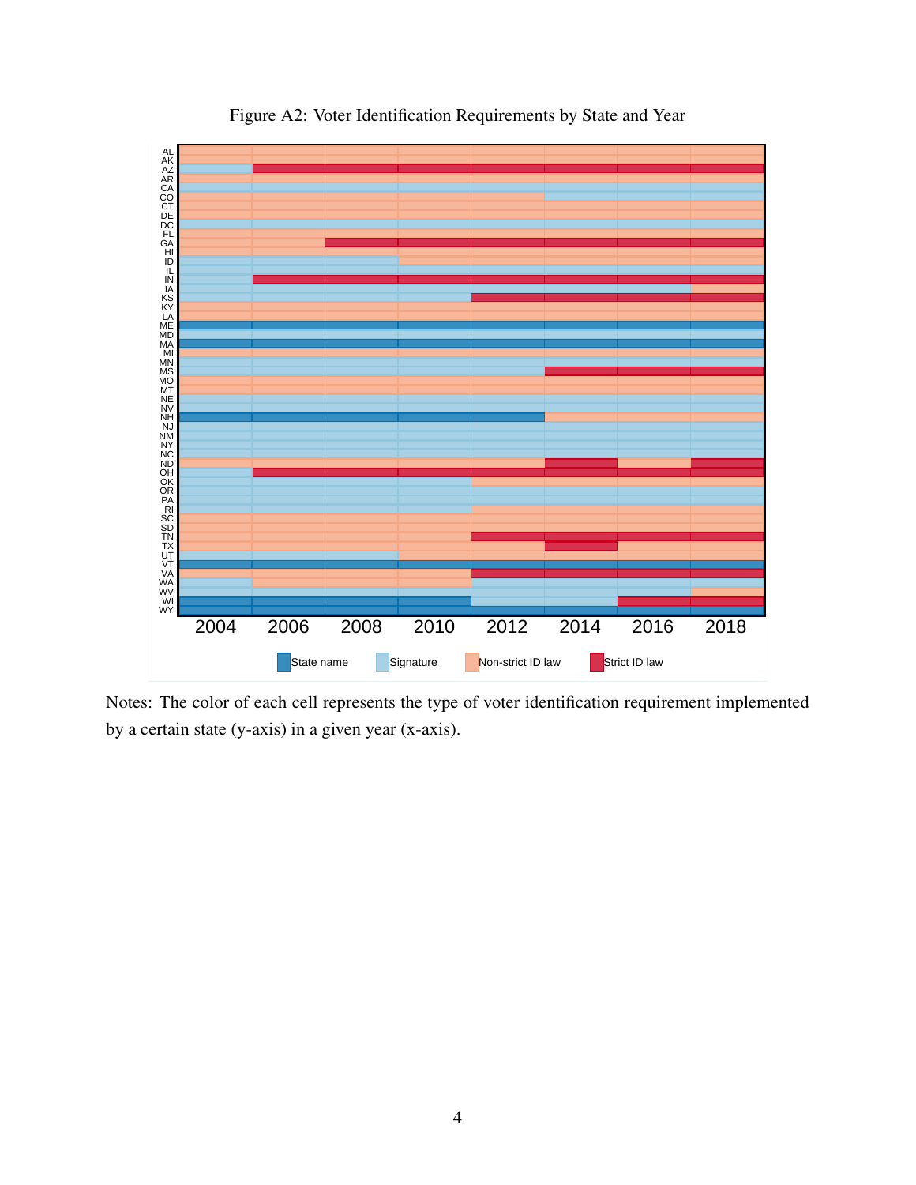Figure A2: Voter Identification Requirements by State and Year

Notes: The color of each cell represents the type of voter identification requirement implemented by a certain state (y-axis) in a given year (x-axis).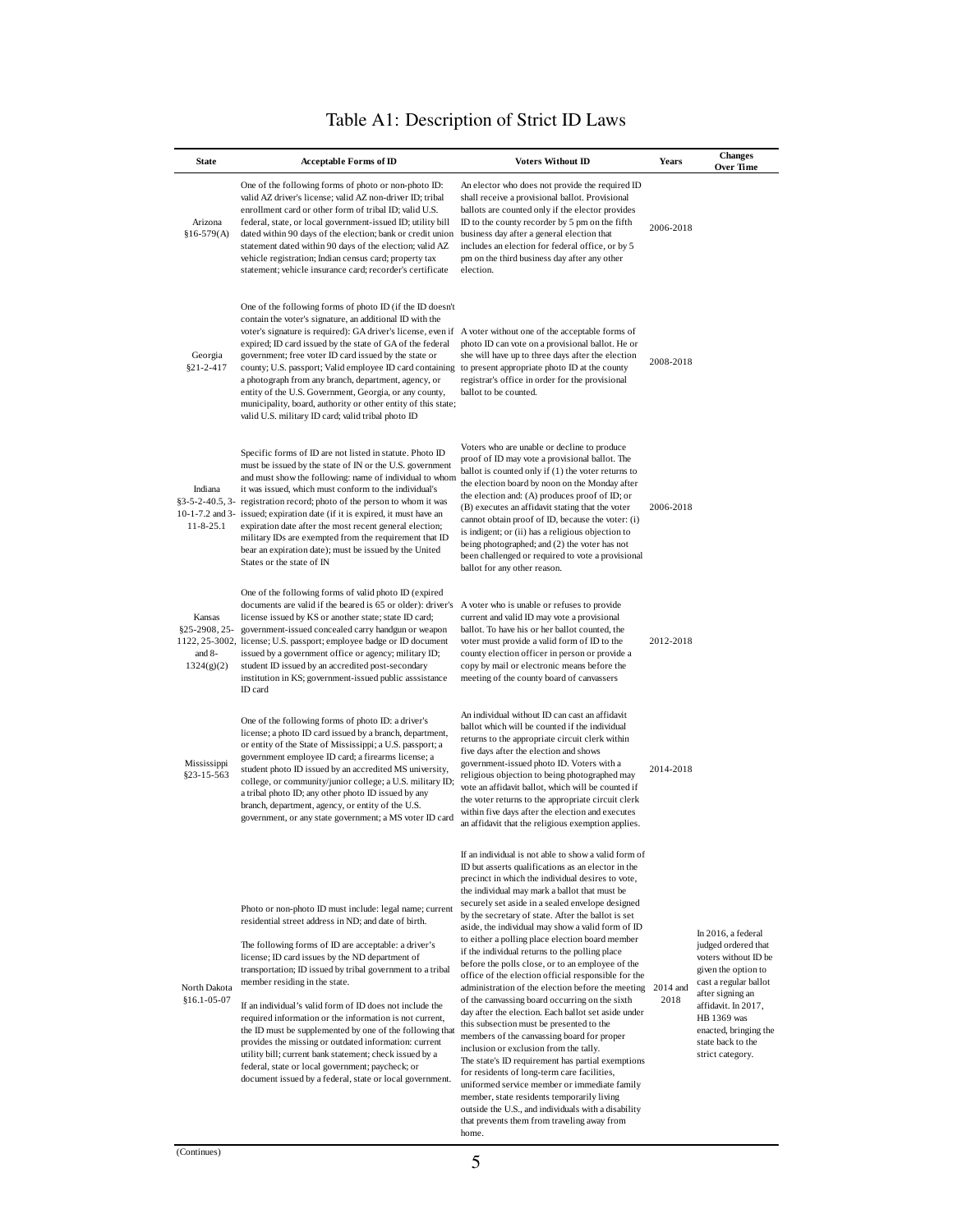# Table A1: Description of Strict ID Laws

| State | Acceptable Forms of ID | Voters Without ID | Years | Changes Over Time |
|---|---|---|---|---|
| Arizona §16-579(A) | One of the following forms of photo or non-photo ID: valid AZ driver's license; valid AZ non-driver ID; tribal enrollment card or other form of tribal ID; valid U.S. federal, state, or local government-issued ID; utility bill dated within 90 days of the election; bank or credit union statement dated within 90 days of the election; valid AZ vehicle registration; Indian census card; property tax statement; vehicle insurance card; recorder's certificate | An elector who does not provide the required ID shall receive a provisional ballot. Provisional ballots are counted only if the elector provides ID to the county recorder by 5 pm on the fifth business day after a general election that includes an election for federal office, or by 5 pm on the third business day after any other election. | 2006-2018 | |
| Georgia §21-2-417 | One of the following forms of photo ID (if the ID doesn't contain the voter's signature, an additional ID with the voter's signature is required): GA driver's license, even if expired; ID card issued by the state of GA of the federal government; free voter ID card issued by the state or county; U.S. passport; Valid employee ID card containing a photograph from any branch, department, agency, or entity of the U.S. Government, Georgia, or any county, municipality, board, authority or other entity of this state; valid U.S. military ID card; valid tribal photo ID | A voter without one of the acceptable forms of photo ID can vote on a provisional ballot. He or she will have up to three days after the election to present appropriate photo ID at the county registrar's office in order for the provisional ballot to be counted. | 2008-2018 | |
| Indiana §3-5-2-40.5, 3-10-1-7.2 and 3-11-8-25.1 | Specific forms of ID are not listed in statute. Photo ID must be issued by the state of IN or the U.S. government and must show the following: name of individual to whom it was issued, which must conform to the individual's registration record; photo of the person to whom it was issued; expiration date (if it is expired, it must have an expiration date after the most recent general election; military IDs are exempted from the requirement that ID bear an expiration date); must be issued by the United States or the state of IN | Voters who are unable or decline to produce proof of ID may vote a provisional ballot. The ballot is counted only if (1) the voter returns to the election board by noon on the Monday after the election and: (A) produces proof of ID; or (B) executes an affidavit stating that the voter cannot obtain proof of ID, because the voter: (i) is indigent; or (ii) has a religious objection to being photographed; and (2) the voter has not been challenged or required to vote a provisional ballot for any other reason. | 2006-2018 | |
| Kansas §25-2908, 25-1122, 25-3002, and 8-1324(g)(2) | One of the following forms of valid photo ID (expired documents are valid if the beared is 65 or older): driver's license issued by KS or another state; state ID card; government-issued concealed carry handgun or weapon license; U.S. passport; employee badge or ID document issued by a government office or agency; military ID; student ID issued by an accredited post-secondary institution in KS; government-issued public asssistance ID card | A voter who is unable or refuses to provide current and valid ID may vote a provisional ballot. To have his or her ballot counted, the voter must provide a valid form of ID to the county election officer in person or provide a copy by mail or electronic means before the meeting of the county board of canvassers | 2012-2018 | |
| Mississippi §23-15-563 | One of the following forms of photo ID: a driver's license; a photo ID card issued by a branch, department, or entity of the State of Mississippi; a U.S. passport; a government employee ID card; a firearms license; a student photo ID issued by an accredited MS university, college, or community/junior college; a U.S. military ID; a tribal photo ID; any other photo ID issued by any branch, department, agency, or entity of the U.S. government, or any state government; a MS voter ID card | An individual without ID can cast an affidavit ballot which will be counted if the individual returns to the appropriate circuit clerk within five days after the election and shows government-issued photo ID. Voters with a religious objection to being photographed may vote an affidavit ballot, which will be counted if the voter returns to the appropriate circuit clerk within five days after the election and executes an affidavit that the religious exemption applies. | 2014-2018 | |
| North Dakota §16.1-05-07 | Photo or non-photo ID must include: legal name; current residential street address in ND; and date of birth. The following forms of ID are acceptable: a driver's license; ID card issues by the ND department of transportation; ID issued by a tribal government to a tribal member residing in the state. If an individual's valid form of ID does not include the required information or the information is not current, the ID must be supplemented by one of the following that provides the missing or outdated information: current utility bill; current bank statement; check issued by a federal, state or local government; paycheck; or document issued by a federal, state or local government. | If an individual is not able to show a valid form of ID but asserts qualifications as an elector in the precinct in which the individual desires to vote, the individual may mark a ballot that must be securely set aside in a sealed envelope designed by the secretary of state. After the ballot is set aside, the individual may show a valid form of ID to either a polling place election board member if the individual returns to the polling place before the polls close, or to an employee of the office of the election official responsible for the administration of the election before the meeting of the canvassing board occurring on the sixth day after the election. Each ballot set aside under this subsection must be presented to the members of the canvassing board for proper inclusion or exclusion from the tally. The state's ID requirement has partial exemptions for residents of long-term care facilities, uniformed service member or immediate family member, state residents temporarily living outside the U.S., and individuals with a disability that prevents them from traveling away from home. | 2014 and 2018 | In 2016, a federal judged ordered that voters without ID be given the option to cast a regular ballot after signing an affidavit. In 2017, HB 1369 was enacted, bringing the state back to the strict category. |

(Continues)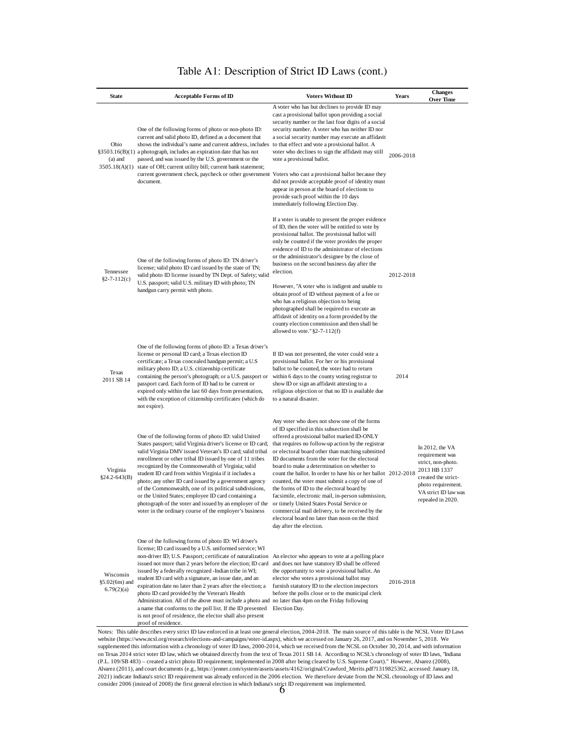# Table A1: Description of Strict ID Laws (cont.)

| State | Acceptable Forms of ID | Voters Without ID | Years | Changes Over Time |
|---|---|---|---|---|
| Ohio §3503.16(B)(1) (a) and 3505.18(A)(1) | One of the following forms of photo or non-photo ID: current and valid photo ID, defined as a document that shows the individual's name and current address, includes a photograph, includes an expiration date that has not passed, and was issued by the U.S. government or the state of OH; current utility bill; current bank statement; current government check, paycheck or other government document. | A voter who has but declines to provide ID may cast a provisional ballot upon providing a social security number or the last four digits of a social security number. A voter who has neither ID nor a social security number may execute an affidavit to that effect and vote a provisional ballot. A voter who declines to sign the affidavit may still vote a provisional ballot. Voters who cast a provisional ballot because they did not provide acceptable proof of identity must appear in person at the board of elections to provide such proof within the 10 days immediately following Election Day. | 2006-2018 | |
| Tennessee §2-7-112(c) | One of the following forms of photo ID: TN driver's license; valid photo ID card issued by the state of TN; valid photo ID license issued by TN Dept. of Safety; valid U.S. passport; valid U.S. military ID with photo; TN handgun carry permit with photo. | If a voter is unable to present the proper evidence of ID, then the voter will be entitled to vote by provisional ballot. The provisional ballot will only be counted if the voter provides the proper evidence of ID to the administrator of elections or the administrator's designee by the close of business on the second business day after the election. However, "A voter who is indigent and unable to obtain proof of ID without payment of a fee or who has a religious objection to being photographed shall be required to execute an affidavit of identity on a form provided by the county election commission and then shall be allowed to vote." §2-7-112(f) | 2012-2018 | |
| Texas 2011 SB 14 | One of the following forms of photo ID: a Texas driver's license or personal ID card; a Texas election ID certificate; a Texas concealed handgun permit; a U.S military photo ID; a U.S. citizenship certificate containing the person's photograph; or a U.S. passport or passport card. Each form of ID had to be current or expired only within the last 60 days from presentation, with the exception of citizenship certificates (which do not expire). | If ID was not presented, the voter could vote a provisional ballot. For her or his provisional ballot to be counted, the voter had to return within 6 days to the county voting registrar to show ID or sign an affidavit attesting to a religious objection or that no ID is available due to a natural disaster. | 2014 | |
| Virginia §24.2-643(B) | One of the following forms of photo ID: valid United States passport; valid Virginia driver's license or ID card; valid Virginia DMV issued Veteran's ID card; valid tribal enrollment or other tribal ID issued by one of 11 tribes recognized by the Commonwealth of Virginia; valid student ID card from within Virginia if it includes a photo; any other ID card issued by a government agency of the Commonwealth, one of its political subdivisions, or the United States; employee ID card containing a photograph of the voter and issued by an employer of the voter in the ordinary course of the employer's business | Any voter who does not show one of the forms of ID specified in this subsection shall be offered a provisional ballot marked ID-ONLY that requires no follow-up action by the registrar or electoral board other than matching submitted ID documents from the voter for the electoral board to make a determination on whether to count the ballot. In order to have his or her ballot counted, the voter must submit a copy of one of the forms of ID to the electoral board by facsimile, electronic mail, in-person submission, or timely United States Postal Service or commercial mail delivery, to be received by the electoral board no later than noon on the third day after the election. | 2012-2018 | In 2012, the VA requirement was strict, non-photo. 2013 HB 1337 created the strict-photo requirement. VA strict ID law was repealed in 2020. |
| Wisconsin §5.02(6m) and 6.79(2)(a) | One of the following forms of photo ID: WI driver's license; ID card issued by a U.S. uniformed service; WI non-driver ID; U.S. Passport; certificate of naturalization issued not more than 2 years before the election; ID card issued by a federally recognized -Indian tribe in WI; student ID card with a signature, an issue date, and an expiration date no later than 2 years after the election; a photo ID card provided by the Veteran's Health Administration. All of the above must include a photo and a name that conforms to the poll list. If the ID presented is not proof of residence, the elector shall also present proof of residence. | An elector who appears to vote at a polling place and does not have statutory ID shall be offered the opportunity to vote a provisional ballot. An elector who votes a provisional ballot may furnish statutory ID to the election inspectors before the polls close or to the municipal clerk no later than 4pm on the Friday following Election Day. | 2016-2018 | |

Notes: This table describes every strict ID law enforced in at least one general election, 2004-2018. The main source of this table is the NCSL Voter ID Laws website (https://www.ncsl.org/research/elections-and-campaigns/voter-id.aspx), which we accessed on January 26, 2017, and on November 5, 2018. We supplemented this information with a chronology of voter ID laws, 2000-2014, which we received from the NCSL on October 30, 2014, and with information on Texas 2014 strict voter ID law, which we obtained directly from the text of Texas 2011 SB 14. According to NCSL's chronology of voter ID laws, "Indiana (P.L. 109/SB 483) – created a strict photo ID requirement; implemented in 2008 after being cleared by U.S. Supreme Court)." However, Alvarez (2008), Alvarez (2011), and court documents (e.g., https://jenner.com/system/assets/assets/4162/original/Crawford_Merits.pdf?1319825362, accessed: January 18, 2021) indicate Indiana's strict ID requirement was already enforced in the 2006 election. We therefore deviate from the NCSL chronology of ID laws and consider 2006 (instead of 2008) the first general election in which Indiana's strict ID requirement was implemented.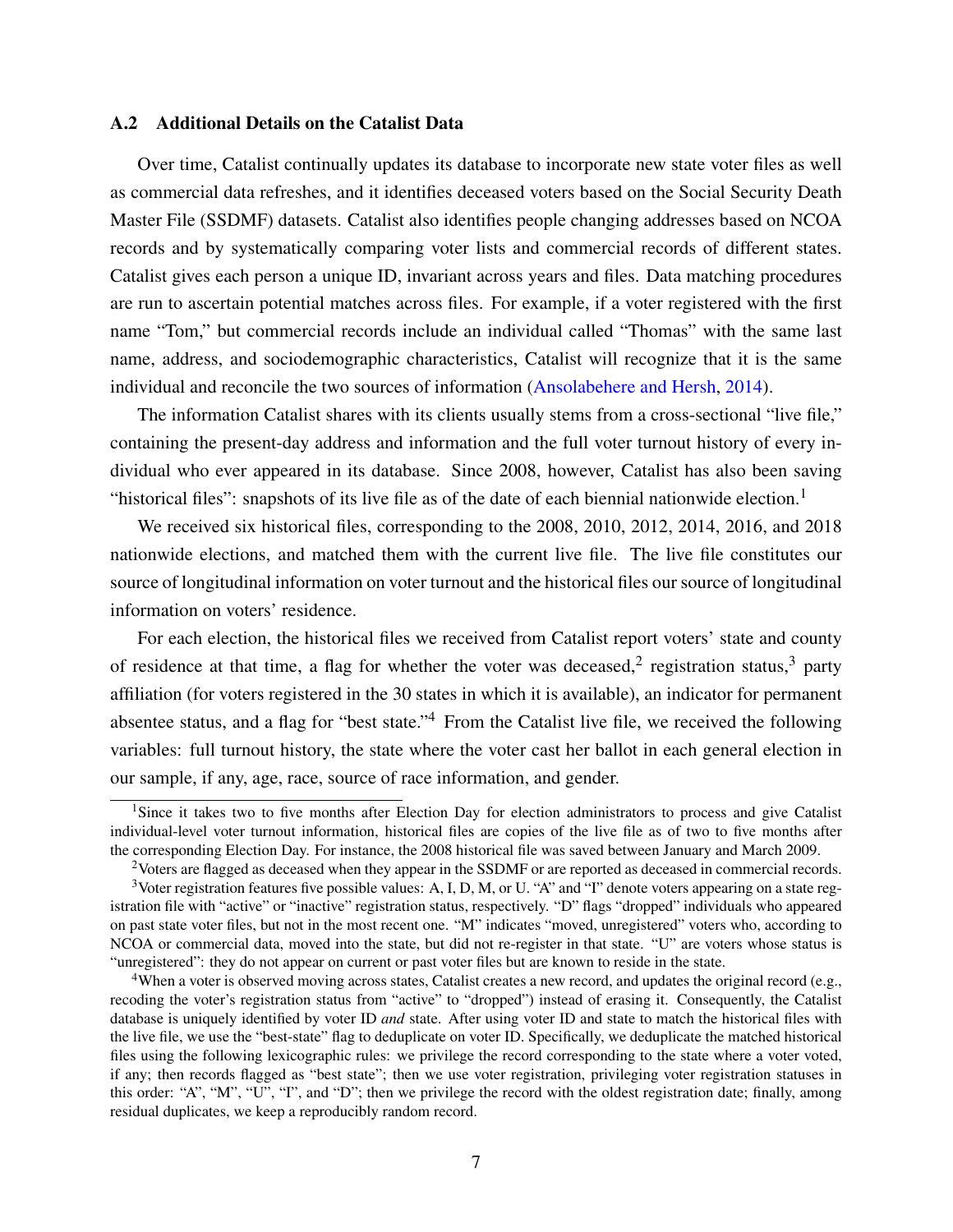### A.2 Additional Details on the Catalist Data

Over time, Catalist continually updates its database to incorporate new state voter files as well as commercial data refreshes, and it identifies deceased voters based on the Social Security Death Master File (SSDMF) datasets. Catalist also identifies people changing addresses based on NCOA records and by systematically comparing voter lists and commercial records of different states. Catalist gives each person a unique ID, invariant across years and files. Data matching procedures are run to ascertain potential matches across files. For example, if a voter registered with the first name "Tom," but commercial records include an individual called "Thomas" with the same last name, address, and sociodemographic characteristics, Catalist will recognize that it is the same individual and reconcile the two sources of information (Ansolabehere and Hersh, 2014).

The information Catalist shares with its clients usually stems from a cross-sectional "live file," containing the present-day address and information and the full voter turnout history of every individual who ever appeared in its database. Since 2008, however, Catalist has also been saving "historical files": snapshots of its live file as of the date of each biennial nationwide election.[1]

We received six historical files, corresponding to the 2008, 2010, 2012, 2014, 2016, and 2018 nationwide elections, and matched them with the current live file. The live file constitutes our source of longitudinal information on voter turnout and the historical files our source of longitudinal information on voters' residence.

For each election, the historical files we received from Catalist report voters' state and county of residence at that time, a flag for whether the voter was deceased,[2] registration status,[3] party affiliation (for voters registered in the 30 states in which it is available), an indicator for permanent absentee status, and a flag for "best state."[4] From the Catalist live file, we received the following variables: full turnout history, the state where the voter cast her ballot in each general election in our sample, if any, age, race, source of race information, and gender.

---

[1] Since it takes two to five months after Election Day for election administrators to process and give Catalist individual-level voter turnout information, historical files are copies of the live file as of two to five months after the corresponding Election Day. For instance, the 2008 historical file was saved between January and March 2009.

[2] Voters are flagged as deceased when they appear in the SSDMF or are reported as deceased in commercial records.

[3] Voter registration features five possible values: A, I, D, M, or U. "A" and "I" denote voters appearing on a state registration file with "active" or "inactive" registration status, respectively. "D" flags "dropped" individuals who appeared on past state voter files, but not in the most recent one. "M" indicates "moved, unregistered" voters who, according to NCOA or commercial data, moved into the state, but did not re-register in that state. "U" are voters whose status is "unregistered": they do not appear on current or past voter files but are known to reside in the state.

[4] When a voter is observed moving across states, Catalist creates a new record, and updates the original record (e.g., recoding the voter's registration status from "active" to "dropped") instead of erasing it. Consequently, the Catalist database is uniquely identified by voter ID *and* state. After using voter ID and state to match the historical files with the live file, we use the "best-state" flag to deduplicate on voter ID. Specifically, we deduplicate the matched historical files using the following lexicographic rules: we privilege the record corresponding to the state where a voter voted, if any; then records flagged as "best state"; then we use voter registration, privileging voter registration statuses in this order: "A", "M", "U", "I", and "D"; then we privilege the record with the oldest registration date; finally, among residual duplicates, we keep a reproducibly random record.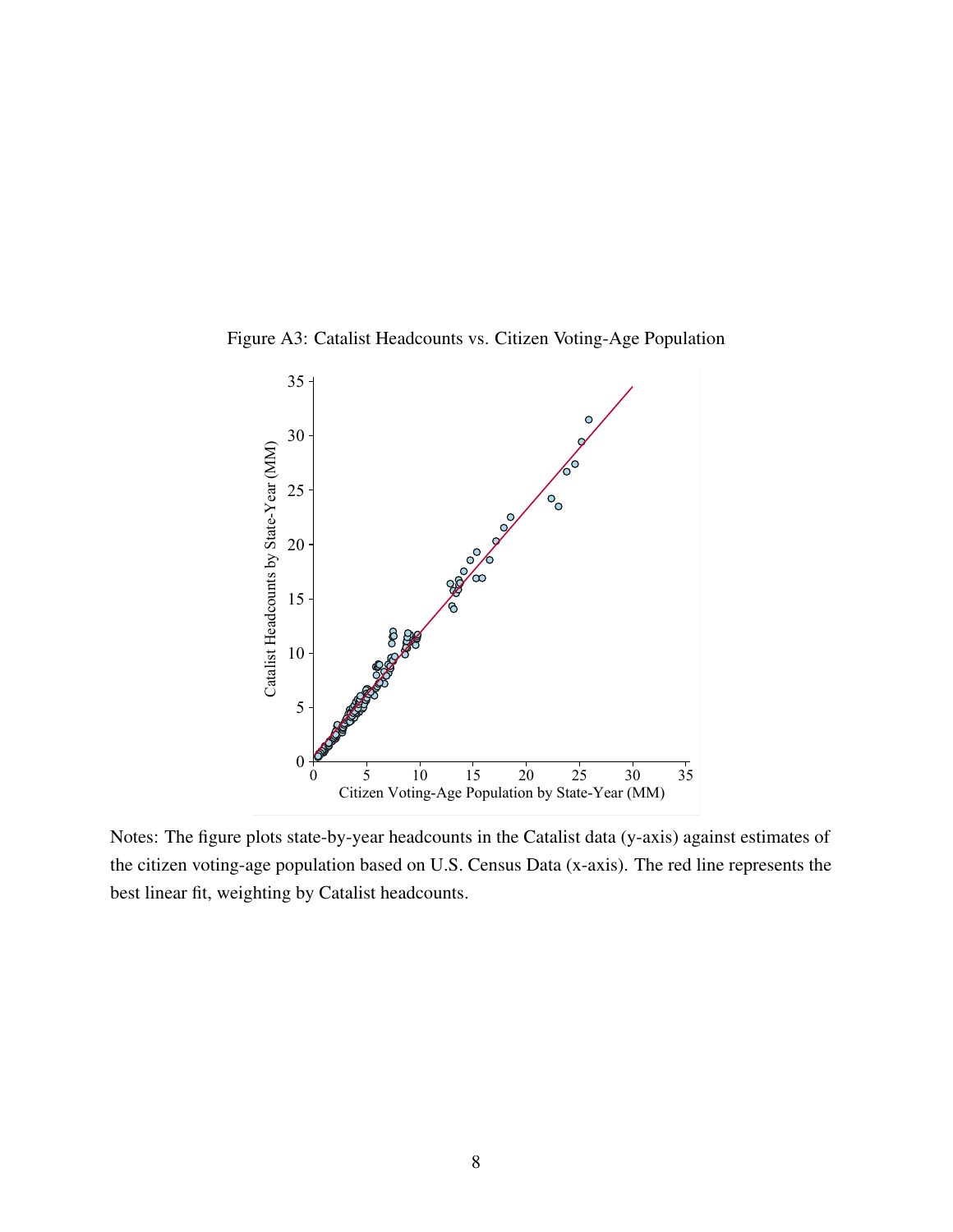Figure A3: Catalist Headcounts vs. Citizen Voting-Age Population

Notes: The figure plots state-by-year headcounts in the Catalist data (y-axis) against estimates of the citizen voting-age population based on U.S. Census Data (x-axis). The red line represents the best linear fit, weighting by Catalist headcounts.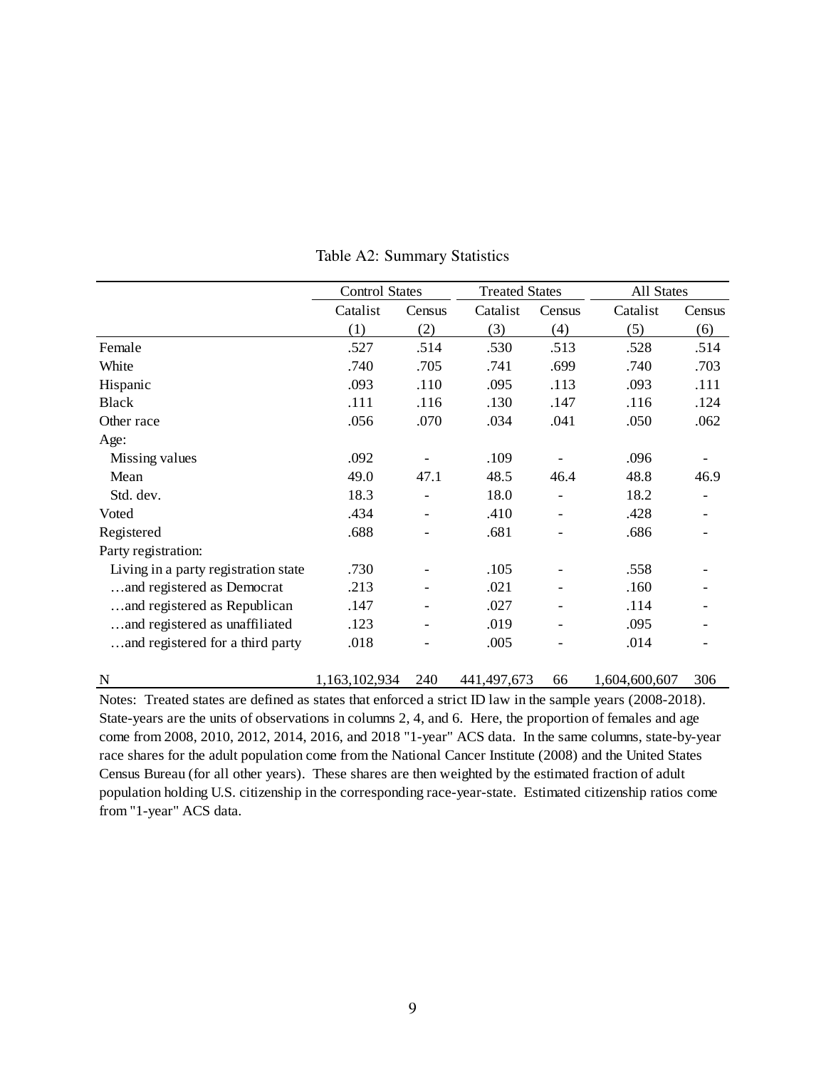Table A2: Summary Statistics

| | Control States | | Treated States | | All States | |
|---|---|---|---|---|---|---|
| | Catalist | Census | Catalist | Census | Catalist | Census |
| | (1) | (2) | (3) | (4) | (5) | (6) |
| Female | .527 | .514 | .530 | .513 | .528 | .514 |
| White | .740 | .705 | .741 | .699 | .740 | .703 |
| Hispanic | .093 | .110 | .095 | .113 | .093 | .111 |
| Black | .111 | .116 | .130 | .147 | .116 | .124 |
| Other race | .056 | .070 | .034 | .041 | .050 | .062 |
| Age: | | | | | | |
| Missing values | .092 | - | .109 | - | .096 | - |
| Mean | 49.0 | 47.1 | 48.5 | 46.4 | 48.8 | 46.9 |
| Std. dev. | 18.3 | - | 18.0 | - | 18.2 | - |
| Voted | .434 | - | .410 | - | .428 | - |
| Registered | .688 | - | .681 | - | .686 | - |
| Party registration: | | | | | | |
| Living in a party registration state | .730 | - | .105 | - | .558 | - |
| …and registered as Democrat | .213 | - | .021 | - | .160 | - |
| …and registered as Republican | .147 | - | .027 | - | .114 | - |
| …and registered as unaffiliated | .123 | - | .019 | - | .095 | - |
| …and registered for a third party | .018 | - | .005 | - | .014 | - |
| N | 1,163,102,934 | 240 | 441,497,673 | 66 | 1,604,600,607 | 306 |

Notes: Treated states are defined as states that enforced a strict ID law in the sample years (2008-2018). State-years are the units of observations in columns 2, 4, and 6. Here, the proportion of females and age come from 2008, 2010, 2012, 2014, 2016, and 2018 "1-year" ACS data. In the same columns, state-by-year race shares for the adult population come from the National Cancer Institute (2008) and the United States Census Bureau (for all other years). These shares are then weighted by the estimated fraction of adult population holding U.S. citizenship in the corresponding race-year-state. Estimated citizenship ratios come from "1-year" ACS data.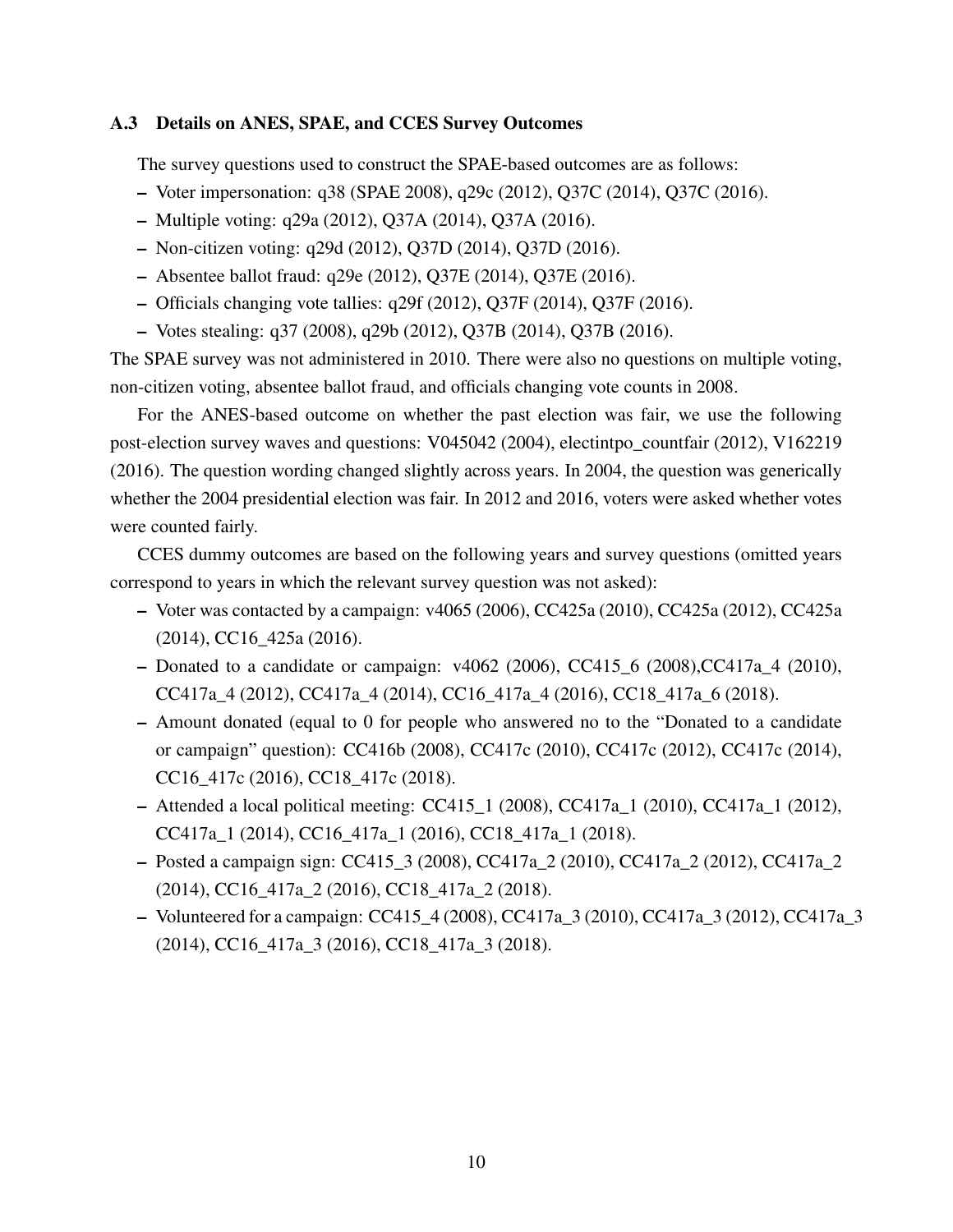### A.3 Details on ANES, SPAE, and CCES Survey Outcomes

The survey questions used to construct the SPAE-based outcomes are as follows:

- Voter impersonation: q38 (SPAE 2008), q29c (2012), Q37C (2014), Q37C (2016).
- Multiple voting: q29a (2012), Q37A (2014), Q37A (2016).
- Non-citizen voting: q29d (2012), Q37D (2014), Q37D (2016).
- Absentee ballot fraud: q29e (2012), Q37E (2014), Q37E (2016).
- Officials changing vote tallies: q29f (2012), Q37F (2014), Q37F (2016).
- Votes stealing: q37 (2008), q29b (2012), Q37B (2014), Q37B (2016).

The SPAE survey was not administered in 2010. There were also no questions on multiple voting, non-citizen voting, absentee ballot fraud, and officials changing vote counts in 2008.

For the ANES-based outcome on whether the past election was fair, we use the following post-election survey waves and questions: V045042 (2004), electintpo_countfair (2012), V162219 (2016). The question wording changed slightly across years. In 2004, the question was generically whether the 2004 presidential election was fair. In 2012 and 2016, voters were asked whether votes were counted fairly.

CCES dummy outcomes are based on the following years and survey questions (omitted years correspond to years in which the relevant survey question was not asked):

- Voter was contacted by a campaign: v4065 (2006), CC425a (2010), CC425a (2012), CC425a (2014), CC16_425a (2016).
- Donated to a candidate or campaign: v4062 (2006), CC415_6 (2008),CC417a_4 (2010), CC417a_4 (2012), CC417a_4 (2014), CC16_417a_4 (2016), CC18_417a_6 (2018).
- Amount donated (equal to 0 for people who answered no to the "Donated to a candidate or campaign" question): CC416b (2008), CC417c (2010), CC417c (2012), CC417c (2014), CC16_417c (2016), CC18_417c (2018).
- Attended a local political meeting: CC415_1 (2008), CC417a_1 (2010), CC417a_1 (2012), CC417a_1 (2014), CC16_417a_1 (2016), CC18_417a_1 (2018).
- Posted a campaign sign: CC415_3 (2008), CC417a_2 (2010), CC417a_2 (2012), CC417a_2 (2014), CC16_417a_2 (2016), CC18_417a_2 (2018).
- Volunteered for a campaign: CC415_4 (2008), CC417a_3 (2010), CC417a_3 (2012), CC417a_3 (2014), CC16_417a_3 (2016), CC18_417a_3 (2018).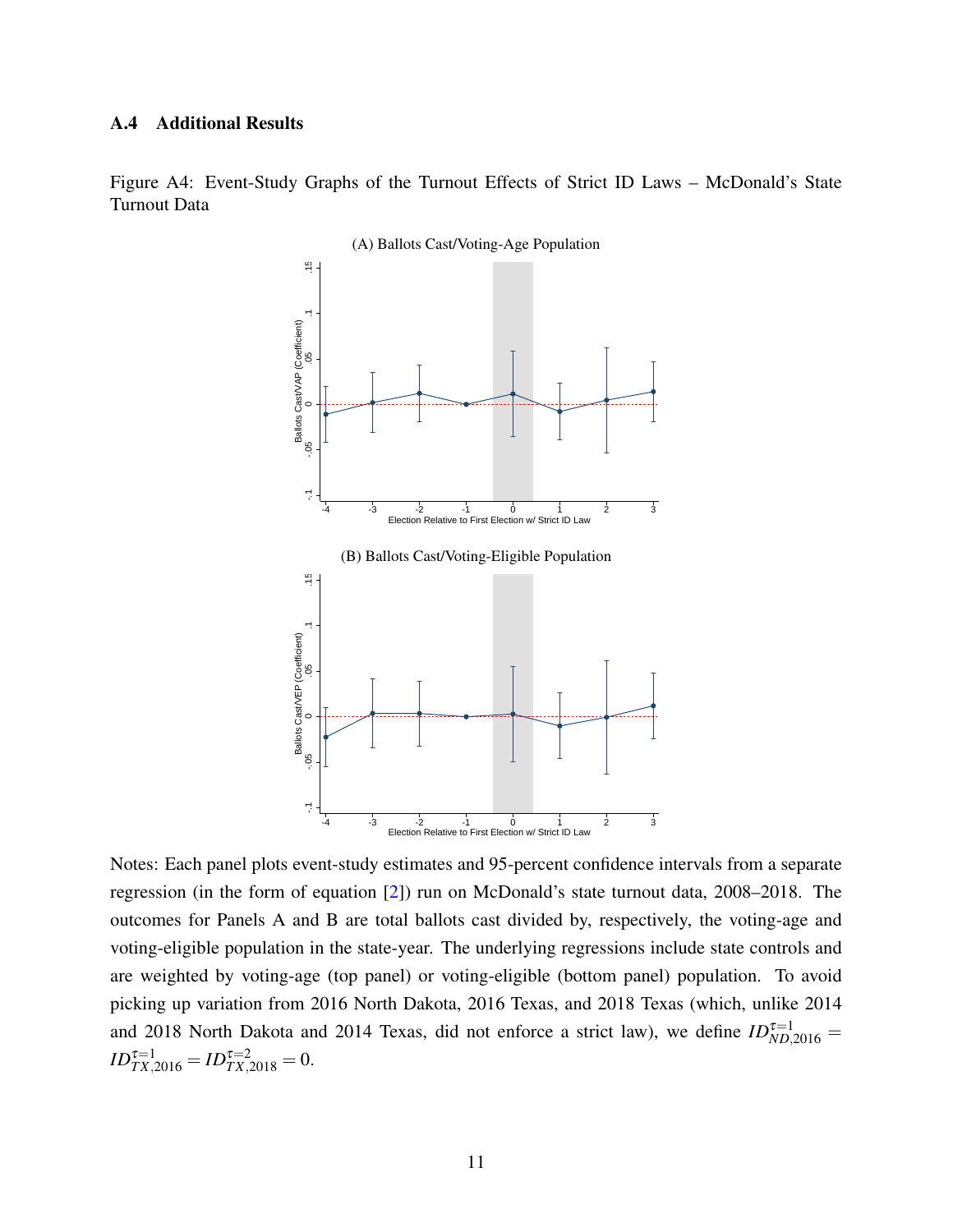### A.4 Additional Results

Figure A4: Event-Study Graphs of the Turnout Effects of Strict ID Laws – McDonald's State Turnout Data

(A) Ballots Cast/Voting-Age Population

(B) Ballots Cast/Voting-Eligible Population

Notes: Each panel plots event-study estimates and 95-percent confidence intervals from a separate regression (in the form of equation [2]) run on McDonald's state turnout data, 2008–2018. The outcomes for Panels A and B are total ballots cast divided by, respectively, the voting-age and voting-eligible population in the state-year. The underlying regressions include state controls and are weighted by voting-age (top panel) or voting-eligible (bottom panel) population. To avoid picking up variation from 2016 North Dakota, 2016 Texas, and 2018 Texas (which, unlike 2014 and 2018 North Dakota and 2014 Texas, did not enforce a strict law), we define $ID^{\tau=1}_{ND,2016} = ID^{\tau=1}_{TX,2016} = ID^{\tau=2}_{TX,2018} = 0$.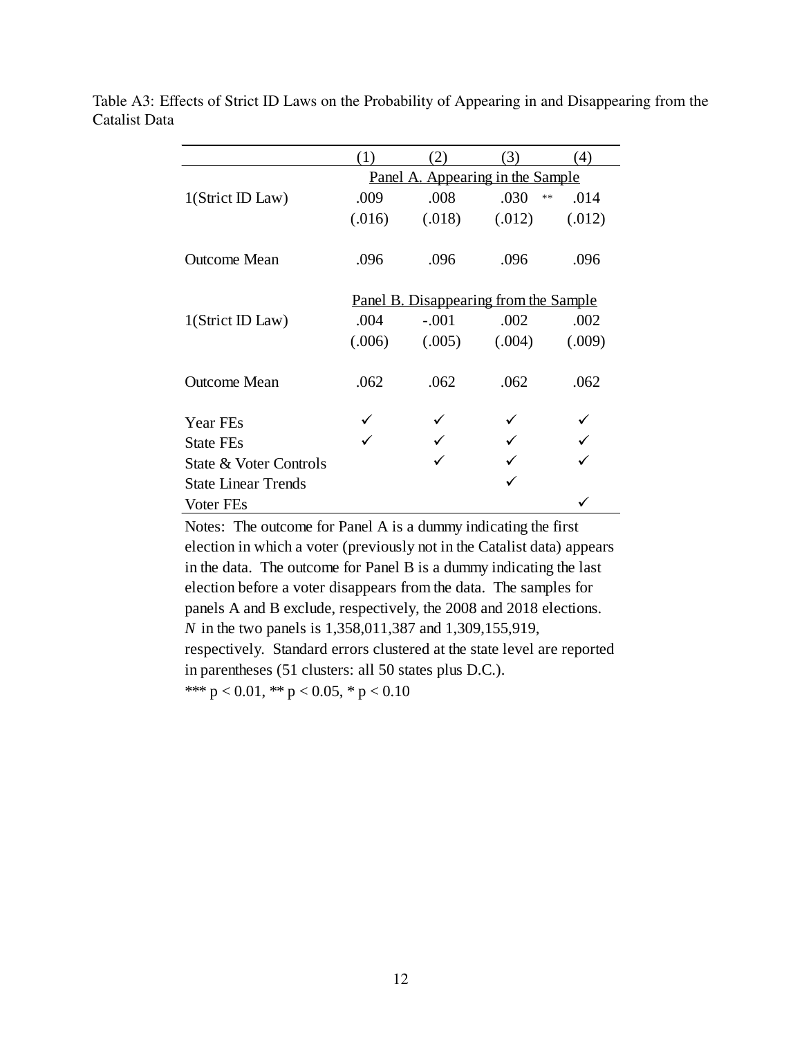Table A3: Effects of Strict ID Laws on the Probability of Appearing in and Disappearing from the Catalist Data

| | (1) | (2) | (3) | (4) |
|---|---|---|---|---|
| | Panel A. Appearing in the Sample | | | |
| 1(Strict ID Law) | .009 | .008 | .030 ** | .014 |
| | (.016) | (.018) | (.012) | (.012) |
| Outcome Mean | .096 | .096 | .096 | .096 |
| | Panel B. Disappearing from the Sample | | | |
| 1(Strict ID Law) | .004 | -.001 | .002 | .002 |
| | (.006) | (.005) | (.004) | (.009) |
| Outcome Mean | .062 | .062 | .062 | .062 |
| Year FEs | ✓ | ✓ | ✓ | ✓ |
| State FEs | ✓ | ✓ | ✓ | ✓ |
| State & Voter Controls | | ✓ | ✓ | ✓ |
| State Linear Trends | | | ✓ | |
| Voter FEs | | | | ✓ |

Notes: The outcome for Panel A is a dummy indicating the first election in which a voter (previously not in the Catalist data) appears in the data. The outcome for Panel B is a dummy indicating the last election before a voter disappears from the data. The samples for panels A and B exclude, respectively, the 2008 and 2018 elections. *N* in the two panels is 1,358,011,387 and 1,309,155,919, respectively. Standard errors clustered at the state level are reported in parentheses (51 clusters: all 50 states plus D.C.).
*** $p < 0.01$, ** $p < 0.05$, * $p < 0.10$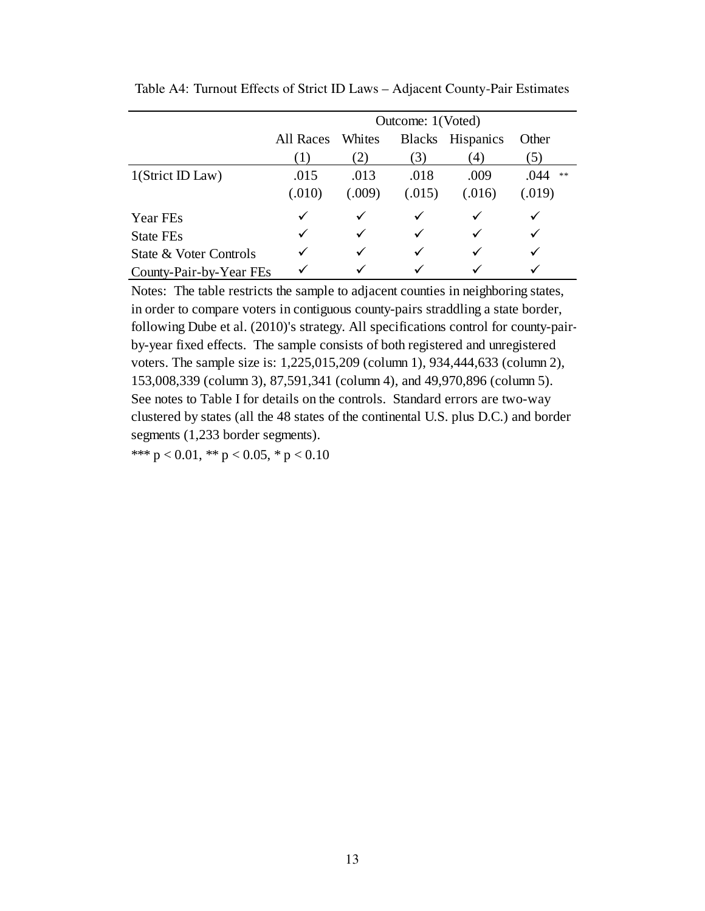Table A4: Turnout Effects of Strict ID Laws – Adjacent County-Pair Estimates

| | Outcome: 1(Voted) | | | | |
|---|---|---|---|---|---|
| | All Races | Whites | Blacks | Hispanics | Other |
| | (1) | (2) | (3) | (4) | (5) |
| 1(Strict ID Law) | .015 | .013 | .018 | .009 | .044 ** |
| | (.010) | (.009) | (.015) | (.016) | (.019) |
| Year FEs | ✓ | ✓ | ✓ | ✓ | ✓ |
| State FEs | ✓ | ✓ | ✓ | ✓ | ✓ |
| State & Voter Controls | ✓ | ✓ | ✓ | ✓ | ✓ |
| County-Pair-by-Year FEs | ✓ | ✓ | ✓ | ✓ | ✓ |

Notes: The table restricts the sample to adjacent counties in neighboring states, in order to compare voters in contiguous county-pairs straddling a state border, following Dube et al. (2010)'s strategy. All specifications control for county-pair-by-year fixed effects. The sample consists of both registered and unregistered voters. The sample size is: 1,225,015,209 (column 1), 934,444,633 (column 2), 153,008,339 (column 3), 87,591,341 (column 4), and 49,970,896 (column 5). See notes to Table I for details on the controls. Standard errors are two-way clustered by states (all the 48 states of the continental U.S. plus D.C.) and border segments (1,233 border segments).

*** $p < 0.01$, ** $p < 0.05$, * $p < 0.10$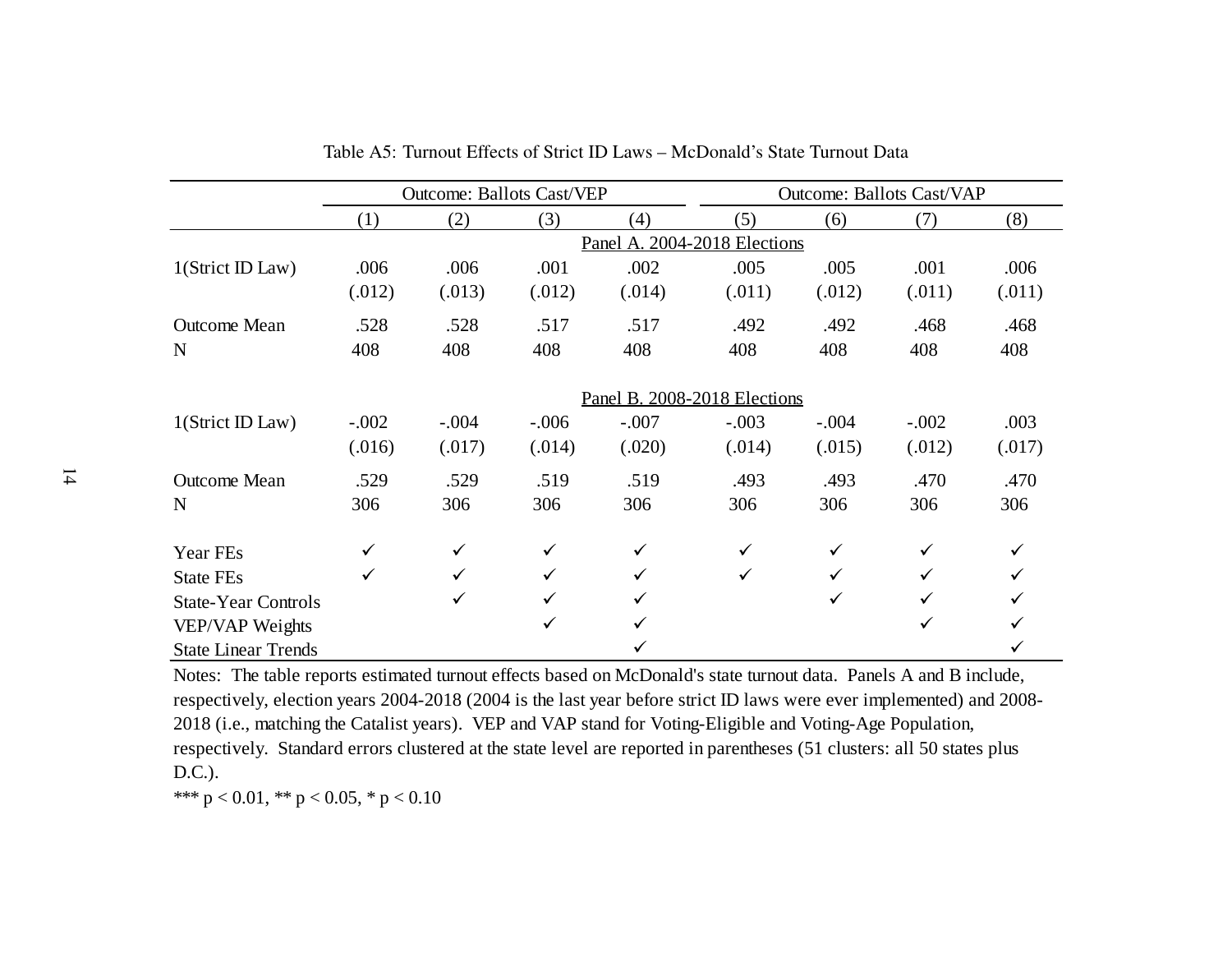Table A5: Turnout Effects of Strict ID Laws – McDonald's State Turnout Data

| | Outcome: Ballots Cast/VEP | | | | Outcome: Ballots Cast/VAP | | | |
|---|---|---|---|---|---|---|---|---|
| | (1) | (2) | (3) | (4) | (5) | (6) | (7) | (8) |
| | Panel A. 2004-2018 Elections | | | | | | | |
| 1(Strict ID Law) | .006 | .006 | .001 | .002 | .005 | .005 | .001 | .006 |
| | (.012) | (.013) | (.012) | (.014) | (.011) | (.012) | (.011) | (.011) |
| Outcome Mean | .528 | .528 | .517 | .517 | .492 | .492 | .468 | .468 |
| N | 408 | 408 | 408 | 408 | 408 | 408 | 408 | 408 |
| | Panel B. 2008-2018 Elections | | | | | | | |
| 1(Strict ID Law) | -.002 | -.004 | -.006 | -.007 | -.003 | -.004 | -.002 | .003 |
| | (.016) | (.017) | (.014) | (.020) | (.014) | (.015) | (.012) | (.017) |
| Outcome Mean | .529 | .529 | .519 | .519 | .493 | .493 | .470 | .470 |
| N | 306 | 306 | 306 | 306 | 306 | 306 | 306 | 306 |
| Year FEs | ✓ | ✓ | ✓ | ✓ | ✓ | ✓ | ✓ | ✓ |
| State FEs | ✓ | ✓ | ✓ | ✓ | ✓ | ✓ | ✓ | ✓ |
| State-Year Controls | | ✓ | ✓ | ✓ | | ✓ | ✓ | ✓ |
| VEP/VAP Weights | | | ✓ | ✓ | | | ✓ | ✓ |
| State Linear Trends | | | | ✓ | | | | ✓ |

Notes: The table reports estimated turnout effects based on McDonald's state turnout data. Panels A and B include, respectively, election years 2004-2018 (2004 is the last year before strict ID laws were ever implemented) and 2008-2018 (i.e., matching the Catalist years). VEP and VAP stand for Voting-Eligible and Voting-Age Population, respectively. Standard errors clustered at the state level are reported in parentheses (51 clusters: all 50 states plus D.C.).

*** $p < 0.01$, ** $p < 0.05$, * $p < 0.10$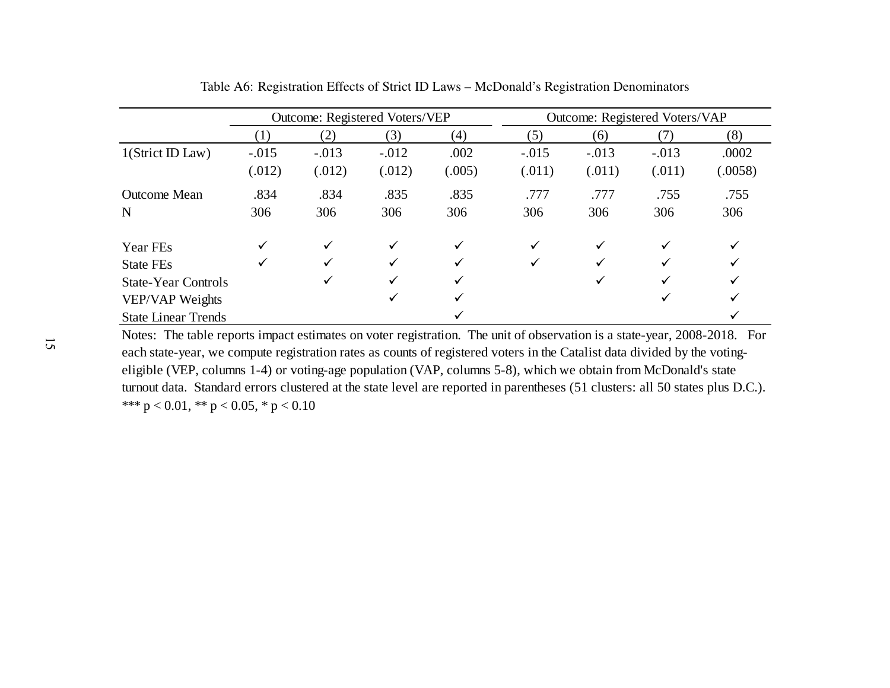Table A6: Registration Effects of Strict ID Laws – McDonald's Registration Denominators

| | Outcome: Registered Voters/VEP | | | | Outcome: Registered Voters/VAP | | | |
|---|---|---|---|---|---|---|---|---|
| | (1) | (2) | (3) | (4) | (5) | (6) | (7) | (8) |
| 1(Strict ID Law) | -.015 | -.013 | -.012 | .002 | -.015 | -.013 | -.013 | .0002 |
| | (.012) | (.012) | (.012) | (.005) | (.011) | (.011) | (.011) | (.0058) |
| Outcome Mean | .834 | .834 | .835 | .835 | .777 | .777 | .755 | .755 |
| N | 306 | 306 | 306 | 306 | 306 | 306 | 306 | 306 |
| Year FEs | ✓ | ✓ | ✓ | ✓ | ✓ | ✓ | ✓ | ✓ |
| State FEs | ✓ | ✓ | ✓ | ✓ | ✓ | ✓ | ✓ | ✓ |
| State-Year Controls | | ✓ | ✓ | ✓ | | ✓ | ✓ | ✓ |
| VEP/VAP Weights | | | ✓ | ✓ | | | ✓ | ✓ |
| State Linear Trends | | | | ✓ | | | | ✓ |

Notes: The table reports impact estimates on voter registration. The unit of observation is a state-year, 2008-2018. For each state-year, we compute registration rates as counts of registered voters in the Catalist data divided by the voting-eligible (VEP, columns 1-4) or voting-age population (VAP, columns 5-8), which we obtain from McDonald's state turnout data. Standard errors clustered at the state level are reported in parentheses (51 clusters: all 50 states plus D.C.). *** $p < 0.01$, ** $p < 0.05$, * $p < 0.10$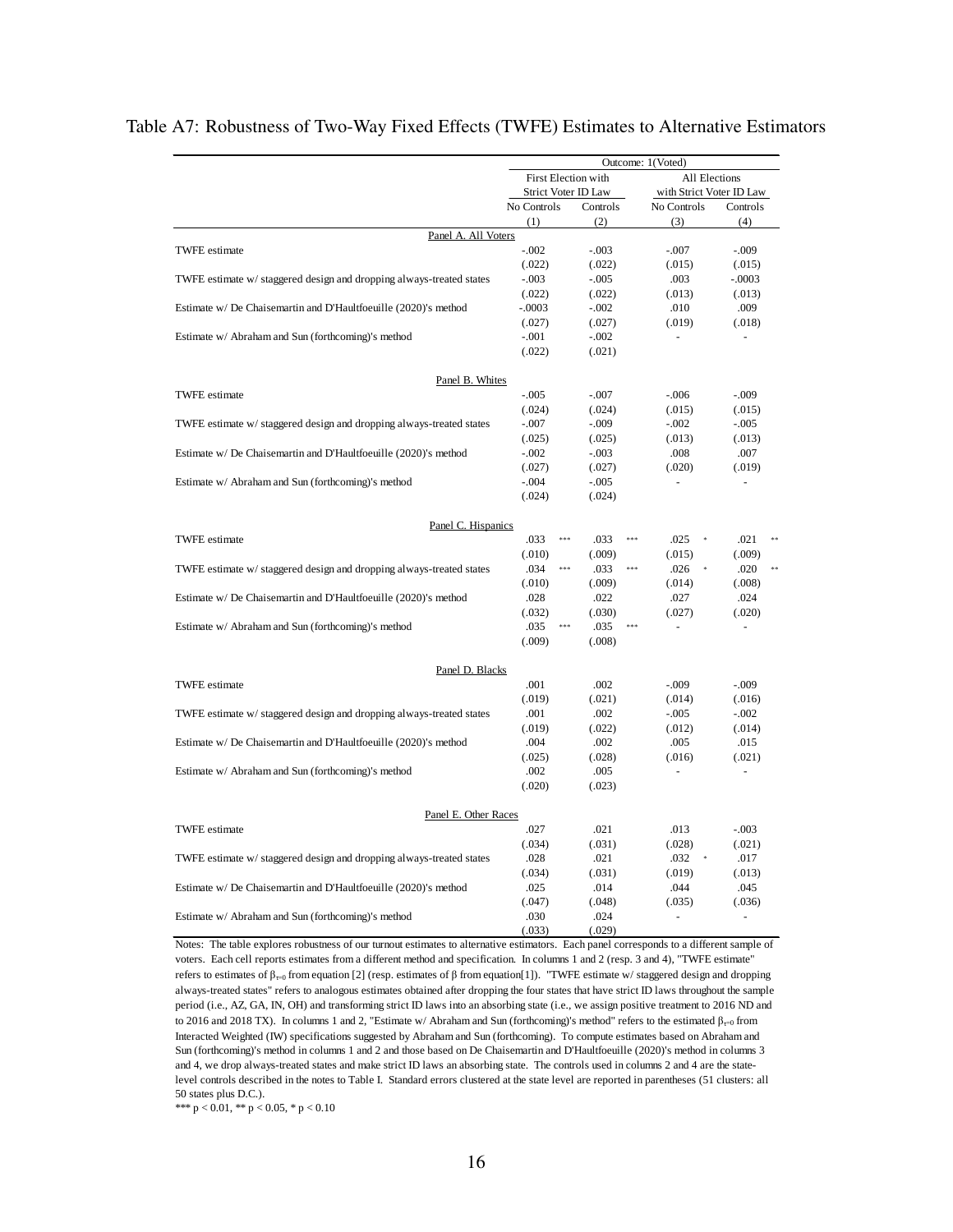# Table A7: Robustness of Two-Way Fixed Effects (TWFE) Estimates to Alternative Estimators

| | Outcome: 1(Voted) | | | |
|---|---|---|---|---|
| | First Election with Strict Voter ID Law | | All Elections with Strict Voter ID Law | |
| | No Controls | Controls | No Controls | Controls |
| | (1) | (2) | (3) | (4) |
| **Panel A. All Voters** | | | | |
| TWFE estimate | -.002 | -.003 | -.007 | -.009 |
| | (.022) | (.022) | (.015) | (.015) |
| TWFE estimate w/ staggered design and dropping always-treated states | -.003 | -.005 | .003 | -.0003 |
| | (.022) | (.022) | (.013) | (.013) |
| Estimate w/ De Chaisemartin and D'Haultfoeuille (2020)'s method | -.0003 | -.002 | .010 | .009 |
| | (.027) | (.027) | (.019) | (.018) |
| Estimate w/ Abraham and Sun (forthcoming)'s method | -.001 | -.002 | - | - |
| | (.022) | (.021) | | |
| **Panel B. Whites** | | | | |
| TWFE estimate | -.005 | -.007 | -.006 | -.009 |
| | (.024) | (.024) | (.015) | (.015) |
| TWFE estimate w/ staggered design and dropping always-treated states | -.007 | -.009 | -.002 | -.005 |
| | (.025) | (.025) | (.013) | (.013) |
| Estimate w/ De Chaisemartin and D'Haultfoeuille (2020)'s method | -.002 | -.003 | .008 | .007 |
| | (.027) | (.027) | (.020) | (.019) |
| Estimate w/ Abraham and Sun (forthcoming)'s method | -.004 | -.005 | - | - |
| | (.024) | (.024) | | |
| **Panel C. Hispanics** | | | | |
| TWFE estimate | .033*** | .033*** | .025* | .021** |
| | (.010) | (.009) | (.015) | (.009) |
| TWFE estimate w/ staggered design and dropping always-treated states | .034*** | .033*** | .026* | .020** |
| | (.010) | (.009) | (.014) | (.008) |
| Estimate w/ De Chaisemartin and D'Haultfoeuille (2020)'s method | .028 | .022 | .027 | .024 |
| | (.032) | (.030) | (.027) | (.020) |
| Estimate w/ Abraham and Sun (forthcoming)'s method | .035*** | .035*** | - | - |
| | (.009) | (.008) | | |
| **Panel D. Blacks** | | | | |
| TWFE estimate | .001 | .002 | -.009 | -.009 |
| | (.019) | (.021) | (.014) | (.016) |
| TWFE estimate w/ staggered design and dropping always-treated states | .001 | .002 | -.005 | -.002 |
| | (.019) | (.022) | (.012) | (.014) |
| Estimate w/ De Chaisemartin and D'Haultfoeuille (2020)'s method | .004 | .002 | .005 | .015 |
| | (.025) | (.028) | (.016) | (.021) |
| Estimate w/ Abraham and Sun (forthcoming)'s method | .002 | .005 | - | - |
| | (.020) | (.023) | | |
| **Panel E. Other Races** | | | | |
| TWFE estimate | .027 | .021 | .013 | -.003 |
| | (.034) | (.031) | (.028) | (.021) |
| TWFE estimate w/ staggered design and dropping always-treated states | .028 | .021 | .032* | .017 |
| | (.034) | (.031) | (.019) | (.013) |
| Estimate w/ De Chaisemartin and D'Haultfoeuille (2020)'s method | .025 | .014 | .044 | .045 |
| | (.047) | (.048) | (.035) | (.036) |
| Estimate w/ Abraham and Sun (forthcoming)'s method | .030 | .024 | - | - |
| | (.033) | (.029) | | |

Notes: The table explores robustness of our turnout estimates to alternative estimators. Each panel corresponds to a different sample of voters. Each cell reports estimates from a different method and specification. In columns 1 and 2 (resp. 3 and 4), "TWFE estimate" refers to estimates of $\beta_{\tau=0}$ from equation [2] (resp. estimates of $\beta$ from equation[1]). "TWFE estimate w/ staggered design and dropping always-treated states" refers to analogous estimates obtained after dropping the four states that have strict ID laws throughout the sample period (i.e., AZ, GA, IN, OH) and transforming strict ID laws into an absorbing state (i.e., we assign positive treatment to 2016 ND and to 2016 and 2018 TX). In columns 1 and 2, "Estimate w/ Abraham and Sun (forthcoming)'s method" refers to the estimated $\beta_{\tau=0}$ from Interacted Weighted (IW) specifications suggested by Abraham and Sun (forthcoming). To compute estimates based on Abraham and Sun (forthcoming)'s method in columns 1 and 2 and those based on De Chaisemartin and D'Haultfoeuille (2020)'s method in columns 3 and 4, we drop always-treated states and make strict ID laws an absorbing state. The controls used in columns 2 and 4 are the state-level controls described in the notes to Table I. Standard errors clustered at the state level are reported in parentheses (51 clusters: all 50 states plus D.C.).

*** $p < 0.01$, ** $p < 0.05$, * $p < 0.10$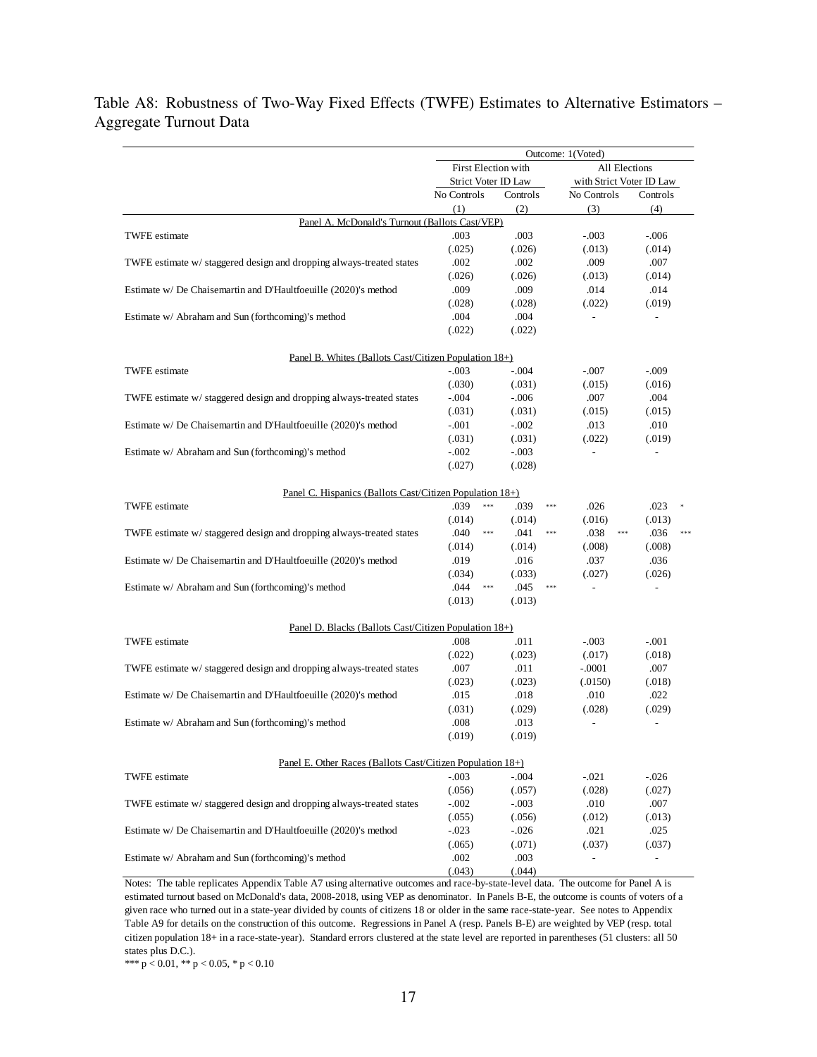Table A8: Robustness of Two-Way Fixed Effects (TWFE) Estimates to Alternative Estimators – Aggregate Turnout Data

| | Outcome: 1(Voted) | | | |
|---|---|---|---|---|
| | First Election with Strict Voter ID Law | | All Elections with Strict Voter ID Law | |
| | No Controls | Controls | No Controls | Controls |
| | (1) | (2) | (3) | (4) |
| **Panel A. McDonald's Turnout (Ballots Cast/VEP)** | | | | |
| TWFE estimate | .003 | .003 | -.003 | -.006 |
| | (.025) | (.026) | (.013) | (.014) |
| TWFE estimate w/ staggered design and dropping always-treated states | .002 | .002 | .009 | .007 |
| | (.026) | (.026) | (.013) | (.014) |
| Estimate w/ De Chaisemartin and D'Haultfoeuille (2020)'s method | .009 | .009 | .014 | .014 |
| | (.028) | (.028) | (.022) | (.019) |
| Estimate w/ Abraham and Sun (forthcoming)'s method | .004 | .004 | - | - |
| | (.022) | (.022) | | |
| **Panel B. Whites (Ballots Cast/Citizen Population 18+)** | | | | |
| TWFE estimate | -.003 | -.004 | -.007 | -.009 |
| | (.030) | (.031) | (.015) | (.016) |
| TWFE estimate w/ staggered design and dropping always-treated states | -.004 | -.006 | .007 | .004 |
| | (.031) | (.031) | (.015) | (.015) |
| Estimate w/ De Chaisemartin and D'Haultfoeuille (2020)'s method | -.001 | -.002 | .013 | .010 |
| | (.031) | (.031) | (.022) | (.019) |
| Estimate w/ Abraham and Sun (forthcoming)'s method | -.002 | -.003 | - | - |
| | (.027) | (.028) | | |
| **Panel C. Hispanics (Ballots Cast/Citizen Population 18+)** | | | | |
| TWFE estimate | .039 *** | .039 *** | .026 | .023 * |
| | (.014) | (.014) | (.016) | (.013) |
| TWFE estimate w/ staggered design and dropping always-treated states | .040 *** | .041 *** | .038 *** | .036 *** |
| | (.014) | (.014) | (.008) | (.008) |
| Estimate w/ De Chaisemartin and D'Haultfoeuille (2020)'s method | .019 | .016 | .037 | .036 |
| | (.034) | (.033) | (.027) | (.026) |
| Estimate w/ Abraham and Sun (forthcoming)'s method | .044 *** | .045 *** | - | - |
| | (.013) | (.013) | | |
| **Panel D. Blacks (Ballots Cast/Citizen Population 18+)** | | | | |
| TWFE estimate | .008 | .011 | -.003 | -.001 |
| | (.022) | (.023) | (.017) | (.018) |
| TWFE estimate w/ staggered design and dropping always-treated states | .007 | .011 | -.0001 | .007 |
| | (.023) | (.023) | (.0150) | (.018) |
| Estimate w/ De Chaisemartin and D'Haultfoeuille (2020)'s method | .015 | .018 | .010 | .022 |
| | (.031) | (.029) | (.028) | (.029) |
| Estimate w/ Abraham and Sun (forthcoming)'s method | .008 | .013 | - | - |
| | (.019) | (.019) | | |
| **Panel E. Other Races (Ballots Cast/Citizen Population 18+)** | | | | |
| TWFE estimate | -.003 | -.004 | -.021 | -.026 |
| | (.056) | (.057) | (.028) | (.027) |
| TWFE estimate w/ staggered design and dropping always-treated states | -.002 | -.003 | .010 | .007 |
| | (.055) | (.056) | (.012) | (.013) |
| Estimate w/ De Chaisemartin and D'Haultfoeuille (2020)'s method | -.023 | -.026 | .021 | .025 |
| | (.065) | (.071) | (.037) | (.037) |
| Estimate w/ Abraham and Sun (forthcoming)'s method | .002 | .003 | - | - |
| | (.043) | (.044) | | |

Notes: The table replicates Appendix Table A7 using alternative outcomes and race-by-state-level data. The outcome for Panel A is estimated turnout based on McDonald's data, 2008-2018, using VEP as denominator. In Panels B-E, the outcome is counts of voters of a given race who turned out in a state-year divided by counts of citizens 18 or older in the same race-state-year. See notes to Appendix Table A9 for details on the construction of this outcome. Regressions in Panel A (resp. Panels B-E) are weighted by VEP (resp. total citizen population 18+ in a race-state-year). Standard errors clustered at the state level are reported in parentheses (51 clusters: all 50 states plus D.C.).

*** $p < 0.01$, ** $p < 0.05$, * $p < 0.10$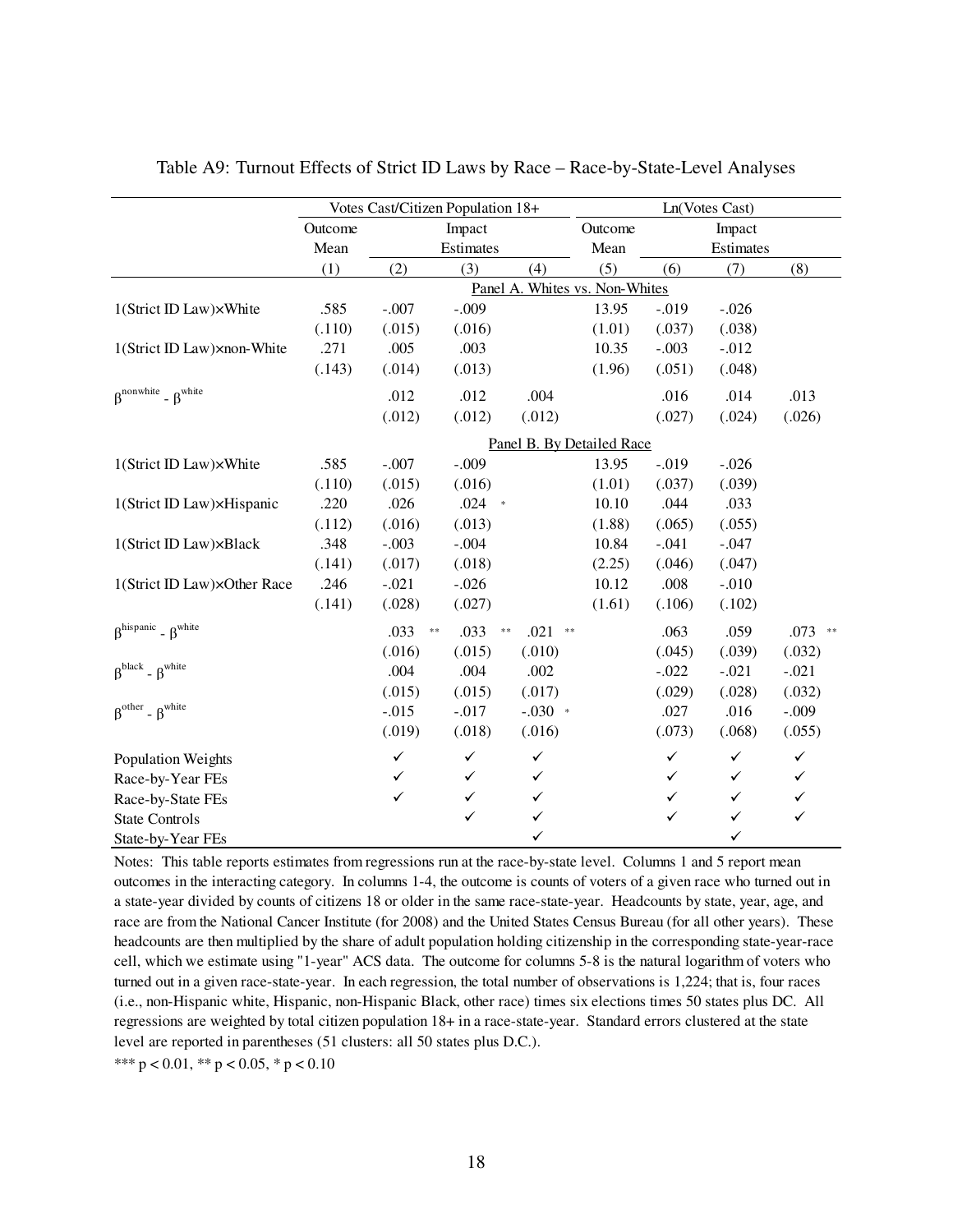Table A9: Turnout Effects of Strict ID Laws by Race – Race-by-State-Level Analyses

| | Votes Cast/Citizen Population 18+ | | | | Ln(Votes Cast) | | | |
|---|---|---|---|---|---|---|---|---|
| | Outcome Mean | Impact Estimates | | | Outcome Mean | Impact Estimates | | |
| | (1) | (2) | (3) | (4) | (5) | (6) | (7) | (8) |
| | | | | Panel A. Whites vs. Non-Whites | | | | |
| 1(Strict ID Law)×White | .585 | -.007 | -.009 | | 13.95 | -.019 | -.026 | |
| | (.110) | (.015) | (.016) | | (1.01) | (.037) | (.038) | |
| 1(Strict ID Law)×non-White | .271 | .005 | .003 | | 10.35 | -.003 | -.012 | |
| | (.143) | (.014) | (.013) | | (1.96) | (.051) | (.048) | |
| $\beta^{nonwhite} - \beta^{white}$ | | .012 | .012 | .004 | | .016 | .014 | .013 |
| | | (.012) | (.012) | (.012) | | (.027) | (.024) | (.026) |
| | | | | Panel B. By Detailed Race | | | | |
| 1(Strict ID Law)×White | .585 | -.007 | -.009 | | 13.95 | -.019 | -.026 | |
| | (.110) | (.015) | (.016) | | (1.01) | (.037) | (.039) | |
| 1(Strict ID Law)×Hispanic | .220 | .026 | .024 * | | 10.10 | .044 | .033 | |
| | (.112) | (.016) | (.013) | | (1.88) | (.065) | (.055) | |
| 1(Strict ID Law)×Black | .348 | -.003 | -.004 | | 10.84 | -.041 | -.047 | |
| | (.141) | (.017) | (.018) | | (2.25) | (.046) | (.047) | |
| 1(Strict ID Law)×Other Race | .246 | -.021 | -.026 | | 10.12 | .008 | -.010 | |
| | (.141) | (.028) | (.027) | | (1.61) | (.106) | (.102) | |
| $\beta^{hispanic} - \beta^{white}$ | | .033 ** | .033 ** | .021 ** | | .063 | .059 | .073 ** |
| | | (.016) | (.015) | (.010) | | (.045) | (.039) | (.032) |
| $\beta^{black} - \beta^{white}$ | | .004 | .004 | .002 | | -.022 | -.021 | -.021 |
| | | (.015) | (.015) | (.017) | | (.029) | (.028) | (.032) |
| $\beta^{other} - \beta^{white}$ | | -.015 | -.017 | -.030 * | | .027 | .016 | -.009 |
| | | (.019) | (.018) | (.016) | | (.073) | (.068) | (.055) |
| Population Weights | | ✓ | ✓ | ✓ | | ✓ | ✓ | ✓ |
| Race-by-Year FEs | | ✓ | ✓ | ✓ | | ✓ | ✓ | ✓ |
| Race-by-State FEs | | ✓ | ✓ | ✓ | | ✓ | ✓ | ✓ |
| State Controls | | | ✓ | ✓ | | ✓ | ✓ | ✓ |
| State-by-Year FEs | | | | ✓ | | | ✓ | |

Notes: This table reports estimates from regressions run at the race-by-state level. Columns 1 and 5 report mean outcomes in the interacting category. In columns 1-4, the outcome is counts of voters of a given race who turned out in a state-year divided by counts of citizens 18 or older in the same race-state-year. Headcounts by state, year, age, and race are from the National Cancer Institute (for 2008) and the United States Census Bureau (for all other years). These headcounts are then multiplied by the share of adult population holding citizenship in the corresponding state-year-race cell, which we estimate using "1-year" ACS data. The outcome for columns 5-8 is the natural logarithm of voters who turned out in a given race-state-year. In each regression, the total number of observations is 1,224; that is, four races (i.e., non-Hispanic white, Hispanic, non-Hispanic Black, other race) times six elections times 50 states plus DC. All regressions are weighted by total citizen population 18+ in a race-state-year. Standard errors clustered at the state level are reported in parentheses (51 clusters: all 50 states plus D.C.).

*** p < 0.01, ** p < 0.05, * p < 0.10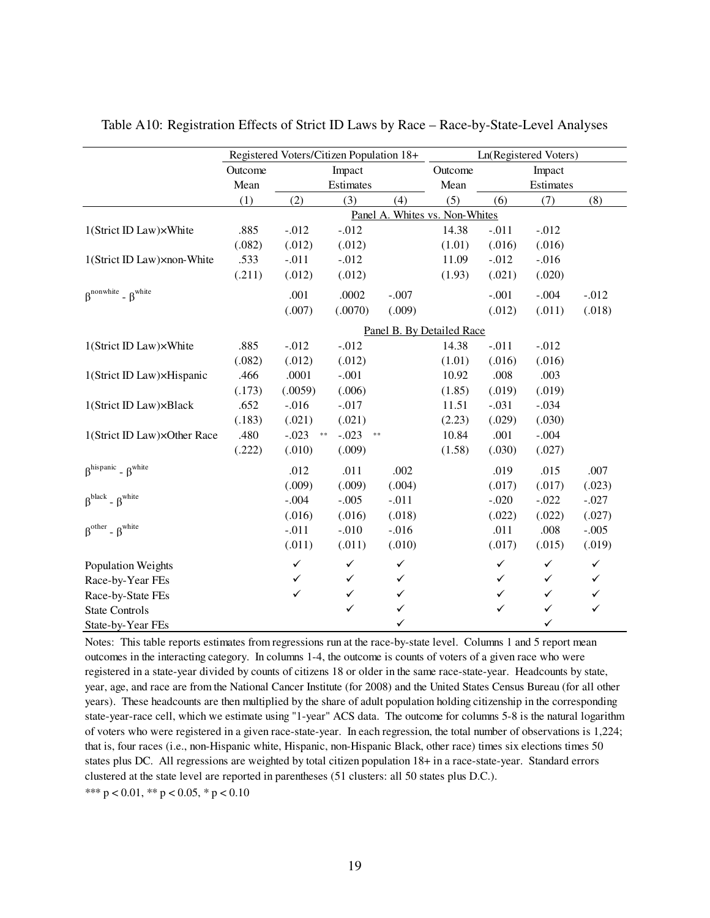Table A10: Registration Effects of Strict ID Laws by Race – Race-by-State-Level Analyses

| | Registered Voters/Citizen Population 18+ | | | | Ln(Registered Voters) | | | |
|---|---|---|---|---|---|---|---|---|
| | Outcome Mean | Impact Estimates | | | Outcome Mean | Impact Estimates | | |
| | (1) | (2) | (3) | (4) | (5) | (6) | (7) | (8) |
| **Panel A. Whites vs. Non-Whites** | | | | | | | | |
| 1(Strict ID Law)×White | .885 | -.012 | -.012 | | 14.38 | -.011 | -.012 | |
| | (.082) | (.012) | (.012) | | (1.01) | (.016) | (.016) | |
| 1(Strict ID Law)×non-White | .533 | -.011 | -.012 | | 11.09 | -.012 | -.016 | |
| | (.211) | (.012) | (.012) | | (1.93) | (.021) | (.020) | |
| $\beta^{nonwhite} - \beta^{white}$ | | .001 | .0002 | -.007 | | -.001 | -.004 | -.012 |
| | | (.007) | (.0070) | (.009) | | (.012) | (.011) | (.018) |
| **Panel B. By Detailed Race** | | | | | | | | |
| 1(Strict ID Law)×White | .885 | -.012 | -.012 | | 14.38 | -.011 | -.012 | |
| | (.082) | (.012) | (.012) | | (1.01) | (.016) | (.016) | |
| 1(Strict ID Law)×Hispanic | .466 | .0001 | -.001 | | 10.92 | .008 | .003 | |
| | (.173) | (.0059) | (.006) | | (1.85) | (.019) | (.019) | |
| 1(Strict ID Law)×Black | .652 | -.016 | -.017 | | 11.51 | -.031 | -.034 | |
| | (.183) | (.021) | (.021) | | (2.23) | (.029) | (.030) | |
| 1(Strict ID Law)×Other Race | .480 | -.023 ** | -.023 ** | | 10.84 | .001 | -.004 | |
| | (.222) | (.010) | (.009) | | (1.58) | (.030) | (.027) | |
| $\beta^{hispanic} - \beta^{white}$ | | .012 | .011 | .002 | | .019 | .015 | .007 |
| | | (.009) | (.009) | (.004) | | (.017) | (.017) | (.023) |
| $\beta^{black} - \beta^{white}$ | | -.004 | -.005 | -.011 | | -.020 | -.022 | -.027 |
| | | (.016) | (.016) | (.018) | | (.022) | (.022) | (.027) |
| $\beta^{other} - \beta^{white}$ | | -.011 | -.010 | -.016 | | .011 | .008 | -.005 |
| | | (.011) | (.011) | (.010) | | (.017) | (.015) | (.019) |
| Population Weights | | ✓ | ✓ | ✓ | | ✓ | ✓ | ✓ |
| Race-by-Year FEs | | ✓ | ✓ | ✓ | | ✓ | ✓ | ✓ |
| Race-by-State FEs | | ✓ | ✓ | ✓ | | ✓ | ✓ | ✓ |
| State Controls | | | ✓ | ✓ | | ✓ | ✓ | ✓ |
| State-by-Year FEs | | | | ✓ | | | ✓ | |

Notes: This table reports estimates from regressions run at the race-by-state level. Columns 1 and 5 report mean outcomes in the interacting category. In columns 1-4, the outcome is counts of voters of a given race who were registered in a state-year divided by counts of citizens 18 or older in the same race-state-year. Headcounts by state, year, age, and race are from the National Cancer Institute (for 2008) and the United States Census Bureau (for all other years). These headcounts are then multiplied by the share of adult population holding citizenship in the corresponding state-year-race cell, which we estimate using "1-year" ACS data. The outcome for columns 5-8 is the natural logarithm of voters who were registered in a given race-state-year. In each regression, the total number of observations is 1,224; that is, four races (i.e., non-Hispanic white, Hispanic, non-Hispanic Black, other race) times six elections times 50 states plus DC. All regressions are weighted by total citizen population 18+ in a race-state-year. Standard errors clustered at the state level are reported in parentheses (51 clusters: all 50 states plus D.C.).

*** p < 0.01, ** p < 0.05, * p < 0.10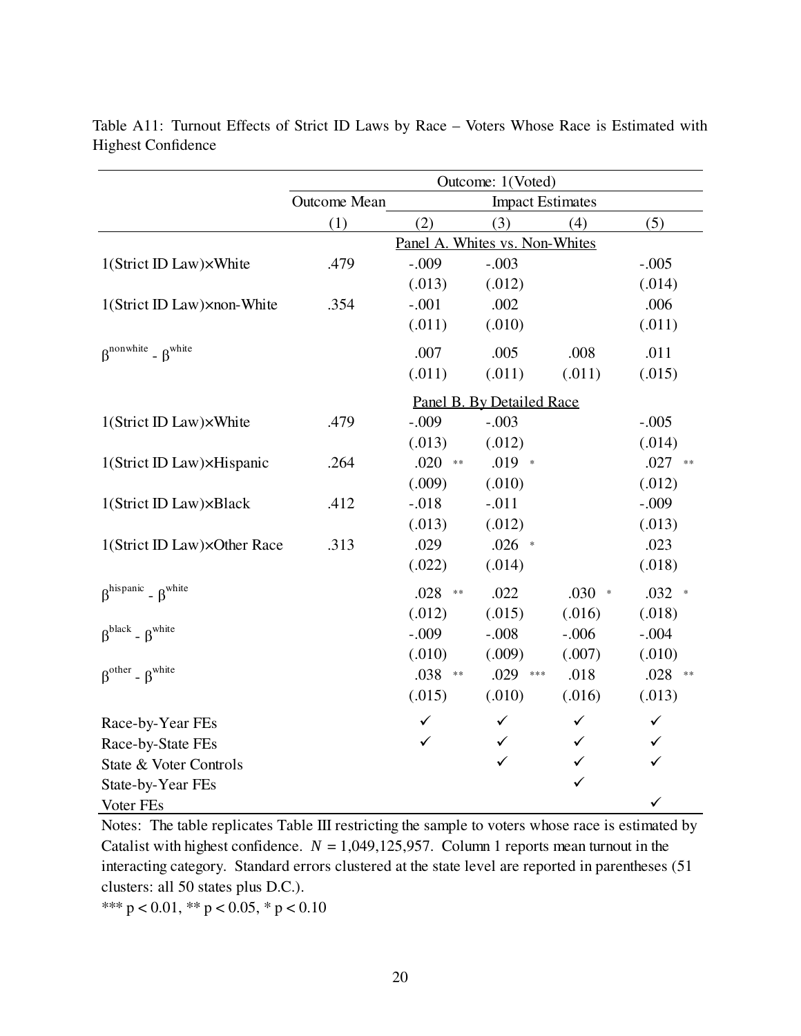Table A11: Turnout Effects of Strict ID Laws by Race – Voters Whose Race is Estimated with Highest Confidence

| | Outcome: 1(Voted) | | | | |
|---|---|---|---|---|---|
| | Outcome Mean | Impact Estimates | | | |
| | (1) | (2) | (3) | (4) | (5) |
| | | Panel A. Whites vs. Non-Whites | | | |
| 1(Strict ID Law)×White | .479 | -.009 | -.003 | | -.005 |
| | | (.013) | (.012) | | (.014) |
| 1(Strict ID Law)×non-White | .354 | -.001 | .002 | | .006 |
| | | (.011) | (.010) | | (.011) |
| $\beta^{nonwhite} - \beta^{white}$ | | .007 | .005 | .008 | .011 |
| | | (.011) | (.011) | (.011) | (.015) |
| | | Panel B. By Detailed Race | | | |
| 1(Strict ID Law)×White | .479 | -.009 | -.003 | | -.005 |
| | | (.013) | (.012) | | (.014) |
| 1(Strict ID Law)×Hispanic | .264 | .020 ** | .019 * | | .027 ** |
| | | (.009) | (.010) | | (.012) |
| 1(Strict ID Law)×Black | .412 | -.018 | -.011 | | -.009 |
| | | (.013) | (.012) | | (.013) |
| 1(Strict ID Law)×Other Race | .313 | .029 | .026 * | | .023 |
| | | (.022) | (.014) | | (.018) |
| $\beta^{hispanic} - \beta^{white}$ | | .028 ** | .022 | .030 * | .032 * |
| | | (.012) | (.015) | (.016) | (.018) |
| $\beta^{black} - \beta^{white}$ | | -.009 | -.008 | -.006 | -.004 |
| | | (.010) | (.009) | (.007) | (.010) |
| $\beta^{other} - \beta^{white}$ | | .038 ** | .029 *** | .018 | .028 ** |
| | | (.015) | (.010) | (.016) | (.013) |
| Race-by-Year FEs | | ✓ | ✓ | ✓ | ✓ |
| Race-by-State FEs | | ✓ | ✓ | ✓ | ✓ |
| State & Voter Controls | | | ✓ | ✓ | ✓ |
| State-by-Year FEs | | | | ✓ | |
| Voter FEs | | | | | ✓ |

Notes: The table replicates Table III restricting the sample to voters whose race is estimated by Catalist with highest confidence. $N$ = 1,049,125,957. Column 1 reports mean turnout in the interacting category. Standard errors clustered at the state level are reported in parentheses (51 clusters: all 50 states plus D.C.).

*** $p < 0.01$, ** $p < 0.05$, * $p < 0.10$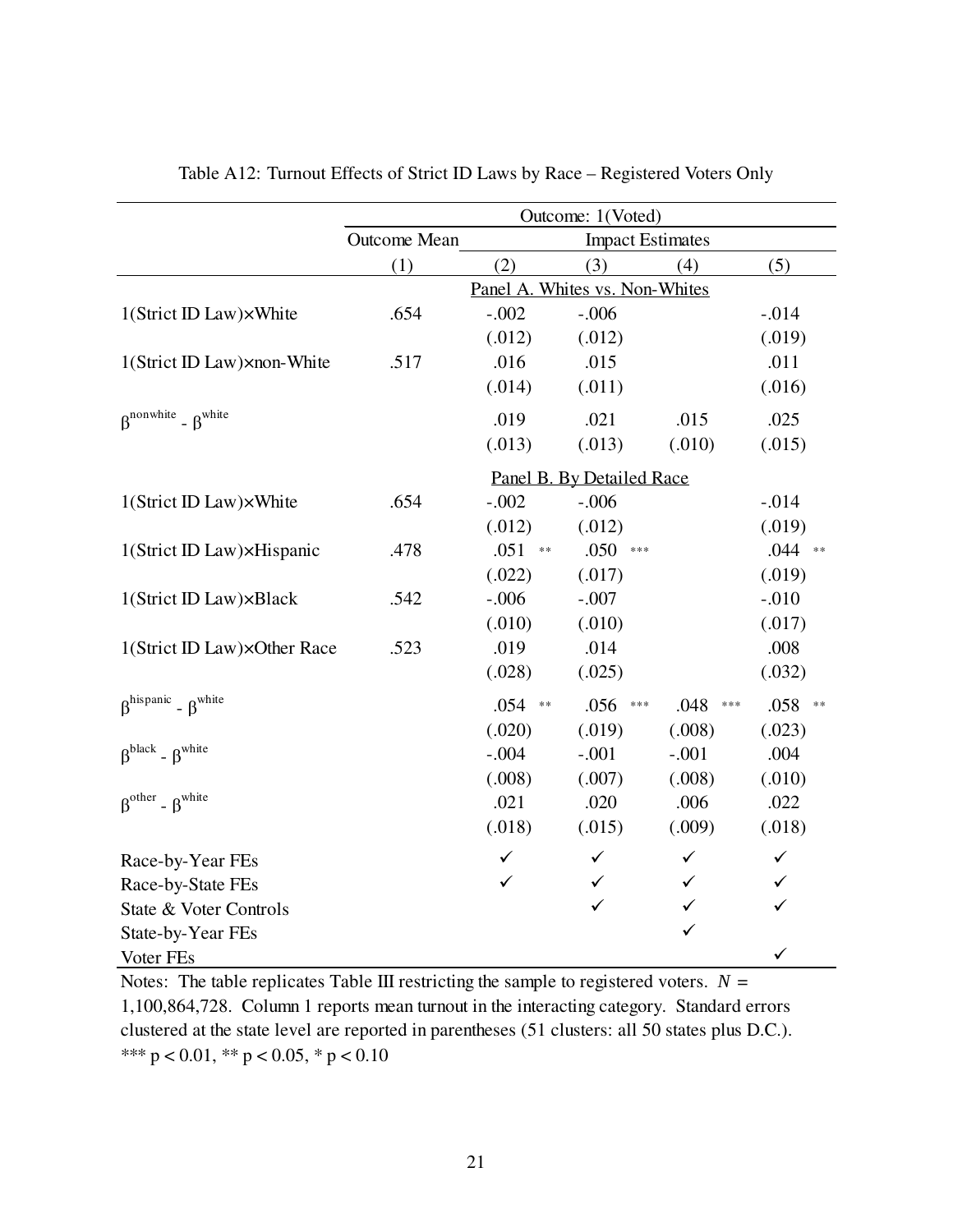Table A12: Turnout Effects of Strict ID Laws by Race – Registered Voters Only

| | Outcome: 1(Voted) | | | | |
|---|---|---|---|---|---|
| | Outcome Mean | Impact Estimates | | | |
| | (1) | (2) | (3) | (4) | (5) |
| | | Panel A. Whites vs. Non-Whites | | | |
| 1(Strict ID Law)×White | .654 | -.002 | -.006 | | -.014 |
| | | (.012) | (.012) | | (.019) |
| 1(Strict ID Law)×non-White | .517 | .016 | .015 | | .011 |
| | | (.014) | (.011) | | (.016) |
| $\beta^{nonwhite}$ - $\beta^{white}$ | | .019 | .021 | .015 | .025 |
| | | (.013) | (.013) | (.010) | (.015) |
| | | Panel B. By Detailed Race | | | |
| 1(Strict ID Law)×White | .654 | -.002 | -.006 | | -.014 |
| | | (.012) | (.012) | | (.019) |
| 1(Strict ID Law)×Hispanic | .478 | .051 ** | .050 *** | | .044 ** |
| | | (.022) | (.017) | | (.019) |
| 1(Strict ID Law)×Black | .542 | -.006 | -.007 | | -.010 |
| | | (.010) | (.010) | | (.017) |
| 1(Strict ID Law)×Other Race | .523 | .019 | .014 | | .008 |
| | | (.028) | (.025) | | (.032) |
| $\beta^{hispanic}$ - $\beta^{white}$ | | .054 ** | .056 *** | .048 *** | .058 ** |
| | | (.020) | (.019) | (.008) | (.023) |
| $\beta^{black}$ - $\beta^{white}$ | | -.004 | -.001 | -.001 | .004 |
| | | (.008) | (.007) | (.008) | (.010) |
| $\beta^{other}$ - $\beta^{white}$ | | .021 | .020 | .006 | .022 |
| | | (.018) | (.015) | (.009) | (.018) |
| Race-by-Year FEs | | ✓ | ✓ | ✓ | ✓ |
| Race-by-State FEs | | ✓ | ✓ | ✓ | ✓ |
| State & Voter Controls | | | ✓ | ✓ | ✓ |
| State-by-Year FEs | | | | ✓ | |
| Voter FEs | | | | | ✓ |

Notes: The table replicates Table III restricting the sample to registered voters. $N$ = 1,100,864,728. Column 1 reports mean turnout in the interacting category. Standard errors clustered at the state level are reported in parentheses (51 clusters: all 50 states plus D.C.). *** p < 0.01, ** p < 0.05, * p < 0.10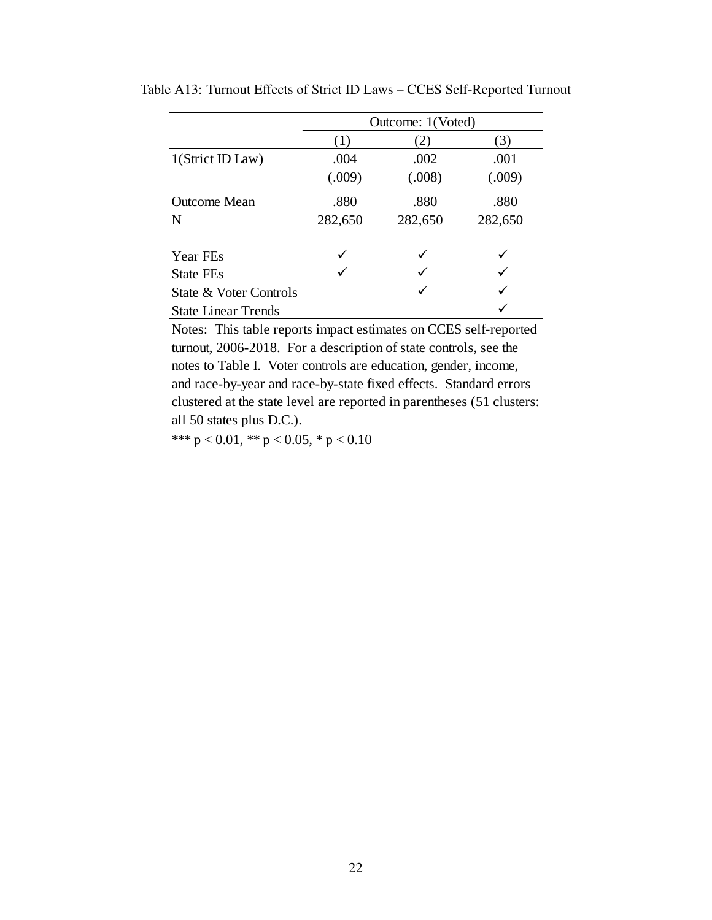Table A13: Turnout Effects of Strict ID Laws – CCES Self-Reported Turnout

| | Outcome: 1(Voted) | | |
|---|---|---|---|
| | (1) | (2) | (3) |
| 1(Strict ID Law) | .004 | .002 | .001 |
| | (.009) | (.008) | (.009) |
| Outcome Mean | .880 | .880 | .880 |
| N | 282,650 | 282,650 | 282,650 |
| Year FEs | ✓ | ✓ | ✓ |
| State FEs | ✓ | ✓ | ✓ |
| State & Voter Controls | | ✓ | ✓ |
| State Linear Trends | | | ✓ |

Notes: This table reports impact estimates on CCES self-reported turnout, 2006-2018. For a description of state controls, see the notes to Table I. Voter controls are education, gender, income, and race-by-year and race-by-state fixed effects. Standard errors clustered at the state level are reported in parentheses (51 clusters: all 50 states plus D.C.).

*** $p < 0.01$, ** $p < 0.05$, * $p < 0.10$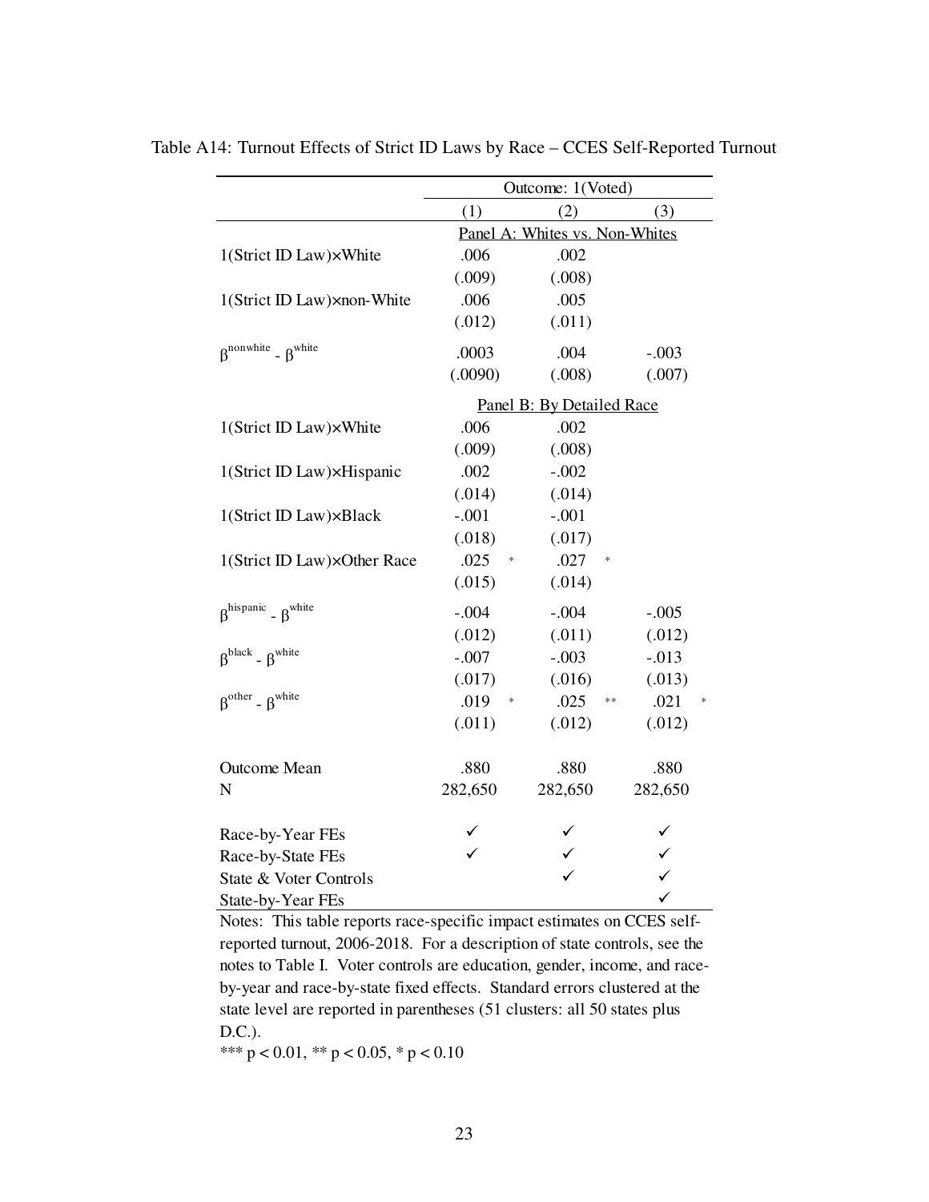Table A14: Turnout Effects of Strict ID Laws by Race – CCES Self-Reported Turnout

| | Outcome: 1(Voted) | | |
|---|---|---|---|
| | (1) | (2) | (3) |
| | Panel A: Whites vs. Non-Whites | | |
| 1(Strict ID Law)×White | .006 | .002 | |
| | (.009) | (.008) | |
| 1(Strict ID Law)×non-White | .006 | .005 | |
| | (.012) | (.011) | |
| $\beta^{nonwhite} - \beta^{white}$ | .0003 | .004 | -.003 |
| | (.0090) | (.008) | (.007) |
| | Panel B: By Detailed Race | | |
| 1(Strict ID Law)×White | .006 | .002 | |
| | (.009) | (.008) | |
| 1(Strict ID Law)×Hispanic | .002 | -.002 | |
| | (.014) | (.014) | |
| 1(Strict ID Law)×Black | -.001 | -.001 | |
| | (.018) | (.017) | |
| 1(Strict ID Law)×Other Race | .025 * | .027 * | |
| | (.015) | (.014) | |
| $\beta^{hispanic} - \beta^{white}$ | -.004 | -.004 | -.005 |
| | (.012) | (.011) | (.012) |
| $\beta^{black} - \beta^{white}$ | -.007 | -.003 | -.013 |
| | (.017) | (.016) | (.013) |
| $\beta^{other} - \beta^{white}$ | .019 * | .025 ** | .021 * |
| | (.011) | (.012) | (.012) |
| Outcome Mean | .880 | .880 | .880 |
| N | 282,650 | 282,650 | 282,650 |
| Race-by-Year FEs | ✓ | ✓ | ✓ |
| Race-by-State FEs | ✓ | ✓ | ✓ |
| State & Voter Controls | | ✓ | ✓ |
| State-by-Year FEs | | | ✓ |

Notes: This table reports race-specific impact estimates on CCES self-reported turnout, 2006-2018. For a description of state controls, see the notes to Table I. Voter controls are education, gender, income, and race-by-year and race-by-state fixed effects. Standard errors clustered at the state level are reported in parentheses (51 clusters: all 50 states plus D.C.).

*** p < 0.01, ** p < 0.05, * p < 0.10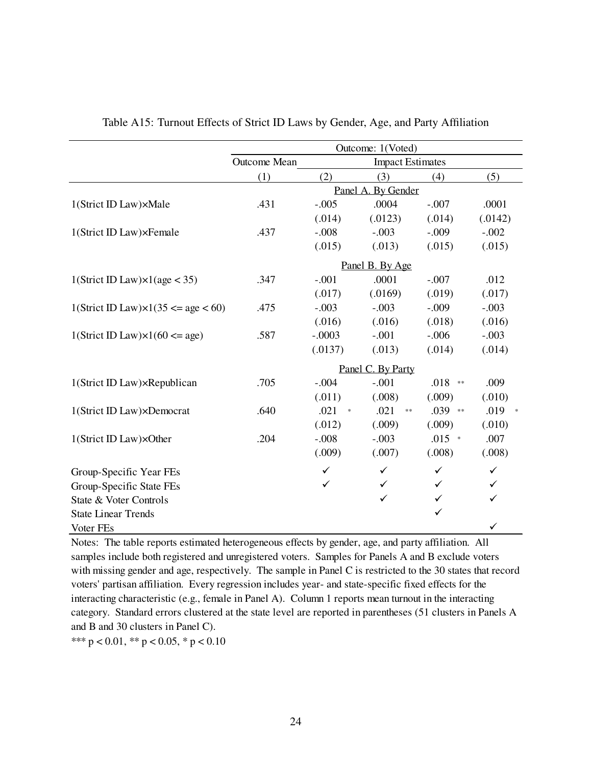Table A15: Turnout Effects of Strict ID Laws by Gender, Age, and Party Affiliation

| | Outcome: 1(Voted) | | | | |
|---|---|---|---|---|---|
| | Outcome Mean | Impact Estimates | | | |
| | (1) | (2) | (3) | (4) | (5) |
| **Panel A. By Gender** | | | | | |
| 1(Strict ID Law)×Male | .431 | -.005 | .0004 | -.007 | .0001 |
| | | (.014) | (.0123) | (.014) | (.0142) |
| 1(Strict ID Law)×Female | .437 | -.008 | -.003 | -.009 | -.002 |
| | | (.015) | (.013) | (.015) | (.015) |
| **Panel B. By Age** | | | | | |
| 1(Strict ID Law)×1(age < 35) | .347 | -.001 | .0001 | -.007 | .012 |
| | | (.017) | (.0169) | (.019) | (.017) |
| 1(Strict ID Law)×1(35 <= age < 60) | .475 | -.003 | -.003 | -.009 | -.003 |
| | | (.016) | (.016) | (.018) | (.016) |
| 1(Strict ID Law)×1(60 <= age) | .587 | -.0003 | -.001 | -.006 | -.003 |
| | | (.0137) | (.013) | (.014) | (.014) |
| **Panel C. By Party** | | | | | |
| 1(Strict ID Law)×Republican | .705 | -.004 | -.001 | .018 ** | .009 |
| | | (.011) | (.008) | (.009) | (.010) |
| 1(Strict ID Law)×Democrat | .640 | .021 * | .021 ** | .039 ** | .019 * |
| | | (.012) | (.009) | (.009) | (.010) |
| 1(Strict ID Law)×Other | .204 | -.008 | -.003 | .015 * | .007 |
| | | (.009) | (.007) | (.008) | (.008) |
| Group-Specific Year FEs | | ✓ | ✓ | ✓ | ✓ |
| Group-Specific State FEs | | ✓ | ✓ | ✓ | ✓ |
| State & Voter Controls | | | ✓ | ✓ | ✓ |
| State Linear Trends | | | | ✓ | |
| Voter FEs | | | | | ✓ |

Notes: The table reports estimated heterogeneous effects by gender, age, and party affiliation. All samples include both registered and unregistered voters. Samples for Panels A and B exclude voters with missing gender and age, respectively. The sample in Panel C is restricted to the 30 states that record voters' partisan affiliation. Every regression includes year- and state-specific fixed effects for the interacting characteristic (e.g., female in Panel A). Column 1 reports mean turnout in the interacting category. Standard errors clustered at the state level are reported in parentheses (51 clusters in Panels A and B and 30 clusters in Panel C).

*** $p < 0.01$, ** $p < 0.05$, * $p < 0.10$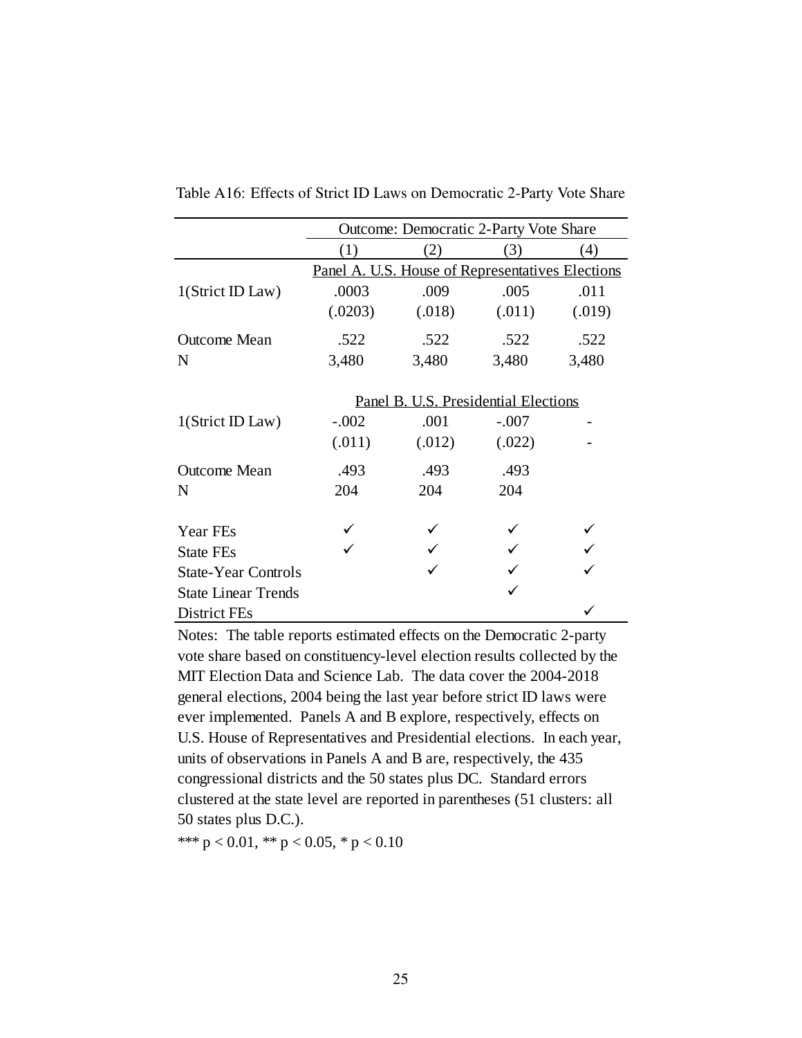Table A16: Effects of Strict ID Laws on Democratic 2-Party Vote Share

| | Outcome: Democratic 2-Party Vote Share | | | |
|---|---|---|---|---|
| | (1) | (2) | (3) | (4) |
| | Panel A. U.S. House of Representatives Elections | | | |
| 1(Strict ID Law) | .0003 | .009 | .005 | .011 |
| | (.0203) | (.018) | (.011) | (.019) |
| Outcome Mean | .522 | .522 | .522 | .522 |
| N | 3,480 | 3,480 | 3,480 | 3,480 |
| | Panel B. U.S. Presidential Elections | | | |
| 1(Strict ID Law) | -.002 | .001 | -.007 | - |
| | (.011) | (.012) | (.022) | - |
| Outcome Mean | .493 | .493 | .493 | |
| N | 204 | 204 | 204 | |
| Year FEs | ✓ | ✓ | ✓ | ✓ |
| State FEs | ✓ | ✓ | ✓ | ✓ |
| State-Year Controls | | ✓ | ✓ | ✓ |
| State Linear Trends | | | ✓ | |
| District FEs | | | | ✓ |

Notes: The table reports estimated effects on the Democratic 2-party vote share based on constituency-level election results collected by the MIT Election Data and Science Lab. The data cover the 2004-2018 general elections, 2004 being the last year before strict ID laws were ever implemented. Panels A and B explore, respectively, effects on U.S. House of Representatives and Presidential elections. In each year, units of observations in Panels A and B are, respectively, the 435 congressional districts and the 50 states plus DC. Standard errors clustered at the state level are reported in parentheses (51 clusters: all 50 states plus D.C.).

*** $p < 0.01$, ** $p < 0.05$, * $p < 0.10$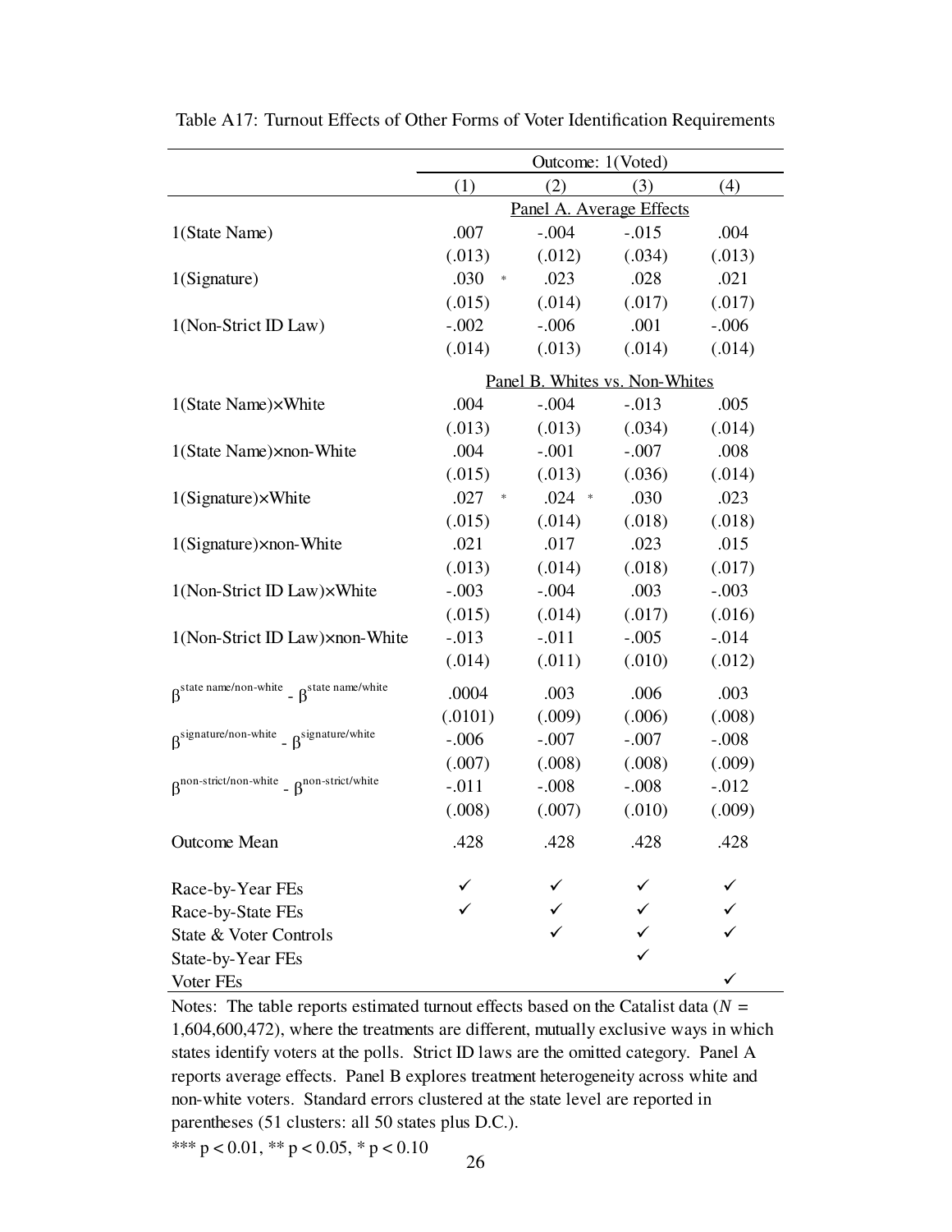Table A17: Turnout Effects of Other Forms of Voter Identification Requirements

| | Outcome: 1(Voted) | | | |
|---|---|---|---|---|
| | (1) | (2) | (3) | (4) |
| | **Panel A. Average Effects** | | | |
| 1(State Name) | .007 | -.004 | -.015 | .004 |
| | (.013) | (.012) | (.034) | (.013) |
| 1(Signature) | .030 * | .023 | .028 | .021 |
| | (.015) | (.014) | (.017) | (.017) |
| 1(Non-Strict ID Law) | -.002 | -.006 | .001 | -.006 |
| | (.014) | (.013) | (.014) | (.014) |
| | **Panel B. Whites vs. Non-Whites** | | | |
| 1(State Name)×White | .004 | -.004 | -.013 | .005 |
| | (.013) | (.013) | (.034) | (.014) |
| 1(State Name)×non-White | .004 | -.001 | -.007 | .008 |
| | (.015) | (.013) | (.036) | (.014) |
| 1(Signature)×White | .027 * | .024 * | .030 | .023 |
| | (.015) | (.014) | (.018) | (.018) |
| 1(Signature)×non-White | .021 | .017 | .023 | .015 |
| | (.013) | (.014) | (.018) | (.017) |
| 1(Non-Strict ID Law)×White | -.003 | -.004 | .003 | -.003 |
| | (.015) | (.014) | (.017) | (.016) |
| 1(Non-Strict ID Law)×non-White | -.013 | -.011 | -.005 | -.014 |
| | (.014) | (.011) | (.010) | (.012) |
| $\beta^{\text{state name/non-white}} - \beta^{\text{state name/white}}$ | .0004 | .003 | .006 | .003 |
| | (.0101) | (.009) | (.006) | (.008) |
| $\beta^{\text{signature/non-white}} - \beta^{\text{signature/white}}$ | -.006 | -.007 | -.007 | -.008 |
| | (.007) | (.008) | (.008) | (.009) |
| $\beta^{\text{non-strict/non-white}} - \beta^{\text{non-strict/white}}$ | -.011 | -.008 | -.008 | -.012 |
| | (.008) | (.007) | (.010) | (.009) |
| Outcome Mean | .428 | .428 | .428 | .428 |
| Race-by-Year FEs | ✓ | ✓ | ✓ | ✓ |
| Race-by-State FEs | ✓ | ✓ | ✓ | ✓ |
| State & Voter Controls | | ✓ | ✓ | ✓ |
| State-by-Year FEs | | | ✓ | |
| Voter FEs | | | | ✓ |

Notes: The table reports estimated turnout effects based on the Catalist data ($N$ = 1,604,600,472), where the treatments are different, mutually exclusive ways in which states identify voters at the polls. Strict ID laws are the omitted category. Panel A reports average effects. Panel B explores treatment heterogeneity across white and non-white voters. Standard errors clustered at the state level are reported in parentheses (51 clusters: all 50 states plus D.C.).

*** p < 0.01, ** p < 0.05, * p < 0.10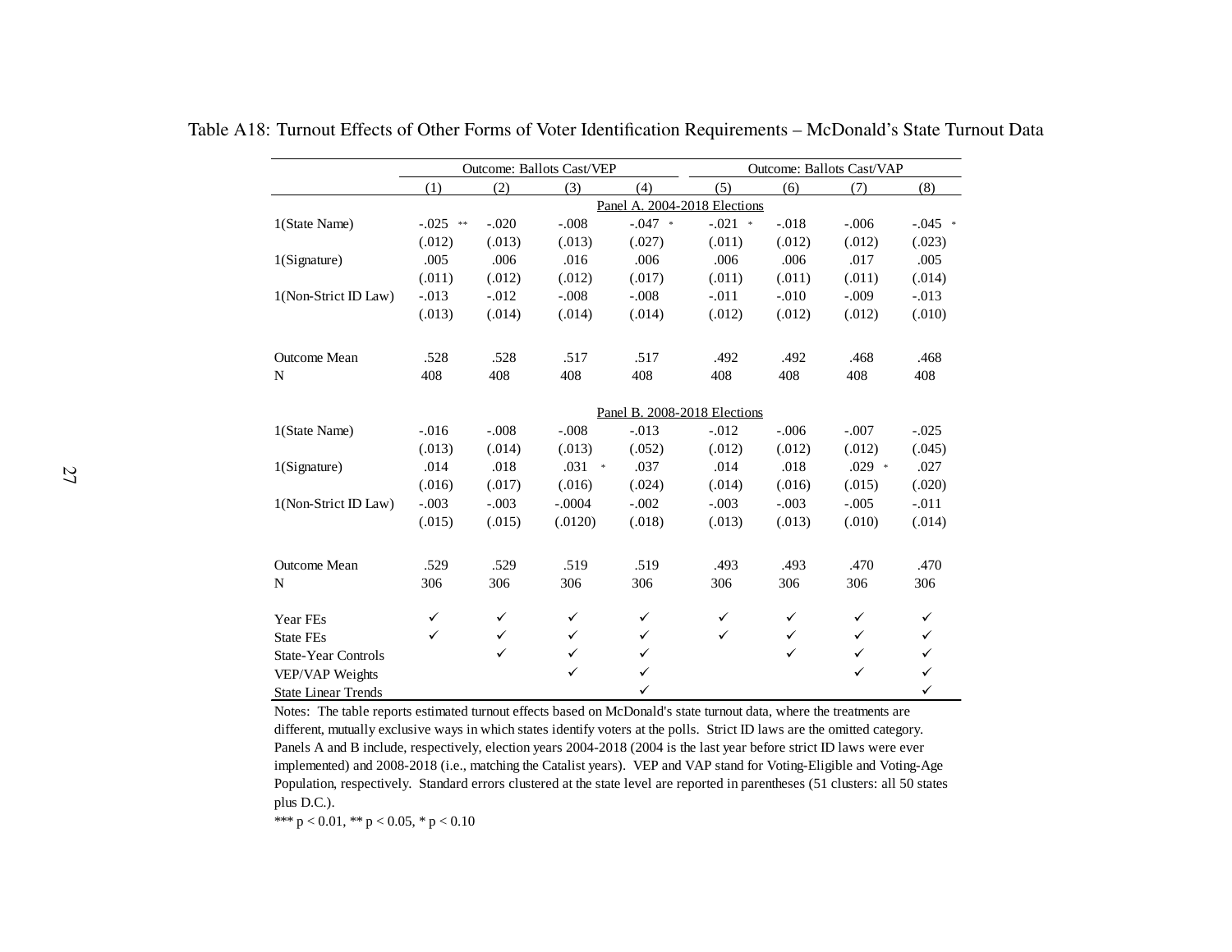Table A18: Turnout Effects of Other Forms of Voter Identification Requirements – McDonald's State Turnout Data

| | Outcome: Ballots Cast/VEP | | | | Outcome: Ballots Cast/VAP | | | |
|---|---|---|---|---|---|---|---|---|
| | (1) | (2) | (3) | (4) | (5) | (6) | (7) | (8) |
| **Panel A. 2004-2018 Elections** | | | | | | | | |
| 1(State Name) | -.025 ** | -.020 | -.008 | -.047 * | -.021 * | -.018 | -.006 | -.045 * |
| | (.012) | (.013) | (.013) | (.027) | (.011) | (.012) | (.012) | (.023) |
| 1(Signature) | .005 | .006 | .016 | .006 | .006 | .006 | .017 | .005 |
| | (.011) | (.012) | (.012) | (.017) | (.011) | (.011) | (.011) | (.014) |
| 1(Non-Strict ID Law) | -.013 | -.012 | -.008 | -.008 | -.011 | -.010 | -.009 | -.013 |
| | (.013) | (.014) | (.014) | (.014) | (.012) | (.012) | (.012) | (.010) |
| Outcome Mean | .528 | .528 | .517 | .517 | .492 | .492 | .468 | .468 |
| N | 408 | 408 | 408 | 408 | 408 | 408 | 408 | 408 |
| **Panel B. 2008-2018 Elections** | | | | | | | | |
| 1(State Name) | -.016 | -.008 | -.008 | -.013 | -.012 | -.006 | -.007 | -.025 |
| | (.013) | (.014) | (.013) | (.052) | (.012) | (.012) | (.012) | (.045) |
| 1(Signature) | .014 | .018 | .031 * | .037 | .014 | .018 | .029 * | .027 |
| | (.016) | (.017) | (.016) | (.024) | (.014) | (.016) | (.015) | (.020) |
| 1(Non-Strict ID Law) | -.003 | -.003 | -.0004 | -.002 | -.003 | -.003 | -.005 | -.011 |
| | (.015) | (.015) | (.0120) | (.018) | (.013) | (.013) | (.010) | (.014) |
| Outcome Mean | .529 | .529 | .519 | .519 | .493 | .493 | .470 | .470 |
| N | 306 | 306 | 306 | 306 | 306 | 306 | 306 | 306 |
| Year FEs | ✓ | ✓ | ✓ | ✓ | ✓ | ✓ | ✓ | ✓ |
| State FEs | ✓ | ✓ | ✓ | ✓ | ✓ | ✓ | ✓ | ✓ |
| State-Year Controls | | ✓ | ✓ | ✓ | | ✓ | ✓ | ✓ |
| VEP/VAP Weights | | | ✓ | ✓ | | | ✓ | ✓ |
| State Linear Trends | | | | ✓ | | | | ✓ |

Notes: The table reports estimated turnout effects based on McDonald's state turnout data, where the treatments are different, mutually exclusive ways in which states identify voters at the polls. Strict ID laws are the omitted category. Panels A and B include, respectively, election years 2004-2018 (2004 is the last year before strict ID laws were ever implemented) and 2008-2018 (i.e., matching the Catalist years). VEP and VAP stand for Voting-Eligible and Voting-Age Population, respectively. Standard errors clustered at the state level are reported in parentheses (51 clusters: all 50 states plus D.C.).

*** p < 0.01, ** p < 0.05, * p < 0.10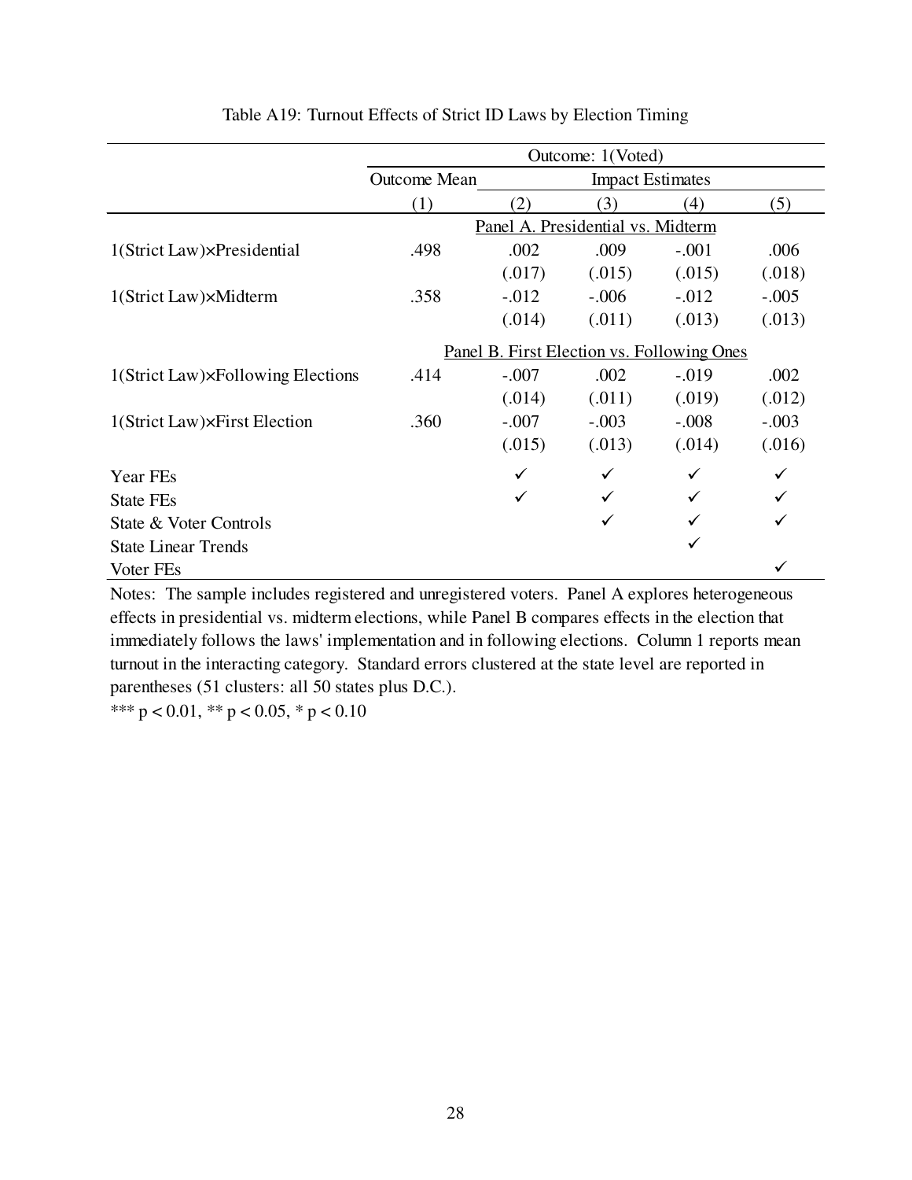Table A19: Turnout Effects of Strict ID Laws by Election Timing

| | Outcome: 1(Voted) | | | | |
|---|---|---|---|---|---|
| | Outcome Mean | Impact Estimates | | | |
| | (1) | (2) | (3) | (4) | (5) |
| | Panel A. Presidential vs. Midterm | | | | |
| 1(Strict Law)×Presidential | .498 | .002 | .009 | -.001 | .006 |
| | | (.017) | (.015) | (.015) | (.018) |
| 1(Strict Law)×Midterm | .358 | -.012 | -.006 | -.012 | -.005 |
| | | (.014) | (.011) | (.013) | (.013) |
| | Panel B. First Election vs. Following Ones | | | | |
| 1(Strict Law)×Following Elections | .414 | -.007 | .002 | -.019 | .002 |
| | | (.014) | (.011) | (.019) | (.012) |
| 1(Strict Law)×First Election | .360 | -.007 | -.003 | -.008 | -.003 |
| | | (.015) | (.013) | (.014) | (.016) |
| Year FEs | | ✓ | ✓ | ✓ | ✓ |
| State FEs | | ✓ | ✓ | ✓ | ✓ |
| State & Voter Controls | | | ✓ | ✓ | ✓ |
| State Linear Trends | | | | ✓ | |
| Voter FEs | | | | | ✓ |

Notes: The sample includes registered and unregistered voters. Panel A explores heterogeneous effects in presidential vs. midterm elections, while Panel B compares effects in the election that immediately follows the laws' implementation and in following elections. Column 1 reports mean turnout in the interacting category. Standard errors clustered at the state level are reported in parentheses (51 clusters: all 50 states plus D.C.).

*** p < 0.01, ** p < 0.05, * p < 0.10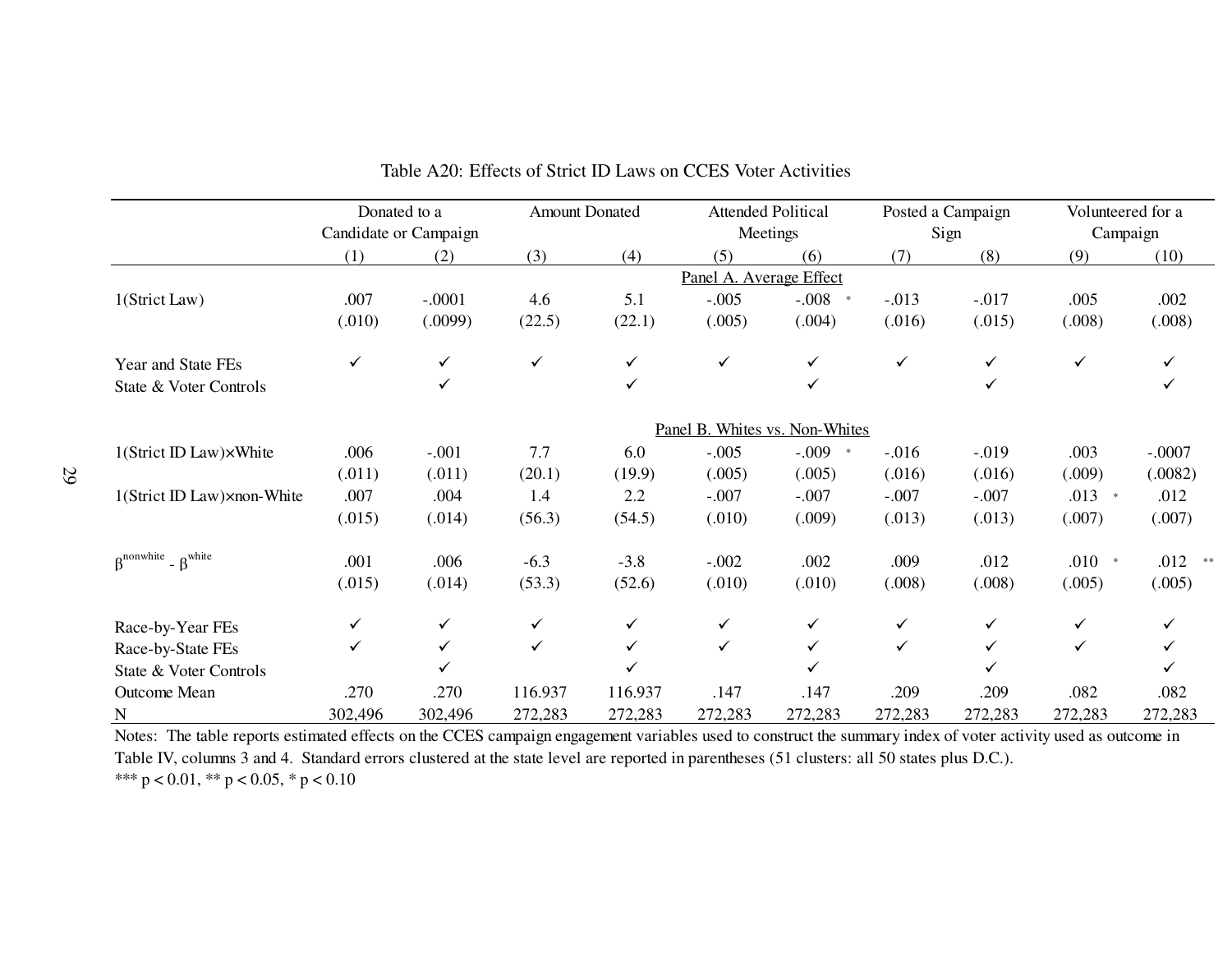Table A20: Effects of Strict ID Laws on CCES Voter Activities

| | Donated to a Candidate or Campaign | | Amount Donated | | Attended Political Meetings | | Posted a Campaign Sign | | Volunteered for a Campaign | |
|---|---|---|---|---|---|---|---|---|---|---|
| | (1) | (2) | (3) | (4) | (5) | (6) | (7) | (8) | (9) | (10) |
| | | | | | Panel A. Average Effect | | | | | |
| 1(Strict Law) | .007 | -.0001 | 4.6 | 5.1 | -.005 | -.008 * | -.013 | -.017 | .005 | .002 |
| | (.010) | (.0099) | (22.5) | (22.1) | (.005) | (.004) | (.016) | (.015) | (.008) | (.008) |
| Year and State FEs | ✓ | ✓ | ✓ | ✓ | ✓ | ✓ | ✓ | ✓ | ✓ | ✓ |
| State & Voter Controls | | ✓ | | ✓ | | ✓ | | ✓ | | ✓ |
| | | | | | Panel B. Whites vs. Non-Whites | | | | | |
| 1(Strict ID Law)×White | .006 | -.001 | 7.7 | 6.0 | -.005 | -.009 * | -.016 | -.019 | .003 | -.0007 |
| | (.011) | (.011) | (20.1) | (19.9) | (.005) | (.005) | (.016) | (.016) | (.009) | (.0082) |
| 1(Strict ID Law)×non-White | .007 | .004 | 1.4 | 2.2 | -.007 | -.007 | -.007 | -.007 | .013 * | .012 |
| | (.015) | (.014) | (56.3) | (54.5) | (.010) | (.009) | (.013) | (.013) | (.007) | (.007) |
| $\beta^{nonwhite} - \beta^{white}$ | .001 | .006 | -6.3 | -3.8 | -.002 | .002 | .009 | .012 | .010 * | .012 ** |
| | (.015) | (.014) | (53.3) | (52.6) | (.010) | (.010) | (.008) | (.008) | (.005) | (.005) |
| Race-by-Year FEs | ✓ | ✓ | ✓ | ✓ | ✓ | ✓ | ✓ | ✓ | ✓ | ✓ |
| Race-by-State FEs | ✓ | ✓ | ✓ | ✓ | ✓ | ✓ | ✓ | ✓ | ✓ | ✓ |
| State & Voter Controls | | ✓ | | ✓ | | ✓ | | ✓ | | ✓ |
| Outcome Mean | .270 | .270 | 116.937 | 116.937 | .147 | .147 | .209 | .209 | .082 | .082 |
| N | 302,496 | 302,496 | 272,283 | 272,283 | 272,283 | 272,283 | 272,283 | 272,283 | 272,283 | 272,283 |

Notes: The table reports estimated effects on the CCES campaign engagement variables used to construct the summary index of voter activity used as outcome in Table IV, columns 3 and 4. Standard errors clustered at the state level are reported in parentheses (51 clusters: all 50 states plus D.C.).
*** p < 0.01, ** p < 0.05, * p < 0.10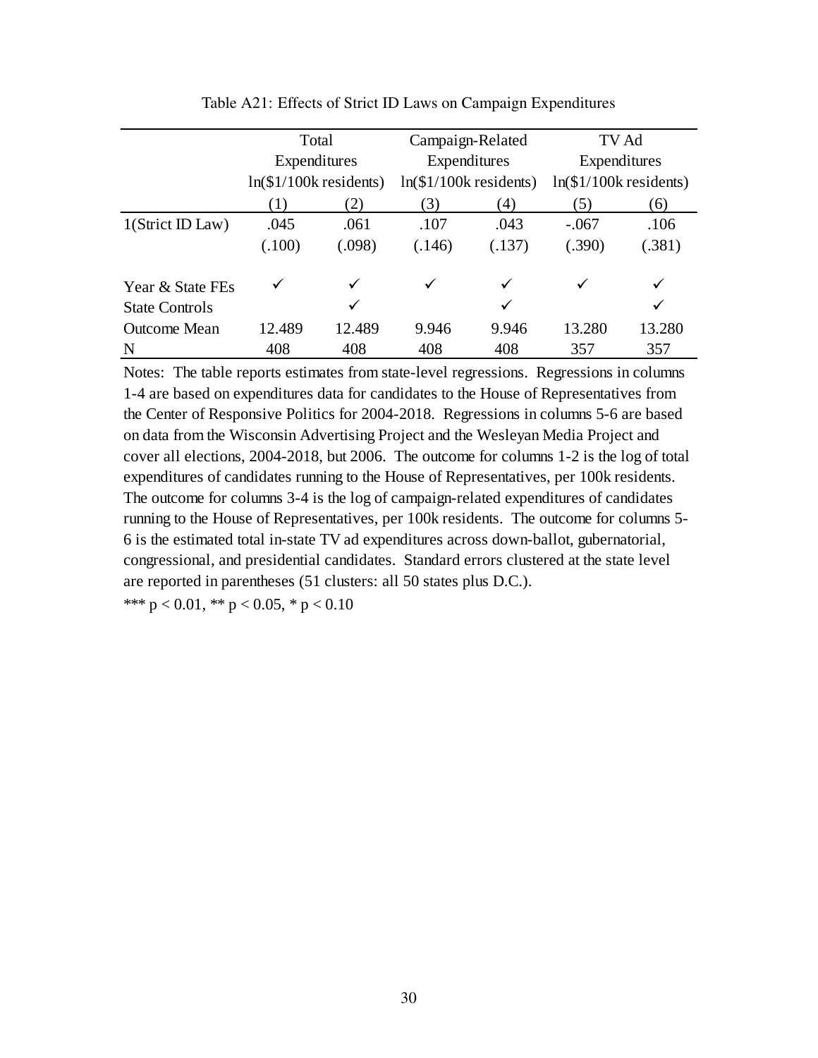Table A21: Effects of Strict ID Laws on Campaign Expenditures

| | Total Expenditures ln($1/100k residents) | | Campaign-Related Expenditures ln($1/100k residents) | | TV Ad Expenditures ln($1/100k residents) | |
|---|---|---|---|---|---|---|
| | (1) | (2) | (3) | (4) | (5) | (6) |
| 1(Strict ID Law) | .045 | .061 | .107 | .043 | -.067 | .106 |
| | (.100) | (.098) | (.146) | (.137) | (.390) | (.381) |
| Year & State FEs | ✓ | ✓ | ✓ | ✓ | ✓ | ✓ |
| State Controls | | ✓ | | ✓ | | ✓ |
| Outcome Mean | 12.489 | 12.489 | 9.946 | 9.946 | 13.280 | 13.280 |
| N | 408 | 408 | 408 | 408 | 357 | 357 |

Notes: The table reports estimates from state-level regressions. Regressions in columns 1-4 are based on expenditures data for candidates to the House of Representatives from the Center of Responsive Politics for 2004-2018. Regressions in columns 5-6 are based on data from the Wisconsin Advertising Project and the Wesleyan Media Project and cover all elections, 2004-2018, but 2006. The outcome for columns 1-2 is the log of total expenditures of candidates running to the House of Representatives, per 100k residents. The outcome for columns 3-4 is the log of campaign-related expenditures of candidates running to the House of Representatives, per 100k residents. The outcome for columns 5-6 is the estimated total in-state TV ad expenditures across down-ballot, gubernatorial, congressional, and presidential candidates. Standard errors clustered at the state level are reported in parentheses (51 clusters: all 50 states plus D.C.).

*** $p < 0.01$, ** $p < 0.05$, * $p < 0.10$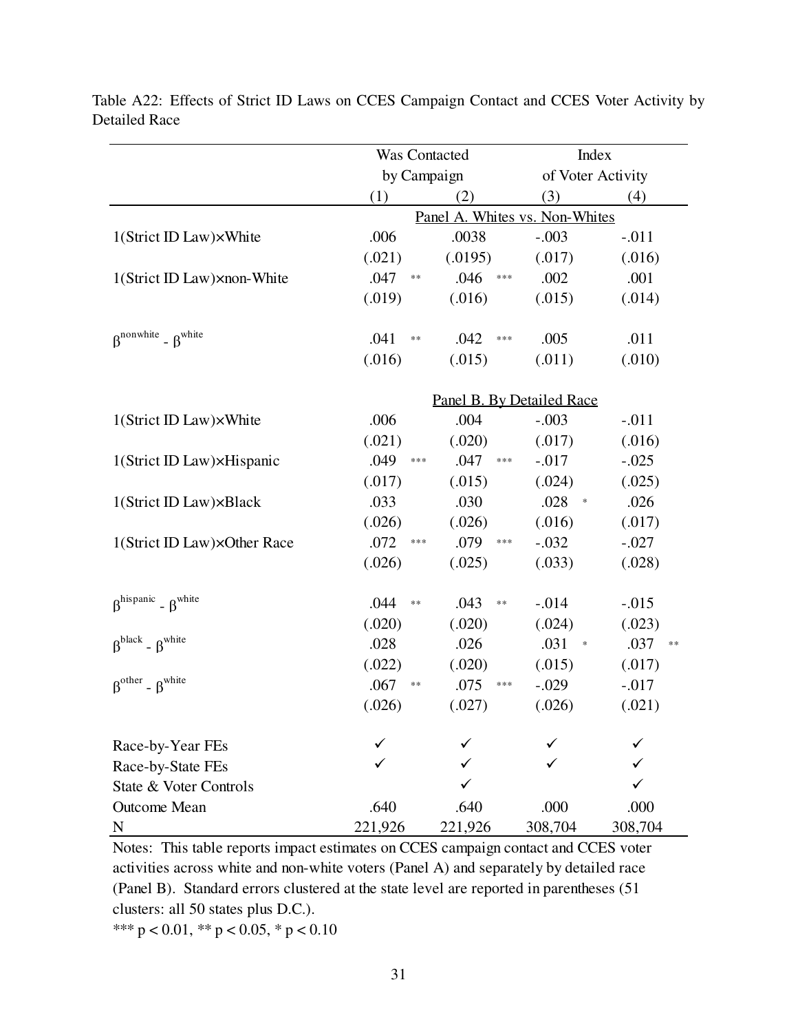Table A22: Effects of Strict ID Laws on CCES Campaign Contact and CCES Voter Activity by Detailed Race

| | Was Contacted by Campaign | | Index of Voter Activity | |
|---|---|---|---|---|
| | (1) | (2) | (3) | (4) |
| | *Panel A. Whites vs. Non-Whites* | | | |
| 1(Strict ID Law)×White | .006 | .0038 | -.003 | -.011 |
| | (.021) | (.0195) | (.017) | (.016) |
| 1(Strict ID Law)×non-White | .047 ** | .046 *** | .002 | .001 |
| | (.019) | (.016) | (.015) | (.014) |
| $\beta^{nonwhite} - \beta^{white}$ | .041 ** | .042 *** | .005 | .011 |
| | (.016) | (.015) | (.011) | (.010) |
| | *Panel B. By Detailed Race* | | | |
| 1(Strict ID Law)×White | .006 | .004 | -.003 | -.011 |
| | (.021) | (.020) | (.017) | (.016) |
| 1(Strict ID Law)×Hispanic | .049 *** | .047 *** | -.017 | -.025 |
| | (.017) | (.015) | (.024) | (.025) |
| 1(Strict ID Law)×Black | .033 | .030 | .028 * | .026 |
| | (.026) | (.026) | (.016) | (.017) |
| 1(Strict ID Law)×Other Race | .072 *** | .079 *** | -.032 | -.027 |
| | (.026) | (.025) | (.033) | (.028) |
| $\beta^{hispanic} - \beta^{white}$ | .044 ** | .043 ** | -.014 | -.015 |
| | (.020) | (.020) | (.024) | (.023) |
| $\beta^{black} - \beta^{white}$ | .028 | .026 | .031 * | .037 ** |
| | (.022) | (.020) | (.015) | (.017) |
| $\beta^{other} - \beta^{white}$ | .067 ** | .075 *** | -.029 | -.017 |
| | (.026) | (.027) | (.026) | (.021) |
| Race-by-Year FEs | ✓ | ✓ | ✓ | ✓ |
| Race-by-State FEs | ✓ | ✓ | ✓ | ✓ |
| State & Voter Controls | | ✓ | | ✓ |
| Outcome Mean | .640 | .640 | .000 | .000 |
| N | 221,926 | 221,926 | 308,704 | 308,704 |

Notes: This table reports impact estimates on CCES campaign contact and CCES voter activities across white and non-white voters (Panel A) and separately by detailed race (Panel B). Standard errors clustered at the state level are reported in parentheses (51 clusters: all 50 states plus D.C.).

*** p < 0.01, ** p < 0.05, * p < 0.10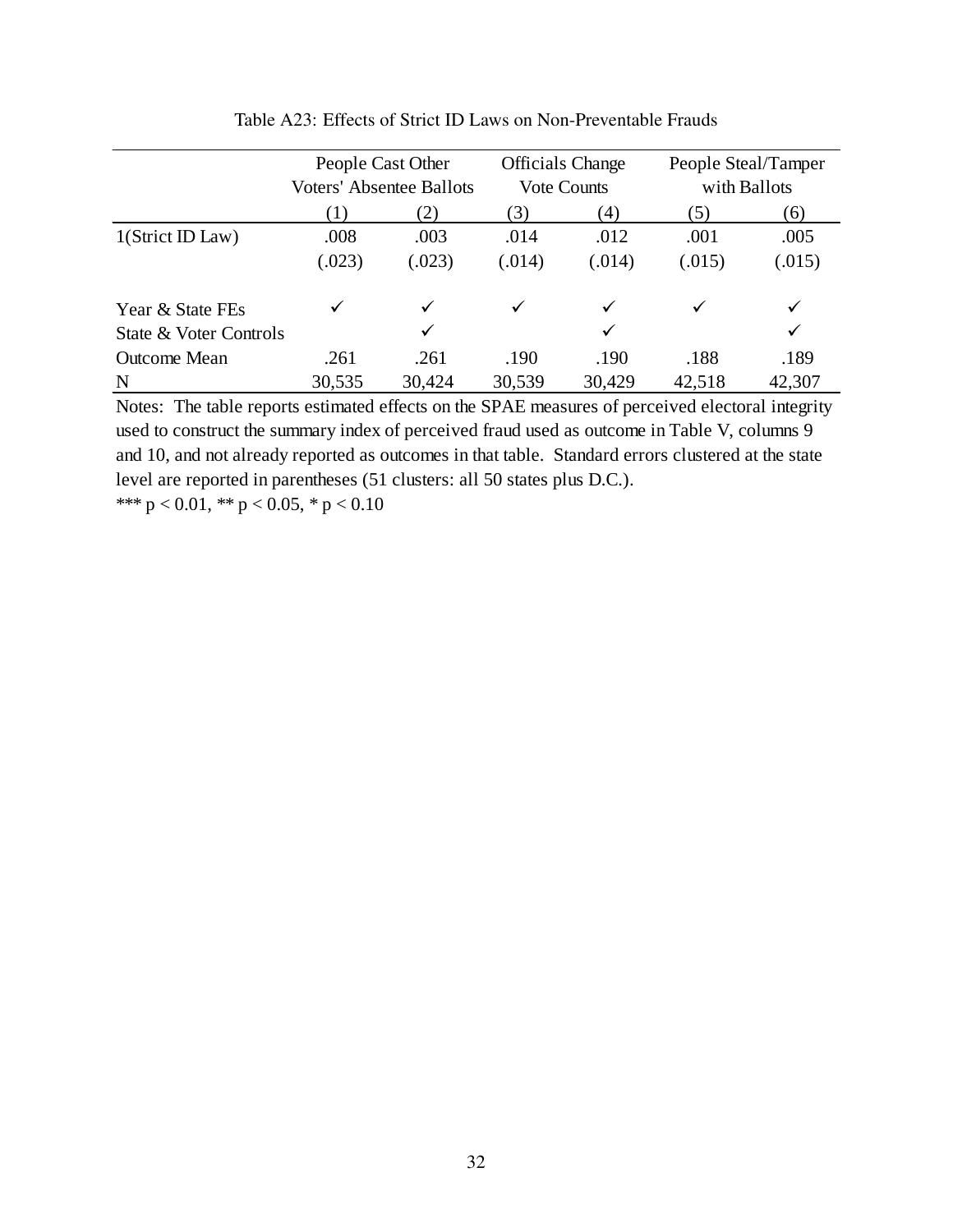Table A23: Effects of Strict ID Laws on Non-Preventable Frauds

| | People Cast Other Voters' Absentee Ballots | | Officials Change Vote Counts | | People Steal/Tamper with Ballots | |
|---|---|---|---|---|---|---|
| | (1) | (2) | (3) | (4) | (5) | (6) |
| 1(Strict ID Law) | .008 | .003 | .014 | .012 | .001 | .005 |
| | (.023) | (.023) | (.014) | (.014) | (.015) | (.015) |
| Year & State FEs | ✓ | ✓ | ✓ | ✓ | ✓ | ✓ |
| State & Voter Controls | | ✓ | | ✓ | | ✓ |
| Outcome Mean | .261 | .261 | .190 | .190 | .188 | .189 |
| N | 30,535 | 30,424 | 30,539 | 30,429 | 42,518 | 42,307 |

Notes: The table reports estimated effects on the SPAE measures of perceived electoral integrity used to construct the summary index of perceived fraud used as outcome in Table V, columns 9 and 10, and not already reported as outcomes in that table. Standard errors clustered at the state level are reported in parentheses (51 clusters: all 50 states plus D.C.).

*** $p < 0.01$, ** $p < 0.05$, * $p < 0.10$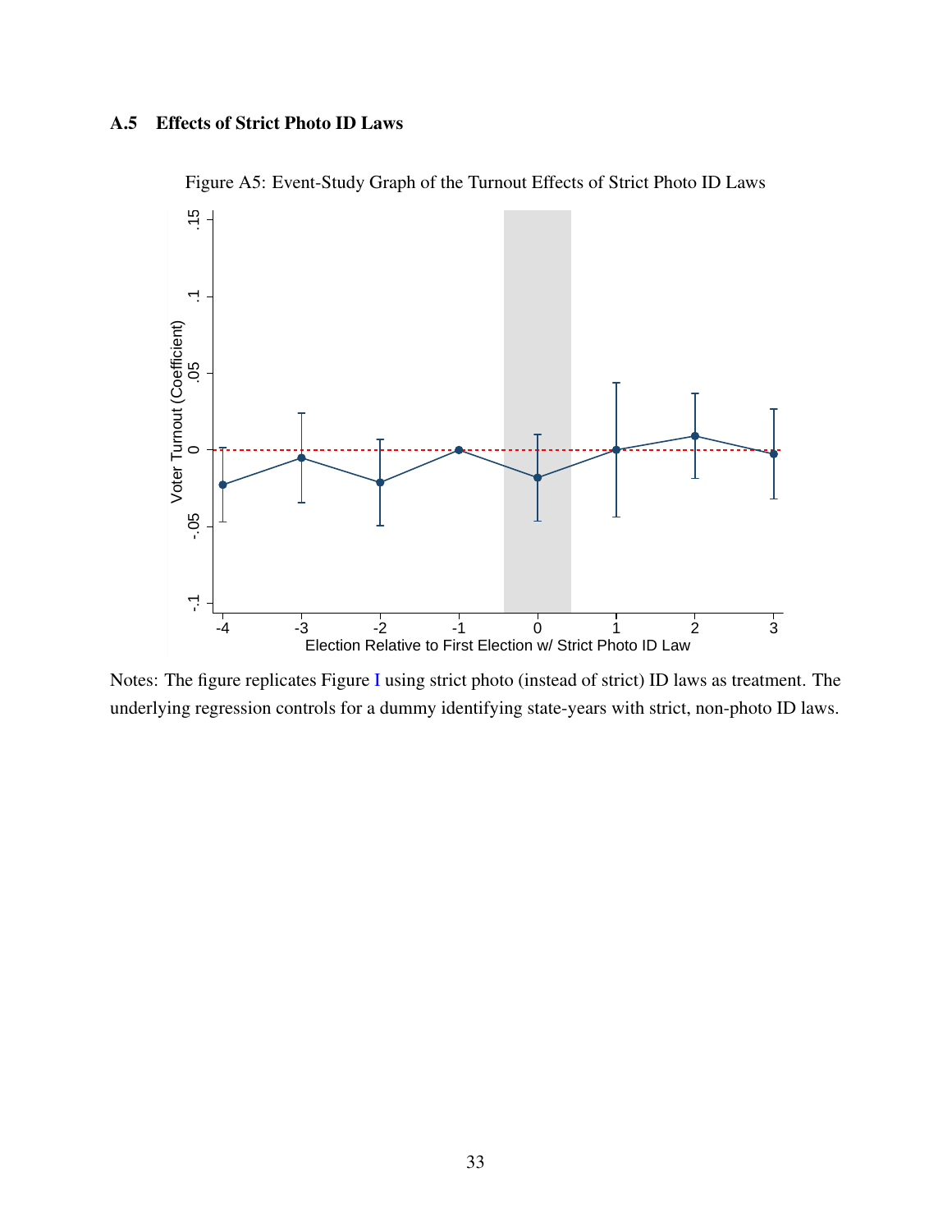### A.5 Effects of Strict Photo ID Laws

Figure A5: Event-Study Graph of the Turnout Effects of Strict Photo ID Laws

Notes: The figure replicates Figure I using strict photo (instead of strict) ID laws as treatment. The underlying regression controls for a dummy identifying state-years with strict, non-photo ID laws.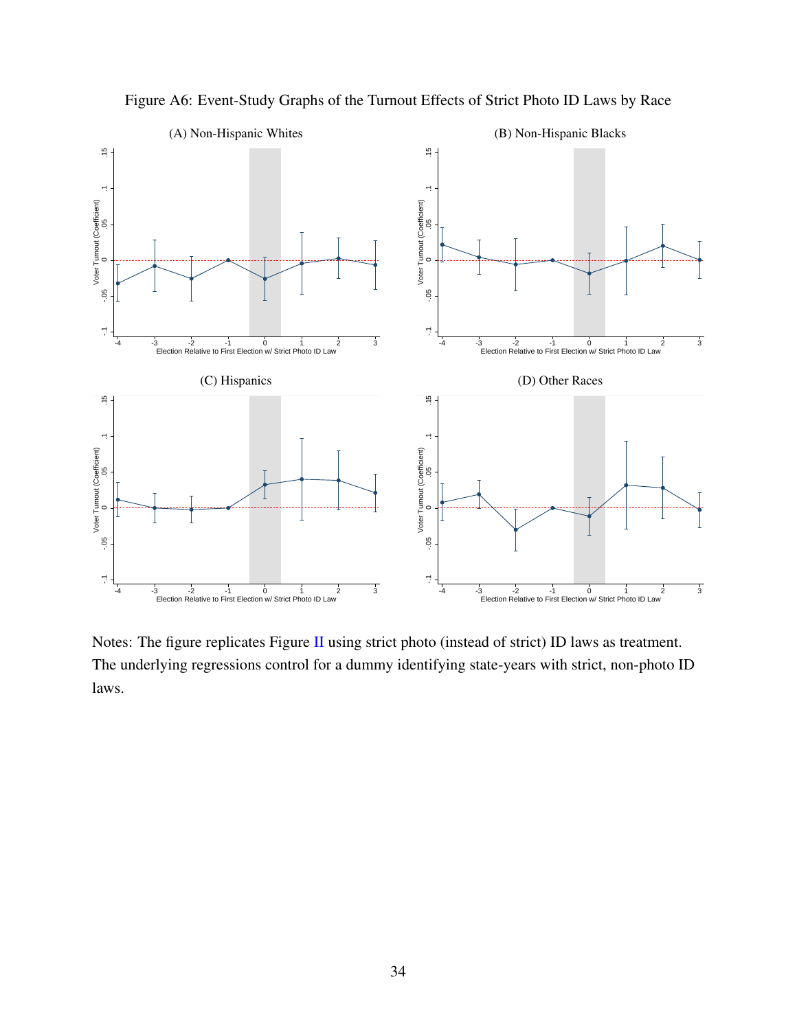Figure A6: Event-Study Graphs of the Turnout Effects of Strict Photo ID Laws by Race

(A) Non-Hispanic Whites

(B) Non-Hispanic Blacks

(C) Hispanics

(D) Other Races

Notes: The figure replicates Figure II using strict photo (instead of strict) ID laws as treatment. The underlying regressions control for a dummy identifying state-years with strict, non-photo ID laws.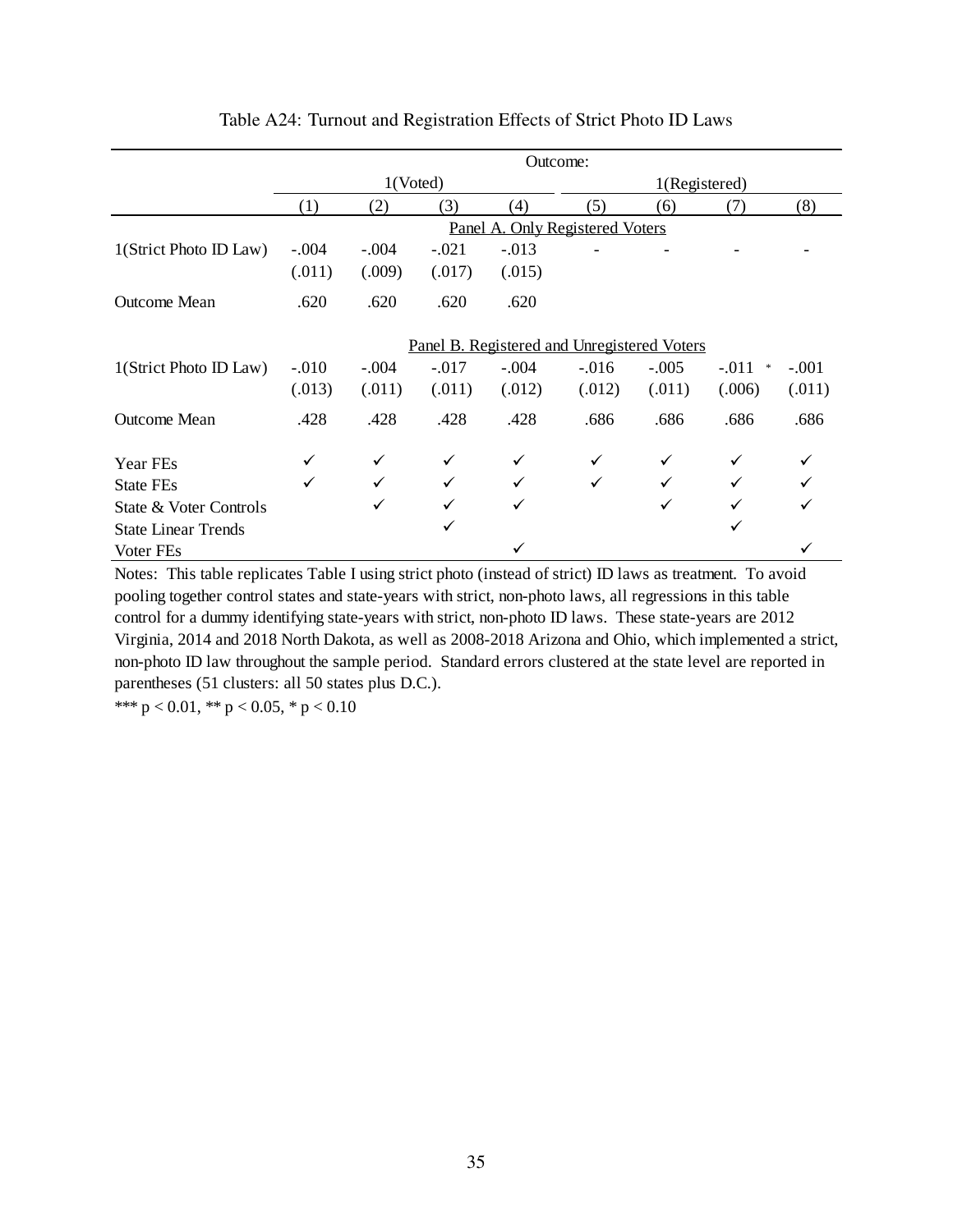Table A24: Turnout and Registration Effects of Strict Photo ID Laws

| | Outcome: | | | | | | | |
|---|---|---|---|---|---|---|---|---|
| | 1(Voted) | | | | 1(Registered) | | | |
| | (1) | (2) | (3) | (4) | (5) | (6) | (7) | (8) |
| | Panel A. Only Registered Voters | | | | | | | |
| 1(Strict Photo ID Law) | -.004 | -.004 | -.021 | -.013 | - | - | - | - |
| | (.011) | (.009) | (.017) | (.015) | | | | |
| Outcome Mean | .620 | .620 | .620 | .620 | | | | |
| | Panel B. Registered and Unregistered Voters | | | | | | | |
| 1(Strict Photo ID Law) | -.010 | -.004 | -.017 | -.004 | -.016 | -.005 | -.011 * | -.001 |
| | (.013) | (.011) | (.011) | (.012) | (.012) | (.011) | (.006) | (.011) |
| Outcome Mean | .428 | .428 | .428 | .428 | .686 | .686 | .686 | .686 |
| Year FEs | ✓ | ✓ | ✓ | ✓ | ✓ | ✓ | ✓ | ✓ |
| State FEs | ✓ | ✓ | ✓ | ✓ | ✓ | ✓ | ✓ | ✓ |
| State & Voter Controls | | ✓ | ✓ | ✓ | | ✓ | ✓ | ✓ |
| State Linear Trends | | | ✓ | | | | ✓ | |
| Voter FEs | | | | ✓ | | | | ✓ |

Notes: This table replicates Table I using strict photo (instead of strict) ID laws as treatment. To avoid pooling together control states and state-years with strict, non-photo laws, all regressions in this table control for a dummy identifying state-years with strict, non-photo ID laws. These state-years are 2012 Virginia, 2014 and 2018 North Dakota, as well as 2008-2018 Arizona and Ohio, which implemented a strict, non-photo ID law throughout the sample period. Standard errors clustered at the state level are reported in parentheses (51 clusters: all 50 states plus D.C.).

*** $p < 0.01$, ** $p < 0.05$, * $p < 0.10$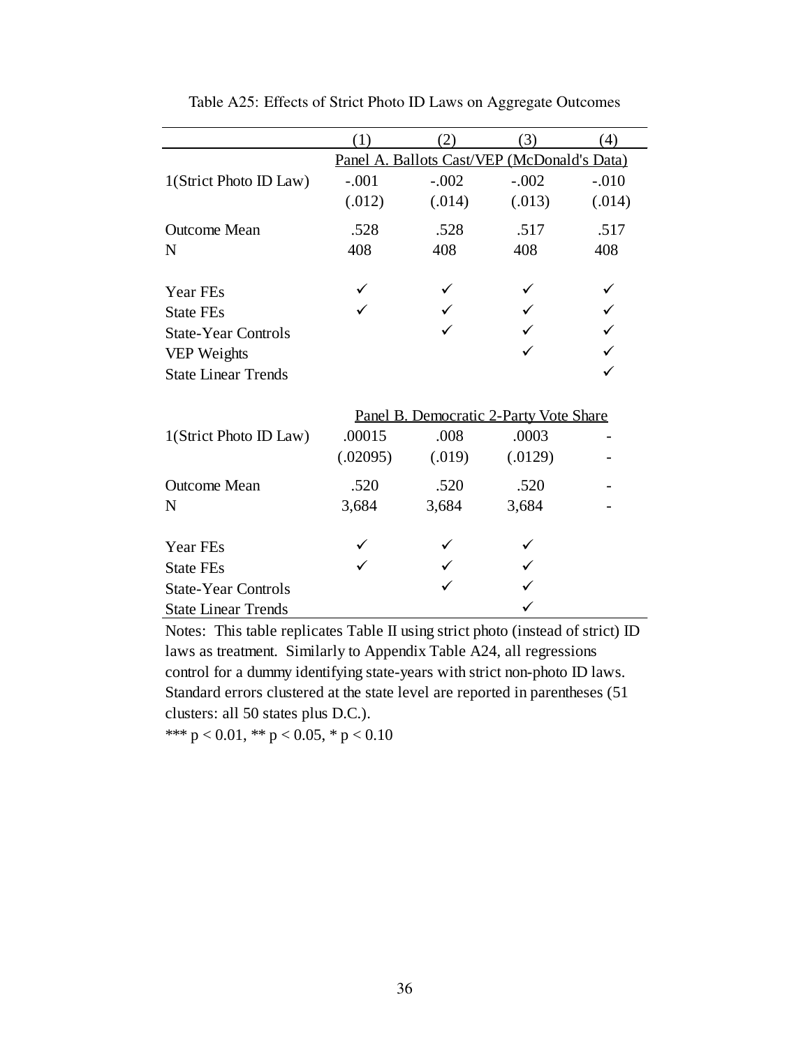Table A25: Effects of Strict Photo ID Laws on Aggregate Outcomes

| | (1) | (2) | (3) | (4) |
|---|---|---|---|---|
| | Panel A. Ballots Cast/VEP (McDonald's Data) | | | |
| 1(Strict Photo ID Law) | -.001 | -.002 | -.002 | -.010 |
| | (.012) | (.014) | (.013) | (.014) |
| Outcome Mean | .528 | .528 | .517 | .517 |
| N | 408 | 408 | 408 | 408 |
| Year FEs | ✓ | ✓ | ✓ | ✓ |
| State FEs | ✓ | ✓ | ✓ | ✓ |
| State-Year Controls | | ✓ | ✓ | ✓ |
| VEP Weights | | | ✓ | ✓ |
| State Linear Trends | | | | ✓ |
| | Panel B. Democratic 2-Party Vote Share | | | |
| 1(Strict Photo ID Law) | .00015 | .008 | .0003 | - |
| | (.02095) | (.019) | (.0129) | - |
| Outcome Mean | .520 | .520 | .520 | - |
| N | 3,684 | 3,684 | 3,684 | - |
| Year FEs | ✓ | ✓ | ✓ | |
| State FEs | ✓ | ✓ | ✓ | |
| State-Year Controls | | ✓ | ✓ | |
| State Linear Trends | | | ✓ | |

Notes: This table replicates Table II using strict photo (instead of strict) ID laws as treatment. Similarly to Appendix Table A24, all regressions control for a dummy identifying state-years with strict non-photo ID laws. Standard errors clustered at the state level are reported in parentheses (51 clusters: all 50 states plus D.C.).

*** $p < 0.01$, ** $p < 0.05$, * $p < 0.10$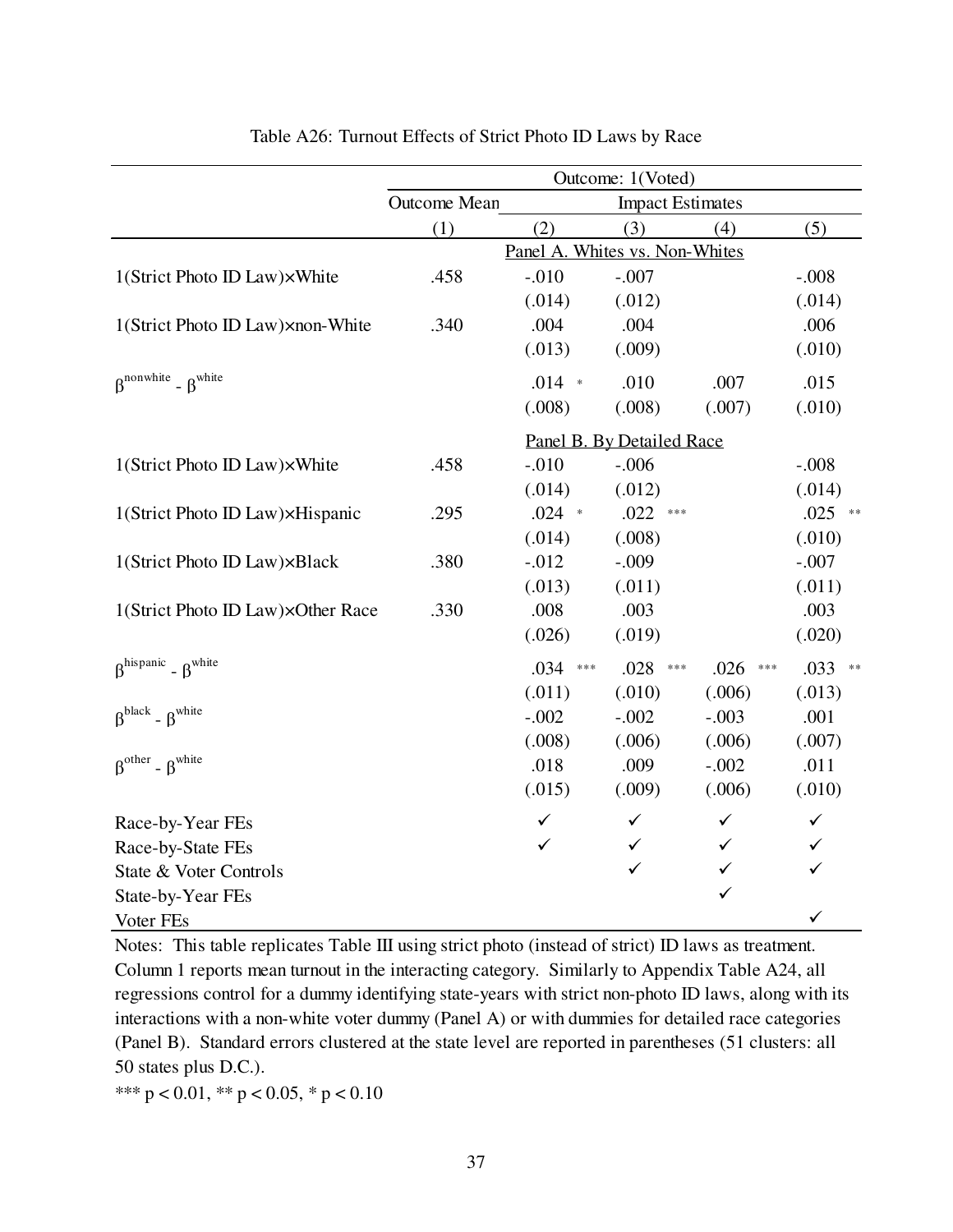Table A26: Turnout Effects of Strict Photo ID Laws by Race

| | Outcome: 1(Voted) | | | | |
|---|---|---|---|---|---|
| | Outcome Mean | Impact Estimates | | | |
| | (1) | (2) | (3) | (4) | (5) |
| | | Panel A. Whites vs. Non-Whites | | | |
| 1(Strict Photo ID Law)×White | .458 | -.010 | -.007 | | -.008 |
| | | (.014) | (.012) | | (.014) |
| 1(Strict Photo ID Law)×non-White | .340 | .004 | .004 | | .006 |
| | | (.013) | (.009) | | (.010) |
| $\beta^{nonwhite} - \beta^{white}$ | | .014 * | .010 | .007 | .015 |
| | | (.008) | (.008) | (.007) | (.010) |
| | | Panel B. By Detailed Race | | | |
| 1(Strict Photo ID Law)×White | .458 | -.010 | -.006 | | -.008 |
| | | (.014) | (.012) | | (.014) |
| 1(Strict Photo ID Law)×Hispanic | .295 | .024 * | .022 *** | | .025 ** |
| | | (.014) | (.008) | | (.010) |
| 1(Strict Photo ID Law)×Black | .380 | -.012 | -.009 | | -.007 |
| | | (.013) | (.011) | | (.011) |
| 1(Strict Photo ID Law)×Other Race | .330 | .008 | .003 | | .003 |
| | | (.026) | (.019) | | (.020) |
| $\beta^{hispanic} - \beta^{white}$ | | .034 *** | .028 *** | .026 *** | .033 ** |
| | | (.011) | (.010) | (.006) | (.013) |
| $\beta^{black} - \beta^{white}$ | | -.002 | -.002 | -.003 | .001 |
| | | (.008) | (.006) | (.006) | (.007) |
| $\beta^{other} - \beta^{white}$ | | .018 | .009 | -.002 | .011 |
| | | (.015) | (.009) | (.006) | (.010) |
| Race-by-Year FEs | | ✓ | ✓ | ✓ | ✓ |
| Race-by-State FEs | | ✓ | ✓ | ✓ | ✓ |
| State & Voter Controls | | | ✓ | ✓ | ✓ |
| State-by-Year FEs | | | | ✓ | |
| Voter FEs | | | | | ✓ |

Notes: This table replicates Table III using strict photo (instead of strict) ID laws as treatment. Column 1 reports mean turnout in the interacting category. Similarly to Appendix Table A24, all regressions control for a dummy identifying state-years with strict non-photo ID laws, along with its interactions with a non-white voter dummy (Panel A) or with dummies for detailed race categories (Panel B). Standard errors clustered at the state level are reported in parentheses (51 clusters: all 50 states plus D.C.).

*** $p < 0.01$, ** $p < 0.05$, * $p < 0.10$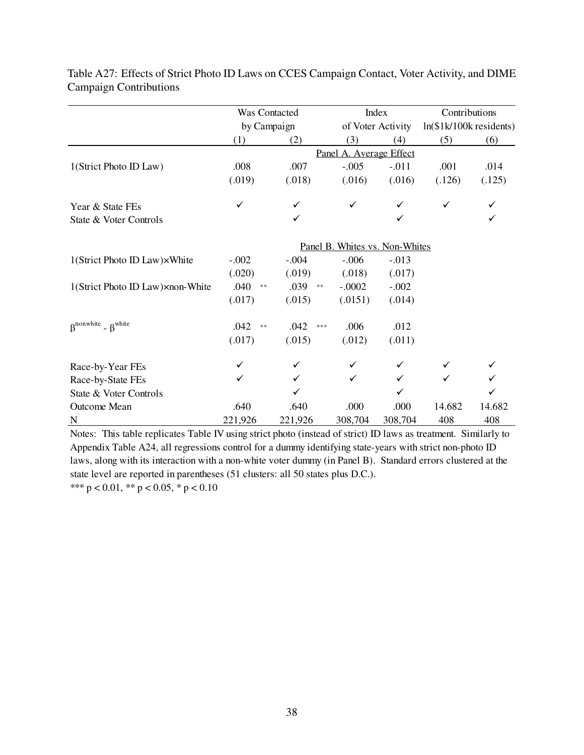Table A27: Effects of Strict Photo ID Laws on CCES Campaign Contact, Voter Activity, and DIME Campaign Contributions

| | Was Contacted by Campaign | | Index of Voter Activity | | Contributions ln($1k/100k residents) | |
|---|---|---|---|---|---|---|
| | (1) | (2) | (3) | (4) | (5) | (6) |
| | **Panel A. Average Effect** | | | | | |
| 1(Strict Photo ID Law) | .008 | .007 | -.005 | -.011 | .001 | .014 |
| | (.019) | (.018) | (.016) | (.016) | (.126) | (.125) |
| Year & State FEs | ✓ | ✓ | ✓ | ✓ | ✓ | ✓ |
| State & Voter Controls | | ✓ | | ✓ | | ✓ |
| | **Panel B. Whites vs. Non-Whites** | | | | | |
| 1(Strict Photo ID Law)×White | -.002 | -.004 | -.006 | -.013 | | |
| | (.020) | (.019) | (.018) | (.017) | | |
| 1(Strict Photo ID Law)×non-White | .040 ** | .039 ** | -.0002 | -.002 | | |
| | (.017) | (.015) | (.0151) | (.014) | | |
| $\beta^{nonwhite} - \beta^{white}$ | .042 ** | .042 *** | .006 | .012 | | |
| | (.017) | (.015) | (.012) | (.011) | | |
| Race-by-Year FEs | ✓ | ✓ | ✓ | ✓ | ✓ | ✓ |
| Race-by-State FEs | ✓ | ✓ | ✓ | ✓ | ✓ | ✓ |
| State & Voter Controls | | ✓ | | ✓ | | ✓ |
| Outcome Mean | .640 | .640 | .000 | .000 | 14.682 | 14.682 |
| N | 221,926 | 221,926 | 308,704 | 308,704 | 408 | 408 |

Notes: This table replicates Table IV using strict photo (instead of strict) ID laws as treatment. Similarly to Appendix Table A24, all regressions control for a dummy identifying state-years with strict non-photo ID laws, along with its interaction with a non-white voter dummy (in Panel B). Standard errors clustered at the state level are reported in parentheses (51 clusters: all 50 states plus D.C.).

*** $p < 0.01$, ** $p < 0.05$, * $p < 0.10$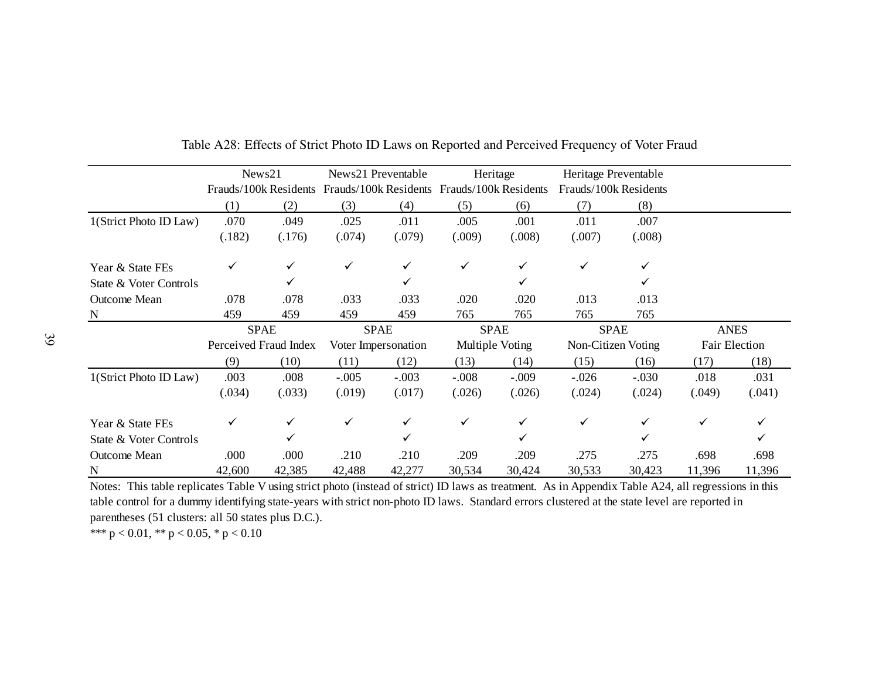Table A28: Effects of Strict Photo ID Laws on Reported and Perceived Frequency of Voter Fraud

| | News21 Frauds/100k Residents | | News21 Preventable Frauds/100k Residents | | Heritage Frauds/100k Residents | | Heritage Preventable Frauds/100k Residents | | | |
|---|---|---|---|---|---|---|---|---|---|---|
| | (1) | (2) | (3) | (4) | (5) | (6) | (7) | (8) | | |
| 1(Strict Photo ID Law) | .070 | .049 | .025 | .011 | .005 | .001 | .011 | .007 | | |
| | (.182) | (.176) | (.074) | (.079) | (.009) | (.008) | (.007) | (.008) | | |
| Year & State FEs | ✓ | ✓ | ✓ | ✓ | ✓ | ✓ | ✓ | ✓ | | |
| State & Voter Controls | | ✓ | | ✓ | | ✓ | | ✓ | | |
| Outcome Mean | .078 | .078 | .033 | .033 | .020 | .020 | .013 | .013 | | |
| N | 459 | 459 | 459 | 459 | 765 | 765 | 765 | 765 | | |
| | SPAE Perceived Fraud Index | | SPAE Voter Impersonation | | SPAE Multiple Voting | | SPAE Non-Citizen Voting | | ANES Fair Election | |
| | (9) | (10) | (11) | (12) | (13) | (14) | (15) | (16) | (17) | (18) |
| 1(Strict Photo ID Law) | .003 | .008 | -.005 | -.003 | -.008 | -.009 | -.026 | -.030 | .018 | .031 |
| | (.034) | (.033) | (.019) | (.017) | (.026) | (.026) | (.024) | (.024) | (.049) | (.041) |
| Year & State FEs | ✓ | ✓ | ✓ | ✓ | ✓ | ✓ | ✓ | ✓ | ✓ | ✓ |
| State & Voter Controls | | ✓ | | ✓ | | ✓ | | ✓ | | ✓ |
| Outcome Mean | .000 | .000 | .210 | .210 | .209 | .209 | .275 | .275 | .698 | .698 |
| N | 42,600 | 42,385 | 42,488 | 42,277 | 30,534 | 30,424 | 30,533 | 30,423 | 11,396 | 11,396 |

Notes: This table replicates Table V using strict photo (instead of strict) ID laws as treatment. As in Appendix Table A24, all regressions in this table control for a dummy identifying state-years with strict non-photo ID laws. Standard errors clustered at the state level are reported in parentheses (51 clusters: all 50 states plus D.C.).

*** p < 0.01, ** p < 0.05, * p < 0.10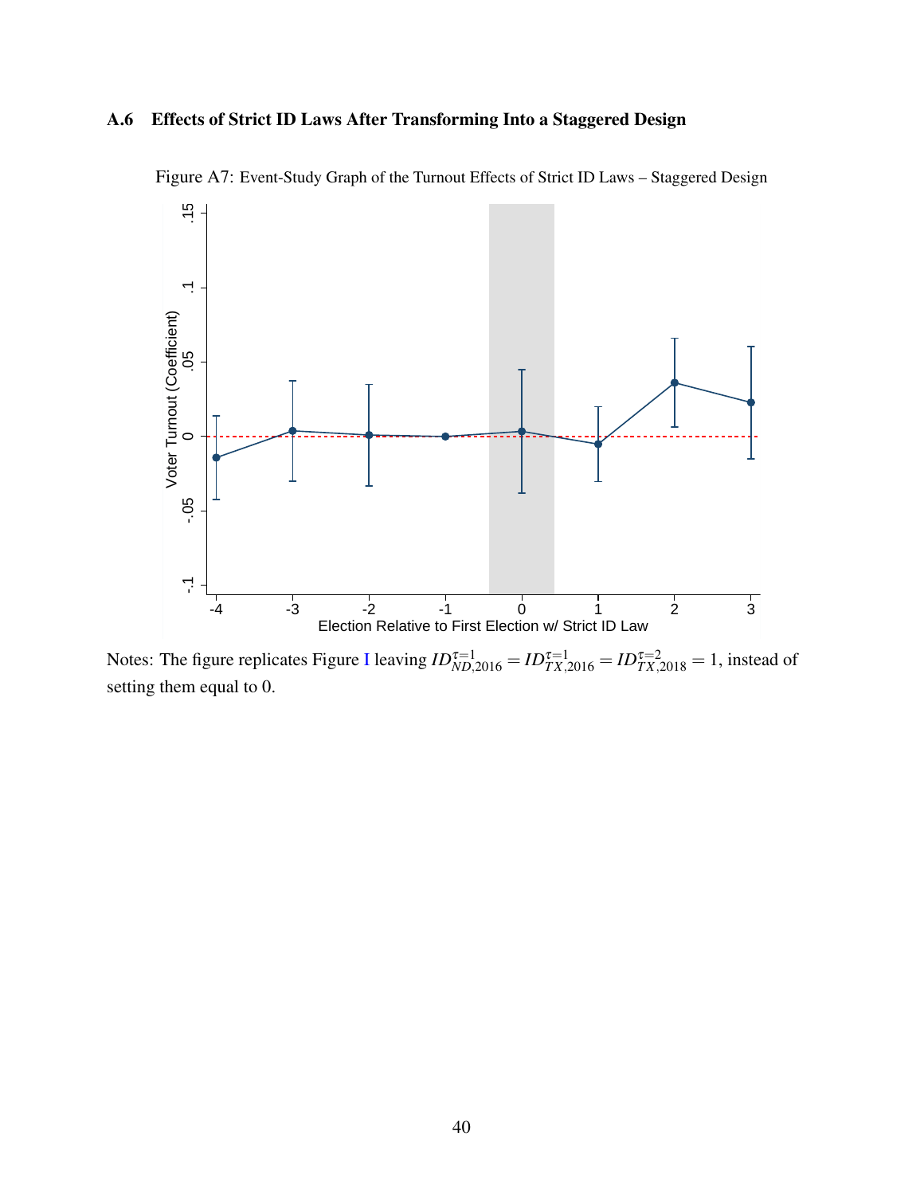### A.6 Effects of Strict ID Laws After Transforming Into a Staggered Design

Figure A7: Event-Study Graph of the Turnout Effects of Strict ID Laws – Staggered Design

Notes: The figure replicates Figure I leaving $ID^{\tau=1}_{ND,2016} = ID^{\tau=1}_{TX,2016} = ID^{\tau=2}_{TX,2018} = 1$, instead of setting them equal to 0.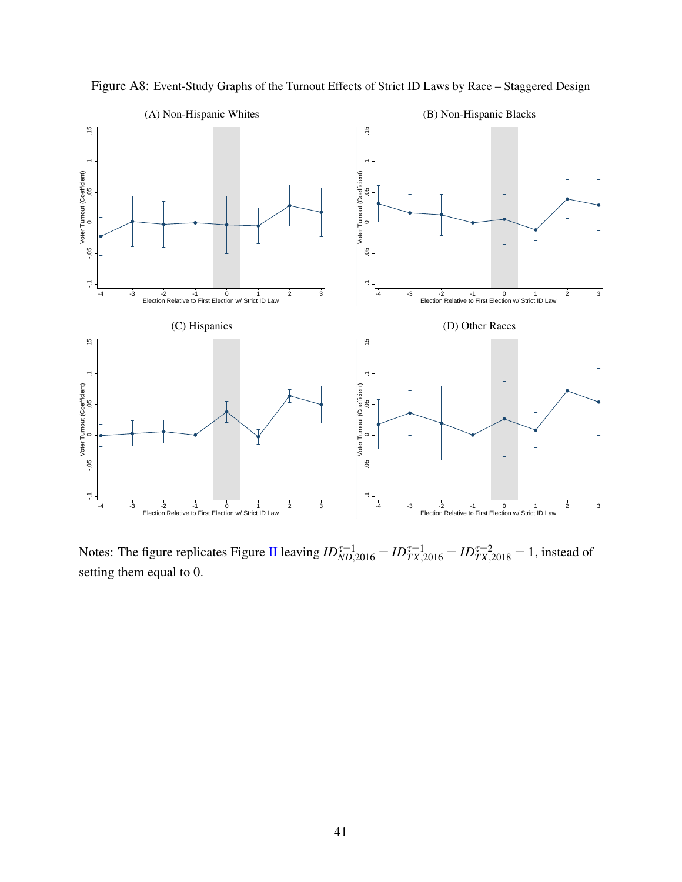Figure A8: Event-Study Graphs of the Turnout Effects of Strict ID Laws by Race – Staggered Design

(A) Non-Hispanic Whites

(B) Non-Hispanic Blacks

(C) Hispanics

(D) Other Races

Notes: The figure replicates Figure II leaving $ID^{\tau=1}_{ND,2016} = ID^{\tau=1}_{TX,2016} = ID^{\tau=2}_{TX,2018} = 1$, instead of setting them equal to 0.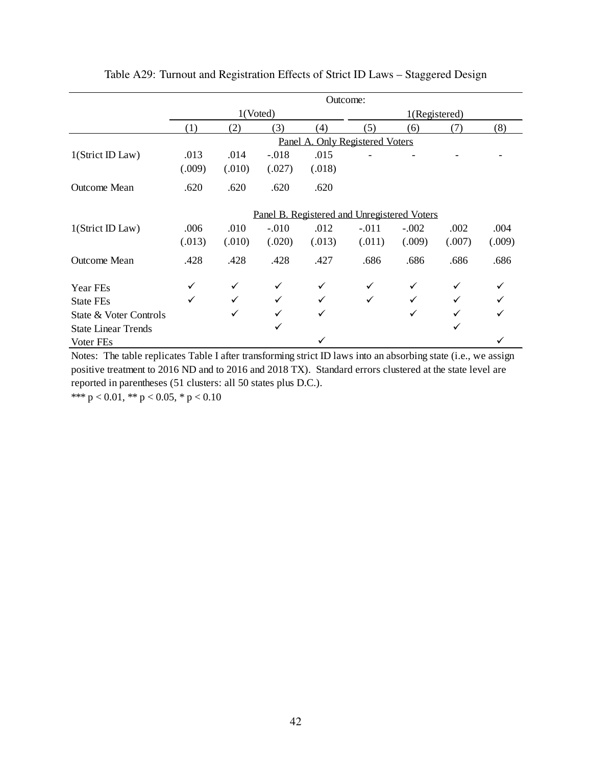Table A29: Turnout and Registration Effects of Strict ID Laws – Staggered Design

| | Outcome: | | | | | | | |
|---|---|---|---|---|---|---|---|---|
| | 1(Voted) | | | | 1(Registered) | | | |
| | (1) | (2) | (3) | (4) | (5) | (6) | (7) | (8) |
| | Panel A. Only Registered Voters | | | | | | | |
| 1(Strict ID Law) | .013 | .014 | -.018 | .015 | - | - | - | - |
| | (.009) | (.010) | (.027) | (.018) | | | | |
| Outcome Mean | .620 | .620 | .620 | .620 | | | | |
| | Panel B. Registered and Unregistered Voters | | | | | | | |
| 1(Strict ID Law) | .006 | .010 | -.010 | .012 | -.011 | -.002 | .002 | .004 |
| | (.013) | (.010) | (.020) | (.013) | (.011) | (.009) | (.007) | (.009) |
| Outcome Mean | .428 | .428 | .428 | .427 | .686 | .686 | .686 | .686 |
| Year FEs | ✓ | ✓ | ✓ | ✓ | ✓ | ✓ | ✓ | ✓ |
| State FEs | ✓ | ✓ | ✓ | ✓ | ✓ | ✓ | ✓ | ✓ |
| State & Voter Controls | | ✓ | ✓ | ✓ | | ✓ | ✓ | ✓ |
| State Linear Trends | | | ✓ | | | | ✓ | |
| Voter FEs | | | | ✓ | | | | ✓ |

Notes: The table replicates Table I after transforming strict ID laws into an absorbing state (i.e., we assign positive treatment to 2016 ND and to 2016 and 2018 TX). Standard errors clustered at the state level are reported in parentheses (51 clusters: all 50 states plus D.C.).

*** $p < 0.01$, ** $p < 0.05$, * $p < 0.10$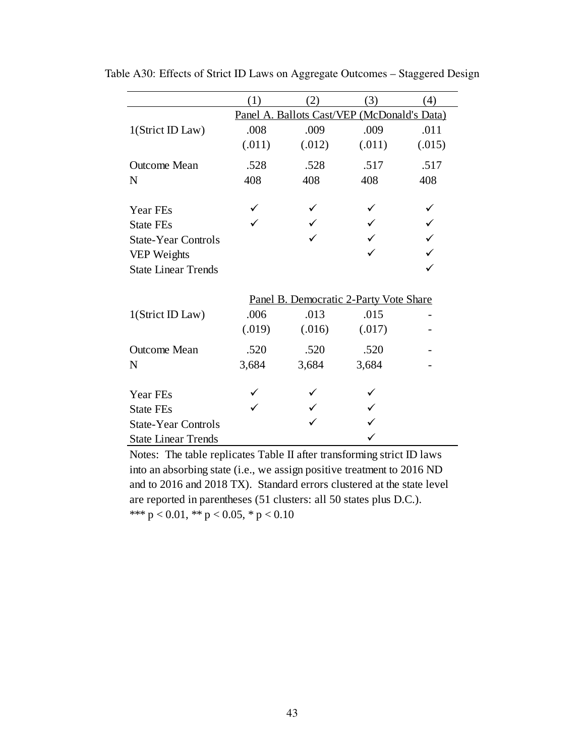Table A30: Effects of Strict ID Laws on Aggregate Outcomes – Staggered Design

| | (1) | (2) | (3) | (4) |
|---|---|---|---|---|
| | Panel A. Ballots Cast/VEP (McDonald's Data) | | | |
| 1(Strict ID Law) | .008 | .009 | .009 | .011 |
| | (.011) | (.012) | (.011) | (.015) |
| Outcome Mean | .528 | .528 | .517 | .517 |
| N | 408 | 408 | 408 | 408 |
| Year FEs | ✓ | ✓ | ✓ | ✓ |
| State FEs | ✓ | ✓ | ✓ | ✓ |
| State-Year Controls | | ✓ | ✓ | ✓ |
| VEP Weights | | | ✓ | ✓ |
| State Linear Trends | | | | ✓ |
| | Panel B. Democratic 2-Party Vote Share | | | |
| 1(Strict ID Law) | .006 | .013 | .015 | - |
| | (.019) | (.016) | (.017) | - |
| Outcome Mean | .520 | .520 | .520 | - |
| N | 3,684 | 3,684 | 3,684 | - |
| Year FEs | ✓ | ✓ | ✓ | |
| State FEs | ✓ | ✓ | ✓ | |
| State-Year Controls | | ✓ | ✓ | |
| State Linear Trends | | | ✓ | |

Notes: The table replicates Table II after transforming strict ID laws into an absorbing state (i.e., we assign positive treatment to 2016 ND and to 2016 and 2018 TX). Standard errors clustered at the state level are reported in parentheses (51 clusters: all 50 states plus D.C.).
*** $p < 0.01$, ** $p < 0.05$, * $p < 0.10$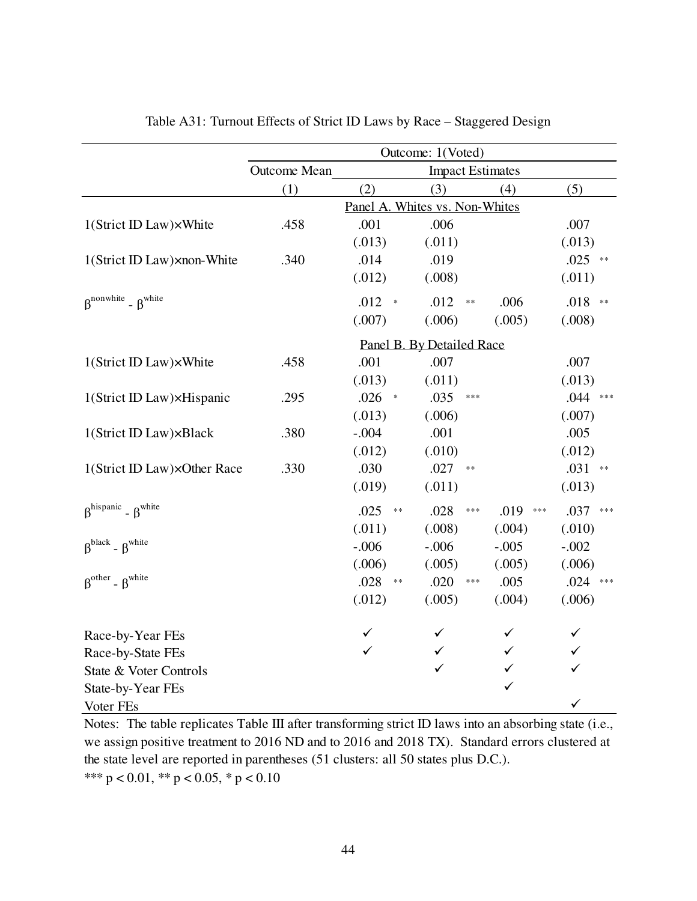Table A31: Turnout Effects of Strict ID Laws by Race – Staggered Design

| | Outcome: 1(Voted) | | | | |
|---|---|---|---|---|---|
| | Outcome Mean | Impact Estimates | | | |
| | (1) | (2) | (3) | (4) | (5) |
| | | **Panel A. Whites vs. Non-Whites** | | | |
| 1(Strict ID Law)×White | .458 | .001 | .006 | | .007 |
| | | (.013) | (.011) | | (.013) |
| 1(Strict ID Law)×non-White | .340 | .014 | .019 | | .025 ** |
| | | (.012) | (.008) | | (.011) |
| $\beta^{nonwhite} - \beta^{white}$ | | .012 * | .012 ** | .006 | .018 ** |
| | | (.007) | (.006) | (.005) | (.008) |
| | | **Panel B. By Detailed Race** | | | |
| 1(Strict ID Law)×White | .458 | .001 | .007 | | .007 |
| | | (.013) | (.011) | | (.013) |
| 1(Strict ID Law)×Hispanic | .295 | .026 * | .035 *** | | .044 *** |
| | | (.013) | (.006) | | (.007) |
| 1(Strict ID Law)×Black | .380 | -.004 | .001 | | .005 |
| | | (.012) | (.010) | | (.012) |
| 1(Strict ID Law)×Other Race | .330 | .030 | .027 ** | | .031 ** |
| | | (.019) | (.011) | | (.013) |
| $\beta^{hispanic} - \beta^{white}$ | | .025 ** | .028 *** | .019 *** | .037 *** |
| | | (.011) | (.008) | (.004) | (.010) |
| $\beta^{black} - \beta^{white}$ | | -.006 | -.006 | -.005 | -.002 |
| | | (.006) | (.005) | (.005) | (.006) |
| $\beta^{other} - \beta^{white}$ | | .028 ** | .020 *** | .005 | .024 *** |
| | | (.012) | (.005) | (.004) | (.006) |
| Race-by-Year FEs | | ✓ | ✓ | ✓ | ✓ |
| Race-by-State FEs | | ✓ | ✓ | ✓ | ✓ |
| State & Voter Controls | | | ✓ | ✓ | ✓ |
| State-by-Year FEs | | | | ✓ | |
| Voter FEs | | | | | ✓ |

Notes: The table replicates Table III after transforming strict ID laws into an absorbing state (i.e., we assign positive treatment to 2016 ND and to 2016 and 2018 TX). Standard errors clustered at the state level are reported in parentheses (51 clusters: all 50 states plus D.C.).
*** $p < 0.01$, ** $p < 0.05$, * $p < 0.10$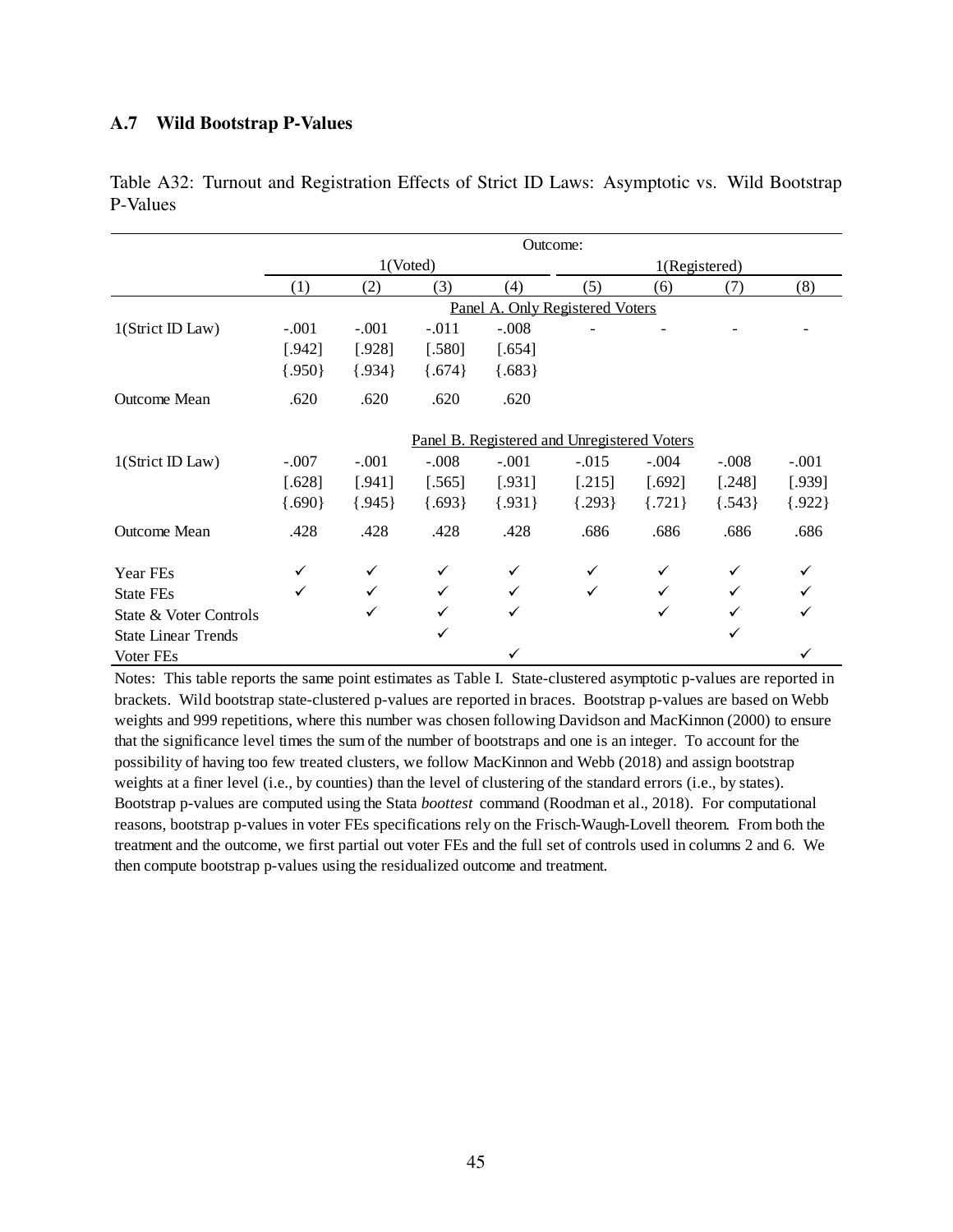### A.7 Wild Bootstrap P-Values

Table A32: Turnout and Registration Effects of Strict ID Laws: Asymptotic vs. Wild Bootstrap P-Values

| | Outcome: | | | | | | | |
|---|---|---|---|---|---|---|---|---|
| | 1(Voted) | | | | 1(Registered) | | | |
| | (1) | (2) | (3) | (4) | (5) | (6) | (7) | (8) |
| | Panel A. Only Registered Voters | | | | | | | |
| 1(Strict ID Law) | -.001 | -.001 | -.011 | -.008 | - | - | - | - |
| | [.942] | [.928] | [.580] | [.654] | | | | |
| | {.950} | {.934} | {.674} | {.683} | | | | |
| Outcome Mean | .620 | .620 | .620 | .620 | | | | |
| | Panel B. Registered and Unregistered Voters | | | | | | | |
| 1(Strict ID Law) | -.007 | -.001 | -.008 | -.001 | -.015 | -.004 | -.008 | -.001 |
| | [.628] | [.941] | [.565] | [.931] | [.215] | [.692] | [.248] | [.939] |
| | {.690} | {.945} | {.693} | {.931} | {.293} | {.721} | {.543} | {.922} |
| Outcome Mean | .428 | .428 | .428 | .428 | .686 | .686 | .686 | .686 |
| Year FEs | ✓ | ✓ | ✓ | ✓ | ✓ | ✓ | ✓ | ✓ |
| State FEs | ✓ | ✓ | ✓ | ✓ | ✓ | ✓ | ✓ | ✓ |
| State & Voter Controls | | ✓ | ✓ | ✓ | | ✓ | ✓ | ✓ |
| State Linear Trends | | | ✓ | | | | ✓ | |
| Voter FEs | | | | ✓ | | | | ✓ |

Notes: This table reports the same point estimates as Table I. State-clustered asymptotic p-values are reported in brackets. Wild bootstrap state-clustered p-values are reported in braces. Bootstrap p-values are based on Webb weights and 999 repetitions, where this number was chosen following Davidson and MacKinnon (2000) to ensure that the significance level times the sum of the number of bootstraps and one is an integer. To account for the possibility of having too few treated clusters, we follow MacKinnon and Webb (2018) and assign bootstrap weights at a finer level (i.e., by counties) than the level of clustering of the standard errors (i.e., by states). Bootstrap p-values are computed using the Stata *boottest* command (Roodman et al., 2018). For computational reasons, bootstrap p-values in voter FEs specifications rely on the Frisch-Waugh-Lovell theorem. From both the treatment and the outcome, we first partial out voter FEs and the full set of controls used in columns 2 and 6. We then compute bootstrap p-values using the residualized outcome and treatment.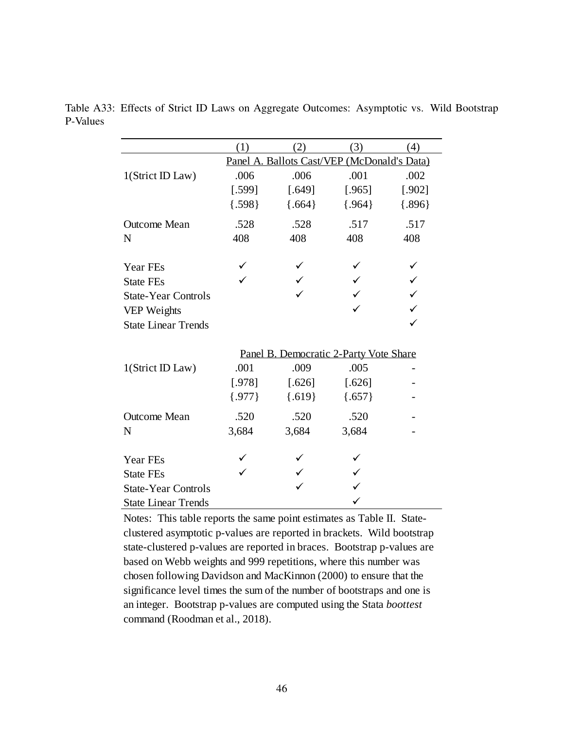Table A33: Effects of Strict ID Laws on Aggregate Outcomes: Asymptotic vs. Wild Bootstrap P-Values

| | (1) | (2) | (3) | (4) |
|---|---|---|---|---|
| | Panel A. Ballots Cast/VEP (McDonald's Data) | | | |
| 1(Strict ID Law) | .006 | .006 | .001 | .002 |
| | [.599] | [.649] | [.965] | [.902] |
| | {.598} | {.664} | {.964} | {.896} |
| Outcome Mean | .528 | .528 | .517 | .517 |
| N | 408 | 408 | 408 | 408 |
| Year FEs | ✓ | ✓ | ✓ | ✓ |
| State FEs | ✓ | ✓ | ✓ | ✓ |
| State-Year Controls | | ✓ | ✓ | ✓ |
| VEP Weights | | | ✓ | ✓ |
| State Linear Trends | | | | ✓ |
| | Panel B. Democratic 2-Party Vote Share | | | |
| 1(Strict ID Law) | .001 | .009 | .005 | - |
| | [.978] | [.626] | [.626] | - |
| | {.977} | {.619} | {.657} | - |
| Outcome Mean | .520 | .520 | .520 | - |
| N | 3,684 | 3,684 | 3,684 | - |
| Year FEs | ✓ | ✓ | ✓ | |
| State FEs | ✓ | ✓ | ✓ | |
| State-Year Controls | | ✓ | ✓ | |
| State Linear Trends | | | ✓ | |

Notes: This table reports the same point estimates as Table II. State-clustered asymptotic p-values are reported in brackets. Wild bootstrap state-clustered p-values are reported in braces. Bootstrap p-values are based on Webb weights and 999 repetitions, where this number was chosen following Davidson and MacKinnon (2000) to ensure that the significance level times the sum of the number of bootstraps and one is an integer. Bootstrap p-values are computed using the Stata *boottest* command (Roodman et al., 2018).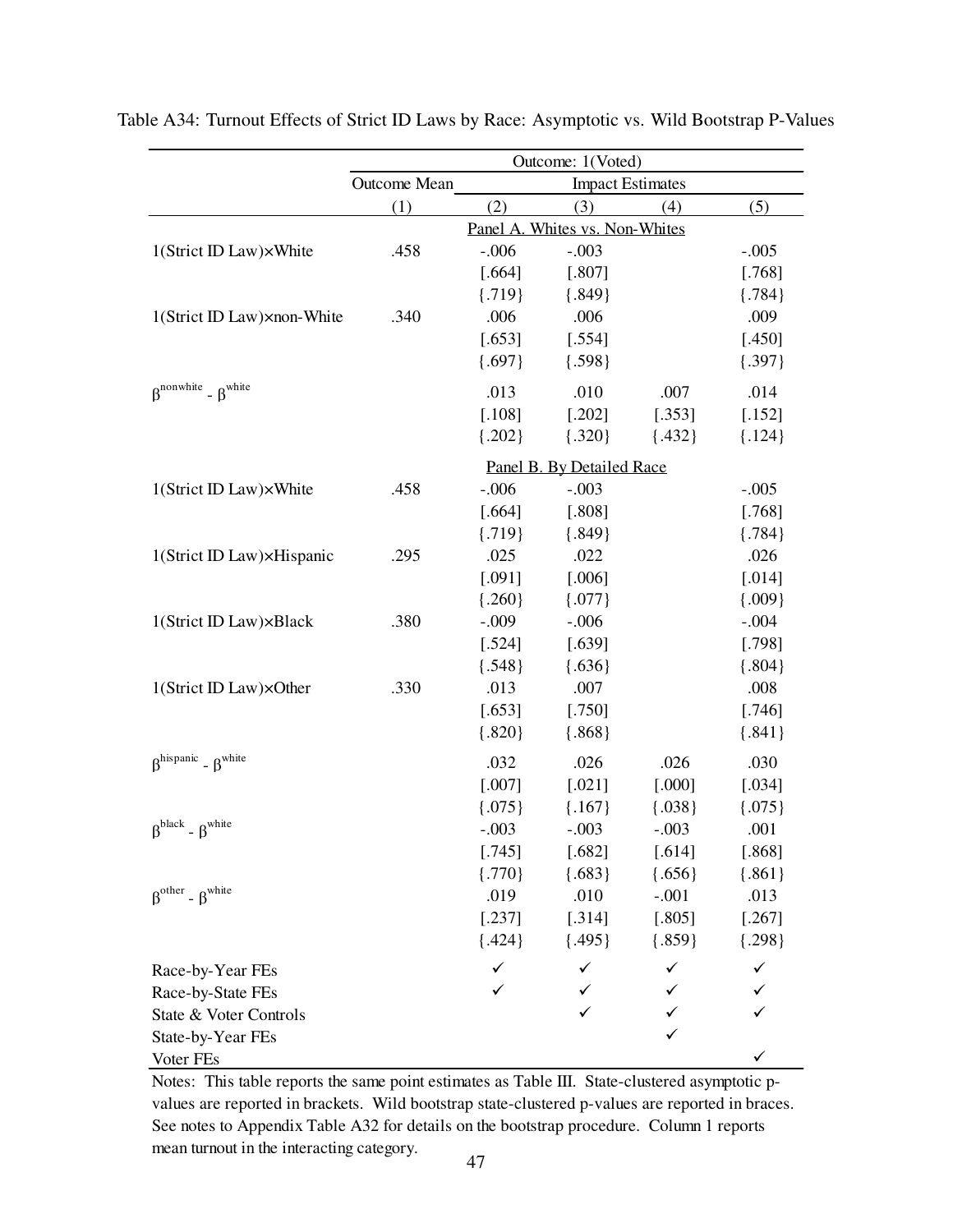Table A34: Turnout Effects of Strict ID Laws by Race: Asymptotic vs. Wild Bootstrap P-Values

| | Outcome: 1(Voted) | | | | |
|---|---|---|---|---|---|
| | Outcome Mean | Impact Estimates | | | |
| | (1) | (2) | (3) | (4) | (5) |
| | | Panel A. Whites vs. Non-Whites | | | |
| 1(Strict ID Law)×White | .458 | -.006 | -.003 | | -.005 |
| | | [.664] | [.807] | | [.768] |
| | | {.719} | {.849} | | {.784} |
| 1(Strict ID Law)×non-White | .340 | .006 | .006 | | .009 |
| | | [.653] | [.554] | | [.450] |
| | | {.697} | {.598} | | {.397} |
| $\beta^{nonwhite} - \beta^{white}$ | | .013 | .010 | .007 | .014 |
| | | [.108] | [.202] | [.353] | [.152] |
| | | {.202} | {.320} | {.432} | {.124} |
| | | Panel B. By Detailed Race | | | |
| 1(Strict ID Law)×White | .458 | -.006 | -.003 | | -.005 |
| | | [.664] | [.808] | | [.768] |
| | | {.719} | {.849} | | {.784} |
| 1(Strict ID Law)×Hispanic | .295 | .025 | .022 | | .026 |
| | | [.091] | [.006] | | [.014] |
| | | {.260} | {.077} | | {.009} |
| 1(Strict ID Law)×Black | .380 | -.009 | -.006 | | -.004 |
| | | [.524] | [.639] | | [.798] |
| | | {.548} | {.636} | | {.804} |
| 1(Strict ID Law)×Other | .330 | .013 | .007 | | .008 |
| | | [.653] | [.750] | | [.746] |
| | | {.820} | {.868} | | {.841} |
| $\beta^{hispanic} - \beta^{white}$ | | .032 | .026 | .026 | .030 |
| | | [.007] | [.021] | [.000] | [.034] |
| | | {.075} | {.167} | {.038} | {.075} |
| $\beta^{black} - \beta^{white}$ | | -.003 | -.003 | -.003 | .001 |
| | | [.745] | [.682] | [.614] | [.868] |
| | | {.770} | {.683} | {.656} | {.861} |
| $\beta^{other} - \beta^{white}$ | | .019 | .010 | -.001 | .013 |
| | | [.237] | [.314] | [.805] | [.267] |
| | | {.424} | {.495} | {.859} | {.298} |
| Race-by-Year FEs | | ✓ | ✓ | ✓ | ✓ |
| Race-by-State FEs | | ✓ | ✓ | ✓ | ✓ |
| State & Voter Controls | | | ✓ | ✓ | ✓ |
| State-by-Year FEs | | | | ✓ | |
| Voter FEs | | | | | ✓ |

Notes: This table reports the same point estimates as Table III. State-clustered asymptotic p-values are reported in brackets. Wild bootstrap state-clustered p-values are reported in braces. See notes to Appendix Table A32 for details on the bootstrap procedure. Column 1 reports mean turnout in the interacting category.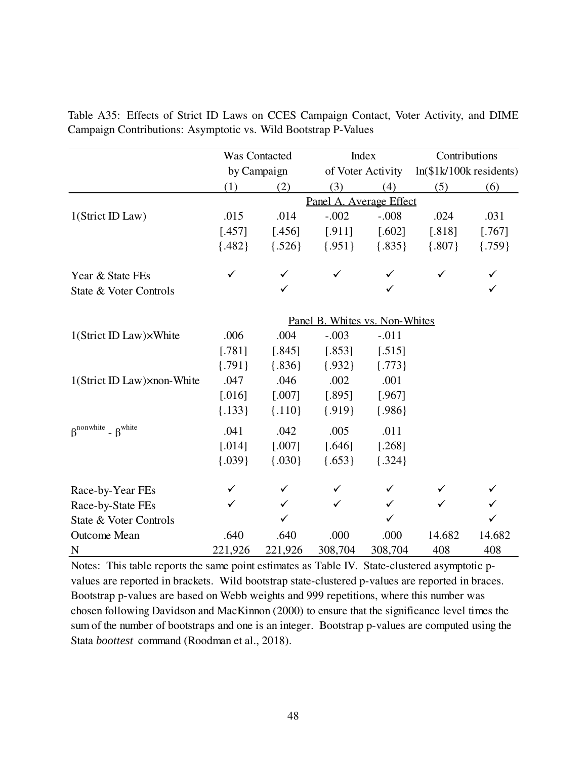Table A35: Effects of Strict ID Laws on CCES Campaign Contact, Voter Activity, and DIME Campaign Contributions: Asymptotic vs. Wild Bootstrap P-Values

| | Was Contacted by Campaign | | Index of Voter Activity | | Contributions ln($1k/100k residents) | |
|---|---|---|---|---|---|---|
| | (1) | (2) | (3) | (4) | (5) | (6) |
| | Panel A. Average Effect | | | | | |
| 1(Strict ID Law) | .015 | .014 | -.002 | -.008 | .024 | .031 |
| | [.457] | [.456] | [.911] | [.602] | [.818] | [.767] |
| | {.482} | {.526} | {.951} | {.835} | {.807} | {.759} |
| Year & State FEs | ✓ | ✓ | ✓ | ✓ | ✓ | ✓ |
| State & Voter Controls | | ✓ | | ✓ | | ✓ |
| | Panel B. Whites vs. Non-Whites | | | | | |
| 1(Strict ID Law)×White | .006 | .004 | -.003 | -.011 | | |
| | [.781] | [.845] | [.853] | [.515] | | |
| | {.791} | {.836} | {.932} | {.773} | | |
| 1(Strict ID Law)×non-White | .047 | .046 | .002 | .001 | | |
| | [.016] | [.007] | [.895] | [.967] | | |
| | {.133} | {.110} | {.919} | {.986} | | |
| $\beta^{nonwhite}$ - $\beta^{white}$ | .041 | .042 | .005 | .011 | | |
| | [.014] | [.007] | [.646] | [.268] | | |
| | {.039} | {.030} | {.653} | {.324} | | |
| Race-by-Year FEs | ✓ | ✓ | ✓ | ✓ | ✓ | ✓ |
| Race-by-State FEs | ✓ | ✓ | ✓ | ✓ | ✓ | ✓ |
| State & Voter Controls | | ✓ | | ✓ | | ✓ |
| Outcome Mean | .640 | .640 | .000 | .000 | 14.682 | 14.682 |
| N | 221,926 | 221,926 | 308,704 | 308,704 | 408 | 408 |

Notes: This table reports the same point estimates as Table IV. State-clustered asymptotic p-values are reported in brackets. Wild bootstrap state-clustered p-values are reported in braces. Bootstrap p-values are based on Webb weights and 999 repetitions, where this number was chosen following Davidson and MacKinnon (2000) to ensure that the significance level times the sum of the number of bootstraps and one is an integer. Bootstrap p-values are computed using the Stata *boottest* command (Roodman et al., 2018).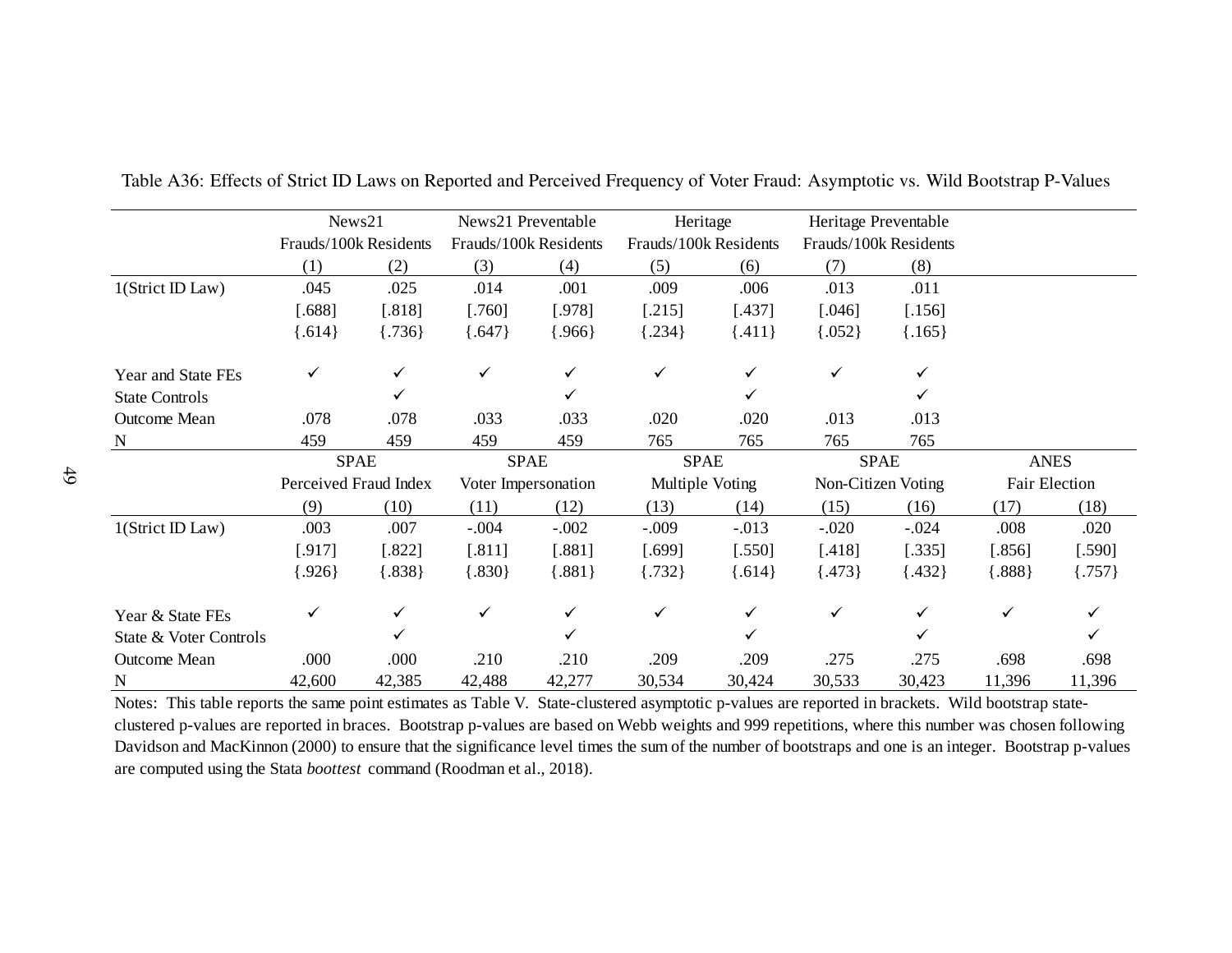Table A36: Effects of Strict ID Laws on Reported and Perceived Frequency of Voter Fraud: Asymptotic vs. Wild Bootstrap P-Values

| | News21 Frauds/100k Residents | | News21 Preventable Frauds/100k Residents | | Heritage Frauds/100k Residents | | Heritage Preventable Frauds/100k Residents | | | |
|---|---|---|---|---|---|---|---|---|---|---|
| | (1) | (2) | (3) | (4) | (5) | (6) | (7) | (8) | | |
| 1(Strict ID Law) | .045 | .025 | .014 | .001 | .009 | .006 | .013 | .011 | | |
| | [.688] | [.818] | [.760] | [.978] | [.215] | [.437] | [.046] | [.156] | | |
| | {.614} | {.736} | {.647} | {.966} | {.234} | {.411} | {.052} | {.165} | | |
| Year and State FEs | ✓ | ✓ | ✓ | ✓ | ✓ | ✓ | ✓ | ✓ | | |
| State Controls | | ✓ | | ✓ | | ✓ | | ✓ | | |
| Outcome Mean | .078 | .078 | .033 | .033 | .020 | .020 | .013 | .013 | | |
| N | 459 | 459 | 459 | 459 | 765 | 765 | 765 | 765 | | |
| | SPAE Perceived Fraud Index | | SPAE Voter Impersonation | | SPAE Multiple Voting | | SPAE Non-Citizen Voting | | ANES Fair Election | |
| | (9) | (10) | (11) | (12) | (13) | (14) | (15) | (16) | (17) | (18) |
| 1(Strict ID Law) | .003 | .007 | -.004 | -.002 | -.009 | -.013 | -.020 | -.024 | .008 | .020 |
| | [.917] | [.822] | [.811] | [.881] | [.699] | [.550] | [.418] | [.335] | [.856] | [.590] |
| | {.926} | {.838} | {.830} | {.881} | {.732} | {.614} | {.473} | {.432} | {.888} | {.757} |
| Year & State FEs | ✓ | ✓ | ✓ | ✓ | ✓ | ✓ | ✓ | ✓ | ✓ | ✓ |
| State & Voter Controls | | ✓ | | ✓ | | ✓ | | ✓ | | ✓ |
| Outcome Mean | .000 | .000 | .210 | .210 | .209 | .209 | .275 | .275 | .698 | .698 |
| N | 42,600 | 42,385 | 42,488 | 42,277 | 30,534 | 30,424 | 30,533 | 30,423 | 11,396 | 11,396 |

Notes: This table reports the same point estimates as Table V. State-clustered asymptotic p-values are reported in brackets. Wild bootstrap state-clustered p-values are reported in braces. Bootstrap p-values are based on Webb weights and 999 repetitions, where this number was chosen following Davidson and MacKinnon (2000) to ensure that the significance level times the sum of the number of bootstraps and one is an integer. Bootstrap p-values are computed using the Stata *boottest* command (Roodman et al., 2018).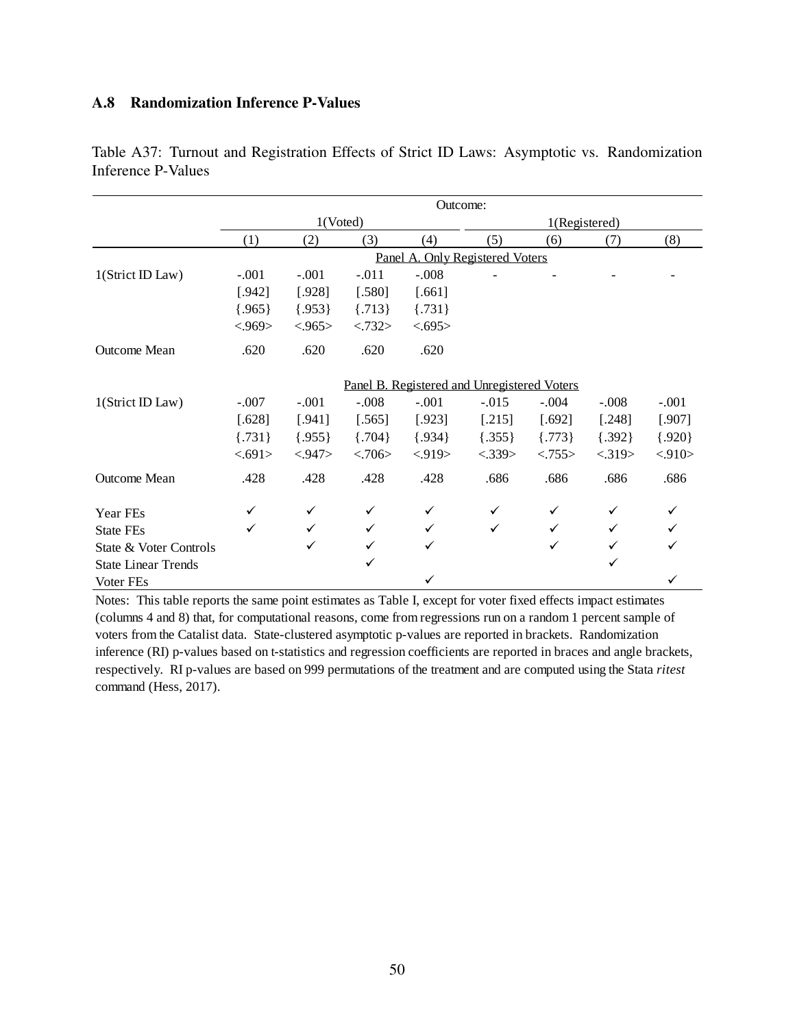### A.8 Randomization Inference P-Values

Table A37: Turnout and Registration Effects of Strict ID Laws: Asymptotic vs. Randomization Inference P-Values

| | Outcome: | | | | | | | |
|---|---|---|---|---|---|---|---|---|
| | 1(Voted) | | | | 1(Registered) | | | |
| | (1) | (2) | (3) | (4) | (5) | (6) | (7) | (8) |
| | Panel A. Only Registered Voters | | | | | | | |
| 1(Strict ID Law) | -.001 | -.001 | -.011 | -.008 | - | - | - | - |
| | [.942] | [.928] | [.580] | [.661] | | | | |
| | {.965} | {.953} | {.713} | {.731} | | | | |
| | <.969> | <.965> | <.732> | <.695> | | | | |
| Outcome Mean | .620 | .620 | .620 | .620 | | | | |
| | Panel B. Registered and Unregistered Voters | | | | | | | |
| 1(Strict ID Law) | -.007 | -.001 | -.008 | -.001 | -.015 | -.004 | -.008 | -.001 |
| | [.628] | [.941] | [.565] | [.923] | [.215] | [.692] | [.248] | [.907] |
| | {.731} | {.955} | {.704} | {.934} | {.355} | {.773} | {.392} | {.920} |
| | <.691> | <.947> | <.706> | <.919> | <.339> | <.755> | <.319> | <.910> |
| Outcome Mean | .428 | .428 | .428 | .428 | .686 | .686 | .686 | .686 |
| Year FEs | ✓ | ✓ | ✓ | ✓ | ✓ | ✓ | ✓ | ✓ |
| State FEs | ✓ | ✓ | ✓ | ✓ | ✓ | ✓ | ✓ | ✓ |
| State & Voter Controls | | ✓ | ✓ | ✓ | | ✓ | ✓ | ✓ |
| State Linear Trends | | | ✓ | | | | ✓ | |
| Voter FEs | | | | ✓ | | | | ✓ |

Notes: This table reports the same point estimates as Table I, except for voter fixed effects impact estimates (columns 4 and 8) that, for computational reasons, come from regressions run on a random 1 percent sample of voters from the Catalist data. State-clustered asymptotic p-values are reported in brackets. Randomization inference (RI) p-values based on t-statistics and regression coefficients are reported in braces and angle brackets, respectively. RI p-values are based on 999 permutations of the treatment and are computed using the Stata *ritest* command (Hess, 2017).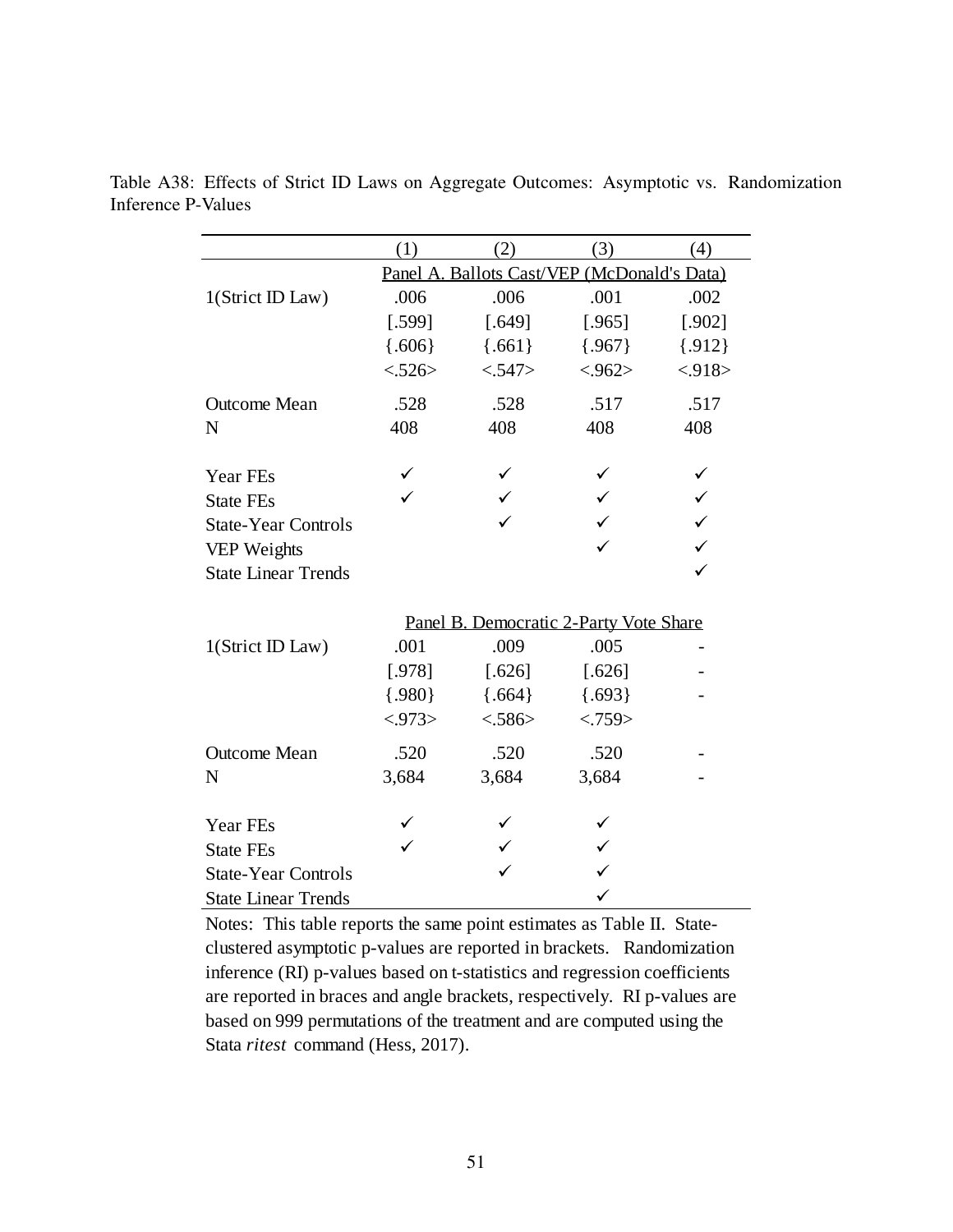Table A38: Effects of Strict ID Laws on Aggregate Outcomes: Asymptotic vs. Randomization Inference P-Values

| | (1) | (2) | (3) | (4) |
|---|---|---|---|---|
| | Panel A. Ballots Cast/VEP (McDonald's Data) | | | |
| 1(Strict ID Law) | .006 | .006 | .001 | .002 |
| | [.599] | [.649] | [.965] | [.902] |
| | {.606} | {.661} | {.967} | {.912} |
| | <.526> | <.547> | <.962> | <.918> |
| Outcome Mean | .528 | .528 | .517 | .517 |
| N | 408 | 408 | 408 | 408 |
| Year FEs | ✓ | ✓ | ✓ | ✓ |
| State FEs | ✓ | ✓ | ✓ | ✓ |
| State-Year Controls | | ✓ | ✓ | ✓ |
| VEP Weights | | | ✓ | ✓ |
| State Linear Trends | | | | ✓ |
| | Panel B. Democratic 2-Party Vote Share | | | |
| 1(Strict ID Law) | .001 | .009 | .005 | - |
| | [.978] | [.626] | [.626] | - |
| | {.980} | {.664} | {.693} | - |
| | <.973> | <.586> | <.759> | |
| Outcome Mean | .520 | .520 | .520 | - |
| N | 3,684 | 3,684 | 3,684 | - |
| Year FEs | ✓ | ✓ | ✓ | |
| State FEs | ✓ | ✓ | ✓ | |
| State-Year Controls | | ✓ | ✓ | |
| State Linear Trends | | | ✓ | |

Notes: This table reports the same point estimates as Table II. State-clustered asymptotic p-values are reported in brackets. Randomization inference (RI) p-values based on t-statistics and regression coefficients are reported in braces and angle brackets, respectively. RI p-values are based on 999 permutations of the treatment and are computed using the Stata *ritest* command (Hess, 2017).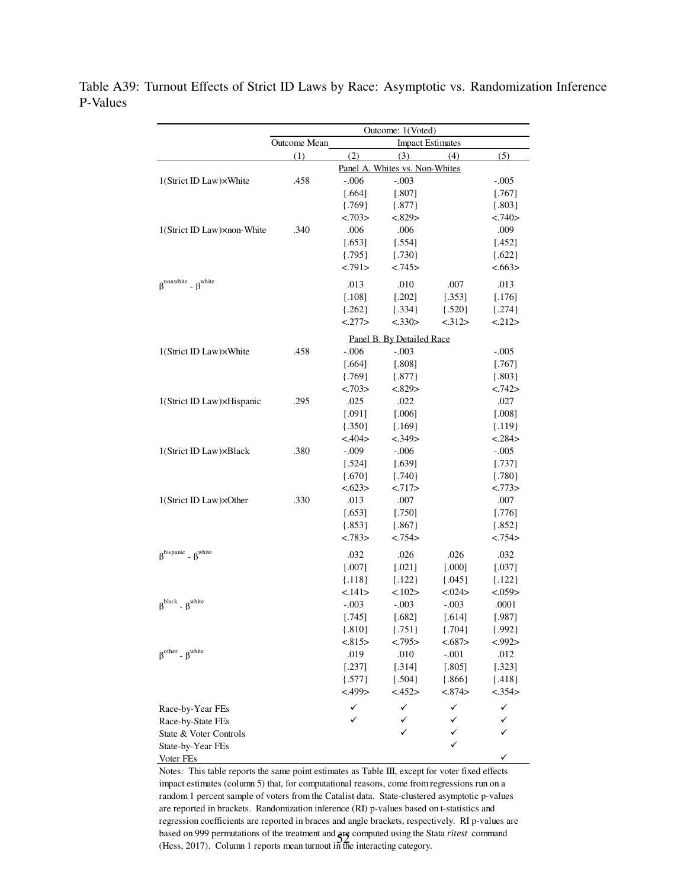Table A39: Turnout Effects of Strict ID Laws by Race: Asymptotic vs. Randomization Inference P-Values

| | Outcome: 1(Voted) | | | | |
|---|---|---|---|---|---|
| | Outcome Mean | Impact Estimates | | | |
| | (1) | (2) | (3) | (4) | (5) |
| **Panel A. Whites vs. Non-Whites** | | | | | |
| 1(Strict ID Law)×White | .458 | -.006 | -.003 | | -.005 |
| | | [.664] | [.807] | | [.767] |
| | | {.769} | {.877} | | {.803} |
| | | <.703> | <.829> | | <.740> |
| 1(Strict ID Law)×non-White | .340 | .006 | .006 | | .009 |
| | | [.653] | [.554] | | [.452] |
| | | {.795} | {.730} | | {.622} |
| | | <.791> | <.745> | | <.663> |
| $\beta^{nonwhite} - \beta^{white}$ | | .013 | .010 | .007 | .013 |
| | | [.108] | [.202] | [.353] | [.176] |
| | | {.262} | {.334} | {.520} | {.274} |
| | | <.277> | <.330> | <.312> | <.212> |
| **Panel B. By Detailed Race** | | | | | |
| 1(Strict ID Law)×White | .458 | -.006 | -.003 | | -.005 |
| | | [.664] | [.808] | | [.767] |
| | | {.769} | {.877} | | {.803} |
| | | <.703> | <.829> | | <.742> |
| 1(Strict ID Law)×Hispanic | .295 | .025 | .022 | | .027 |
| | | [.091] | [.006] | | [.008] |
| | | {.350} | {.169} | | {.119} |
| | | <.404> | <.349> | | <.284> |
| 1(Strict ID Law)×Black | .380 | -.009 | -.006 | | -.005 |
| | | [.524] | [.639] | | [.737] |
| | | {.670} | {.740} | | {.780} |
| | | <.623> | <.717> | | <.773> |
| 1(Strict ID Law)×Other | .330 | .013 | .007 | | .007 |
| | | [.653] | [.750] | | [.776] |
| | | {.853} | {.867} | | {.852} |
| | | <.783> | <.754> | | <.754> |
| $\beta^{hispanic} - \beta^{white}$ | | .032 | .026 | .026 | .032 |
| | | [.007] | [.021] | [.000] | [.037] |
| | | {.118} | {.122} | {.045} | {.122} |
| | | <.141> | <.102> | <.024> | <.059> |
| $\beta^{black} - \beta^{white}$ | | -.003 | -.003 | -.003 | .0001 |
| | | [.745] | [.682] | [.614] | [.987] |
| | | {.810} | {.751} | {.704} | {.992} |
| | | <.815> | <.795> | <.687> | <.992> |
| $\beta^{other} - \beta^{white}$ | | .019 | .010 | -.001 | .012 |
| | | [.237] | [.314] | [.805] | [.323] |
| | | {.577} | {.504} | {.866} | {.418} |
| | | <.499> | <.452> | <.874> | <.354> |
| Race-by-Year FEs | | ✓ | ✓ | ✓ | ✓ |
| Race-by-State FEs | | ✓ | ✓ | ✓ | ✓ |
| State & Voter Controls | | | ✓ | ✓ | ✓ |
| State-by-Year FEs | | | | ✓ | |
| Voter FEs | | | | | ✓ |

Notes: This table reports the same point estimates as Table III, except for voter fixed effects impact estimates (column 5) that, for computational reasons, come from regressions run on a random 1 percent sample of voters from the Catalist data. State-clustered asymptotic p-values are reported in brackets. Randomization inference (RI) p-values based on t-statistics and regression coefficients are reported in braces and angle brackets, respectively. RI p-values are based on 999 permutations of the treatment and are computed using the Stata *ritest* command (Hess, 2017). Column 1 reports mean turnout in the interacting category.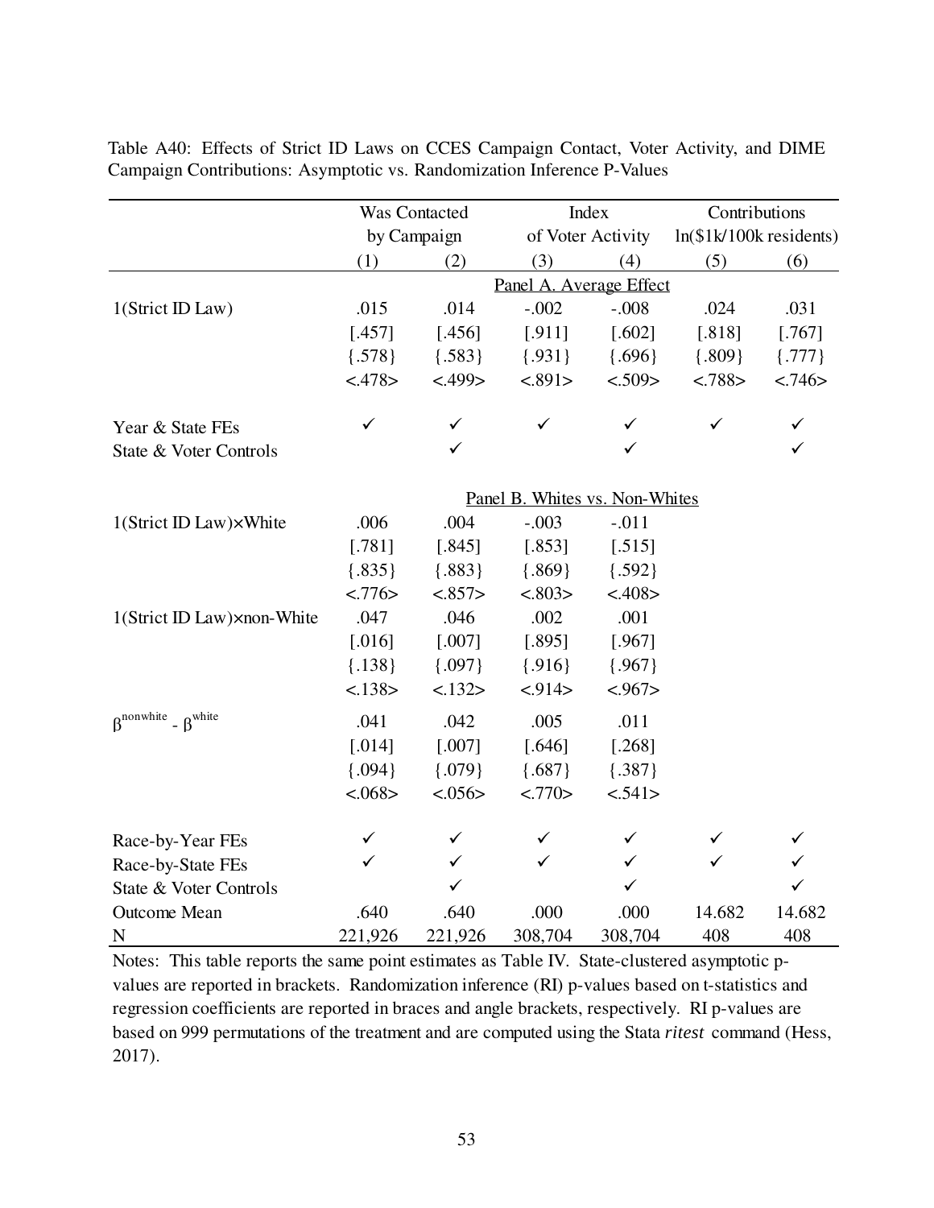Table A40: Effects of Strict ID Laws on CCES Campaign Contact, Voter Activity, and DIME Campaign Contributions: Asymptotic vs. Randomization Inference P-Values

| | Was Contacted by Campaign | | Index of Voter Activity | | Contributions ln($1k/100k residents) | |
|---|---|---|---|---|---|---|
| | (1) | (2) | (3) | (4) | (5) | (6) |
| | | | Panel A. Average Effect | | | |
| 1(Strict ID Law) | .015 | .014 | -.002 | -.008 | .024 | .031 |
| | [.457] | [.456] | [.911] | [.602] | [.818] | [.767] |
| | {.578} | {.583} | {.931} | {.696} | {.809} | {.777} |
| | <.478> | <.499> | <.891> | <.509> | <.788> | <.746> |
| Year & State FEs | ✓ | ✓ | ✓ | ✓ | ✓ | ✓ |
| State & Voter Controls | | ✓ | | ✓ | | ✓ |
| | | | Panel B. Whites vs. Non-Whites | | | |
| 1(Strict ID Law)×White | .006 | .004 | -.003 | -.011 | | |
| | [.781] | [.845] | [.853] | [.515] | | |
| | {.835} | {.883} | {.869} | {.592} | | |
| | <.776> | <.857> | <.803> | <.408> | | |
| 1(Strict ID Law)×non-White | .047 | .046 | .002 | .001 | | |
| | [.016] | [.007] | [.895] | [.967] | | |
| | {.138} | {.097} | {.916} | {.967} | | |
| | <.138> | <.132> | <.914> | <.967> | | |
| $\beta^{\text{nonwhite}} - \beta^{\text{white}}$ | .041 | .042 | .005 | .011 | | |
| | [.014] | [.007] | [.646] | [.268] | | |
| | {.094} | {.079} | {.687} | {.387} | | |
| | <.068> | <.056> | <.770> | <.541> | | |
| Race-by-Year FEs | ✓ | ✓ | ✓ | ✓ | ✓ | ✓ |
| Race-by-State FEs | ✓ | ✓ | ✓ | ✓ | ✓ | ✓ |
| State & Voter Controls | | ✓ | | ✓ | | ✓ |
| Outcome Mean | .640 | .640 | .000 | .000 | 14.682 | 14.682 |
| N | 221,926 | 221,926 | 308,704 | 308,704 | 408 | 408 |

Notes: This table reports the same point estimates as Table IV. State-clustered asymptotic p-values are reported in brackets. Randomization inference (RI) p-values based on t-statistics and regression coefficients are reported in braces and angle brackets, respectively. RI p-values are based on 999 permutations of the treatment and are computed using the Stata *ritest* command (Hess, 2017).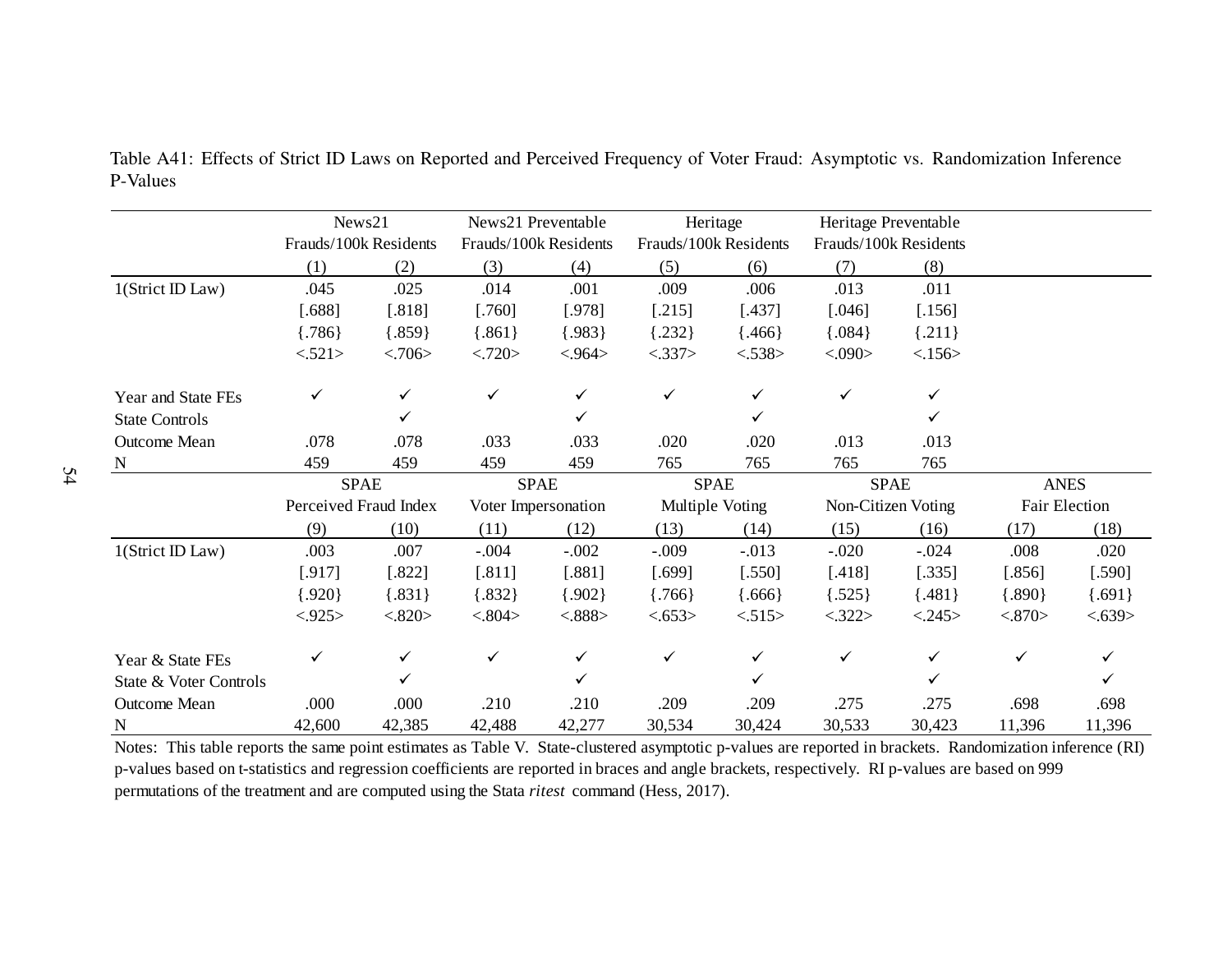Table A41: Effects of Strict ID Laws on Reported and Perceived Frequency of Voter Fraud: Asymptotic vs. Randomization Inference P-Values

| | News21 Frauds/100k Residents | | News21 Preventable Frauds/100k Residents | | Heritage Frauds/100k Residents | | Heritage Preventable Frauds/100k Residents | | | |
|---|---|---|---|---|---|---|---|---|---|---|
| | (1) | (2) | (3) | (4) | (5) | (6) | (7) | (8) | | |
| 1(Strict ID Law) | .045 | .025 | .014 | .001 | .009 | .006 | .013 | .011 | | |
| | [.688] | [.818] | [.760] | [.978] | [.215] | [.437] | [.046] | [.156] | | |
| | {.786} | {.859} | {.861} | {.983} | {.232} | {.466} | {.084} | {.211} | | |
| | <.521> | <.706> | <.720> | <.964> | <.337> | <.538> | <.090> | <.156> | | |
| Year and State FEs | ✓ | ✓ | ✓ | ✓ | ✓ | ✓ | ✓ | ✓ | | |
| State Controls | | ✓ | | ✓ | | ✓ | | ✓ | | |
| Outcome Mean | .078 | .078 | .033 | .033 | .020 | .020 | .013 | .013 | | |
| N | 459 | 459 | 459 | 459 | 765 | 765 | 765 | 765 | | |
| | SPAE Perceived Fraud Index | | SPAE Voter Impersonation | | SPAE Multiple Voting | | SPAE Non-Citizen Voting | | ANES Fair Election | |
| | (9) | (10) | (11) | (12) | (13) | (14) | (15) | (16) | (17) | (18) |
| 1(Strict ID Law) | .003 | .007 | -.004 | -.002 | -.009 | -.013 | -.020 | -.024 | .008 | .020 |
| | [.917] | [.822] | [.811] | [.881] | [.699] | [.550] | [.418] | [.335] | [.856] | [.590] |
| | {.920} | {.831} | {.832} | {.902} | {.766} | {.666} | {.525} | {.481} | {.890} | {.691} |
| | <.925> | <.820> | <.804> | <.888> | <.653> | <.515> | <.322> | <.245> | <.870> | <.639> |
| Year & State FEs | ✓ | ✓ | ✓ | ✓ | ✓ | ✓ | ✓ | ✓ | ✓ | ✓ |
| State & Voter Controls | | ✓ | | ✓ | | ✓ | | ✓ | | ✓ |
| Outcome Mean | .000 | .000 | .210 | .210 | .209 | .209 | .275 | .275 | .698 | .698 |
| N | 42,600 | 42,385 | 42,488 | 42,277 | 30,534 | 30,424 | 30,533 | 30,423 | 11,396 | 11,396 |

Notes: This table reports the same point estimates as Table V. State-clustered asymptotic p-values are reported in brackets. Randomization inference (RI) p-values based on t-statistics and regression coefficients are reported in braces and angle brackets, respectively. RI p-values are based on 999 permutations of the treatment and are computed using the Stata *ritest* command (Hess, 2017).